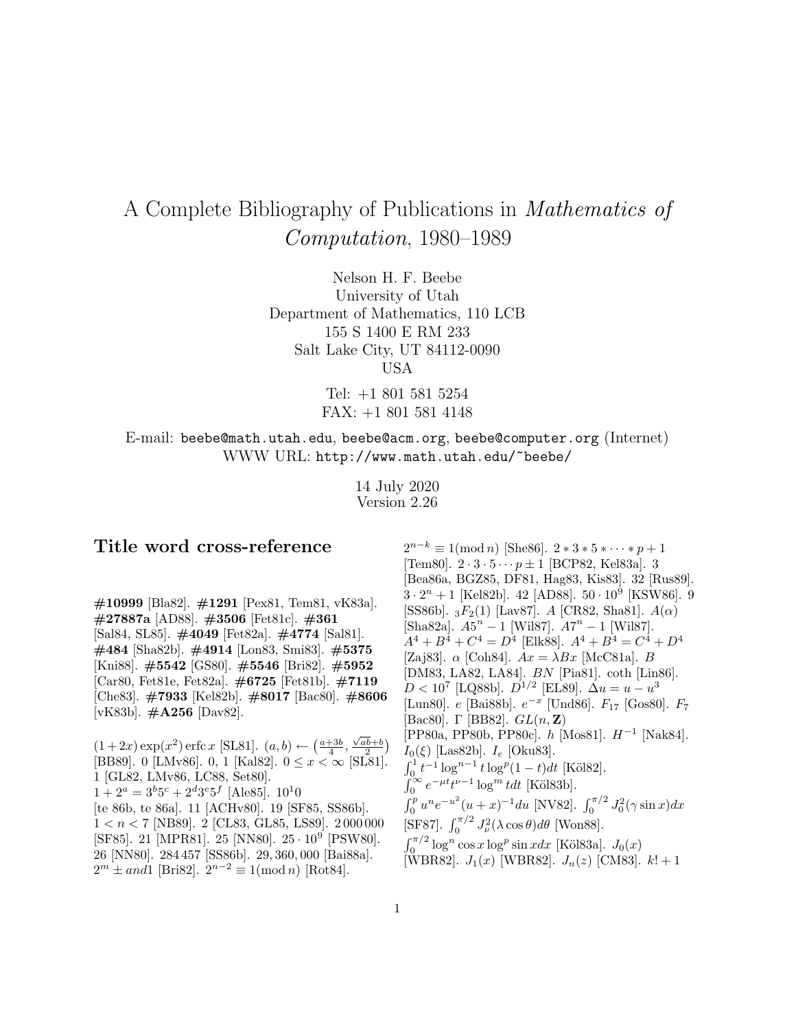# A Complete Bibliography of Publications in *Mathematics of Computation*, 1980–1989

Nelson H. F. Beebe
University of Utah
Department of Mathematics, 110 LCB
155 S 1400 E RM 233
Salt Lake City, UT 84112-0090
USA

Tel: +1 801 581 5254
FAX: +1 801 581 4148

E-mail: `beebe@math.utah.edu`, `beebe@acm.org`, `beebe@computer.org` (Internet)
WWW URL: `http://www.math.utah.edu/~beebe/`

14 July 2020
Version 2.26

## Title word cross-reference

**#10999** [Bla82]. **#1291** [Pex81, Tem81, vK83a]. **#27887a** [AD88]. **#3506** [Fet81c]. **#361** [Sal84, SL85]. **#4049** [Fet82a]. **#4774** [Sal81]. **#484** [Sha82b]. **#4914** [Lon83, Smi83]. **#5375** [Kni88]. **#5542** [GS80]. **#5546** [Bri82]. **#5952** [Car80, Fet81e, Fet82a]. **#6725** [Fet81b]. **#7119** [Che83]. **#7933** [Kel82b]. **#8017** [Bac80]. **#8606** [vK83b]. **#A256** [Dav82].

$(1+2x)\exp(x^2)\,\mathrm{erfc}\,x$ [SL81]. $(a,b) \leftarrow \left(\frac{a+3b}{4}, \frac{\sqrt{ab}+b}{2}\right)$ [BB89]. 0 [LMv86]. 0, 1 [Kal82]. $0 \le x < \infty$ [SL81]. 1 [GL82, LMv86, LC88, Set80]. $1+2^a = 3^b5^c + 2^d3^e5^f$ [Ale85]. $10^10$ [te 86b, te 86a]. 11 [ACHv80]. 19 [SF85, SS86b]. $1 < n < 7$ [NB89]. 2 [CL83, GL85, LS89]. 2 000 000 [SF85]. 21 [MPR81]. 25 [NN80]. $25 \cdot 10^9$ [PSW80]. 26 [NN80]. 284 457 [SS86b]. 29, 360, 000 [Bai88a]. $2^m \pm and1$ [Bri82]. $2^{n-2} \equiv 1 (\mathrm{mod}\, n)$ [Rot84]. $2^{n-k} \equiv 1 (\mathrm{mod}\, n)$ [She86]. $2*3*5*\cdots*p+1$ [Tem80]. $2 \cdot 3 \cdot 5 \cdots p \pm 1$ [BCP82, Kel83a]. 3 [Bea86a, BGZ85, DF81, Hag83, Kis83]. 32 [Rus89]. $3 \cdot 2^n + 1$ [Kel82b]. 42 [AD88]. $50 \cdot 10^9$ [KSW86]. 9 [SS86b]. ${}_3F_2(1)$ [Lav87]. $A$ [CR82, Sha81]. $A(\alpha)$ [Sha82a]. $A5^n - 1$ [Wil87]. $A7^n - 1$ [Wil87]. $A^4 + B^4 + C^4 = D^4$ [Elk88]. $A^4 + B^4 = C^4 + D^4$ [Zaj83]. $\alpha$ [Coh84]. $Ax = \lambda Bx$ [McC81a]. $B$ [DM83, LA82, LA84]. $BN$ [Pia81]. coth [Lin86]. $D < 10^7$ [LQ88b]. $D^{1/2}$ [EL89]. $\Delta u = u - u^3$ [Lun80]. $e$ [Bai88b]. $e^{-x}$ [Und86]. $F_{17}$ [Gos80]. $F_7$ [Bac80]. $\Gamma$ [BB82]. $GL(n, \mathbf{Z})$ [PP80a, PP80b, PP80c]. $h$ [Mos81]. $H^{-1}$ [Nak84]. $I_0(\xi)$ [Las82b]. $I_e$ [Oku83]. $\int_0^1 t^{-1} \log^{n-1} t \log^p(1-t) dt$ [Köl82]. $\int_0^\infty e^{-\mu t} t^{\nu-1} \log^m t dt$ [Köl83b]. $\int_0^p u^n e^{-u^2} (u+x)^{-1} du$ [NV82]. $\int_0^{\pi/2} J_0^2(\gamma \sin x) dx$ [SF87]. $\int_0^{\pi/2} J_\nu^2(\lambda \cos\theta) d\theta$ [Won88]. $\int_0^{\pi/2} \log^n \cos x \log^p \sin x dx$ [Köl83a]. $J_0(x)$ [WBR82]. $J_1(x)$ [WBR82]. $J_n(z)$ [CM83]. $k! + 1$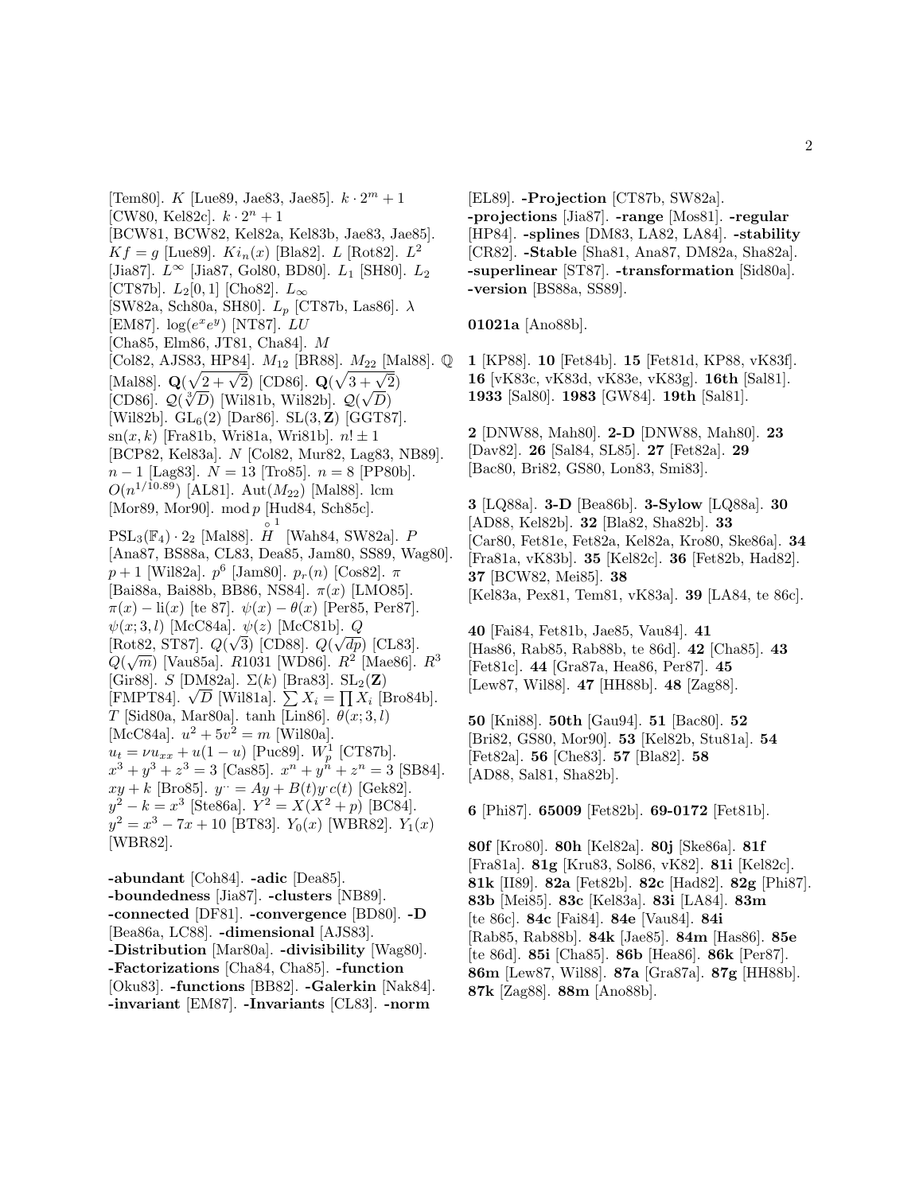[Tem80]. $K$ [Lue89, Jae83, Jae85]. $k \cdot 2^m + 1$ [CW80, Kel82c]. $k \cdot 2^n + 1$ [BCW81, BCW82, Kel82a, Kel83b, Jae83, Jae85]. $Kf = g$ [Lue89]. $Ki_n(x)$ [Bla82]. $L$ [Rot82]. $L^2$ [Jia87]. $L^\infty$ [Jia87, Gol80, BD80]. $L_1$ [SH80]. $L_2$ [CT87b]. $L_2[0,1]$ [Cho82]. $L_\infty$ [SW82a, Sch80a, SH80]. $L_p$ [CT87b, Las86]. $\lambda$ [EM87]. $\log(e^x e^y)$ [NT87]. $LU$ [Cha85, Elm86, JT81, Cha84]. $M$ [Col82, AJS83, HP84]. $M_{12}$ [BR88]. $M_{22}$ [Mal88]. $\mathbb{Q}$ [Mal88]. $\mathbf{Q}(\sqrt{2+\sqrt{2}})$ [CD86]. $\mathbf{Q}(\sqrt{3+\sqrt{2}})$ [CD86]. $\mathcal{Q}(\sqrt[3]{D})$ [Wil81b, Wil82b]. $\mathcal{Q}(\sqrt{D})$ [Wil82b]. $\mathrm{GL}_6(2)$ [Dar86]. $\mathrm{SL}(3,\mathbf{Z})$ [GGT87]. $\mathrm{sn}(x,k)$ [Fra81b, Wri81a, Wri81b]. $n! \pm 1$ [BCP82, Kel83a]. $N$ [Col82, Mur82, Lag83, NB89]. $n-1$ [Lag83]. $N = 13$ [Tro85]. $n = 8$ [PP80b]. $O(n^{1/10.89})$ [AL81]. $\mathrm{Aut}(M_{22})$ [Mal88]. lcm [Mor89, Mor90]. $\bmod p$ [Hud84, Sch85c]. $\mathrm{PSL}_3(\mathbb{F}_4) \cdot 2_2$ [Mal88]. $\overset{\circ}{H}{}^1$ [Wah84, SW82a]. $P$ [Ana87, BS88a, CL83, Dea85, Jam80, SS89, Wag80]. $p+1$ [Wil82a]. $p^6$ [Jam80]. $p_r(n)$ [Cos82]. $\pi$ [Bai88a, Bai88b, BB86, NS84]. $\pi(x)$ [LMO85]. $\pi(x) - \mathrm{li}(x)$ [te 87]. $\psi(x) - \theta(x)$ [Per85, Per87]. $\psi(x;3,l)$ [McC84a]. $\psi(z)$ [McC81b]. $Q$ [Rot82, ST87]. $Q(\sqrt{3})$ [CD88]. $Q(\sqrt{dp})$ [CL83]. $Q(\sqrt{m})$ [Vau85a]. $R1031$ [WD86]. $R^2$ [Mae86]. $R^3$ [Gir88]. $S$ [DM82a]. $\Sigma(k)$ [Bra83]. $\mathrm{SL}_2(\mathbf{Z})$ [FMPT84]. $\sqrt{D}$ [Wil81a]. $\sum X_i = \prod X_i$ [Bro84b]. $T$ [Sid80a, Mar80a]. tanh [Lin86]. $\theta(x;3,l)$ [McC84a]. $u^2 + 5v^2 = m$ [Wil80a]. $u_t = \nu u_{xx} + u(1-u)$ [Puc89]. $W_p^1$ [CT87b]. $x^3 + y^3 + z^3 = 3$ [Cas85]. $x^n + y^n + z^n = 3$ [SB84]. $xy + k$ [Bro85]. $y^{\cdot\cdot} = Ay + B(t)y^{\cdot}c(t)$ [Gek82]. $y^2 - k = x^3$ [Ste86a]. $Y^2 = X(X^2 + p)$ [BC84]. $y^2 = x^3 - 7x + 10$ [BT83]. $Y_0(x)$ [WBR82]. $Y_1(x)$ [WBR82].

**-abundant** [Coh84]. **-adic** [Dea85]. **-boundedness** [Jia87]. **-clusters** [NB89]. **-connected** [DF81]. **-convergence** [BD80]. **-D** [Bea86a, LC88]. **-dimensional** [AJS83]. **-Distribution** [Mar80a]. **-divisibility** [Wag80]. **-Factorizations** [Cha84, Cha85]. **-function** [Oku83]. **-functions** [BB82]. **-Galerkin** [Nak84]. **-invariant** [EM87]. **-Invariants** [CL83]. **-norm** [EL89]. **-Projection** [CT87b, SW82a]. **-projections** [Jia87]. **-range** [Mos81]. **-regular** [HP84]. **-splines** [DM83, LA82, LA84]. **-stability** [CR82]. **-Stable** [Sha81, Ana87, DM82a, Sha82a]. **-superlinear** [ST87]. **-transformation** [Sid80a]. **-version** [BS88a, SS89].

**01021a** [Ano88b].

**1** [KP88]. **10** [Fet84b]. **15** [Fet81d, KP88, vK83f]. **16** [vK83c, vK83d, vK83e, vK83g]. **16th** [Sal81]. **1933** [Sal80]. **1983** [GW84]. **19th** [Sal81].

**2** [DNW88, Mah80]. **2-D** [DNW88, Mah80]. **23** [Dav82]. **26** [Sal84, SL85]. **27** [Fet82a]. **29** [Bac80, Bri82, GS80, Lon83, Smi83].

**3** [LQ88a]. **3-D** [Bea86b]. **3-Sylow** [LQ88a]. **30** [AD88, Kel82b]. **32** [Bla82, Sha82b]. **33** [Car80, Fet81e, Fet82a, Kel82a, Kro80, Ske86a]. **34** [Fra81a, vK83b]. **35** [Kel82c]. **36** [Fet82b, Had82]. **37** [BCW82, Mei85]. **38** [Kel83a, Pex81, Tem81, vK83a]. **39** [LA84, te 86c].

**40** [Fai84, Fet81b, Jae85, Vau84]. **41** [Has86, Rab85, Rab88b, te 86d]. **42** [Cha85]. **43** [Fet81c]. **44** [Gra87a, Hea86, Per87]. **45** [Lew87, Wil88]. **47** [HH88b]. **48** [Zag88].

**50** [Kni88]. **50th** [Gau94]. **51** [Bac80]. **52** [Bri82, GS80, Mor90]. **53** [Kel82b, Stu81a]. **54** [Fet82a]. **56** [Che83]. **57** [Bla82]. **58** [AD88, Sal81, Sha82b].

**6** [Phi87]. **65009** [Fet82b]. **69-0172** [Fet81b].

**80f** [Kro80]. **80h** [Kel82a]. **80j** [Ske86a]. **81f** [Fra81a]. **81g** [Kru83, Sol86, vK82]. **81i** [Kel82c]. **81k** [II89]. **82a** [Fet82b]. **82c** [Had82]. **82g** [Phi87]. **83b** [Mei85]. **83c** [Kel83a]. **83i** [LA84]. **83m** [te 86c]. **84c** [Fai84]. **84e** [Vau84]. **84i** [Rab85, Rab88b]. **84k** [Jae85]. **84m** [Has86]. **85e** [te 86d]. **85i** [Cha85]. **86b** [Hea86]. **86k** [Per87]. **86m** [Lew87, Wil88]. **87a** [Gra87a]. **87g** [HH88b]. **87k** [Zag88]. **88m** [Ano88b].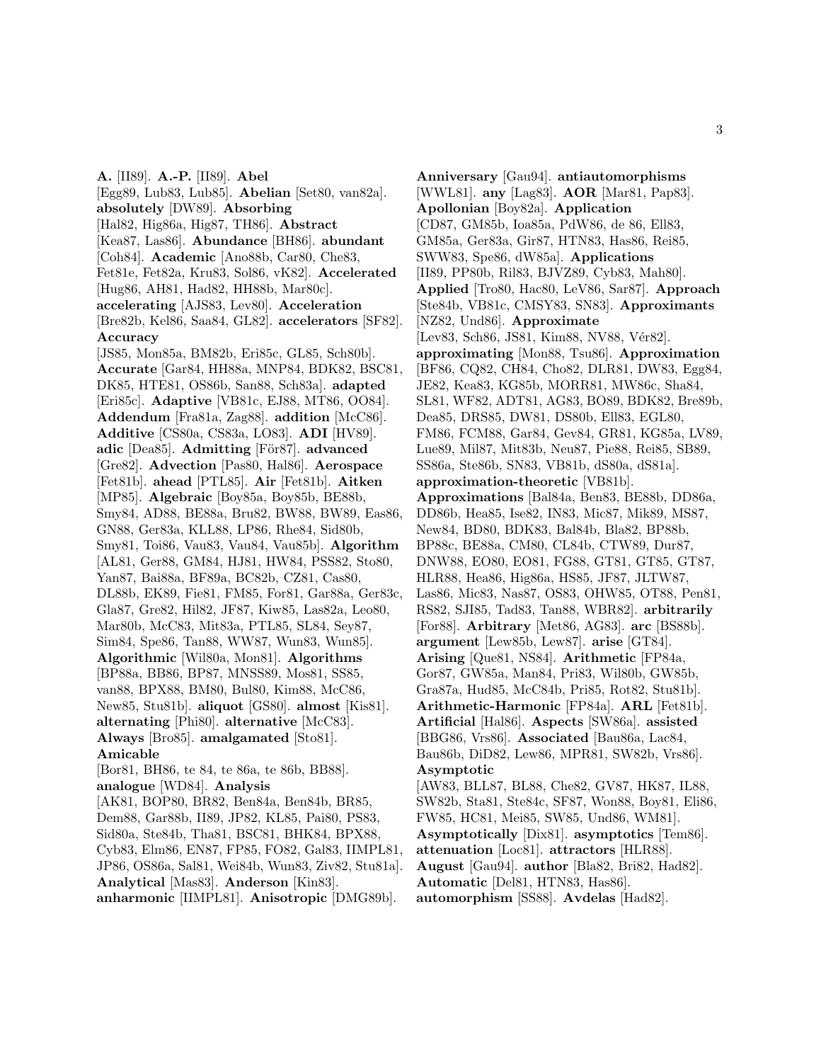**A.** [II89]. **A.-P.** [II89]. **Abel** [Egg89, Lub83, Lub85]. **Abelian** [Set80, van82a]. **absolutely** [DW89]. **Absorbing** [Hal82, Hig86a, Hig87, TH86]. **Abstract** [Kea87, Las86]. **Abundance** [BH86]. **abundant** [Coh84]. **Academic** [Ano88b, Car80, Che83, Fet81e, Fet82a, Kru83, Sol86, vK82]. **Accelerated** [Hug86, AH81, Had82, HH88b, Mar80c]. **accelerating** [AJS83, Lev80]. **Acceleration** [Bre82b, Kel86, Saa84, GL82]. **accelerators** [SF82]. **Accuracy** [JS85, Mon85a, BM82b, Eri85c, GL85, Sch80b]. **Accurate** [Gar84, HH88a, MNP84, BDK82, BSC81, DK85, HTE81, OS86b, San88, Sch83a]. **adapted** [Eri85c]. **Adaptive** [VB81c, EJ88, MT86, OO84]. **Addendum** [Fra81a, Zag88]. **addition** [McC86]. **Additive** [CS80a, CS83a, LO83]. **ADI** [HV89]. **adic** [Dea85]. **Admitting** [För87]. **advanced** [Gre82]. **Advection** [Pas80, Hal86]. **Aerospace** [Fet81b]. **ahead** [PTL85]. **Air** [Fet81b]. **Aitken** [MP85]. **Algebraic** [Boy85a, Boy85b, BE88b, Smy84, AD88, BE88a, Bru82, BW88, BW89, Eas86, GN88, Ger83a, KLL88, LP86, Rhe84, Sid80b, Smy81, Toi86, Vau83, Vau84, Vau85b]. **Algorithm** [AL81, Ger88, GM84, HJ81, HW84, PSS82, Sto80, Yan87, Bai88a, BF89a, BC82b, CZ81, Cas80, DL88b, EK89, Fie81, FM85, For81, Gar88a, Ger83c, Gla87, Gre82, Hil82, JF87, Kiw85, Las82a, Leo80, Mar80b, McC83, Mit83a, PTL85, SL84, Sey87, Sim84, Spe86, Tan88, WW87, Wun83, Wun85]. **Algorithmic** [Wil80a, Mon81]. **Algorithms** [BP88a, BB86, BP87, MNSS89, Mos81, SS85, van88, BPX88, BM80, Bul80, Kim88, McC86, New85, Stu81b]. **aliquot** [GS80]. **almost** [Kis81]. **alternating** [Phi80]. **alternative** [McC83]. **Always** [Bro85]. **amalgamated** [Sto81]. **Amicable** [Bor81, BH86, te 84, te 86a, te 86b, BB88]. **analogue** [WD84]. **Analysis** [AK81, BOP80, BR82, Ben84a, Ben84b, BR85, Dem88, Gar88b, II89, JP82, KL85, Pai80, PS83, Sid80a, Ste84b, Tha81, BSC81, BHK84, BPX88, Cyb83, Elm86, EN87, FP85, FO82, Gal83, IIMPL81, JP86, OS86a, Sal81, Wei84b, Wun83, Ziv82, Stu81a]. **Analytical** [Mas83]. **Anderson** [Kin83]. **anharmonic** [IIMPL81]. **Anisotropic** [DMG89b]. **Anniversary** [Gau94]. **antiautomorphisms** [WWL81]. **any** [Lag83]. **AOR** [Mar81, Pap83]. **Apollonian** [Boy82a]. **Application** [CD87, GM85b, Ioa85a, PdW86, de 86, Ell83, GM85a, Ger83a, Gir87, HTN83, Has86, Rei85, SWW83, Spe86, dW85a]. **Applications** [II89, PP80b, Ril83, BJVZ89, Cyb83, Mah80]. **Applied** [Tro80, Hac80, LeV86, Sar87]. **Approach** [Ste84b, VB81c, CMSY83, SN83]. **Approximants** [NZ82, Und86]. **Approximate** [Lev83, Sch86, JS81, Kim88, NV88, Vér82]. **approximating** [Mon88, Tsu86]. **Approximation** [BF86, CQ82, CH84, Cho82, DLR81, DW83, Egg84, JE82, Kea83, KG85b, MORR81, MW86c, Sha84, SL81, WF82, ADT81, AG83, BO89, BDK82, Bre89b, Dea85, DRS85, DW81, DS80b, Ell83, EGL80, FM86, FCM88, Gar84, Gev84, GR81, KG85a, LV89, Lue89, Mil87, Mit83b, Neu87, Pie88, Rei85, SB89, SS86a, Ste86b, SN83, VB81b, dS80a, dS81a]. **approximation-theoretic** [VB81b]. **Approximations** [Bal84a, Ben83, BE88b, DD86a, DD86b, Hea85, Ise82, IN83, Mic87, Mik89, MS87, New84, BD80, BDK83, Bal84b, Bla82, BP88b, BP88c, BE88a, CM80, CL84b, CTW89, Dur87, DNW88, EO80, EO81, FG88, GT81, GT85, GT87, HLR88, Hea86, Hig86a, HS85, JF87, JLTW87, Las86, Mic83, Nas87, OS83, OHW85, OT88, Pen81, RS82, SJI85, Tad83, Tan88, WBR82]. **arbitrarily** [For88]. **Arbitrary** [Met86, AG83]. **arc** [BS88b]. **argument** [Lew85b, Lew87]. **arise** [GT84]. **Arising** [Que81, NS84]. **Arithmetic** [FP84a, Gor87, GW85a, Man84, Pri83, Wil80b, GW85b, Gra87a, Hud85, McC84b, Pri85, Rot82, Stu81b]. **Arithmetic-Harmonic** [FP84a]. **ARL** [Fet81b]. **Artificial** [Hal86]. **Aspects** [SW86a]. **assisted** [BBG86, Vrs86]. **Associated** [Bau86a, Lac84, Bau86b, DiD82, Lew86, MPR81, SW82b, Vrs86]. **Asymptotic** [AW83, BLL87, BL88, Che82, GV87, HK87, IL88, SW82b, Sta81, Ste84c, SF87, Won88, Boy81, Eli86, FW85, HC81, Mei85, SW85, Und86, WM81]. **Asymptotically** [Dix81]. **asymptotics** [Tem86]. **attenuation** [Loc81]. **attractors** [HLR88]. **August** [Gau94]. **author** [Bla82, Bri82, Had82]. **Automatic** [Del81, HTN83, Has86]. **automorphism** [SS88]. **Avdelas** [Had82].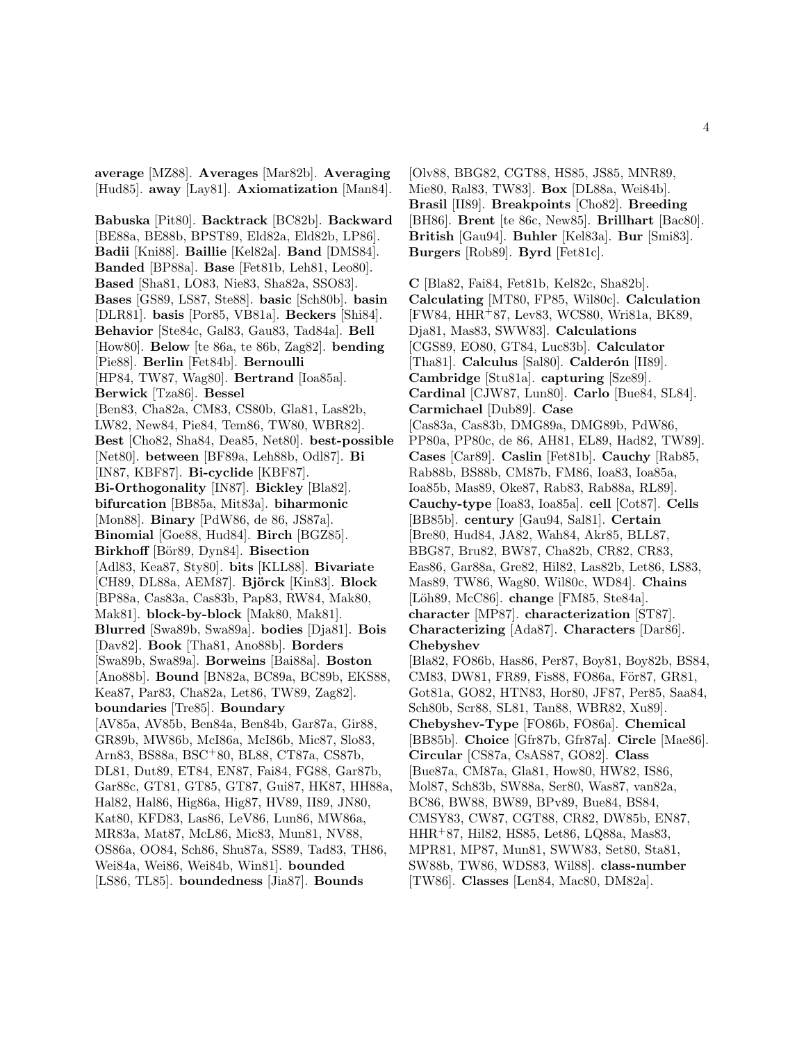**average** [MZ88]. **Averages** [Mar82b]. **Averaging** [Hud85]. **away** [Lay81]. **Axiomatization** [Man84].

**Babuska** [Pit80]. **Backtrack** [BC82b]. **Backward** [BE88a, BE88b, BPST89, Eld82a, Eld82b, LP86]. **Badii** [Kni88]. **Baillie** [Kel82a]. **Band** [DMS84]. **Banded** [BP88a]. **Base** [Fet81b, Leh81, Leo80]. **Based** [Sha81, LO83, Nie83, Sha82a, SSO83]. **Bases** [GS89, LS87, Ste88]. **basic** [Sch80b]. **basin** [DLR81]. **basis** [Por85, VB81a]. **Beckers** [Shi84]. **Behavior** [Ste84c, Gal83, Gau83, Tad84a]. **Bell** [How80]. **Below** [te 86a, te 86b, Zag82]. **bending** [Pie88]. **Berlin** [Fet84b]. **Bernoulli** [HP84, TW87, Wag80]. **Bertrand** [Ioa85a]. **Berwick** [Tza86]. **Bessel** [Ben83, Cha82a, CM83, CS80b, Gla81, Las82b, LW82, New84, Pie84, Tem86, TW80, WBR82]. **Best** [Cho82, Sha84, Dea85, Net80]. **best-possible** [Net80]. **between** [BF89a, Leh88b, Odl87]. **Bi** [IN87, KBF87]. **Bi-cyclide** [KBF87]. **Bi-Orthogonality** [IN87]. **Bickley** [Bla82]. **bifurcation** [BB85a, Mit83a]. **biharmonic** [Mon88]. **Binary** [PdW86, de 86, JS87a]. **Binomial** [Goe88, Hud84]. **Birch** [BGZ85]. **Birkhoff** [Börr89, Dyn84]. **Bisection** [Adl83, Kea87, Sty80]. **bits** [KLL88]. **Bivariate** [CH89, DL88a, AEM87]. **Björck** [Kin83]. **Block** [BP88a, Cas83a, Cas83b, Pap83, RW84, Mak80, Mak81]. **block-by-block** [Mak80, Mak81]. **Blurred** [Swa89b, Swa89a]. **bodies** [Dja81]. **Bois** [Dav82]. **Book** [Tha81, Ano88b]. **Borders** [Swa89b, Swa89a]. **Borweins** [Bai88a]. **Boston** [Ano88b]. **Bound** [BN82a, BC89a, BC89b, EKS88, Kea87, Par83, Cha82a, Let86, TW89, Zag82]. **boundaries** [Tre85]. **Boundary** [AV85a, AV85b, Ben84a, Ben84b, Gar87a, Gir88, GR89b, MW86b, McI86a, McI86b, Mic87, Slo83, Arn83, BS88a, BSC$^{+}$80, BL88, CT87a, CS87b, DL81, Dut89, ET84, EN87, Fai84, FG88, Gar87b, Gar88c, GT81, GT85, GT87, Gui87, HK87, HH88a, Hal82, Hal86, Hig86a, Hig87, HV89, II89, JN80, Kat80, KFD83, Las86, LeV86, Lun86, MW86a, MR83a, Mat87, McL86, Mic83, Mun81, NV88, OS86a, OO84, Sch86, Shu87a, SS89, Tad83, TH86, Wei84a, Wei86, Wei84b, Win81]. **bounded** [LS86, TL85]. **boundedness** [Jia87]. **Bounds** [Olv88, BBG82, CGT88, HS85, JS85, MNR89, Mie80, Ral83, TW83]. **Box** [DL88a, Wei84b]. **Brasil** [II89]. **Breakpoints** [Cho82]. **Breeding** [BH86]. **Brent** [te 86c, New85]. **Brillhart** [Bac80]. **British** [Gau94]. **Buhler** [Kel83a]. **Bur** [Smi83]. **Burgers** [Rob89]. **Byrd** [Fet81c].

**C** [Bla82, Fai84, Fet81b, Kel82c, Sha82b]. **Calculating** [MT80, FP85, Wil80c]. **Calculation** [FW84, HHR$^{+}$87, Lev83, WCS80, Wri81a, BK89, Dja81, Mas83, SWW83]. **Calculations** [CGS89, EO80, GT84, Luc83b]. **Calculator** [Tha81]. **Calculus** [Sal80]. **Calderón** [II89]. **Cambridge** [Stu81a]. **capturing** [Sze89]. **Cardinal** [CJW87, Lun80]. **Carlo** [Bue84, SL84]. **Carmichael** [Dub89]. **Case** [Cas83a, Cas83b, DMG89a, DMG89b, PdW86, PP80a, PP80c, de 86, AH81, EL89, Had82, TW89]. **Cases** [Car89]. **Caslin** [Fet81b]. **Cauchy** [Rab85, Rab88b, BS88b, CM87b, FM86, Ioa83, Ioa85a, Ioa85b, Mas89, Oke87, Rab83, Rab88a, RL89]. **Cauchy-type** [Ioa83, Ioa85a]. **cell** [Cot87]. **Cells** [BB85b]. **century** [Gau94, Sal81]. **Certain** [Bre80, Hud84, JA82, Wah84, Akr85, BLL87, BBG87, Bru82, BW87, Cha82b, CR82, CR83, Eas86, Gar88a, Gre82, Hil82, Las82b, Let86, LS83, Mas89, TW86, Wag80, Wil80c, WD84]. **Chains** [Löh89, McC86]. **change** [FM85, Ste84a]. **character** [MP87]. **characterization** [ST87]. **Characterizing** [Ada87]. **Characters** [Dar86]. **Chebyshev** [Bla82, FO86b, Has86, Per87, Boy81, Boy82b, BS84, CM83, DW81, FR89, Fis88, FO86a, För87, GR81, Got81a, GO82, HTN83, Hor80, JF87, Per85, Saa84, Sch80b, Scr88, SL81, Tan88, WBR82, Xu89]. **Chebyshev-Type** [FO86b, FO86a]. **Chemical** [BB85b]. **Choice** [Gfr87b, Gfr87a]. **Circle** [Mae86]. **Circular** [CS87a, CsAS87, GO82]. **Class** [Bue87a, CM87a, Gla81, How80, HW82, IS86, Mol87, Sch83b, SW88a, Ser80, Was87, van82a, BC86, BW88, BW89, BPv89, Bue84, BS84, CMSY83, CW87, CGT88, CR82, DW85b, EN87, HHR$^{+}$87, Hil82, HS85, Let86, LQ88a, Mas83, MPR81, MP87, Mun81, SWW83, Set80, Sta81, SW88b, TW86, WDS83, Wil88]. **class-number** [TW86]. **Classes** [Len84, Mac80, DM82a].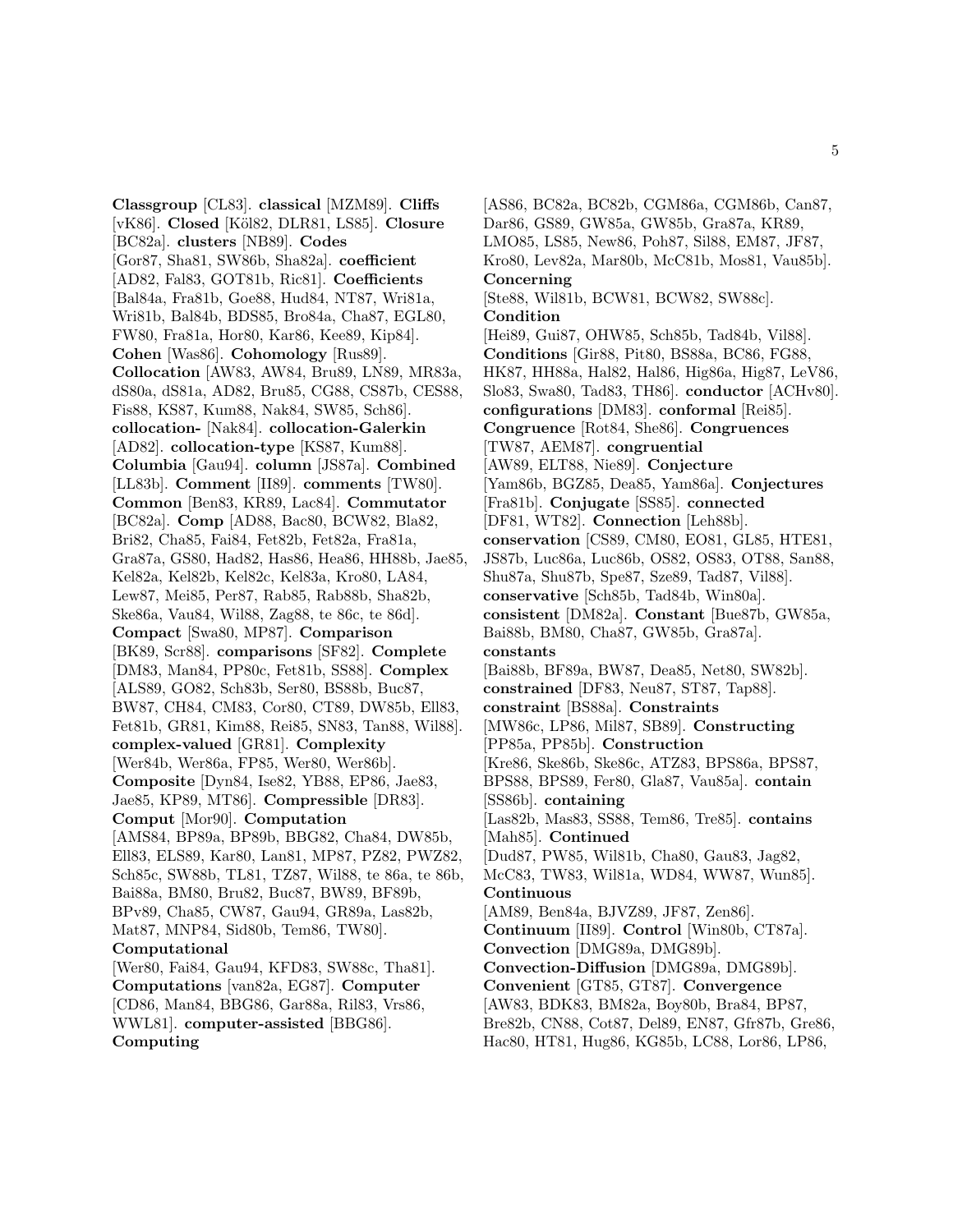**Classgroup** [CL83]. **classical** [MZM89]. **Cliffs** [vK86]. **Closed** [Köl82, DLR81, LS85]. **Closure** [BC82a]. **clusters** [NB89]. **Codes** [Gor87, Sha81, SW86b, Sha82a]. **coefficient** [AD82, Fal83, GOT81b, Ric81]. **Coefficients** [Bal84a, Fra81b, Goe88, Hud84, NT87, Wri81a, Wri81b, Bal84b, BDS85, Bro84a, Cha87, EGL80, FW80, Fra81a, Hor80, Kar86, Kee89, Kip84]. **Cohen** [Was86]. **Cohomology** [Rus89]. **Collocation** [AW83, AW84, Bru89, LN89, MR83a, dS80a, dS81a, AD82, Bru85, CG88, CS87b, CES88, Fis88, KS87, Kum88, Nak84, SW85, Sch86]. **collocation-** [Nak84]. **collocation-Galerkin** [AD82]. **collocation-type** [KS87, Kum88]. **Columbia** [Gau94]. **column** [JS87a]. **Combined** [LL83b]. **Comment** [II89]. **comments** [TW80]. **Common** [Ben83, KR89, Lac84]. **Commutator** [BC82a]. **Comp** [AD88, Bac80, BCW82, Bla82, Bri82, Cha85, Fai84, Fet82b, Fet82a, Fra81a, Gra87a, GS80, Had82, Has86, Hea86, HH88b, Jae85, Kel82a, Kel82b, Kel82c, Kel83a, Kro80, LA84, Lew87, Mei85, Per87, Rab85, Rab88b, Sha82b, Ske86a, Vau84, Wil88, Zag88, te 86c, te 86d]. **Compact** [Swa80, MP87]. **Comparison** [BK89, Scr88]. **comparisons** [SF82]. **Complete** [DM83, Man84, PP80c, Fet81b, SS88]. **Complex** [ALS89, GO82, Sch83b, Ser80, BS88b, Buc87, BW87, CH84, CM83, Cor80, CT89, DW85b, Ell83, Fet81b, GR81, Kim88, Rei85, SN83, Tan88, Wil88]. **complex-valued** [GR81]. **Complexity** [Wer84b, Wer86a, FP85, Wer80, Wer86b]. **Composite** [Dyn84, Ise82, YB88, EP86, Jae83, Jae85, KP89, MT86]. **Compressible** [DR83]. **Comput** [Mor90]. **Computation** [AMS84, BP89a, BP89b, BBG82, Cha84, DW85b, Ell83, ELS89, Kar80, Lan81, MP87, PZ82, PWZ82, Sch85c, SW88b, TL81, TZ87, Wil88, te 86a, te 86b, Bai88a, BM80, Bru82, Buc87, BW89, BF89b, BPv89, Cha85, CW87, Gau94, GR89a, Las82b, Mat87, MNP84, Sid80b, Tem86, TW80]. **Computational** [Wer80, Fai84, Gau94, KFD83, SW88c, Tha81]. **Computations** [van82a, EG87]. **Computer** [CD86, Man84, BBG86, Gar88a, Ril83, Vrs86, WWL81]. **computer-assisted** [BBG86]. **Computing** [AS86, BC82a, BC82b, CGM86a, CGM86b, Can87, Dar86, GS89, GW85a, GW85b, Gra87a, KR89, LMO85, LS85, New86, Poh87, Sil88, EM87, JF87, Kro80, Lev82a, Mar80b, McC81b, Mos81, Vau85b]. **Concerning** [Ste88, Wil81b, BCW81, BCW82, SW88c]. **Condition** [Hei89, Gui87, OHW85, Sch85b, Tad84b, Vil88]. **Conditions** [Gir88, Pit80, BS88a, BC86, FG88, HK87, HH88a, Hal82, Hal86, Hig86a, Hig87, LeV86, Slo83, Swa80, Tad83, TH86]. **conductor** [ACHv80]. **configurations** [DM83]. **conformal** [Rei85]. **Congruence** [Rot84, She86]. **Congruences** [TW87, AEM87]. **congruential** [AW89, ELT88, Nie89]. **Conjecture** [Yam86b, BGZ85, Dea85, Yam86a]. **Conjectures** [Fra81b]. **Conjugate** [SS85]. **connected** [DF81, WT82]. **Connection** [Leh88b]. **conservation** [CS89, CM80, EO81, GL85, HTE81, JS87b, Luc86a, Luc86b, OS82, OS83, OT88, San88, Shu87a, Shu87b, Spe87, Sze89, Tad87, Vil88]. **conservative** [Sch85b, Tad84b, Win80a]. **consistent** [DM82a]. **Constant** [Bue87b, GW85a, Bai88b, BM80, Cha87, GW85b, Gra87a]. **constants** [Bai88b, BF89a, BW87, Dea85, Net80, SW82b]. **constrained** [DF83, Neu87, ST87, Tap88]. **constraint** [BS88a]. **Constraints** [MW86c, LP86, Mil87, SB89]. **Constructing** [PP85a, PP85b]. **Construction** [Kre86, Ske86b, Ske86c, ATZ83, BPS86a, BPS87, BPS88, BPS89, Fer80, Gla87, Vau85a]. **contain** [SS86b]. **containing** [Las82b, Mas83, SS88, Tem86, Tre85]. **contains** [Mah85]. **Continued** [Dud87, PW85, Wil81b, Cha80, Gau83, Jag82, McC83, TW83, Wil81a, WD84, WW87, Wun85]. **Continuous** [AM89, Ben84a, BJVZ89, JF87, Zen86]. **Continuum** [II89]. **Control** [Win80b, CT87a]. **Convection** [DMG89a, DMG89b]. **Convection-Diffusion** [DMG89a, DMG89b]. **Convenient** [GT85, GT87]. **Convergence** [AW83, BDK83, BM82a, Boy80b, Bra84, BP87, Bre82b, CN88, Cot87, Del89, EN87, Gfr87b, Gre86, Hac80, HT81, Hug86, KG85b, LC88, Lor86, LP86,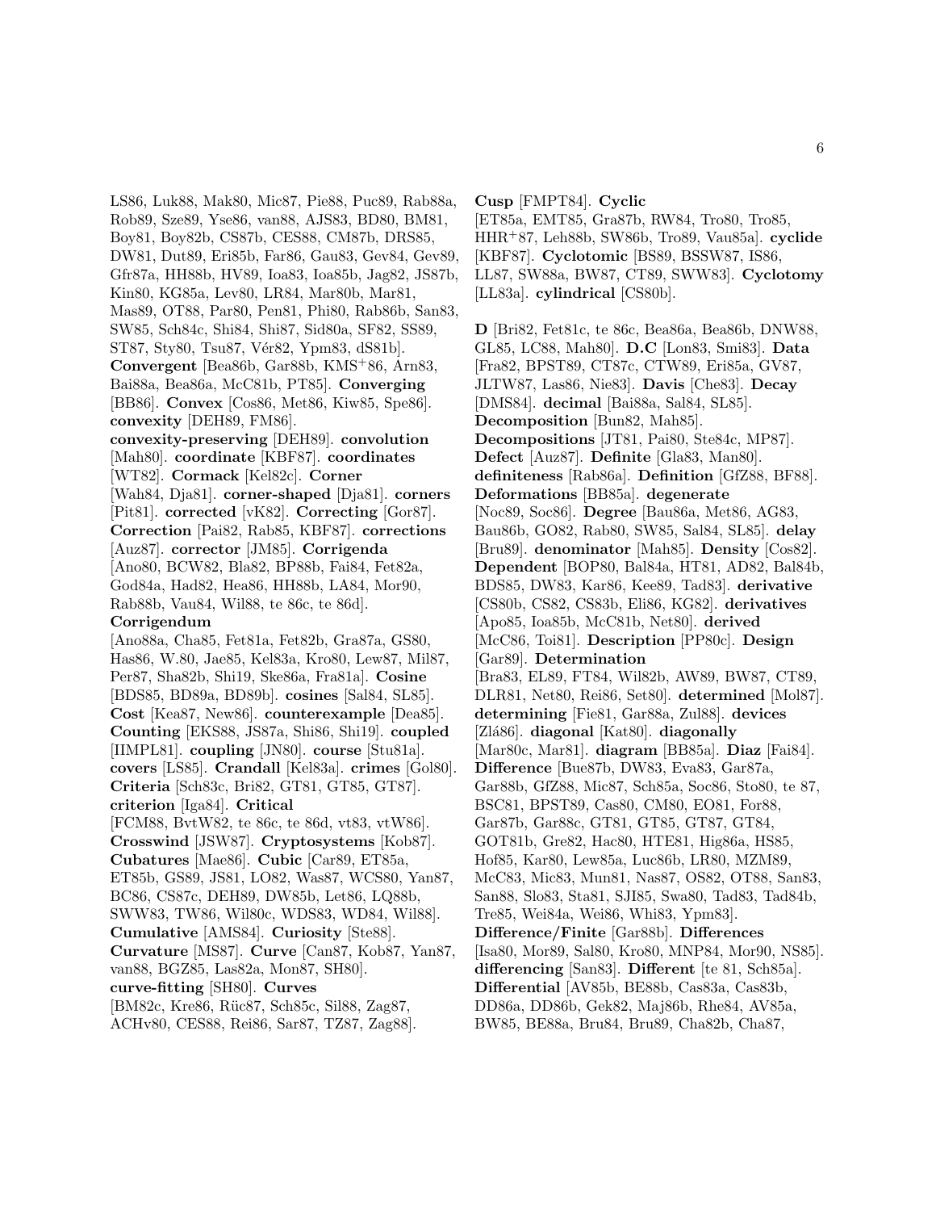LS86, Luk88, Mak80, Mic87, Pie88, Puc89, Rab88a, Rob89, Sze89, Yse86, van88, AJS83, BD80, BM81, Boy81, Boy82b, CS87b, CES88, CM87b, DRS85, DW81, Dut89, Eri85b, Far86, Gau83, Gev84, Gev89, Gfr87a, HH88b, HV89, Ioa83, Ioa85b, Jag82, JS87b, Kin80, KG85a, Lev80, LR84, Mar80b, Mar81, Mas89, OT88, Par80, Pen81, Phi80, Rab86b, San83, SW85, Sch84c, Shi84, Shi87, Sid80a, SF82, SS89, ST87, Sty80, Tsu87, Vér82, Ypm83, dS81b]. **Convergent** [Bea86b, Gar88b, KMS+86, Arn83, Bai88a, Bea86a, McC81b, PT85]. **Converging** [BB86]. **Convex** [Cos86, Met86, Kiw85, Spe86]. **convexity** [DEH89, FM86]. **convexity-preserving** [DEH89]. **convolution** [Mah80]. **coordinate** [KBF87]. **coordinates** [WT82]. **Cormack** [Kel82c]. **Corner** [Wah84, Dja81]. **corner-shaped** [Dja81]. **corners** [Pit81]. **corrected** [vK82]. **Correcting** [Gor87]. **Correction** [Pai82, Rab85, KBF87]. **corrections** [Auz87]. **corrector** [JM85]. **Corrigenda** [Ano80, BCW82, Bla82, BP88b, Fai84, Fet82a, God84a, Had82, Hea86, HH88b, LA84, Mor90, Rab88b, Vau84, Wil88, te 86c, te 86d]. **Corrigendum** [Ano88a, Cha85, Fet81a, Fet82b, Gra87a, GS80, Has86, W.80, Jae85, Kel83a, Kro80, Lew87, Mil87, Per87, Sha82b, Shi19, Ske86a, Fra81a]. **Cosine** [BDS85, BD89a, BD89b]. **cosines** [Sal84, SL85]. **Cost** [Kea87, New86]. **counterexample** [Dea85]. **Counting** [EKS88, JS87a, Shi86, Shi19]. **coupled** [IIMPL81]. **coupling** [JN80]. **course** [Stu81a]. **covers** [LS85]. **Crandall** [Kel83a]. **crimes** [Gol80]. **Criteria** [Sch83c, Bri82, GT81, GT85, GT87]. **criterion** [Iga84]. **Critical** [FCM88, BvtW82, te 86c, te 86d, vt83, vtW86]. **Crosswind** [JSW87]. **Cryptosystems** [Kob87]. **Cubatures** [Mae86]. **Cubic** [Car89, ET85a, ET85b, GS89, JS81, LO82, Was87, WCS80, Yan87, BC86, CS87c, DEH89, DW85b, Let86, LQ88b, SWW83, TW86, Wil80c, WDS83, WD84, Wil88]. **Cumulative** [AMS84]. **Curiosity** [Ste88]. **Curvature** [MS87]. **Curve** [Can87, Kob87, Yan87, van88, BGZ85, Las82a, Mon87, SH80]. **curve-fitting** [SH80]. **Curves** [BM82c, Kre86, Rüc87, Sch85c, Sil88, Zag87, ACHv80, CES88, Rei86, Sar87, TZ87, Zag88]. **Cusp** [FMPT84]. **Cyclic** [ET85a, EMT85, Gra87b, RW84, Tro80, Tro85, HHR+87, Leh88b, SW86b, Tro89, Vau85a]. **cyclide** [KBF87]. **Cyclotomic** [BS89, BSSW87, IS86, LL87, SW88a, BW87, CT89, SWW83]. **Cyclotomy** [LL83a]. **cylindrical** [CS80b].

**D** [Bri82, Fet81c, te 86c, Bea86a, Bea86b, DNW88, GL85, LC88, Mah80]. **D.C** [Lon83, Smi83]. **Data** [Fra82, BPST89, CT87c, CTW89, Eri85a, GV87, JLTW87, Las86, Nie83]. **Davis** [Che83]. **Decay** [DMS84]. **decimal** [Bai88a, Sal84, SL85]. **Decomposition** [Bun82, Mah85]. **Decompositions** [JT81, Pai80, Ste84c, MP87]. **Defect** [Auz87]. **Definite** [Gla83, Man80]. **definiteness** [Rab86a]. **Definition** [GfZ88, BF88]. **Deformations** [BB85a]. **degenerate** [Noc89, Soc86]. **Degree** [Bau86a, Met86, AG83, Bau86b, GO82, Rab80, SW85, Sal84, SL85]. **delay** [Bru89]. **denominator** [Mah85]. **Density** [Cos82]. **Dependent** [BOP80, Bal84a, HT81, AD82, Bal84b, BDS85, DW83, Kar86, Kee89, Tad83]. **derivative** [CS80b, CS82, CS83b, Eli86, KG82]. **derivatives** [Apo85, Ioa85b, McC81b, Net80]. **derived** [McC86, Toi81]. **Description** [PP80c]. **Design** [Gar89]. **Determination** [Bra83, EL89, FT84, Wil82b, AW89, BW87, CT89, DLR81, Net80, Rei86, Set80]. **determined** [Mol87]. **determining** [Fie81, Gar88a, Zul88]. **devices** [Zlá86]. **diagonal** [Kat80]. **diagonally** [Mar80c, Mar81]. **diagram** [BB85a]. **Diaz** [Fai84]. **Difference** [Bue87b, DW83, Eva83, Gar87a, Gar88b, GfZ88, Mic87, Sch85a, Soc86, Sto80, te 87, BSC81, BPST89, Cas80, CM80, EO81, For88, Gar87b, Gar88c, GT81, GT85, GT87, GT84, GOT81b, Gre82, Hac80, HTE81, Hig86a, HS85, Hof85, Kar80, Lew85a, Luc86b, LR80, MZM89, McC83, Mic83, Mun81, Nas87, OS82, OT88, San83, San88, Slo83, Sta81, SJI85, Swa80, Tad83, Tad84b, Tre85, Wei84a, Wei86, Whi83, Ypm83]. **Difference/Finite** [Gar88b]. **Differences** [Isa80, Mor89, Sal80, Kro80, MNP84, Mor90, NS85]. **differencing** [San83]. **Different** [te 81, Sch85a]. **Differential** [AV85b, BE88b, Cas83a, Cas83b, DD86a, DD86b, Gek82, Maj86b, Rhe84, AV85a, BW85, BE88a, Bru84, Bru89, Cha82b, Cha87,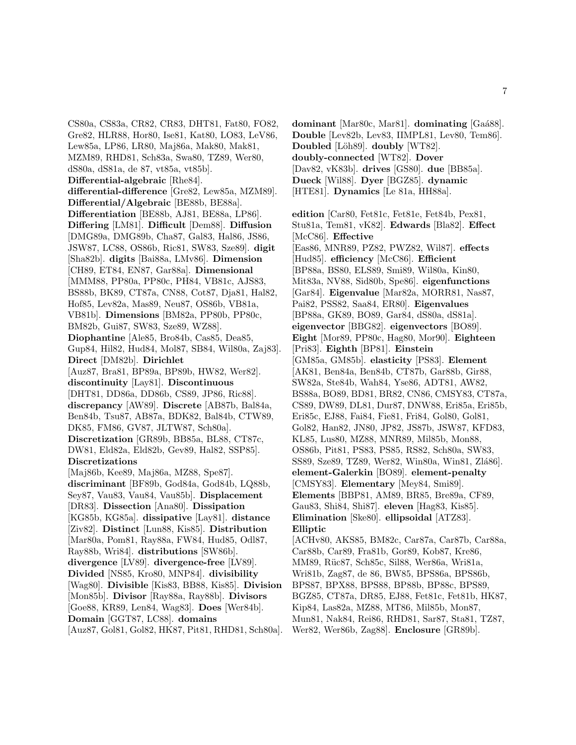CS80a, CS83a, CR82, CR83, DHT81, Fat80, FO82, Gre82, HLR88, Hor80, Ise81, Kat80, LO83, LeV86, Lew85a, LP86, LR80, Maj86a, Mak80, Mak81, MZM89, RHD81, Sch83a, Swa80, TZ89, Wer80, dS80a, dS81a, de 87, vt85a, vt85b]. **Differential-algebraic** [Rhe84]. **differential-difference** [Gre82, Lew85a, MZM89]. **Differential/Algebraic** [BE88b, BE88a]. **Differentiation** [BE88b, AJ81, BE88a, LP86]. **Differing** [LM81]. **Difficult** [Dem88]. **Diffusion** [DMG89a, DMG89b, Cha87, Gal83, Hal86, JS86, JSW87, LC88, OS86b, Ric81, SW83, Sze89]. **digit** [Sha82b]. **digits** [Bai88a, LMv86]. **Dimension** [CH89, ET84, EN87, Gar88a]. **Dimensional** [MMM88, PP80a, PP80c, PH84, VB81c, AJS83, BS88b, BK89, CT87a, CN88, Cot87, Dja81, Hal82, Hof85, Lev82a, Mas89, Neu87, OS86b, VB81a, VB81b]. **Dimensions** [BM82a, PP80b, PP80c, BM82b, Gui87, SW83, Sze89, WZ88]. **Diophantine** [Ale85, Bro84b, Cas85, Dea85, Gup84, Hil82, Hud84, Mol87, SB84, Wil80a, Zaj83]. **Direct** [DM82b]. **Dirichlet** [Auz87, Bra81, BP89a, BP89b, HW82, Wer82]. **discontinuity** [Lay81]. **Discontinuous** [DHT81, DD86a, DD86b, CS89, JP86, Ric88]. **discrepancy** [AW89]. **Discrete** [AB87b, Bal84a, Ben84b, Tsu87, AB87a, BDK82, Bal84b, CTW89, DK85, FM86, GV87, JLTW87, Sch80a]. **Discretization** [GR89b, BB85a, BL88, CT87c, DW81, Eld82a, Eld82b, Gev89, Hal82, SSP85]. **Discretizations** [Maj86b, Kee89, Maj86a, MZ88, Spe87]. **discriminant** [BF89b, God84a, God84b, LQ88b, Sey87, Vau83, Vau84, Vau85b]. **Displacement** [DR83]. **Dissection** [Ana80]. **Dissipation** [KG85b, KG85a]. **dissipative** [Lay81]. **distance** [Ziv82]. **Distinct** [Lun88, Kis85]. **Distribution** [Mar80a, Pom81, Ray88a, FW84, Hud85, Odl87, Ray88b, Wri84]. **distributions** [SW86b]. **divergence** [LV89]. **divergence-free** [LV89]. **Divided** [NS85, Kro80, MNP84]. **divisibility** [Wag80]. **Divisible** [Kis83, BB88, Kis85]. **Division** [Mon85b]. **Divisor** [Ray88a, Ray88b]. **Divisors** [Goe88, KR89, Len84, Wag83]. **Does** [Wer84b]. **Domain** [GGT87, LC88]. **domains** [Auz87, Gol81, Gol82, HK87, Pit81, RHD81, Sch80a]. **dominant** [Mar80c, Mar81]. **dominating** [Gaá88]. **Double** [Lev82b, Lev83, IIMPL81, Lev80, Tem86]. **Doubled** [Löh89]. **doubly** [WT82]. **doubly-connected** [WT82]. **Dover** [Dav82, vK83b]. **drives** [GS80]. **due** [BB85a]. **Dueck** [Wil88]. **Dyer** [BGZ85]. **dynamic** [HTE81]. **Dynamics** [Le 81a, HH88a].

**edition** [Car80, Fet81c, Fet81e, Fet84b, Pex81, Stu81a, Tem81, vK82]. **Edwards** [Bla82]. **Effect** [McC86]. **Effective** [Eas86, MNR89, PZ82, PWZ82, Wil87]. **effects** [Hud85]. **efficiency** [McC86]. **Efficient** [BP88a, BS80, ELS89, Smi89, Wil80a, Kin80, Mit83a, NV88, Sid80b, Spe86]. **eigenfunctions** [Gar84]. **Eigenvalue** [Mar82a, MORR81, Nas87, Pai82, PSS82, Saa84, ER80]. **Eigenvalues** [BP88a, GK89, BO89, Gar84, dS80a, dS81a]. **eigenvector** [BBG82]. **eigenvectors** [BO89]. **Eight** [Mor89, PP80c, Hag80, Mor90]. **Eighteen** [Pri83]. **Eighth** [BP81]. **Einstein** [GM85a, GM85b]. **elasticity** [PS83]. **Element** [AK81, Ben84a, Ben84b, CT87b, Gar88b, Gir88, SW82a, Ste84b, Wah84, Yse86, ADT81, AW82, BS88a, BO89, BD81, BR82, CN86, CMSY83, CT87a, CS89, DW89, DL81, Dur87, DNW88, Eri85a, Eri85b, Eri85c, EJ88, Fai84, Fie81, Fri84, Gol80, Gol81, Gol82, Han82, JN80, JP82, JS87b, JSW87, KFD83, KL85, Lus80, MZ88, MNR89, Mil85b, Mon88, OS86b, Pit81, PS83, PS85, RS82, Sch80a, SW83, SS89, Sze89, TZ89, Wer82, Win80a, Win81, Zlá86]. **element-Galerkin** [BO89]. **element-penalty** [CMSY83]. **Elementary** [Mey84, Smi89]. **Elements** [BBP81, AM89, BR85, Bre89a, CF89, Gau83, Shi84, Shi87]. **eleven** [Hag83, Kis85]. **Elimination** [Ske80]. **ellipsoidal** [ATZ83]. **Elliptic** [ACHv80, AKS85, BM82c, Car87a, Car87b, Car88a, Car88b, Car89, Fra81b, Gor89, Kob87, Kre86, MM89, Rüc87, Sch85c, Sil88, Wer86a, Wri81a, Wri81b, Zag87, de 86, BW85, BPS86a, BPS86b, BPS87, BPX88, BPS88, BP88b, BP88c, BPS89, BGZ85, CT87a, DR85, EJ88, Fet81c, Fet81b, HK87, Kip84, Las82a, MZ88, MT86, Mil85b, Mon87, Mun81, Nak84, Rei86, RHD81, Sar87, Sta81, TZ87, Wer82, Wer86b, Zag88]. **Enclosure** [GR89b].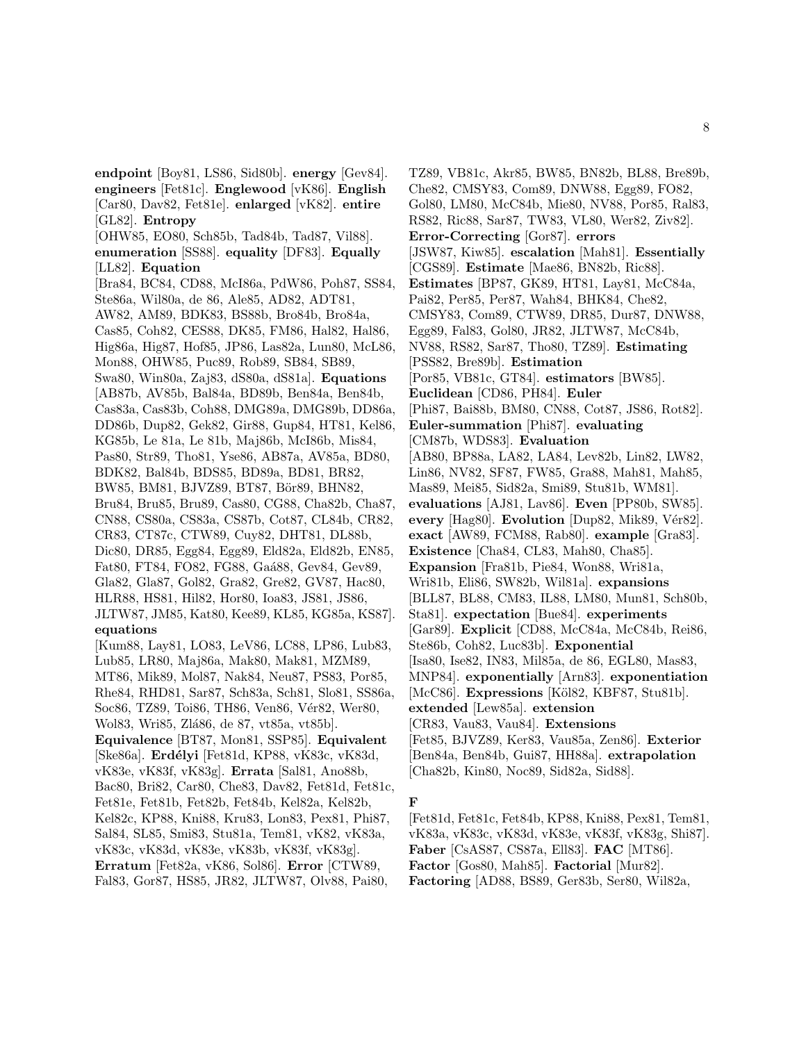**endpoint** [Boy81, LS86, Sid80b]. **energy** [Gev84]. **engineers** [Fet81c]. **Englewood** [vK86]. **English** [Car80, Dav82, Fet81e]. **enlarged** [vK82]. **entire** [GL82]. **Entropy** [OHW85, EO80, Sch85b, Tad84b, Tad87, Vil88]. **enumeration** [SS88]. **equality** [DF83]. **Equally** [LL82]. **Equation** [Bra84, BC84, CD88, McI86a, PdW86, Poh87, SS84, Ste86a, Wil80a, de 86, Ale85, AD82, ADT81, AW82, AM89, BDK83, BS88b, Bro84b, Bro84a, Cas85, Coh82, CES88, DK85, FM86, Hal82, Hal86, Hig86a, Hig87, Hof85, JP86, Las82a, Lun80, McL86, Mon88, OHW85, Puc89, Rob89, SB84, SB89, Swa80, Win80a, Zaj83, dS80a, dS81a]. **Equations** [AB87b, AV85b, Bal84a, BD89b, Ben84a, Ben84b, Cas83a, Cas83b, Coh88, DMG89a, DMG89b, DD86a, DD86b, Dup82, Gek82, Gir88, Gup84, HT81, Kel86, KG85b, Le 81a, Le 81b, Maj86b, McI86b, Mis84, Pas80, Str89, Tho81, Yse86, AB87a, AV85a, BD80, BDK82, Bal84b, BDS85, BD89a, BD81, BR82, BW85, BM81, BJVZ89, BT87, Bör89, BHN82, Bru84, Bru85, Bru89, Cas80, CG88, Cha82b, Cha87, CN88, CS80a, CS83a, CS87b, Cot87, CL84b, CR82, CR83, CT87c, CTW89, Cuy82, DHT81, DL88b, Dic80, DR85, Egg84, Egg89, Eld82a, Eld82b, EN85, Fat80, FT84, FO82, FG88, Gaá88, Gev84, Gev89, Gla82, Gla87, Gol82, Gra82, Gre82, GV87, Hac80, HLR88, HS81, Hil82, Hor80, Ioa83, JS81, JS86, JLTW87, JM85, Kat80, Kee89, KL85, KG85a, KS87]. **equations** [Kum88, Lay81, LO83, LeV86, LC88, LP86, Lub83, Lub85, LR80, Maj86a, Mak80, Mak81, MZM89, MT86, Mik89, Mol87, Nak84, Neu87, PS83, Por85, Rhe84, RHD81, Sar87, Sch83a, Sch81, Slo81, SS86a, Soc86, TZ89, Toi86, TH86, Ven86, Vér82, Wer80, Wol83, Wri85, Zlá86, de 87, vt85a, vt85b]. **Equivalence** [BT87, Mon81, SSP85]. **Equivalent** [Ske86a]. **Erdélyi** [Fet81d, KP88, vK83c, vK83d, vK83e, vK83f, vK83g]. **Errata** [Sal81, Ano88b, Bac80, Bri82, Car80, Che83, Dav82, Fet81d, Fet81c, Fet81e, Fet81b, Fet82b, Fet84b, Kel82a, Kel82b, Kel82c, KP88, Kni88, Kru83, Lon83, Pex81, Phi87, Sal84, SL85, Smi83, Stu81a, Tem81, vK82, vK83a, vK83c, vK83d, vK83e, vK83b, vK83f, vK83g]. **Erratum** [Fet82a, vK86, Sol86]. **Error** [CTW89, Fal83, Gor87, HS85, JR82, JLTW87, Olv88, Pai80, TZ89, VB81c, Akr85, BW85, BN82b, BL88, Bre89b, Che82, CMSY83, Com89, DNW88, Egg89, FO82, Gol80, LM80, McC84b, Mie80, NV88, Por85, Ral83, RS82, Ric88, Sar87, TW83, VL80, Wer82, Ziv82]. **Error-Correcting** [Gor87]. **errors** [JSW87, Kiw85]. **escalation** [Mah81]. **Essentially** [CGS89]. **Estimate** [Mae86, BN82b, Ric88]. **Estimates** [BP87, GK89, HT81, Lay81, McC84a, Pai82, Per85, Per87, Wah84, BHK84, Che82, CMSY83, Com89, CTW89, DR85, Dur87, DNW88, Egg89, Fal83, Gol80, JR82, JLTW87, McC84b, NV88, RS82, Sar87, Tho80, TZ89]. **Estimating** [PSS82, Bre89b]. **Estimation** [Por85, VB81c, GT84]. **estimators** [BW85]. **Euclidean** [CD86, PH84]. **Euler** [Phi87, Bai88b, BM80, CN88, Cot87, JS86, Rot82]. **Euler-summation** [Phi87]. **evaluating** [CM87b, WDS83]. **Evaluation** [AB80, BP88a, LA82, LA84, Lev82b, Lin82, LW82, Lin86, NV82, SF87, FW85, Gra88, Mah81, Mah85, Mas89, Mei85, Sid82a, Smi89, Stu81b, WM81]. **evaluations** [AJ81, Lav86]. **Even** [PP80b, SW85]. **every** [Hag80]. **Evolution** [Dup82, Mik89, Vér82]. **exact** [AW89, FCM88, Rab80]. **example** [Gra83]. **Existence** [Cha84, CL83, Mah80, Cha85]. **Expansion** [Fra81b, Pie84, Won88, Wri81a, Wri81b, Eli86, SW82b, Wil81a]. **expansions** [BLL87, BL88, CM83, IL88, LM80, Mun81, Sch80b, Sta81]. **expectation** [Bue84]. **experiments** [Gar89]. **Explicit** [CD88, McC84a, McC84b, Rei86, Ste86b, Coh82, Luc83b]. **Exponential** [Isa80, Ise82, IN83, Mil85a, de 86, EGL80, Mas83, MNP84]. **exponentially** [Arn83]. **exponentiation** [McC86]. **Expressions** [Köl82, KBF87, Stu81b]. **extended** [Lew85a]. **extension** [CR83, Vau83, Vau84]. **Extensions** [Fet85, BJVZ89, Ker83, Vau85a, Zen86]. **Exterior** [Ben84a, Ben84b, Gui87, HH88a]. **extrapolation** [Cha82b, Kin80, Noc89, Sid82a, Sid88].

## F

[Fet81d, Fet81c, Fet84b, KP88, Kni88, Pex81, Tem81, vK83a, vK83c, vK83d, vK83e, vK83f, vK83g, Shi87]. **Faber** [CsAS87, CS87a, Ell83]. **FAC** [MT86]. **Factor** [Gos80, Mah85]. **Factorial** [Mur82]. **Factoring** [AD88, BS89, Ger83b, Ser80, Wil82a,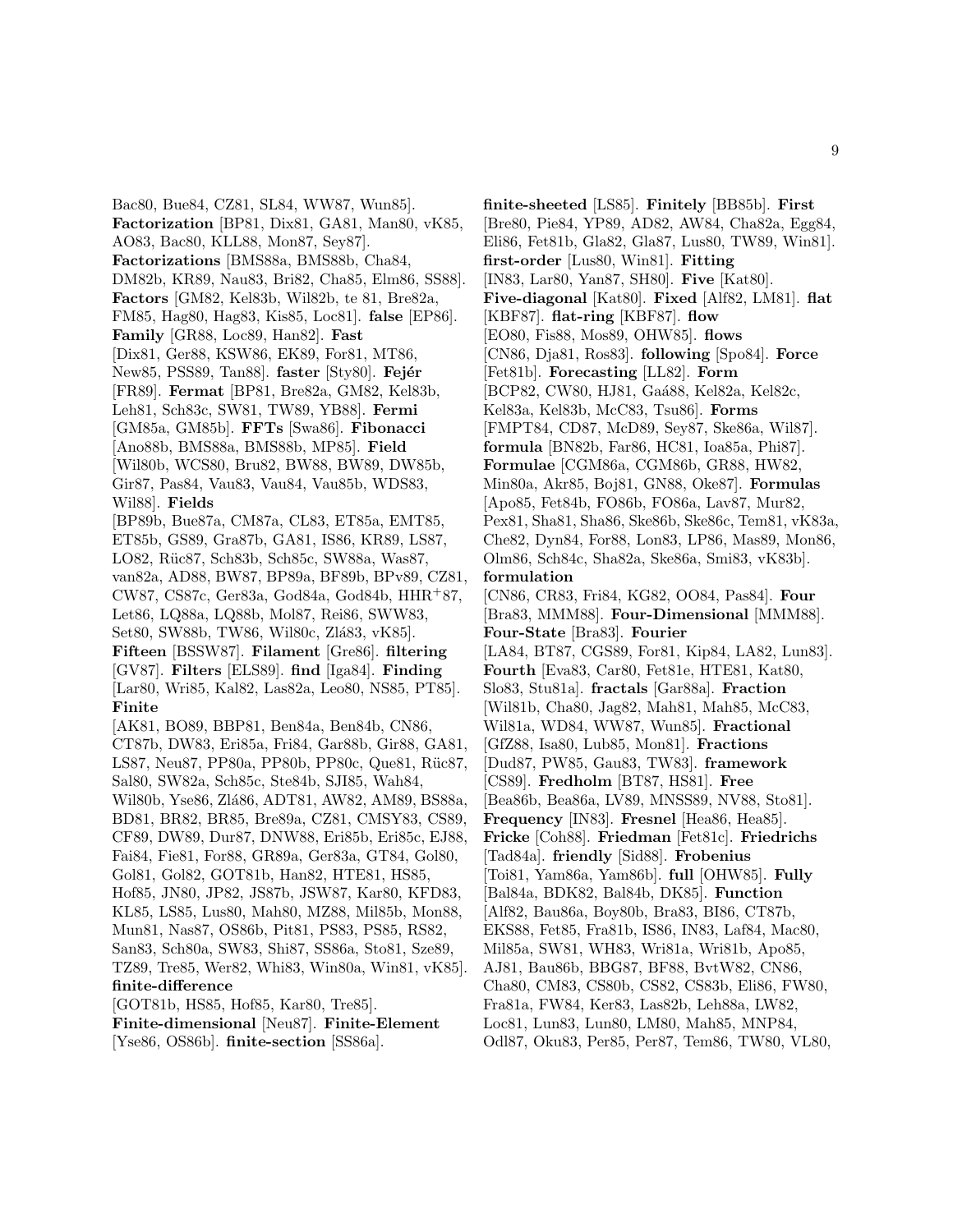Bac80, Bue84, CZ81, SL84, WW87, Wun85]. **Factorization** [BP81, Dix81, GA81, Man80, vK85, AO83, Bac80, KLL88, Mon87, Sey87]. **Factorizations** [BMS88a, BMS88b, Cha84, DM82b, KR89, Nau83, Bri82, Cha85, Elm86, SS88]. **Factors** [GM82, Kel83b, Wil82b, te 81, Bre82a, FM85, Hag80, Hag83, Kis85, Loc81]. **false** [EP86]. **Family** [GR88, Loc89, Han82]. **Fast** [Dix81, Ger88, KSW86, EK89, For81, MT86, New85, PSS89, Tan88]. **faster** [Sty80]. **Fejér** [FR89]. **Fermat** [BP81, Bre82a, GM82, Kel83b, Leh81, Sch83c, SW81, TW89, YB88]. **Fermi** [GM85a, GM85b]. **FFTs** [Swa86]. **Fibonacci** [Ano88b, BMS88a, BMS88b, MP85]. **Field** [Wil80b, WCS80, Bru82, BW88, BW89, DW85b, Gir87, Pas84, Vau83, Vau84, Vau85b, WDS83, Wil88]. **Fields** [BP89b, Bue87a, CM87a, CL83, ET85a, EMT85, ET85b, GS89, Gra87b, GA81, IS86, KR89, LS87, LO82, Rüc87, Sch83b, Sch85c, SW88a, Was87, van82a, AD88, BW87, BP89a, BF89b, BPv89, CZ81, CW87, CS87c, Ger83a, God84a, God84b, HHR+87, Let86, LQ88a, LQ88b, Mol87, Rei86, SWW83, Set80, SW88b, TW86, Wil80c, Zlá83, vK85]. **Fifteen** [BSSW87]. **Filament** [Gre86]. **filtering** [GV87]. **Filters** [ELS89]. **find** [Iga84]. **Finding** [Lar80, Wri85, Kal82, Las82a, Leo80, NS85, PT85]. **Finite** [AK81, BO89, BBP81, Ben84a, Ben84b, CN86, CT87b, DW83, Eri85a, Fri84, Gar88b, Gir88, GA81, LS87, Neu87, PP80a, PP80b, PP80c, Que81, Rüc87, Sal80, SW82a, Sch85c, Ste84b, SJI85, Wah84, Wil80b, Yse86, Zlá86, ADT81, AW82, AM89, BS88a, BD81, BR82, BR85, Bre89a, CZ81, CMSY83, CS89, CF89, DW89, Dur87, DNW88, Eri85b, Eri85c, EJ88, Fai84, Fie81, For88, GR89a, Ger83a, GT84, Gol80, Gol81, Gol82, GOT81b, Han82, HTE81, HS85, Hof85, JN80, JP82, JS87b, JSW87, Kar80, KFD83, KL85, LS85, Lus80, Mah80, MZ88, Mil85b, Mon88, Mun81, Nas87, OS86b, Pit81, PS83, PS85, RS82, San83, Sch80a, SW83, Shi87, SS86a, Sto81, Sze89, TZ89, Tre85, Wer82, Whi83, Win80a, Win81, vK85]. **finite-difference** [GOT81b, HS85, Hof85, Kar80, Tre85]. **Finite-dimensional** [Neu87]. **Finite-Element** [Yse86, OS86b]. **finite-section** [SS86a]. **finite-sheeted** [LS85]. **Finitely** [BB85b]. **First** [Bre80, Pie84, YP89, AD82, AW84, Cha82a, Egg84, Eli86, Fet81b, Gla82, Gla87, Lus80, TW89, Win81]. **first-order** [Lus80, Win81]. **Fitting** [IN83, Lar80, Yan87, SH80]. **Five** [Kat80]. **Five-diagonal** [Kat80]. **Fixed** [Alf82, LM81]. **flat** [KBF87]. **flat-ring** [KBF87]. **flow** [EO80, Fis88, Mos89, OHW85]. **flows** [CN86, Dja81, Ros83]. **following** [Spo84]. **Force** [Fet81b]. **Forecasting** [LL82]. **Form** [BCP82, CW80, HJ81, Gaá88, Kel82a, Kel82c, Kel83a, Kel83b, McC83, Tsu86]. **Forms** [FMPT84, CD87, McD89, Sey87, Ske86a, Wil87]. **formula** [BN82b, Far86, HC81, Ioa85a, Phi87]. **Formulae** [CGM86a, CGM86b, GR88, HW82, Min80a, Akr85, Boj81, GN88, Oke87]. **Formulas** [Apo85, Fet84b, FO86b, FO86a, Lav87, Mur82, Pex81, Sha81, Sha86, Ske86b, Ske86c, Tem81, vK83a, Che82, Dyn84, For88, Lon83, LP86, Mas89, Mon86, Olm86, Sch84c, Sha82a, Ske86a, Smi83, vK83b]. **formulation** [CN86, CR83, Fri84, KG82, OO84, Pas84]. **Four** [Bra83, MMM88]. **Four-Dimensional** [MMM88]. **Four-State** [Bra83]. **Fourier** [LA84, BT87, CGS89, For81, Kip84, LA82, Lun83]. **Fourth** [Eva83, Car80, Fet81e, HTE81, Kat80, Slo83, Stu81a]. **fractals** [Gar88a]. **Fraction** [Wil81b, Cha80, Jag82, Mah81, Mah85, McC83, Wil81a, WD84, WW87, Wun85]. **Fractional** [GfZ88, Isa80, Lub85, Mon81]. **Fractions** [Dud87, PW85, Gau83, TW83]. **framework** [CS89]. **Fredholm** [BT87, HS81]. **Free** [Bea86b, Bea86a, LV89, MNSS89, NV88, Sto81]. **Frequency** [IN83]. **Fresnel** [Hea86, Hea85]. **Fricke** [Coh88]. **Friedman** [Fet81c]. **Friedrichs** [Tad84a]. **friendly** [Sid88]. **Frobenius** [Toi81, Yam86a, Yam86b]. **full** [OHW85]. **Fully** [Bal84a, BDK82, Bal84b, DK85]. **Function** [Alf82, Bau86a, Boy80b, Bra83, BI86, CT87b, EKS88, Fet85, Fra81b, IS86, IN83, Laf84, Mac80, Mil85a, SW81, WH83, Wri81a, Wri81b, Apo85, AJ81, Bau86b, BBG87, BF88, BvtW82, CN86, Cha80, CM83, CS80b, CS82, CS83b, Eli86, FW80, Fra81a, FW84, Ker83, Las82b, Leh88a, LW82, Loc81, Lun83, Lun80, LM80, Mah85, MNP84, Odl87, Oku83, Per85, Per87, Tem86, TW80, VL80,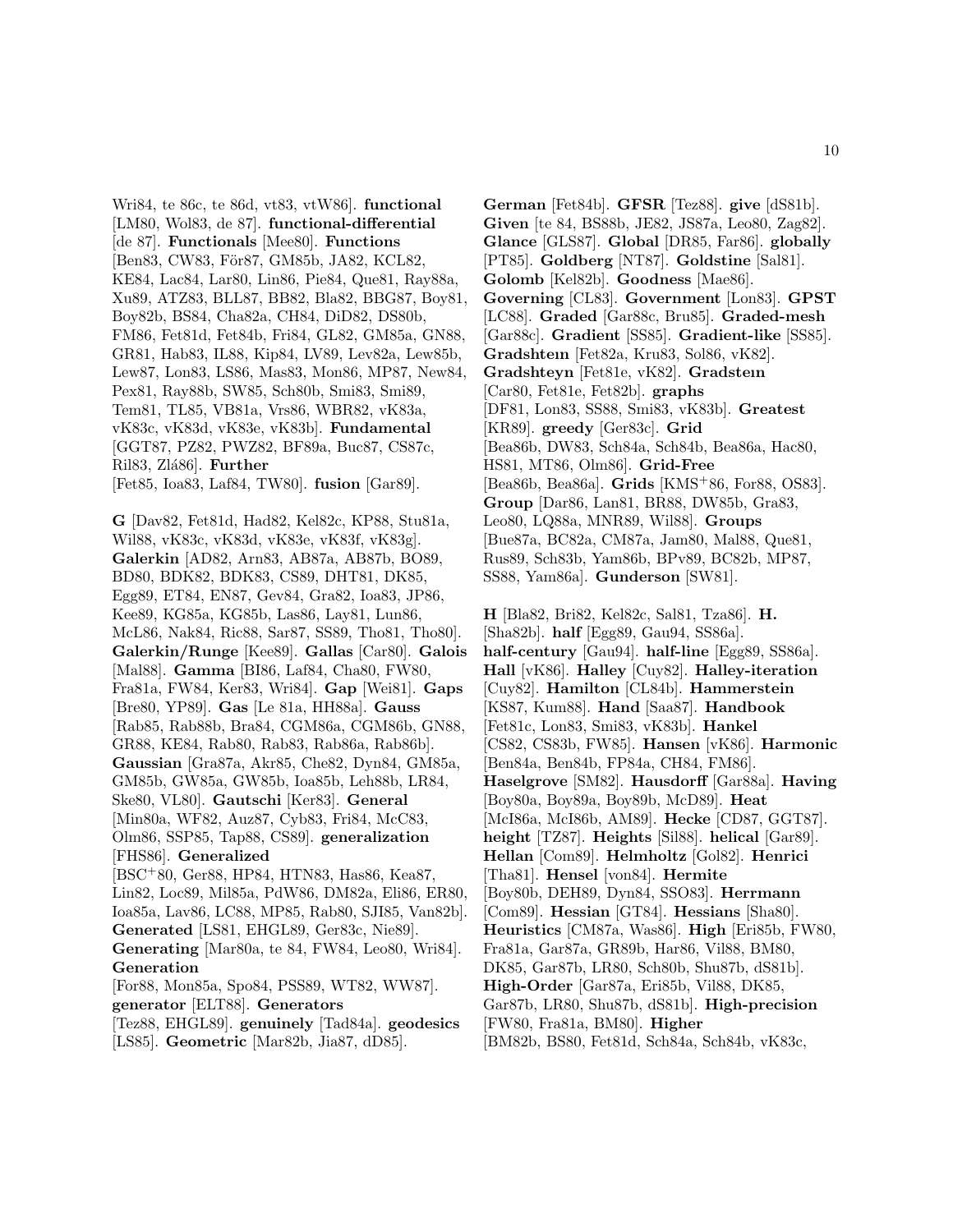Wri84, te 86c, te 86d, vt83, vtW86]. **functional** [LM80, Wol83, de 87]. **functional-differential** [de 87]. **Functionals** [Mee80]. **Functions** [Ben83, CW83, För87, GM85b, JA82, KCL82, KE84, Lac84, Lar80, Lin86, Pie84, Que81, Ray88a, Xu89, ATZ83, BLL87, BB82, Bla82, BBG87, Boy81, Boy82b, BS84, Cha82a, CH84, DiD82, DS80b, FM86, Fet81d, Fet84b, Fri84, GL82, GM85a, GN88, GR81, Hab83, IL88, Kip84, LV89, Lev82a, Lew85b, Lew87, Lon83, LS86, Mas83, Mon86, MP87, New84, Pex81, Ray88b, SW85, Sch80b, Smi83, Smi89, Tem81, TL85, VB81a, Vrs86, WBR82, vK83a, vK83c, vK83d, vK83e, vK83b]. **Fundamental** [GGT87, PZ82, PWZ82, BF89a, Buc87, CS87c, Ril83, Zlá86]. **Further** [Fet85, Ioa83, Laf84, TW80]. **fusion** [Gar89].

**G** [Dav82, Fet81d, Had82, Kel82c, KP88, Stu81a, Wil88, vK83c, vK83d, vK83e, vK83f, vK83g]. **Galerkin** [AD82, Arn83, AB87a, AB87b, BO89, BD80, BDK82, BDK83, CS89, DHT81, DK85, Egg89, ET84, EN87, Gev84, Gra82, Ioa83, JP86, Kee89, KG85a, KG85b, Las86, Lay81, Lun86, McL86, Nak84, Ric88, Sar87, SS89, Tho81, Tho80]. **Galerkin/Runge** [Kee89]. **Gallas** [Car80]. **Galois** [Mal88]. **Gamma** [BI86, Laf84, Cha80, FW80, Fra81a, FW84, Ker83, Wri84]. **Gap** [Wei81]. **Gaps** [Bre80, YP89]. **Gas** [Le 81a, HH88a]. **Gauss** [Rab85, Rab88b, Bra84, CGM86a, CGM86b, GN88, GR88, KE84, Rab80, Rab83, Rab86a, Rab86b]. **Gaussian** [Gra87a, Akr85, Che82, Dyn84, GM85a, GM85b, GW85a, GW85b, Ioa85b, Leh88b, LR84, Ske80, VL80]. **Gautschi** [Ker83]. **General** [Min80a, WF82, Auz87, Cyb83, Fri84, McC83, Olm86, SSP85, Tap88, CS89]. **generalization** [FHS86]. **Generalized** [BSC+80, Ger88, HP84, HTN83, Has86, Kea87, Lin82, Loc89, Mil85a, PdW86, DM82a, Eli86, ER80, Ioa85a, Lav86, LC88, MP85, Rab80, SJI85, Van82b]. **Generated** [LS81, EHGL89, Ger83c, Nie89]. **Generating** [Mar80a, te 84, FW84, Leo80, Wri84]. **Generation** [For88, Mon85a, Spo84, PSS89, WT82, WW87]. **generator** [ELT88]. **Generators** [Tez88, EHGL89]. **genuinely** [Tad84a]. **geodesics** [LS85]. **Geometric** [Mar82b, Jia87, dD85].

**German** [Fet84b]. **GFSR** [Tez88]. **give** [dS81b]. **Given** [te 84, BS88b, JE82, JS87a, Leo80, Zag82]. **Glance** [GLS87]. **Global** [DR85, Far86]. **globally** [PT85]. **Goldberg** [NT87]. **Goldstine** [Sal81]. **Golomb** [Kel82b]. **Goodness** [Mae86]. **Governing** [CL83]. **Government** [Lon83]. **GPST** [LC88]. **Graded** [Gar88c, Bru85]. **Graded-mesh** [Gar88c]. **Gradient** [SS85]. **Gradient-like** [SS85]. **Gradshteın** [Fet82a, Kru83, Sol86, vK82]. **Gradshteyn** [Fet81e, vK82]. **Gradsteın** [Car80, Fet81e, Fet82b]. **graphs** [DF81, Lon83, SS88, Smi83, vK83b]. **Greatest** [KR89]. **greedy** [Ger83c]. **Grid** [Bea86b, DW83, Sch84a, Sch84b, Bea86a, Hac80, HS81, MT86, Olm86]. **Grid-Free** [Bea86b, Bea86a]. **Grids** [KMS+86, For88, OS83]. **Group** [Dar86, Lan81, BR88, DW85b, Gra83, Leo80, LQ88a, MNR89, Wil88]. **Groups** [Bue87a, BC82a, CM87a, Jam80, Mal88, Que81, Rus89, Sch83b, Yam86b, BPv89, BC82b, MP87, SS88, Yam86a]. **Gunderson** [SW81].

**H** [Bla82, Bri82, Kel82c, Sal81, Tza86]. **H.** [Sha82b]. **half** [Egg89, Gau94, SS86a]. **half-century** [Gau94]. **half-line** [Egg89, SS86a]. **Hall** [vK86]. **Halley** [Cuy82]. **Halley-iteration** [Cuy82]. **Hamilton** [CL84b]. **Hammerstein** [KS87, Kum88]. **Hand** [Saa87]. **Handbook** [Fet81c, Lon83, Smi83, vK83b]. **Hankel** [CS82, CS83b, FW85]. **Hansen** [vK86]. **Harmonic** [Ben84a, Ben84b, FP84a, CH84, FM86]. **Haselgrove** [SM82]. **Hausdorff** [Gar88a]. **Having** [Boy80a, Boy89a, Boy89b, McD89]. **Heat** [McI86a, McI86b, AM89]. **Hecke** [CD87, GGT87]. **height** [TZ87]. **Heights** [Sil88]. **helical** [Gar89]. **Hellan** [Com89]. **Helmholtz** [Gol82]. **Henrici** [Tha81]. **Hensel** [von84]. **Hermite** [Boy80b, DEH89, Dyn84, SSO83]. **Herrmann** [Com89]. **Hessian** [GT84]. **Hessians** [Sha80]. **Heuristics** [CM87a, Was86]. **High** [Eri85b, FW80, Fra81a, Gar87a, GR89b, Har86, Vil88, BM80, DK85, Gar87b, LR80, Sch80b, Shu87b, dS81b]. **High-Order** [Gar87a, Eri85b, Vil88, DK85, Gar87b, LR80, Shu87b, dS81b]. **High-precision** [FW80, Fra81a, BM80]. **Higher** [BM82b, BS80, Fet81d, Sch84a, Sch84b, vK83c,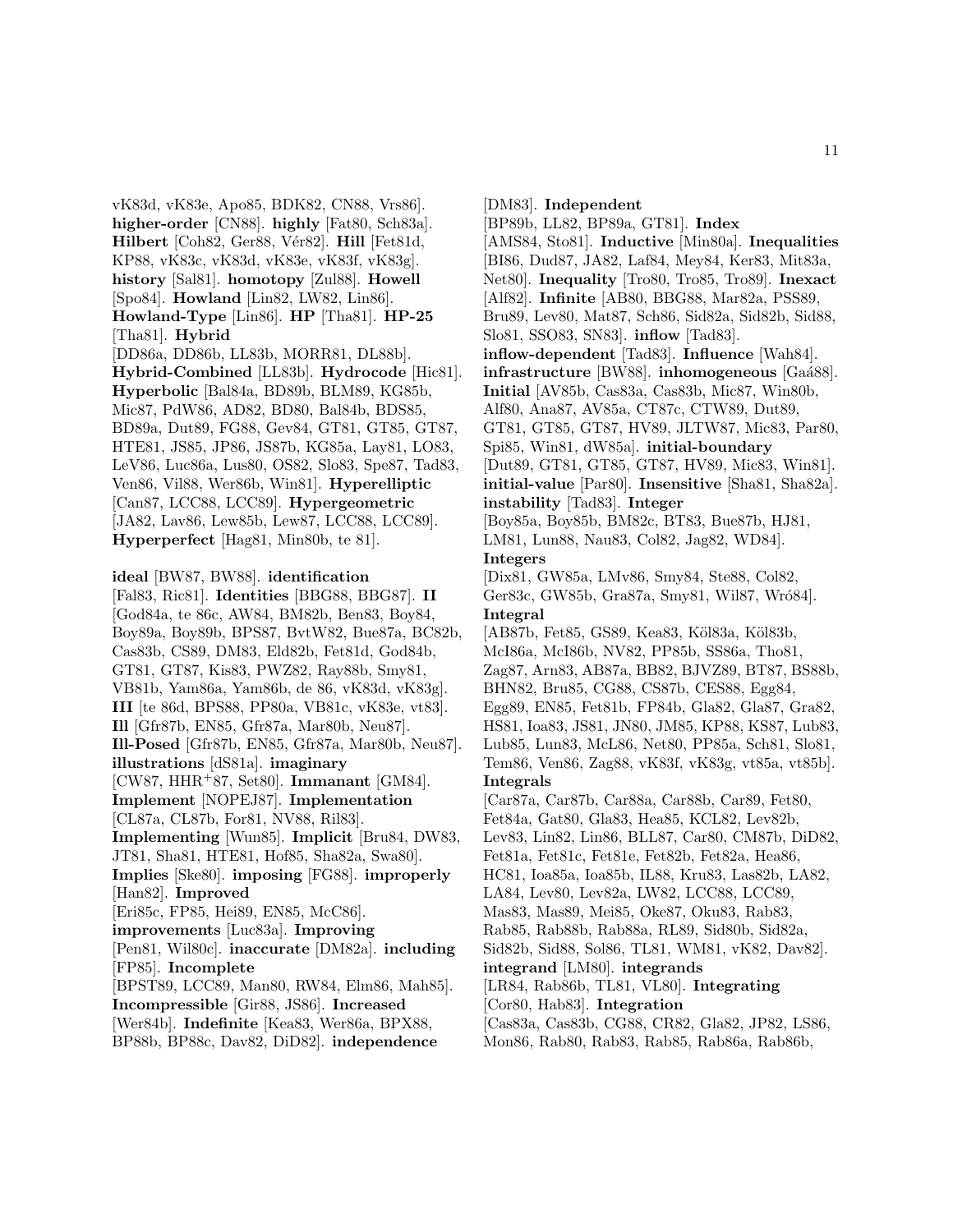vK83d, vK83e, Apo85, BDK82, CN88, Vrs86]. **higher-order** [CN88]. **highly** [Fat80, Sch83a]. **Hilbert** [Coh82, Ger88, Vér82]. **Hill** [Fet81d, KP88, vK83c, vK83d, vK83e, vK83f, vK83g]. **history** [Sal81]. **homotopy** [Zul88]. **Howell** [Spo84]. **Howland** [Lin82, LW82, Lin86]. **Howland-Type** [Lin86]. **HP** [Tha81]. **HP-25** [Tha81]. **Hybrid** [DD86a, DD86b, LL83b, MORR81, DL88b]. **Hybrid-Combined** [LL83b]. **Hydrocode** [Hic81]. **Hyperbolic** [Bal84a, BD89b, BLM89, KG85b, Mic87, PdW86, AD82, BD80, Bal84b, BDS85, BD89a, Dut89, FG88, Gev84, GT81, GT85, GT87, HTE81, JS85, JP86, JS87b, KG85a, Lay81, LO83, LeV86, Luc86a, Lus80, OS82, Slo83, Spe87, Tad83, Ven86, Vil88, Wer86b, Win81]. **Hyperelliptic** [Can87, LCC88, LCC89]. **Hypergeometric** [JA82, Lav86, Lew85b, Lew87, LCC88, LCC89]. **Hyperperfect** [Hag81, Min80b, te 81].

**ideal** [BW87, BW88]. **identification** [Fal83, Ric81]. **Identities** [BBG88, BBG87]. **II** [God84a, te 86c, AW84, BM82b, Ben83, Boy84, Boy89a, Boy89b, BPS87, BvtW82, Bue87a, BC82b, Cas83b, CS89, DM83, Eld82b, Fet81d, God84b, GT81, GT87, Kis83, PWZ82, Ray88b, Smy81, VB81b, Yam86a, Yam86b, de 86, vK83d, vK83g]. **III** [te 86d, BPS88, PP80a, VB81c, vK83e, vt83]. **Ill** [Gfr87b, EN85, Gfr87a, Mar80b, Neu87]. **Ill-Posed** [Gfr87b, EN85, Gfr87a, Mar80b, Neu87]. **illustrations** [dS81a]. **imaginary** [CW87, HHR+87, Set80]. **Immanant** [GM84]. **Implement** [NOPEJ87]. **Implementation** [CL87a, CL87b, For81, NV88, Ril83]. **Implementing** [Wun85]. **Implicit** [Bru84, DW83, JT81, Sha81, HTE81, Hof85, Sha82a, Swa80]. **Implies** [Ske80]. **imposing** [FG88]. **improperly** [Han82]. **Improved** [Eri85c, FP85, Hei89, EN85, McC86]. **improvements** [Luc83a]. **Improving** [Pen81, Wil80c]. **inaccurate** [DM82a]. **including** [FP85]. **Incomplete** [BPST89, LCC89, Man80, RW84, Elm86, Mah85]. **Incompressible** [Gir88, JS86]. **Increased** [Wer84b]. **Indefinite** [Kea83, Wer86a, BPX88, BP88b, BP88c, Dav82, DiD82]. **independence** [DM83]. **Independent** [BP89b, LL82, BP89a, GT81]. **Index** [AMS84, Sto81]. **Inductive** [Min80a]. **Inequalities** [BI86, Dud87, JA82, Laf84, Mey84, Ker83, Mit83a, Net80]. **Inequality** [Tro80, Tro85, Tro89]. **Inexact** [Alf82]. **Infinite** [AB80, BBG88, Mar82a, PSS89, Bru89, Lev80, Mat87, Sch86, Sid82a, Sid82b, Sid88, Slo81, SSO83, SN83]. **inflow** [Tad83]. **inflow-dependent** [Tad83]. **Influence** [Wah84]. **infrastructure** [BW88]. **inhomogeneous** [Gaá88]. **Initial** [AV85b, Cas83a, Cas83b, Mic87, Win80b, Alf80, Ana87, AV85a, CT87c, CTW89, Dut89, GT81, GT85, GT87, HV89, JLTW87, Mic83, Par80, Spi85, Win81, dW85a]. **initial-boundary** [Dut89, GT81, GT85, GT87, HV89, Mic83, Win81]. **initial-value** [Par80]. **Insensitive** [Sha81, Sha82a]. **instability** [Tad83]. **Integer** [Boy85a, Boy85b, BM82c, BT83, Bue87b, HJ81, LM81, Lun88, Nau83, Col82, Jag82, WD84]. **Integers** [Dix81, GW85a, LMv86, Smy84, Ste88, Col82, Ger83c, GW85b, Gra87a, Smy81, Wil87, Wró84]. **Integral** [AB87b, Fet85, GS89, Kea83, Köl83a, Köl83b, McI86a, McI86b, NV82, PP85b, SS86a, Tho81, Zag87, Arn83, AB87a, BB82, BJVZ89, BT87, BS88b, BHN82, Bru85, CG88, CS87b, CES88, Egg84, Egg89, EN85, Fet81b, FP84b, Gla82, Gla87, Gra82, HS81, Ioa83, JS81, JN80, JM85, KP88, KS87, Lub83, Lub85, Lun83, McL86, Net80, PP85a, Sch81, Slo81, Tem86, Ven86, Zag88, vK83f, vK83g, vt85a, vt85b]. **Integrals** [Car87a, Car87b, Car88a, Car88b, Car89, Fet80, Fet84a, Gat80, Gla83, Hea85, KCL82, Lev82b, Lev83, Lin82, Lin86, BLL87, Car80, CM87b, DiD82, Fet81a, Fet81c, Fet81e, Fet82b, Fet82a, Hea86, HC81, Ioa85a, Ioa85b, IL88, Kru83, Las82b, LA82, LA84, Lev80, Lev82a, LW82, LCC88, LCC89, Mas83, Mas89, Mei85, Oke87, Oku83, Rab83, Rab85, Rab88b, Rab88a, RL89, Sid80b, Sid82a, Sid82b, Sid88, Sol86, TL81, WM81, vK82, Dav82]. **integrand** [LM80]. **integrands** [LR84, Rab86b, TL81, VL80]. **Integrating** [Cor80, Hab83]. **Integration** [Cas83a, Cas83b, CG88, CR82, Gla82, JP82, LS86, Mon86, Rab80, Rab83, Rab85, Rab86a, Rab86b,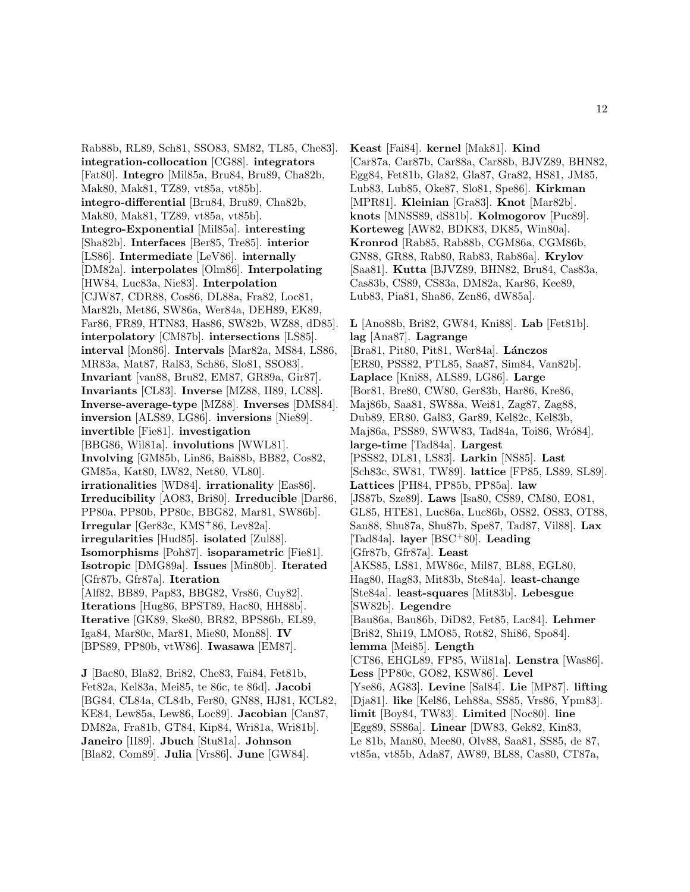Rab88b, RL89, Sch81, SSO83, SM82, TL85, Che83]. **integration-collocation** [CG88]. **integrators** [Fat80]. **Integro** [Mil85a, Bru84, Bru89, Cha82b, Mak80, Mak81, TZ89, vt85a, vt85b]. **integro-differential** [Bru84, Bru89, Cha82b, Mak80, Mak81, TZ89, vt85a, vt85b]. **Integro-Exponential** [Mil85a]. **interesting** [Sha82b]. **Interfaces** [Ber85, Tre85]. **interior** [LS86]. **Intermediate** [LeV86]. **internally** [DM82a]. **interpolates** [Olm86]. **Interpolating** [HW84, Luc83a, Nie83]. **Interpolation** [CJW87, CDR88, Cos86, DL88a, Fra82, Loc81, Mar82b, Met86, SW86a, Wer84a, DEH89, EK89, Far86, FR89, HTN83, Has86, SW82b, WZ88, dD85]. **interpolatory** [CM87b]. **intersections** [LS85]. **interval** [Mon86]. **Intervals** [Mar82a, MS84, LS86, MR83a, Mat87, Ral83, Sch86, Slo81, SSO83]. **Invariant** [van88, Bru82, EM87, GR89a, Gir87]. **Invariants** [CL83]. **Inverse** [MZ88, II89, LC88]. **Inverse-average-type** [MZ88]. **Inverses** [DMS84]. **inversion** [ALS89, LG86]. **inversions** [Nie89]. **invertible** [Fie81]. **investigation** [BBG86, Wil81a]. **involutions** [WWL81]. **Involving** [GM85b, Lin86, Bai88b, BB82, Cos82, GM85a, Kat80, LW82, Net80, VL80]. **irrationalities** [WD84]. **irrationality** [Eas86]. **Irreducibility** [AO83, Bri80]. **Irreducible** [Dar86, PP80a, PP80b, PP80c, BBG82, Mar81, SW86b]. **Irregular** [Ger83c, KMS+86, Lev82a]. **irregularities** [Hud85]. **isolated** [Zul88]. **Isomorphisms** [Poh87]. **isoparametric** [Fie81]. **Isotropic** [DMG89a]. **Issues** [Min80b]. **Iterated** [Gfr87b, Gfr87a]. **Iteration** [Alf82, BB89, Pap83, BBG82, Vrs86, Cuy82]. **Iterations** [Hug86, BPST89, Hac80, HH88b]. **Iterative** [GK89, Ske80, BR82, BPS86b, EL89, Iga84, Mar80c, Mar81, Mie80, Mon88]. **IV** [BPS89, PP80b, vtW86]. **Iwasawa** [EM87].

**J** [Bac80, Bla82, Bri82, Che83, Fai84, Fet81b, Fet82a, Kel83a, Mei85, te 86c, te 86d]. **Jacobi** [BG84, CL84a, CL84b, Fer80, GN88, HJ81, KCL82, KE84, Lew85a, Lew86, Loc89]. **Jacobian** [Can87, DM82a, Fra81b, GT84, Kip84, Wri81a, Wri81b]. **Janeiro** [II89]. **Jbuch** [Stu81a]. **Johnson** [Bla82, Com89]. **Julia** [Vrs86]. **June** [GW84].

**Keast** [Fai84]. **kernel** [Mak81]. **Kind** [Car87a, Car87b, Car88a, Car88b, BJVZ89, BHN82, Egg84, Fet81b, Gla82, Gla87, Gra82, HS81, JM85, Lub83, Lub85, Oke87, Slo81, Spe86]. **Kirkman** [MPR81]. **Kleinian** [Gra83]. **Knot** [Mar82b]. **knots** [MNSS89, dS81b]. **Kolmogorov** [Puc89]. **Korteweg** [AW82, BDK83, DK85, Win80a]. **Kronrod** [Rab85, Rab88b, CGM86a, CGM86b, GN88, GR88, Rab80, Rab83, Rab86a]. **Krylov** [Saa81]. **Kutta** [BJVZ89, BHN82, Bru84, Cas83a, Cas83b, CS89, CS83a, DM82a, Kar86, Kee89, Lub83, Pia81, Sha86, Zen86, dW85a].

**L** [Ano88b, Bri82, GW84, Kni88]. **Lab** [Fet81b]. **lag** [Ana87]. **Lagrange** [Bra81, Pit80, Pit81, Wer84a]. **Lánczos** [ER80, PSS82, PTL85, Saa87, Sim84, Van82b]. **Laplace** [Kni88, ALS89, LG86]. **Large** [Bor81, Bre80, CW80, Ger83b, Har86, Kre86, Maj86b, Saa81, SW88a, Wei81, Zag87, Zag88, Dub89, ER80, Gal83, Gar89, Kel82c, Kel83b, Maj86a, PSS89, SWW83, Tad84a, Toi86, Wró84]. **large-time** [Tad84a]. **Largest** [PSS82, DL81, LS83]. **Larkin** [NS85]. **Last** [Sch83c, SW81, TW89]. **lattice** [FP85, LS89, SL89]. **Lattices** [PH84, PP85b, PP85a]. **law** [JS87b, Sze89]. **Laws** [Isa80, CS89, CM80, EO81, GL85, HTE81, Luc86a, Luc86b, OS82, OS83, OT88, San88, Shu87a, Shu87b, Spe87, Tad87, Vil88]. **Lax** [Tad84a]. **layer** [BSC+80]. **Leading** [Gfr87b, Gfr87a]. **Least** [AKS85, LS81, MW86c, Mil87, BL88, EGL80, Hag80, Hag83, Mit83b, Ste84a]. **least-change** [Ste84a]. **least-squares** [Mit83b]. **Lebesgue** [SW82b]. **Legendre** [Bau86a, Bau86b, DiD82, Fet85, Lac84]. **Lehmer** [Bri82, Shi19, LMO85, Rot82, Shi86, Spo84]. **lemma** [Mei85]. **Length** [CT86, EHGL89, FP85, Wil81a]. **Lenstra** [Was86]. **Less** [PP80c, GO82, KSW86]. **Level** [Yse86, AG83]. **Levine** [Sal84]. **Lie** [MP87]. **lifting** [Dja81]. **like** [Kel86, Leh88a, SS85, Vrs86, Ypm83]. **limit** [Boy84, TW83]. **Limited** [Noc80]. **line** [Egg89, SS86a]. **Linear** [DW83, Gek82, Kin83, Le 81b, Man80, Mee80, Olv88, Saa81, SS85, de 87, vt85a, vt85b, Ada87, AW89, BL88, Cas80, CT87a,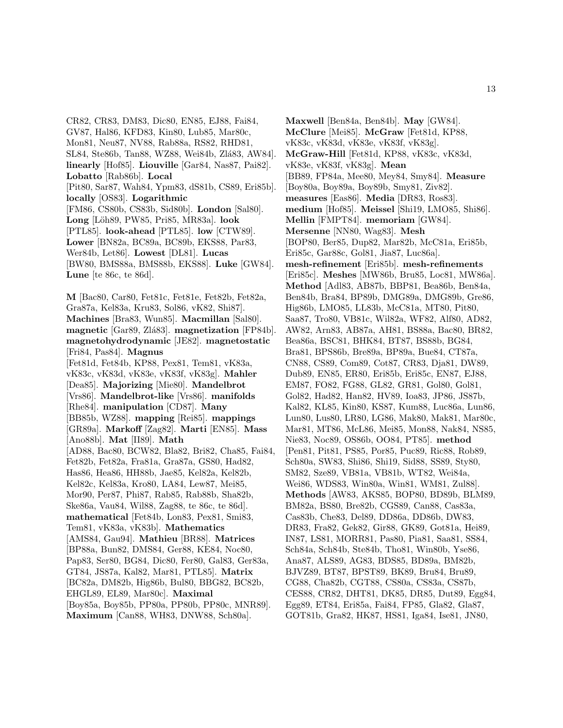CR82, CR83, DM83, Dic80, EN85, EJ88, Fai84, GV87, Hal86, KFD83, Kin80, Lub85, Mar80c, Mon81, Neu87, NV88, Rab88a, RS82, RHD81, SL84, Ste86b, Tan88, WZ88, Wei84b, Zlá83, AW84]. **linearly** [Hof85]. **Liouville** [Gar84, Nas87, Pai82]. **Lobatto** [Rab86b]. **Local** [Pit80, Sar87, Wah84, Ypm83, dS81b, CS89, Eri85b]. **locally** [OS83]. **Logarithmic** [FM86, CS80b, CS83b, Sid80b]. **London** [Sal80]. **Long** [Löh89, PW85, Pri85, MR83a]. **look** [PTL85]. **look-ahead** [PTL85]. **low** [CTW89]. **Lower** [BN82a, BC89a, BC89b, EKS88, Par83, Wer84b, Let86]. **Lowest** [DL81]. **Lucas** [BW80, BMS88a, BMS88b, EKS88]. **Luke** [GW84]. **Lune** [te 86c, te 86d].

**M** [Bac80, Car80, Fet81c, Fet81e, Fet82b, Fet82a, Gra87a, Kel83a, Kru83, Sol86, vK82, Shi87]. **Machines** [Bra83, Wun85]. **Macmillan** [Sal80]. **magnetic** [Gar89, Zlá83]. **magnetization** [FP84b]. **magnetohydrodynamic** [JE82]. **magnetostatic** [Fri84, Pas84]. **Magnus** [Fet81d, Fet84b, KP88, Pex81, Tem81, vK83a, vK83c, vK83d, vK83e, vK83f, vK83g]. **Mahler** [Dea85]. **Majorizing** [Mie80]. **Mandelbrot** [Vrs86]. **Mandelbrot-like** [Vrs86]. **manifolds** [Rhe84]. **manipulation** [CD87]. **Many** [BB85b, WZ88]. **mapping** [Rei85]. **mappings** [GR89a]. **Markoff** [Zag82]. **Marti** [EN85]. **Mass** [Ano88b]. **Mat** [II89]. **Math** [AD88, Bac80, BCW82, Bla82, Bri82, Cha85, Fai84, Fet82b, Fet82a, Fra81a, Gra87a, GS80, Had82, Has86, Hea86, HH88b, Jae85, Kel82a, Kel82b, Kel82c, Kel83a, Kro80, LA84, Lew87, Mei85, Mor90, Per87, Phi87, Rab85, Rab88b, Sha82b, Ske86a, Vau84, Wil88, Zag88, te 86c, te 86d]. **mathematical** [Fet84b, Lon83, Pex81, Smi83, Tem81, vK83a, vK83b]. **Mathematics** [AMS84, Gau94]. **Mathieu** [BR88]. **Matrices** [BP88a, Bun82, DMS84, Ger88, KE84, Noc80, Pap83, Ser80, BG84, Dic80, Fer80, Gal83, Ger83a, GT84, JS87a, Kal82, Mar81, PTL85]. **Matrix** [BC82a, DM82b, Hig86b, Bul80, BBG82, BC82b, EHGL89, EL89, Mar80c]. **Maximal** [Boy85a, Boy85b, PP80a, PP80b, PP80c, MNR89]. **Maximum** [Can88, WH83, DNW88, Sch80a].

**Maxwell** [Ben84a, Ben84b]. **May** [GW84]. **McClure** [Mei85]. **McGraw** [Fet81d, KP88, vK83c, vK83d, vK83e, vK83f, vK83g]. **McGraw-Hill** [Fet81d, KP88, vK83c, vK83d, vK83e, vK83f, vK83g]. **Mean** [BB89, FP84a, Mee80, Mey84, Smy84]. **Measure** [Boy80a, Boy89a, Boy89b, Smy81, Ziv82]. **measures** [Eas86]. **Media** [DR83, Ros83]. **medium** [Hof85]. **Meissel** [Shi19, LMO85, Shi86]. **Mellin** [FMPT84]. **memoriam** [GW84]. **Mersenne** [NN80, Wag83]. **Mesh** [BOP80, Ber85, Dup82, Mar82b, McC81a, Eri85b, Eri85c, Gar88c, Gol81, Jia87, Luc86a]. **mesh-refinement** [Eri85b]. **mesh-refinements** [Eri85c]. **Meshes** [MW86b, Bru85, Loc81, MW86a]. **Method** [Adl83, AB87b, BBP81, Bea86b, Ben84a, Ben84b, Bra84, BP89b, DMG89a, DMG89b, Gre86, Hig86b, LMO85, LL83b, McC81a, MT80, Pit80, Saa87, Tro80, VB81c, Wil82a, WF82, Alf80, AD82, AW82, Arn83, AB87a, AH81, BS88a, Bac80, BR82, Bea86a, BSC81, BHK84, BT87, BS88b, BG84, Bra81, BPS86b, Bre89a, BP89a, Bue84, CT87a, CN88, CS89, Com89, Cot87, CR83, Dja81, DW89, Dub89, EN85, ER80, Eri85b, Eri85c, EN87, EJ88, EM87, FO82, FG88, GL82, GR81, Gol80, Gol81, Gol82, Had82, Han82, HV89, Ioa83, JP86, JS87b, Kal82, KL85, Kin80, KS87, Kum88, Luc86a, Lun86, Lun80, Lus80, LR80, LG86, Mak80, Mak81, Mar80c, Mar81, MT86, McL86, Mei85, Mon88, Nak84, NS85, Nie83, Noc89, OS86b, OO84, PT85]. **method** [Pen81, Pit81, PS85, Por85, Puc89, Ric88, Rob89, Sch80a, SW83, Shi86, Shi19, Sid88, SS89, Sty80, SM82, Sze89, VB81a, VB81b, WT82, Wei84a, Wei86, WDS83, Win80a, Win81, WM81, Zul88]. **Methods** [AW83, AKS85, BOP80, BD89b, BLM89, BM82a, BS80, Bre82b, CGS89, Can88, Cas83a, Cas83b, Che83, Del89, DD86a, DD86b, DW83, DR83, Fra82, Gek82, Gir88, GK89, Got81a, Hei89, IN87, LS81, MORR81, Pas80, Pia81, Saa81, SS84, Sch84a, Sch84b, Ste84b, Tho81, Win80b, Yse86, Ana87, ALS89, AG83, BDS85, BD89a, BM82b, BJVZ89, BT87, BPST89, BK89, Bru84, Bru89, CG88, Cha82b, CGT88, CS80a, CS83a, CS87b, CES88, CR82, DHT81, DK85, DR85, Dut89, Egg84, Egg89, ET84, Eri85a, Fai84, FP85, Gla82, Gla87, GOT81b, Gra82, HK87, HS81, Iga84, Ise81, JN80,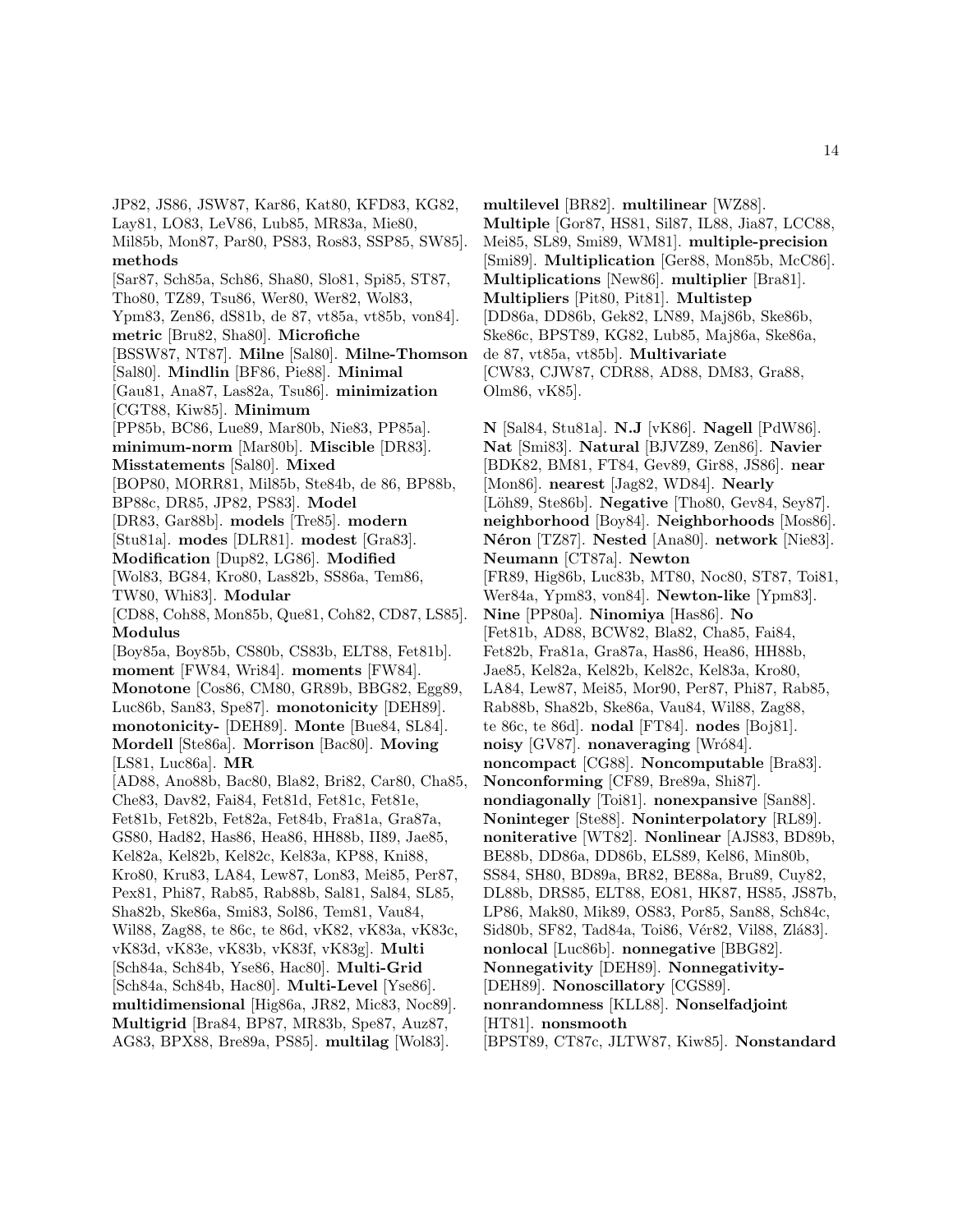JP82, JS86, JSW87, Kar86, Kat80, KFD83, KG82, Lay81, LO83, LeV86, Lub85, MR83a, Mie80, Mil85b, Mon87, Par80, PS83, Ros83, SSP85, SW85]. **methods** [Sar87, Sch85a, Sch86, Sha80, Slo81, Spi85, ST87, Tho80, TZ89, Tsu86, Wer80, Wer82, Wol83, Ypm83, Zen86, dS81b, de 87, vt85a, vt85b, von84]. **metric** [Bru82, Sha80]. **Microfiche** [BSSW87, NT87]. **Milne** [Sal80]. **Milne-Thomson** [Sal80]. **Mindlin** [BF86, Pie88]. **Minimal** [Gau81, Ana87, Las82a, Tsu86]. **minimization** [CGT88, Kiw85]. **Minimum** [PP85b, BC86, Lue89, Mar80b, Nie83, PP85a]. **minimum-norm** [Mar80b]. **Miscible** [DR83]. **Misstatements** [Sal80]. **Mixed** [BOP80, MORR81, Mil85b, Ste84b, de 86, BP88b, BP88c, DR85, JP82, PS83]. **Model** [DR83, Gar88b]. **models** [Tre85]. **modern** [Stu81a]. **modes** [DLR81]. **modest** [Gra83]. **Modification** [Dup82, LG86]. **Modified** [Wol83, BG84, Kro80, Las82b, SS86a, Tem86, TW80, Whi83]. **Modular** [CD88, Coh88, Mon85b, Que81, Coh82, CD87, LS85]. **Modulus** [Boy85a, Boy85b, CS80b, CS83b, ELT88, Fet81b]. **moment** [FW84, Wri84]. **moments** [FW84]. **Monotone** [Cos86, CM80, GR89b, BBG82, Egg89, Luc86b, San83, Spe87]. **monotonicity** [DEH89]. **monotonicity-** [DEH89]. **Monte** [Bue84, SL84]. **Mordell** [Ste86a]. **Morrison** [Bac80]. **Moving** [LS81, Luc86a]. **MR** [AD88, Ano88b, Bac80, Bla82, Bri82, Car80, Cha85, Che83, Dav82, Fai84, Fet81d, Fet81c, Fet81e, Fet81b, Fet82b, Fet82a, Fet84b, Fra81a, Gra87a, GS80, Had82, Has86, Hea86, HH88b, II89, Jae85, Kel82a, Kel82b, Kel82c, Kel83a, KP88, Kni88, Kro80, Kru83, LA84, Lew87, Lon83, Mei85, Per87, Pex81, Phi87, Rab85, Rab88b, Sal81, Sal84, SL85, Sha82b, Ske86a, Smi83, Sol86, Tem81, Vau84, Wil88, Zag88, te 86c, te 86d, vK82, vK83a, vK83c, vK83d, vK83e, vK83b, vK83f, vK83g]. **Multi** [Sch84a, Sch84b, Yse86, Hac80]. **Multi-Grid** [Sch84a, Sch84b, Hac80]. **Multi-Level** [Yse86]. **multidimensional** [Hig86a, JR82, Mic83, Noc89]. **Multigrid** [Bra84, BP87, MR83b, Spe87, Auz87, AG83, BPX88, Bre89a, PS85]. **multilag** [Wol83]. **multilevel** [BR82]. **multilinear** [WZ88]. **Multiple** [Gor87, HS81, Sil87, IL88, Jia87, LCC88, Mei85, SL89, Smi89, WM81]. **multiple-precision** [Smi89]. **Multiplication** [Ger88, Mon85b, McC86]. **Multiplications** [New86]. **multiplier** [Bra81]. **Multipliers** [Pit80, Pit81]. **Multistep** [DD86a, DD86b, Gek82, LN89, Maj86b, Ske86b, Ske86c, BPST89, KG82, Lub85, Maj86a, Ske86a, de 87, vt85a, vt85b]. **Multivariate** [CW83, CJW87, CDR88, AD88, DM83, Gra88, Olm86, vK85].

**N** [Sal84, Stu81a]. **N.J** [vK86]. **Nagell** [PdW86]. **Nat** [Smi83]. **Natural** [BJVZ89, Zen86]. **Navier** [BDK82, BM81, FT84, Gev89, Gir88, JS86]. **near** [Mon86]. **nearest** [Jag82, WD84]. **Nearly** [Löh89, Ste86b]. **Negative** [Tho80, Gev84, Sey87]. **neighborhood** [Boy84]. **Neighborhoods** [Mos86]. **Néron** [TZ87]. **Nested** [Ana80]. **network** [Nie83]. **Neumann** [CT87a]. **Newton** [FR89, Hig86b, Luc83b, MT80, Noc80, ST87, Toi81, Wer84a, Ypm83, von84]. **Newton-like** [Ypm83]. **Nine** [PP80a]. **Ninomiya** [Has86]. **No** [Fet81b, AD88, BCW82, Bla82, Cha85, Fai84, Fet82b, Fra81a, Gra87a, Has86, Hea86, HH88b, Jae85, Kel82a, Kel82b, Kel82c, Kel83a, Kro80, LA84, Lew87, Mei85, Mor90, Per87, Phi87, Rab85, Rab88b, Sha82b, Ske86a, Vau84, Wil88, Zag88, te 86c, te 86d]. **nodal** [FT84]. **nodes** [Boj81]. **noisy** [GV87]. **nonaveraging** [Wró84]. **noncompact** [CG88]. **Noncomputable** [Bra83]. **Nonconforming** [CF89, Bre89a, Shi87]. **nondiagonally** [Toi81]. **nonexpansive** [San88]. **Noninteger** [Ste88]. **Noninterpolatory** [RL89]. **noniterative** [WT82]. **Nonlinear** [AJS83, BD89b, BE88b, DD86a, DD86b, ELS89, Kel86, Min80b, SS84, SH80, BD89a, BR82, BE88a, Bru89, Cuy82, DL88b, DRS85, ELT88, EO81, HK87, HS85, JS87b, LP86, Mak80, Mik89, OS83, Por85, San88, Sch84c, Sid80b, SF82, Tad84a, Toi86, Vér82, Vil88, Zlá83]. **nonlocal** [Luc86b]. **nonnegative** [BBG82]. **Nonnegativity** [DEH89]. **Nonnegativity-** [DEH89]. **Nonoscillatory** [CGS89]. **nonrandomness** [KLL88]. **Nonselfadjoint** [HT81]. **nonsmooth** [BPST89, CT87c, JLTW87, Kiw85]. **Nonstandard**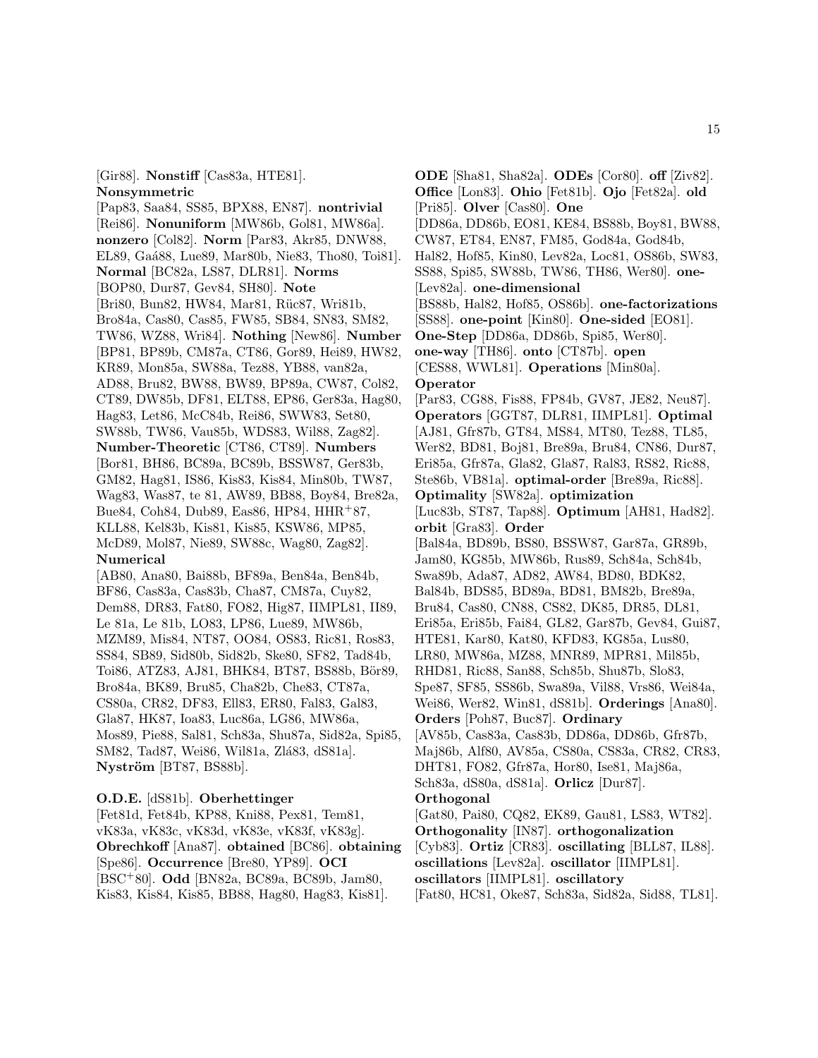[Gir88]. **Nonstiff** [Cas83a, HTE81]. **Nonsymmetric** [Pap83, Saa84, SS85, BPX88, EN87]. **nontrivial** [Rei86]. **Nonuniform** [MW86b, Gol81, MW86a]. **nonzero** [Col82]. **Norm** [Par83, Akr85, DNW88, EL89, Gaá88, Lue89, Mar80b, Nie83, Tho80, Toi81]. **Normal** [BC82a, LS87, DLR81]. **Norms** [BOP80, Dur87, Gev84, SH80]. **Note** [Bri80, Bun82, HW84, Mar81, Rüc87, Wri81b, Bro84a, Cas80, Cas85, FW85, SB84, SN83, SM82, TW86, WZ88, Wri84]. **Nothing** [New86]. **Number** [BP81, BP89b, CM87a, CT86, Gor89, Hei89, HW82, KR89, Mon85a, SW88a, Tez88, YB88, van82a, AD88, Bru82, BW88, BW89, BP89a, CW87, Col82, CT89, DW85b, DF81, ELT88, EP86, Ger83a, Hag80, Hag83, Let86, McC84b, Rei86, SWW83, Set80, SW88b, TW86, Vau85b, WDS83, Wil88, Zag82]. **Number-Theoretic** [CT86, CT89]. **Numbers** [Bor81, BH86, BC89a, BC89b, BSSW87, Ger83b, GM82, Hag81, IS86, Kis83, Kis84, Min80b, TW87, Wag83, Was87, te 81, AW89, BB88, Boy84, Bre82a, Bue84, Coh84, Dub89, Eas86, HP84, HHR+87, KLL88, Kel83b, Kis81, Kis85, KSW86, MP85, McD89, Mol87, Nie89, SW88c, Wag80, Zag82]. **Numerical** [AB80, Ana80, Bai88b, BF89a, Ben84a, Ben84b, BF86, Cas83a, Cas83b, Cha87, CM87a, Cuy82, Dem88, DR83, Fat80, FO82, Hig87, IIMPL81, II89, Le 81a, Le 81b, LO83, LP86, Lue89, MW86b, MZM89, Mis84, NT87, OO84, OS83, Ric81, Ros83, SS84, SB89, Sid80b, Sid82b, Ske80, SF82, Tad84b, Toi86, ATZ83, AJ81, BHK84, BT87, BS88b, Bör89, Bro84a, BK89, Bru85, Cha82b, Che83, CT87a, CS80a, CR82, DF83, Ell83, ER80, Fal83, Gal83, Gla87, HK87, Ioa83, Luc86a, LG86, MW86a, Mos89, Pie88, Sal81, Sch83a, Shu87a, Sid82a, Spi85, SM82, Tad87, Wei86, Wil81a, Zlá83, dS81a]. **Nyström** [BT87, BS88b].

**O.D.E.** [dS81b]. **Oberhettinger** [Fet81d, Fet84b, KP88, Kni88, Pex81, Tem81, vK83a, vK83c, vK83d, vK83e, vK83f, vK83g]. **Obrechkoff** [Ana87]. **obtained** [BC86]. **obtaining** [Spe86]. **Occurrence** [Bre80, YP89]. **OCI** [BSC+80]. **Odd** [BN82a, BC89a, BC89b, Jam80, Kis83, Kis84, Kis85, BB88, Hag80, Hag83, Kis81]. **ODE** [Sha81, Sha82a]. **ODEs** [Cor80]. **off** [Ziv82]. **Office** [Lon83]. **Ohio** [Fet81b]. **Ojo** [Fet82a]. **old** [Pri85]. **Olver** [Cas80]. **One** [DD86a, DD86b, EO81, KE84, BS88b, Boy81, BW88, CW87, ET84, EN87, FM85, God84a, God84b, Hal82, Hof85, Kin80, Lev82a, Loc81, OS86b, SW83, SS88, Spi85, SW88b, TW86, TH86, Wer80]. **one-** [Lev82a]. **one-dimensional** [BS88b, Hal82, Hof85, OS86b]. **one-factorizations** [SS88]. **one-point** [Kin80]. **One-sided** [EO81]. **One-Step** [DD86a, DD86b, Spi85, Wer80]. **one-way** [TH86]. **onto** [CT87b]. **open** [CES88, WWL81]. **Operations** [Min80a]. **Operator** [Par83, CG88, Fis88, FP84b, GV87, JE82, Neu87]. **Operators** [GGT87, DLR81, IIMPL81]. **Optimal** [AJ81, Gfr87b, GT84, MS84, MT80, Tez88, TL85, Wer82, BD81, Boj81, Bre89a, Bru84, CN86, Dur87, Eri85a, Gfr87a, Gla82, Gla87, Ral83, RS82, Ric88, Ste86b, VB81a]. **optimal-order** [Bre89a, Ric88]. **Optimality** [SW82a]. **optimization** [Luc83b, ST87, Tap88]. **Optimum** [AH81, Had82]. **orbit** [Gra83]. **Order** [Bal84a, BD89b, BS80, BSSW87, Gar87a, GR89b, Jam80, KG85b, MW86b, Rus89, Sch84a, Sch84b, Swa89b, Ada87, AD82, AW84, BD80, BDK82, Bal84b, BDS85, BD89a, BD81, BM82b, Bre89a, Bru84, Cas80, CN88, CS82, DK85, DR85, DL81, Eri85a, Eri85b, Fai84, GL82, Gar87b, Gev84, Gui87, HTE81, Kar80, Kat80, KFD83, KG85a, Lus80, LR80, MW86a, MZ88, MNR89, MPR81, Mil85b, RHD81, Ric88, San88, Sch85b, Shu87b, Slo83, Spe87, SF85, SS86b, Swa89a, Vil88, Vrs86, Wei84a, Wei86, Wer82, Win81, dS81b]. **Orderings** [Ana80]. **Orders** [Poh87, Buc87]. **Ordinary** [AV85b, Cas83a, Cas83b, DD86a, DD86b, Gfr87b, Maj86b, Alf80, AV85a, CS80a, CS83a, CR82, CR83, DHT81, FO82, Gfr87a, Hor80, Ise81, Maj86a, Sch83a, dS80a, dS81a]. **Orlicz** [Dur87]. **Orthogonal** [Gat80, Pai80, CQ82, EK89, Gau81, LS83, WT82]. **Orthogonality** [IN87]. **orthogonalization** [Cyb83]. **Ortiz** [CR83]. **oscillating** [BLL87, IL88]. **oscillations** [Lev82a]. **oscillator** [IIMPL81]. **oscillators** [IIMPL81]. **oscillatory** [Fat80, HC81, Oke87, Sch83a, Sid82a, Sid88, TL81].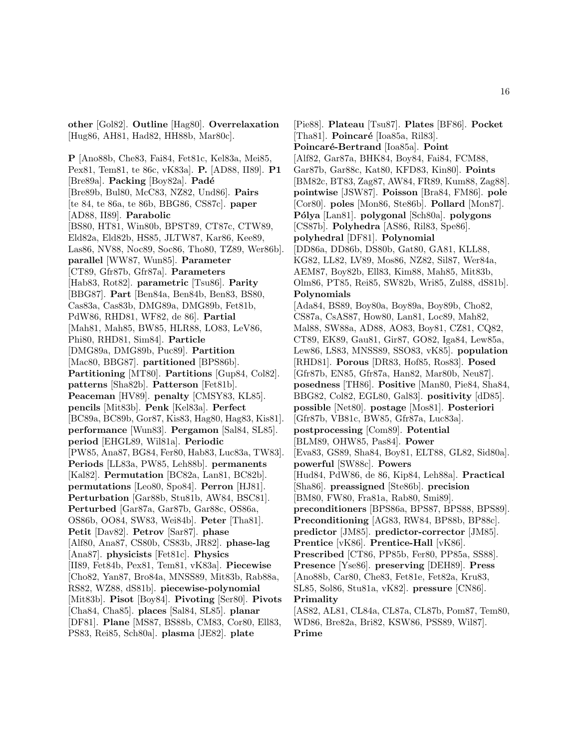**other** [Gol82]. **Outline** [Hag80]. **Overrelaxation** [Hug86, AH81, Had82, HH88b, Mar80c].

**P** [Ano88b, Che83, Fai84, Fet81c, Kel83a, Mei85, Pex81, Tem81, te 86c, vK83a]. **P.** [AD88, II89]. **P1** [Bre89a]. **Packing** [Boy82a]. **Padé** [Bre89b, Bul80, McC83, NZ82, Und86]. **Pairs** [te 84, te 86a, te 86b, BBG86, CS87c]. **paper** [AD88, II89]. **Parabolic** [BS80, HT81, Win80b, BPST89, CT87c, CTW89, Eld82a, Eld82b, HS85, JLTW87, Kar86, Kee89, Las86, NV88, Noc89, Soc86, Tho80, TZ89, Wer86b]. **parallel** [WW87, Wun85]. **Parameter** [CT89, Gfr87b, Gfr87a]. **Parameters** [Hab83, Rot82]. **parametric** [Tsu86]. **Parity** [BBG87]. **Part** [Ben84a, Ben84b, Ben83, BS80, Cas83a, Cas83b, DMG89a, DMG89b, Fet81b, PdW86, RHD81, WF82, de 86]. **Partial** [Mah81, Mah85, BW85, HLR88, LO83, LeV86, Phi80, RHD81, Sim84]. **Particle** [DMG89a, DMG89b, Puc89]. **Partition** [Mac80, BBG87]. **partitioned** [BPS86b]. **Partitioning** [MT80]. **Partitions** [Gup84, Col82]. **patterns** [Sha82b]. **Patterson** [Fet81b]. **Peaceman** [HV89]. **penalty** [CMSY83, KL85]. **pencils** [Mit83b]. **Penk** [Kel83a]. **Perfect** [BC89a, BC89b, Gor87, Kis83, Hag80, Hag83, Kis81]. **performance** [Wun83]. **Pergamon** [Sal84, SL85]. **period** [EHGL89, Wil81a]. **Periodic** [PW85, Ana87, BG84, Fer80, Hab83, Luc83a, TW83]. **Periods** [LL83a, PW85, Leh88b]. **permanents** [Kal82]. **Permutation** [BC82a, Lan81, BC82b]. **permutations** [Leo80, Spo84]. **Perron** [HJ81]. **Perturbation** [Gar88b, Stu81b, AW84, BSC81]. **Perturbed** [Gar87a, Gar87b, Gar88c, OS86a, OS86b, OO84, SW83, Wei84b]. **Peter** [Tha81]. **Petit** [Dav82]. **Petrov** [Sar87]. **phase** [Alf80, Ana87, CS80b, CS83b, JR82]. **phase-lag** [Ana87]. **physicists** [Fet81c]. **Physics** [II89, Fet84b, Pex81, Tem81, vK83a]. **Piecewise** [Cho82, Yan87, Bro84a, MNSS89, Mit83b, Rab88a, RS82, WZ88, dS81b]. **piecewise-polynomial** [Mit83b]. **Pisot** [Boy84]. **Pivoting** [Ser80]. **Pivots** [Cha84, Cha85]. **places** [Sal84, SL85]. **planar** [DF81]. **Plane** [MS87, BS88b, CM83, Cor80, Ell83, PS83, Rei85, Sch80a]. **plasma** [JE82]. **plate** [Pie88]. **Plateau** [Tsu87]. **Plates** [BF86]. **Pocket** [Tha81]. **Poincaré** [Ioa85a, Ril83]. **Poincaré-Bertrand** [Ioa85a]. **Point** [Alf82, Gar87a, BHK84, Boy84, Fai84, FCM88, Gar87b, Gar88c, Kat80, KFD83, Kin80]. **Points** [BM82c, BT83, Zag87, AW84, FR89, Kum88, Zag88]. **pointwise** [JSW87]. **Poisson** [Bra84, FM86]. **pole** [Cor80]. **poles** [Mon86, Ste86b]. **Pollard** [Mon87]. **Pólya** [Lan81]. **polygonal** [Sch80a]. **polygons** [CS87b]. **Polyhedra** [AS86, Ril83, Spe86]. **polyhedral** [DF81]. **Polynomial** [DD86a, DD86b, DS80b, Gat80, GA81, KLL88, KG82, LL82, LV89, Mos86, NZ82, Sil87, Wer84a, AEM87, Boy82b, Ell83, Kim88, Mah85, Mit83b, Olm86, PT85, Rei85, SW82b, Wri85, Zul88, dS81b]. **Polynomials** [Ada84, BS89, Boy80a, Boy89a, Boy89b, Cho82, CS87a, CsAS87, How80, Lan81, Loc89, Mah82, Mal88, SW88a, AD88, AO83, Boy81, CZ81, CQ82, CT89, EK89, Gau81, Gir87, GO82, Iga84, Lew85a, Lew86, LS83, MNSS89, SSO83, vK85]. **population** [RHD81]. **Porous** [DR83, Hof85, Ros83]. **Posed** [Gfr87b, EN85, Gfr87a, Han82, Mar80b, Neu87]. **posedness** [TH86]. **Positive** [Man80, Pie84, Sha84, BBG82, Col82, EGL80, Gal83]. **positivity** [dD85]. **possible** [Net80]. **postage** [Mos81]. **Posteriori** [Gfr87b, VB81c, BW85, Gfr87a, Luc83a]. **postprocessing** [Com89]. **Potential** [BLM89, OHW85, Pas84]. **Power** [Eva83, GS89, Sha84, Boy81, ELT88, GL82, Sid80a]. **powerful** [SW88c]. **Powers** [Hud84, PdW86, de 86, Kip84, Leh88a]. **Practical** [Sha86]. **preassigned** [Ste86b]. **precision** [BM80, FW80, Fra81a, Rab80, Smi89]. **preconditioners** [BPS86a, BPS87, BPS88, BPS89]. **Preconditioning** [AG83, RW84, BP88b, BP88c]. **predictor** [JM85]. **predictor-corrector** [JM85]. **Prentice** [vK86]. **Prentice-Hall** [vK86]. **Prescribed** [CT86, PP85b, Fer80, PP85a, SS88]. **Presence** [Yse86]. **preserving** [DEH89]. **Press** [Ano88b, Car80, Che83, Fet81e, Fet82a, Kru83, SL85, Sol86, Stu81a, vK82]. **pressure** [CN86]. **Primality** [AS82, AL81, CL84a, CL87a, CL87b, Pom87, Tem80, WD86, Bre82a, Bri82, KSW86, PSS89, Wil87]. **Prime**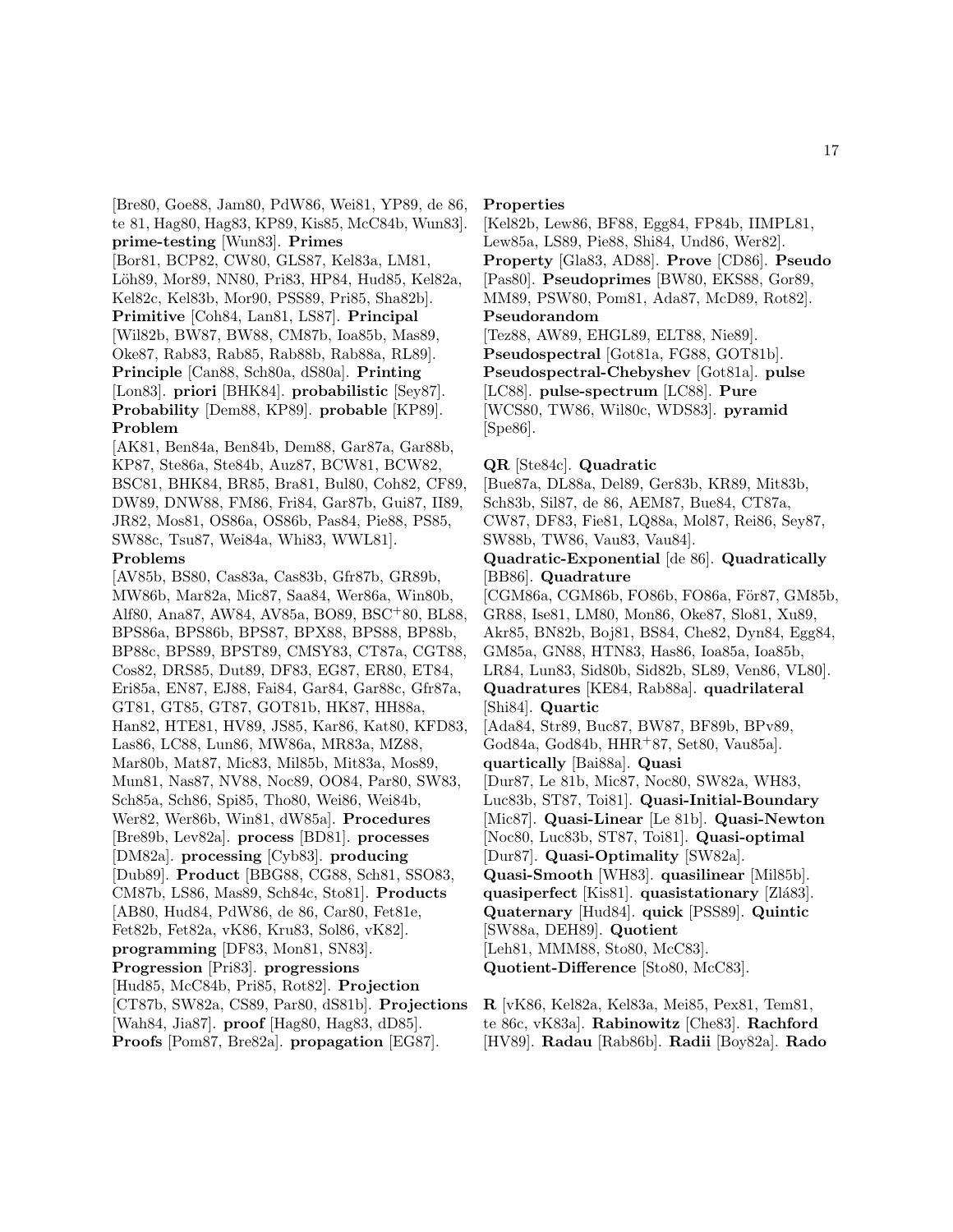[Bre80, Goe88, Jam80, PdW86, Wei81, YP89, de 86, te 81, Hag80, Hag83, KP89, Kis85, McC84b, Wun83]. **prime-testing** [Wun83]. **Primes** [Bor81, BCP82, CW80, GLS87, Kel83a, LM81, Löh89, Mor89, NN80, Pri83, HP84, Hud85, Kel82a, Kel82c, Kel83b, Mor90, PSS89, Pri85, Sha82b]. **Primitive** [Coh84, Lan81, LS87]. **Principal** [Wil82b, BW87, BW88, CM87b, Ioa85b, Mas89, Oke87, Rab83, Rab85, Rab88b, Rab88a, RL89]. **Principle** [Can88, Sch80a, dS80a]. **Printing** [Lon83]. **priori** [BHK84]. **probabilistic** [Sey87]. **Probability** [Dem88, KP89]. **probable** [KP89]. **Problem** [AK81, Ben84a, Ben84b, Dem88, Gar87a, Gar88b, KP87, Ste86a, Ste84b, Auz87, BCW81, BCW82, BSC81, BHK84, BR85, Bra81, Bul80, Coh82, CF89, DW89, DNW88, FM86, Fri84, Gar87b, Gui87, II89, JR82, Mos81, OS86a, OS86b, Pas84, Pie88, PS85, SW88c, Tsu87, Wei84a, Whi83, WWL81]. **Problems** [AV85b, BS80, Cas83a, Cas83b, Gfr87b, GR89b, MW86b, Mar82a, Mic87, Saa84, Wer86a, Win80b, Alf80, Ana87, AW84, AV85a, BO89, BSC+80, BL88, BPS86a, BPS86b, BPS87, BPX88, BPS88, BP88b, BP88c, BPS89, BPST89, CMSY83, CT87a, CGT88, Cos82, DRS85, Dut89, DF83, EG87, ER80, ET84, Eri85a, EN87, EJ88, Fai84, Gar84, Gar88c, Gfr87a, GT81, GT85, GT87, GOT81b, HK87, HH88a, Han82, HTE81, HV89, JS85, Kar86, Kat80, KFD83, Las86, LC88, Lun86, MW86a, MR83a, MZ88, Mar80b, Mat87, Mic83, Mil85b, Mit83a, Mos89, Mun81, Nas87, NV88, Noc89, OO84, Par80, SW83, Sch85a, Sch86, Spi85, Tho80, Wei86, Wei84b, Wer82, Wer86b, Win81, dW85a]. **Procedures** [Bre89b, Lev82a]. **process** [BD81]. **processes** [DM82a]. **processing** [Cyb83]. **producing** [Dub89]. **Product** [BBG88, CG88, Sch81, SSO83, CM87b, LS86, Mas89, Sch84c, Sto81]. **Products** [AB80, Hud84, PdW86, de 86, Car80, Fet81e, Fet82b, Fet82a, vK86, Kru83, Sol86, vK82]. **programming** [DF83, Mon81, SN83]. **Progression** [Pri83]. **progressions** [Hud85, McC84b, Pri85, Rot82]. **Projection** [CT87b, SW82a, CS89, Par80, dS81b]. **Projections** [Wah84, Jia87]. **proof** [Hag80, Hag83, dD85]. **Proofs** [Pom87, Bre82a]. **propagation** [EG87].

**Properties** [Kel82b, Lew86, BF88, Egg84, FP84b, IIMPL81, Lew85a, LS89, Pie88, Shi84, Und86, Wer82]. **Property** [Gla83, AD88]. **Prove** [CD86]. **Pseudo** [Pas80]. **Pseudoprimes** [BW80, EKS88, Gor89, MM89, PSW80, Pom81, Ada87, McD89, Rot82]. **Pseudorandom** [Tez88, AW89, EHGL89, ELT88, Nie89]. **Pseudospectral** [Got81a, FG88, GOT81b]. **Pseudospectral-Chebyshev** [Got81a]. **pulse** [LC88]. **pulse-spectrum** [LC88]. **Pure** [WCS80, TW86, Wil80c, WDS83]. **pyramid** [Spe86].

**QR** [Ste84c]. **Quadratic** [Bue87a, DL88a, Del89, Ger83b, KR89, Mit83b, Sch83b, Sil87, de 86, AEM87, Bue84, CT87a, CW87, DF83, Fie81, LQ88a, Mol87, Rei86, Sey87, SW88b, TW86, Vau83, Vau84]. **Quadratic-Exponential** [de 86]. **Quadratically** [BB86]. **Quadrature** [CGM86a, CGM86b, FO86b, FO86a, För87, GM85b, GR88, Ise81, LM80, Mon86, Oke87, Slo81, Xu89, Akr85, BN82b, Boj81, BS84, Che82, Dyn84, Egg84, GM85a, GN88, HTN83, Has86, Ioa85a, Ioa85b, LR84, Lun83, Sid80b, Sid82b, SL89, Ven86, VL80]. **Quadratures** [KE84, Rab88a]. **quadrilateral** [Shi84]. **Quartic** [Ada84, Str89, Buc87, BW87, BF89b, BPv89, God84a, God84b, HHR+87, Set80, Vau85a]. **quartically** [Bai88a]. **Quasi** [Dur87, Le 81b, Mic87, Noc80, SW82a, WH83, Luc83b, ST87, Toi81]. **Quasi-Initial-Boundary** [Mic87]. **Quasi-Linear** [Le 81b]. **Quasi-Newton** [Noc80, Luc83b, ST87, Toi81]. **Quasi-optimal** [Dur87]. **Quasi-Optimality** [SW82a]. **Quasi-Smooth** [WH83]. **quasilinear** [Mil85b]. **quasiperfect** [Kis81]. **quasistationary** [Zlá83]. **Quaternary** [Hud84]. **quick** [PSS89]. **Quintic** [SW88a, DEH89]. **Quotient** [Leh81, MMM88, Sto80, McC83]. **Quotient-Difference** [Sto80, McC83].

**R** [vK86, Kel82a, Kel83a, Mei85, Pex81, Tem81, te 86c, vK83a]. **Rabinowitz** [Che83]. **Rachford** [HV89]. **Radau** [Rab86b]. **Radii** [Boy82a]. **Rado**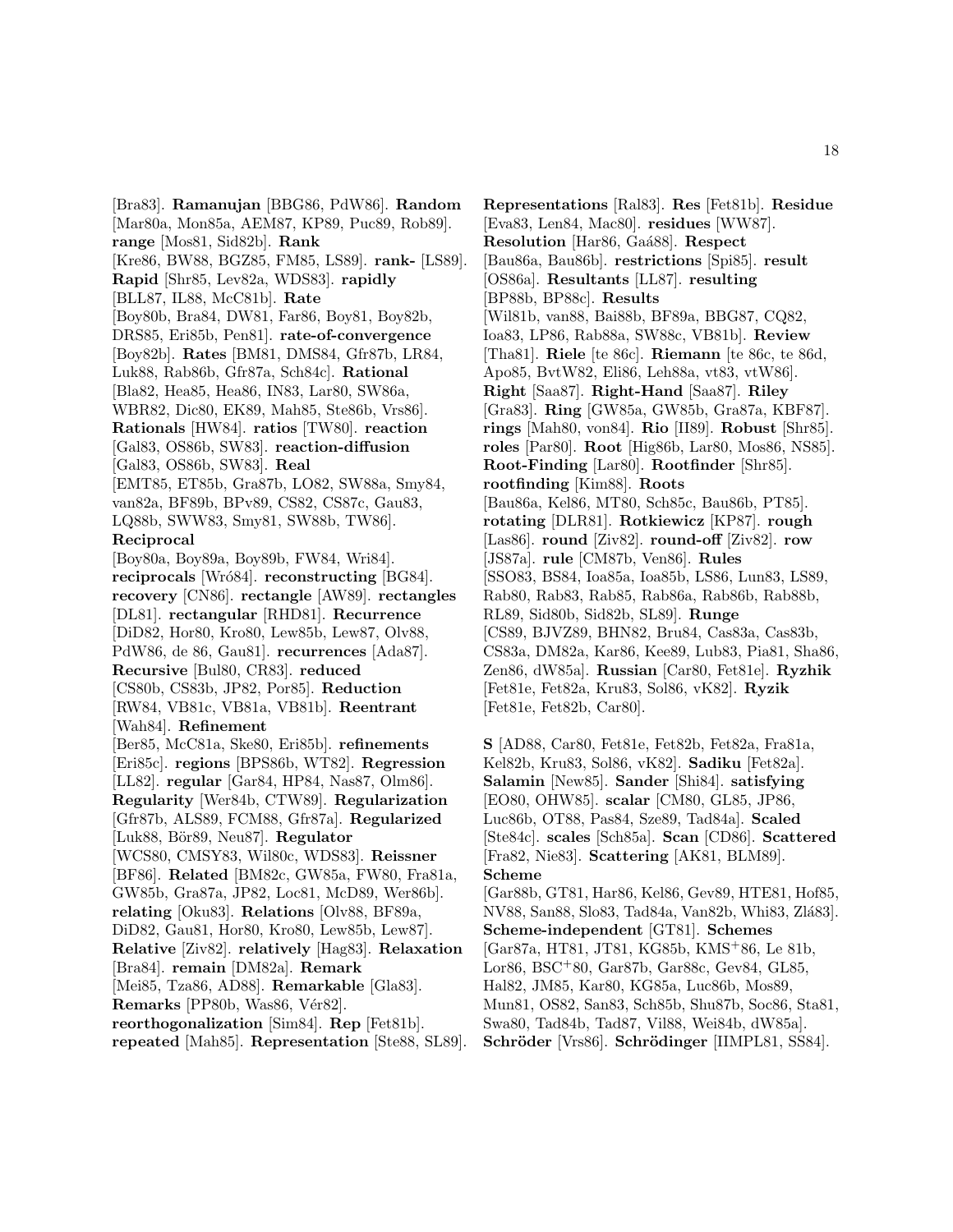[Bra83]. **Ramanujan** [BBG86, PdW86]. **Random** [Mar80a, Mon85a, AEM87, KP89, Puc89, Rob89]. **range** [Mos81, Sid82b]. **Rank** [Kre86, BW88, BGZ85, FM85, LS89]. **rank-** [LS89]. **Rapid** [Shr85, Lev82a, WDS83]. **rapidly** [BLL87, IL88, McC81b]. **Rate** [Boy80b, Bra84, DW81, Far86, Boy81, Boy82b, DRS85, Eri85b, Pen81]. **rate-of-convergence** [Boy82b]. **Rates** [BM81, DMS84, Gfr87b, LR84, Luk88, Rab86b, Gfr87a, Sch84c]. **Rational** [Bla82, Hea85, Hea86, IN83, Lar80, SW86a, WBR82, Dic80, EK89, Mah85, Ste86b, Vrs86]. **Rationals** [HW84]. **ratios** [TW80]. **reaction** [Gal83, OS86b, SW83]. **reaction-diffusion** [Gal83, OS86b, SW83]. **Real** [EMT85, ET85b, Gra87b, LO82, SW88a, Smy84, van82a, BF89b, BPv89, CS82, CS87c, Gau83, LQ88b, SWW83, Smy81, SW88b, TW86]. **Reciprocal** [Boy80a, Boy89a, Boy89b, FW84, Wri84]. **reciprocals** [Wró84]. **reconstructing** [BG84]. **recovery** [CN86]. **rectangle** [AW89]. **rectangles** [DL81]. **rectangular** [RHD81]. **Recurrence** [DiD82, Hor80, Kro80, Lew85b, Lew87, Olv88, PdW86, de 86, Gau81]. **recurrences** [Ada87]. **Recursive** [Bul80, CR83]. **reduced** [CS80b, CS83b, JP82, Por85]. **Reduction** [RW84, VB81c, VB81a, VB81b]. **Reentrant** [Wah84]. **Refinement** [Ber85, McC81a, Ske80, Eri85b]. **refinements** [Eri85c]. **regions** [BPS86b, WT82]. **Regression** [LL82]. **regular** [Gar84, HP84, Nas87, Olm86]. **Regularity** [Wer84b, CTW89]. **Regularization** [Gfr87b, ALS89, FCM88, Gfr87a]. **Regularized** [Luk88, Bör89, Neu87]. **Regulator** [WCS80, CMSY83, Wil80c, WDS83]. **Reissner** [BF86]. **Related** [BM82c, GW85a, FW80, Fra81a, GW85b, Gra87a, JP82, Loc81, McD89, Wer86b]. **relating** [Oku83]. **Relations** [Olv88, BF89a, DiD82, Gau81, Hor80, Kro80, Lew85b, Lew87]. **Relative** [Ziv82]. **relatively** [Hag83]. **Relaxation** [Bra84]. **remain** [DM82a]. **Remark** [Mei85, Tza86, AD88]. **Remarkable** [Gla83]. **Remarks** [PP80b, Was86, Vér82]. **reorthogonalization** [Sim84]. **Rep** [Fet81b]. **repeated** [Mah85]. **Representation** [Ste88, SL89]. **Representations** [Ral83]. **Res** [Fet81b]. **Residue** [Eva83, Len84, Mac80]. **residues** [WW87]. **Resolution** [Har86, Gaá88]. **Respect** [Bau86a, Bau86b]. **restrictions** [Spi85]. **result** [OS86a]. **Resultants** [LL87]. **resulting** [BP88b, BP88c]. **Results** [Wil81b, van88, Bai88b, BF89a, BBG87, CQ82, Ioa83, LP86, Rab88a, SW88c, VB81b]. **Review** [Tha81]. **Riele** [te 86c]. **Riemann** [te 86c, te 86d, Apo85, BvtW82, Eli86, Leh88a, vt83, vtW86]. **Right** [Saa87]. **Right-Hand** [Saa87]. **Riley** [Gra83]. **Ring** [GW85a, GW85b, Gra87a, KBF87]. **rings** [Mah80, von84]. **Rio** [II89]. **Robust** [Shr85]. **roles** [Par80]. **Root** [Hig86b, Lar80, Mos86, NS85]. **Root-Finding** [Lar80]. **Rootfinder** [Shr85]. **rootfinding** [Kim88]. **Roots** [Bau86a, Kel86, MT80, Sch85c, Bau86b, PT85]. **rotating** [DLR81]. **Rotkiewicz** [KP87]. **rough** [Las86]. **round** [Ziv82]. **round-off** [Ziv82]. **row** [JS87a]. **rule** [CM87b, Ven86]. **Rules** [SSO83, BS84, Ioa85a, Ioa85b, LS86, Lun83, LS89, Rab80, Rab83, Rab85, Rab86a, Rab86b, Rab88b, RL89, Sid80b, Sid82b, SL89]. **Runge** [CS89, BJVZ89, BHN82, Bru84, Cas83a, Cas83b, CS83a, DM82a, Kar86, Kee89, Lub83, Pia81, Sha86, Zen86, dW85a]. **Russian** [Car80, Fet81e]. **Ryzhik** [Fet81e, Fet82a, Kru83, Sol86, vK82]. **Ryzik** [Fet81e, Fet82b, Car80].

**S** [AD88, Car80, Fet81e, Fet82b, Fet82a, Fra81a, Kel82b, Kru83, Sol86, vK82]. **Sadiku** [Fet82a]. **Salamin** [New85]. **Sander** [Shi84]. **satisfying** [EO80, OHW85]. **scalar** [CM80, GL85, JP86, Luc86b, OT88, Pas84, Sze89, Tad84a]. **Scaled** [Ste84c]. **scales** [Sch85a]. **Scan** [CD86]. **Scattered** [Fra82, Nie83]. **Scattering** [AK81, BLM89]. **Scheme** [Gar88b, GT81, Har86, Kel86, Gev89, HTE81, Hof85, NV88, San88, Slo83, Tad84a, Van82b, Whi83, Zlá83]. **Scheme-independent** [GT81]. **Schemes** [Gar87a, HT81, JT81, KG85b, KMS+86, Le 81b, Lor86, BSC+80, Gar87b, Gar88c, Gev84, GL85, Hal82, JM85, Kar80, KG85a, Luc86b, Mos89, Mun81, OS82, San83, Sch85b, Shu87b, Soc86, Sta81, Swa80, Tad84b, Tad87, Vil88, Wei84b, dW85a]. **Schröder** [Vrs86]. **Schrödinger** [IIMPL81, SS84].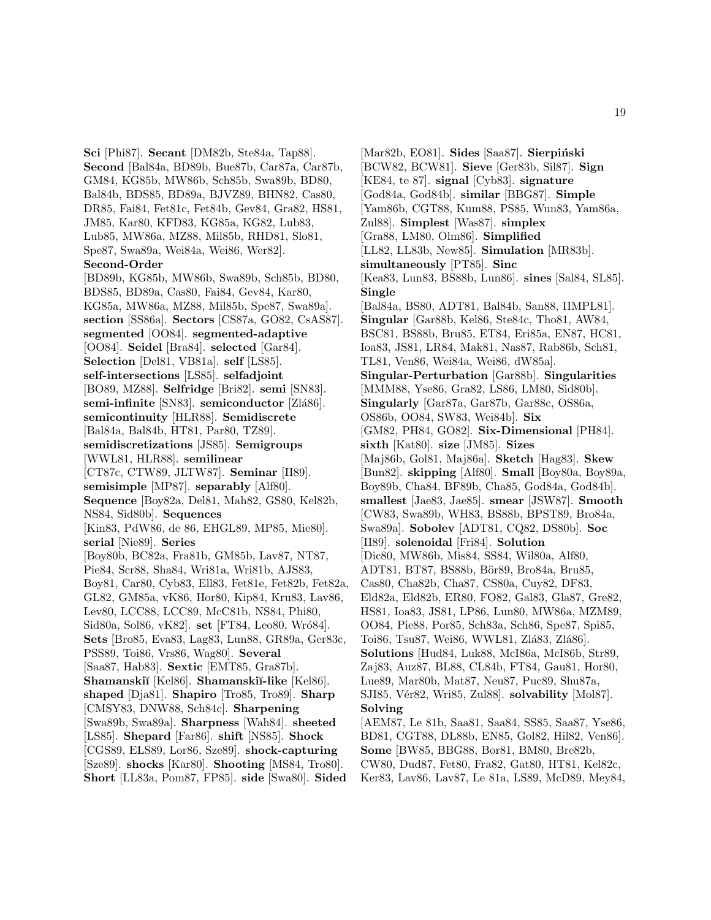**Sci** [Phi87]. **Secant** [DM82b, Ste84a, Tap88]. **Second** [Bal84a, BD89b, Bue87b, Car87a, Car87b, GM84, KG85b, MW86b, Sch85b, Swa89b, BD80, Bal84b, BDS85, BD89a, BJVZ89, BHN82, Cas80, DR85, Fai84, Fet81c, Fet84b, Gev84, Gra82, HS81, JM85, Kar80, KFD83, KG85a, KG82, Lub83, Lub85, MW86a, MZ88, Mil85b, RHD81, Slo81, Spe87, Swa89a, Wei84a, Wei86, Wer82]. **Second-Order** [BD89b, KG85b, MW86b, Swa89b, Sch85b, BD80, BDS85, BD89a, Cas80, Fai84, Gev84, Kar80, KG85a, MW86a, MZ88, Mil85b, Spe87, Swa89a]. **section** [SS86a]. **Sectors** [CS87a, GO82, CsAS87]. **segmented** [OO84]. **segmented-adaptive** [OO84]. **Seidel** [Bra84]. **selected** [Gar84]. **Selection** [Del81, VB81a]. **self** [LS85]. **self-intersections** [LS85]. **selfadjoint** [BO89, MZ88]. **Selfridge** [Bri82]. **semi** [SN83]. **semi-infinite** [SN83]. **semiconductor** [Zlá86]. **semicontinuity** [HLR88]. **Semidiscrete** [Bal84a, Bal84b, HT81, Par80, TZ89]. **semidiscretizations** [JS85]. **Semigroups** [WWL81, HLR88]. **semilinear** [CT87c, CTW89, JLTW87]. **Seminar** [II89]. **semisimple** [MP87]. **separably** [Alf80]. **Sequence** [Boy82a, Del81, Mah82, GS80, Kel82b, NS84, Sid80b]. **Sequences** [Kin83, PdW86, de 86, EHGL89, MP85, Mie80]. **serial** [Nie89]. **Series** [Boy80b, BC82a, Fra81b, GM85b, Lav87, NT87, Pie84, Scr88, Sha84, Wri81a, Wri81b, AJS83, Boy81, Car80, Cyb83, Ell83, Fet81e, Fet82b, Fet82a, GL82, GM85a, vK86, Hor80, Kip84, Kru83, Lav86, Lev80, LCC88, LCC89, McC81b, NS84, Phi80, Sid80a, Sol86, vK82]. **set** [FT84, Leo80, Wró84]. **Sets** [Bro85, Eva83, Lag83, Lun88, GR89a, Ger83c, PSS89, Toi86, Vrs86, Wag80]. **Several** [Saa87, Hab83]. **Sextic** [EMT85, Gra87b]. **Shamanskiĭ** [Kel86]. **Shamanskiĭ-like** [Kel86]. **shaped** [Dja81]. **Shapiro** [Tro85, Tro89]. **Sharp** [CMSY83, DNW88, Sch84c]. **Sharpening** [Swa89b, Swa89a]. **Sharpness** [Wah84]. **sheeted** [LS85]. **Shepard** [Far86]. **shift** [NS85]. **Shock** [CGS89, ELS89, Lor86, Sze89]. **shock-capturing** [Sze89]. **shocks** [Kar80]. **Shooting** [MS84, Tro80]. **Short** [LL83a, Pom87, FP85]. **side** [Swa80]. **Sided** [Mar82b, EO81]. **Sides** [Saa87]. **Sierpiński** [BCW82, BCW81]. **Sieve** [Ger83b, Sil87]. **Sign** [KE84, te 87]. **signal** [Cyb83]. **signature** [God84a, God84b]. **similar** [BBG87]. **Simple** [Yam86b, CGT88, Kum88, PS85, Wun83, Yam86a, Zul88]. **Simplest** [Was87]. **simplex** [Gra88, LM80, Olm86]. **Simplified** [LL82, LL83b, New85]. **Simulation** [MR83b]. **simultaneously** [PT85]. **Sinc** [Kea83, Lun83, BS88b, Lun86]. **sines** [Sal84, SL85]. **Single** [Bal84a, BS80, ADT81, Bal84b, San88, IIMPL81]. **Singular** [Gar88b, Kel86, Ste84c, Tho81, AW84, BSC81, BS88b, Bru85, ET84, Eri85a, EN87, HC81, Ioa83, JS81, LR84, Mak81, Nas87, Rab86b, Sch81, TL81, Ven86, Wei84a, Wei86, dW85a]. **Singular-Perturbation** [Gar88b]. **Singularities** [MMM88, Yse86, Gra82, LS86, LM80, Sid80b]. **Singularly** [Gar87a, Gar87b, Gar88c, OS86a, OS86b, OO84, SW83, Wei84b]. **Six** [GM82, PH84, GO82]. **Six-Dimensional** [PH84]. **sixth** [Kat80]. **size** [JM85]. **Sizes** [Maj86b, Gol81, Maj86a]. **Sketch** [Hag83]. **Skew** [Bun82]. **skipping** [Alf80]. **Small** [Boy80a, Boy89a, Boy89b, Cha84, Cha85, God84a, God84b]. **smallest** [Jae83, Jae85]. **smear** [JSW87]. **Smooth** [CW83, Swa89b, WH83, BS88b, BPST89, Bro84a, Swa89a]. **Sobolev** [ADT81, CQ82, DS80b]. **Soc** [II89]. **solenoidal** [Fri84]. **Solution** [Dic80, MW86b, Mis84, SS84, Wil80a, Alf80, ADT81, BT87, BS88b, Bör89, Bro84a, Bru85, Cas80, Cha82b, Cha87, CS80a, Cuy82, DF83, Eld82a, Eld82b, ER80, FO82, Gal83, Gla87, Gre82, HS81, Ioa83, JS81, LP86, Lun80, MW86a, MZM89, OO84, Pie88, Por85, Sch83a, Sch86, Spe87, Spi85, Toi86, Tsu87, Wei86, WWL81, Zlá83, Zlá86]. **Solutions** [Hud84, Luk88, McI86a, McI86b, Str89, Zaj83, Auz87, BL88, CL84b, FT84, Gau81, Hor80, Lue89, Mar80b, Mat87, Neu87, Puc89, Shu87a, SJI85, Vér82, Wri85, Zul88]. **solvability** [Mol87]. **Solving** [AEM87, Le 81b, Saa81, Saa84, SS85, Saa87, Yse86, BD81, CGT88, DL88b, EN85, Gol82, Hil82, Ven86]. **Some** [BW85, BBG88, Bor81, BM80, Bre82b, CW80, Dud87, Fet80, Fra82, Gat80, HT81, Kel82c, Ker83, Lav86, Lav87, Le 81a, LS89, McD89, Mey84,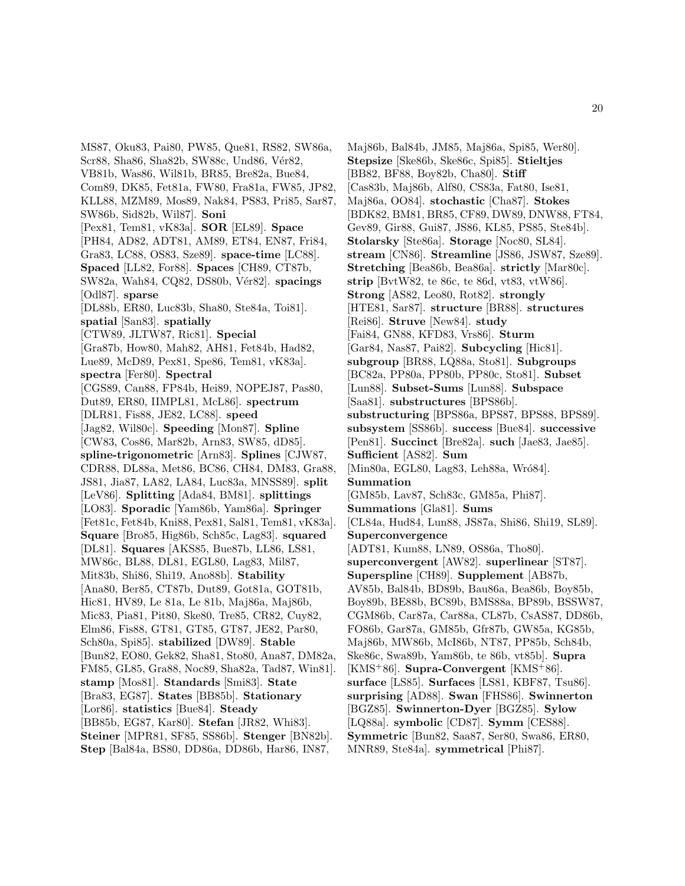MS87, Oku83, Pai80, PW85, Que81, RS82, SW86a, Scr88, Sha86, Sha82b, SW88c, Und86, Vér82, VB81b, Was86, Wil81b, BR85, Bre82a, Bue84, Com89, DK85, Fet81a, FW80, Fra81a, FW85, JP82, KLL88, MZM89, Mos89, Nak84, PS83, Pri85, Sar87, SW86b, Sid82b, Wil87]. **Soni** [Pex81, Tem81, vK83a]. **SOR** [EL89]. **Space** [PH84, AD82, ADT81, AM89, ET84, EN87, Fri84, Gra83, LC88, OS83, Sze89]. **space-time** [LC88]. **Spaced** [LL82, For88]. **Spaces** [CH89, CT87b, SW82a, Wah84, CQ82, DS80b, Vér82]. **spacings** [Odl87]. **sparse** [DL88b, ER80, Luc83b, Sha80, Ste84a, Toi81]. **spatial** [San83]. **spatially** [CTW89, JLTW87, Ric81]. **Special** [Gra87b, How80, Mah82, AH81, Fet84b, Had82, Lue89, McD89, Pex81, Spe86, Tem81, vK83a]. **spectra** [Fer80]. **Spectral** [CGS89, Can88, FP84b, Hei89, NOPEJ87, Pas80, Dut89, ER80, IIMPL81, McL86]. **spectrum** [DLR81, Fis88, JE82, LC88]. **speed** [Jag82, Wil80c]. **Speeding** [Mon87]. **Spline** [CW83, Cos86, Mar82b, Arn83, SW85, dD85]. **spline-trigonometric** [Arn83]. **Splines** [CJW87, CDR88, DL88a, Met86, BC86, CH84, DM83, Gra88, JS81, Jia87, LA82, LA84, Luc83a, MNSS89]. **split** [LeV86]. **Splitting** [Ada84, BM81]. **splittings** [LO83]. **Sporadic** [Yam86b, Yam86a]. **Springer** [Fet81c, Fet84b, Kni88, Pex81, Sal81, Tem81, vK83a]. **Square** [Bro85, Hig86b, Sch85c, Lag83]. **squared** [DL81]. **Squares** [AKS85, Bue87b, LL86, LS81, MW86c, BL88, DL81, EGL80, Lag83, Mil87, Mit83b, Shi86, Shi19, Ano88b]. **Stability** [Ana80, Ber85, CT87b, Dut89, Got81a, GOT81b, Hic81, HV89, Le 81a, Le 81b, Maj86a, Maj86b, Mic83, Pia81, Pit80, Ske80, Tre85, CR82, Cuy82, Elm86, Fis88, GT81, GT85, GT87, JE82, Par80, Sch80a, Spi85]. **stabilized** [DW89]. **Stable** [Bun82, EO80, Gek82, Sha81, Sto80, Ana87, DM82a, FM85, GL85, Gra88, Noc89, Sha82a, Tad87, Win81]. **stamp** [Mos81]. **Standards** [Smi83]. **State** [Bra83, EG87]. **States** [BB85b]. **Stationary** [Lor86]. **statistics** [Bue84]. **Steady** [BB85b, EG87, Kar80]. **Stefan** [JR82, Whi83]. **Steiner** [MPR81, SF85, SS86b]. **Stenger** [BN82b]. **Step** [Bal84a, BS80, DD86a, DD86b, Har86, IN87, Maj86b, Bal84b, JM85, Maj86a, Spi85, Wer80]. **Stepsize** [Ske86b, Ske86c, Spi85]. **Stieltjes** [BB82, BF88, Boy82b, Cha80]. **Stiff** [Cas83b, Maj86b, Alf80, CS83a, Fat80, Ise81, Maj86a, OO84]. **stochastic** [Cha87]. **Stokes** [BDK82, BM81, BR85, CF89, DW89, DNW88, FT84, Gev89, Gir88, Gui87, JS86, KL85, PS85, Ste84b]. **Stolarsky** [Ste86a]. **Storage** [Noc80, SL84]. **stream** [CN86]. **Streamline** [JS86, JSW87, Sze89]. **Stretching** [Bea86b, Bea86a]. **strictly** [Mar80c]. **strip** [BvtW82, te 86c, te 86d, vt83, vtW86]. **Strong** [AS82, Leo80, Rot82]. **strongly** [HTE81, Sar87]. **structure** [BR88]. **structures** [Rei86]. **Struve** [New84]. **study** [Fai84, GN88, KFD83, Vrs86]. **Sturm** [Gar84, Nas87, Pai82]. **Subcycling** [Hic81]. **subgroup** [BR88, LQ88a, Sto81]. **Subgroups** [BC82a, PP80a, PP80b, PP80c, Sto81]. **Subset** [Lun88]. **Subset-Sums** [Lun88]. **Subspace** [Saa81]. **substructures** [BPS86b]. **substructuring** [BPS86a, BPS87, BPS88, BPS89]. **subsystem** [SS86b]. **success** [Bue84]. **successive** [Pen81]. **Succinct** [Bre82a]. **such** [Jae83, Jae85]. **Sufficient** [AS82]. **Sum** [Min80a, EGL80, Lag83, Leh88a, Wró84]. **Summation** [GM85b, Lav87, Sch83c, GM85a, Phi87]. **Summations** [Gla81]. **Sums** [CL84a, Hud84, Lun88, JS87a, Shi86, Shi19, SL89]. **Superconvergence** [ADT81, Kum88, LN89, OS86a, Tho80]. **superconvergent** [AW82]. **superlinear** [ST87]. **Superspline** [CH89]. **Supplement** [AB87b, AV85b, Bal84b, BD89b, Bau86a, Bea86b, Boy85b, Boy89b, BE88b, BC89b, BMS88a, BP89b, BSSW87, CGM86b, Car87a, Car88a, CL87b, CsAS87, DD86b, FO86b, Gar87a, GM85b, Gfr87b, GW85a, KG85b, Maj86b, MW86b, McI86b, NT87, PP85b, Sch84b, Ske86c, Swa89b, Yam86b, te 86b, vt85b]. **Supra** [KMS+86]. **Supra-Convergent** [KMS+86]. **surface** [LS85]. **Surfaces** [LS81, KBF87, Tsu86]. **surprising** [AD88]. **Swan** [FHS86]. **Swinnerton** [BGZ85]. **Swinnerton-Dyer** [BGZ85]. **Sylow** [LQ88a]. **symbolic** [CD87]. **Symm** [CES88]. **Symmetric** [Bun82, Saa87, Ser80, Swa86, ER80, MNR89, Ste84a]. **symmetrical** [Phi87].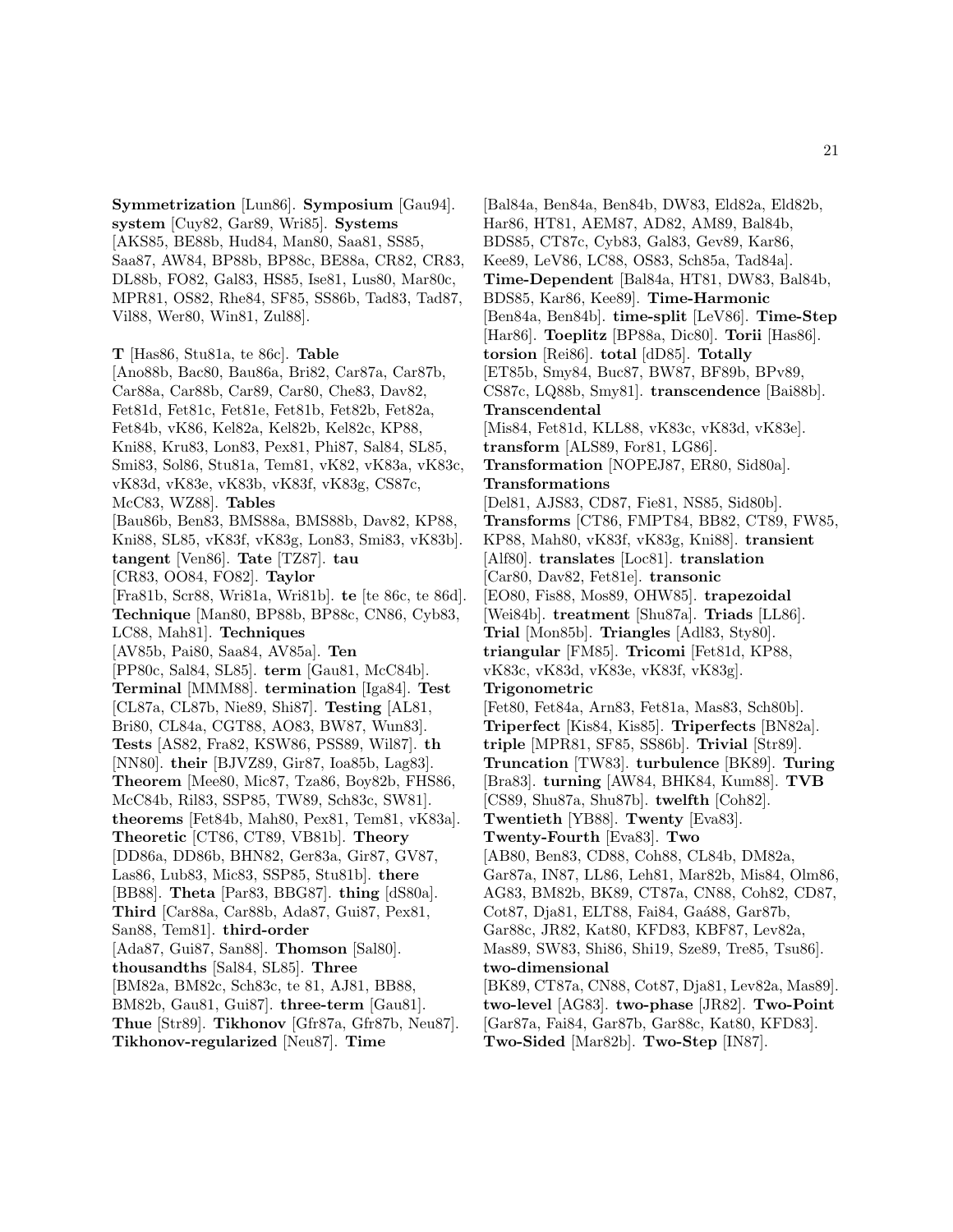**Symmetrization** [Lun86]. **Symposium** [Gau94]. **system** [Cuy82, Gar89, Wri85]. **Systems** [AKS85, BE88b, Hud84, Man80, Saa81, SS85, Saa87, AW84, BP88b, BP88c, BE88a, CR82, CR83, DL88b, FO82, Gal83, HS85, Ise81, Lus80, Mar80c, MPR81, OS82, Rhe84, SF85, SS86b, Tad83, Tad87, Vil88, Wer80, Win81, Zul88].

**T** [Has86, Stu81a, te 86c]. **Table** [Ano88b, Bac80, Bau86a, Bri82, Car87a, Car87b, Car88a, Car88b, Car89, Car80, Che83, Dav82, Fet81d, Fet81c, Fet81e, Fet81b, Fet82b, Fet82a, Fet84b, vK86, Kel82a, Kel82b, Kel82c, KP88, Kni88, Kru83, Lon83, Pex81, Phi87, Sal84, SL85, Smi83, Sol86, Stu81a, Tem81, vK82, vK83a, vK83c, vK83d, vK83e, vK83b, vK83f, vK83g, CS87c, McC83, WZ88]. **Tables** [Bau86b, Ben83, BMS88a, BMS88b, Dav82, KP88, Kni88, SL85, vK83f, vK83g, Lon83, Smi83, vK83b]. **tangent** [Ven86]. **Tate** [TZ87]. **tau** [CR83, OO84, FO82]. **Taylor** [Fra81b, Scr88, Wri81a, Wri81b]. **te** [te 86c, te 86d]. **Technique** [Man80, BP88b, BP88c, CN86, Cyb83, LC88, Mah81]. **Techniques** [AV85b, Pai80, Saa84, AV85a]. **Ten** [PP80c, Sal84, SL85]. **term** [Gau81, McC84b]. **Terminal** [MMM88]. **termination** [Iga84]. **Test** [CL87a, CL87b, Nie89, Shi87]. **Testing** [AL81, Bri80, CL84a, CGT88, AO83, BW87, Wun83]. **Tests** [AS82, Fra82, KSW86, PSS89, Wil87]. **th** [NN80]. **their** [BJVZ89, Gir87, Ioa85b, Lag83]. **Theorem** [Mee80, Mic87, Tza86, Boy82b, FHS86, McC84b, Ril83, SSP85, TW89, Sch83c, SW81]. **theorems** [Fet84b, Mah80, Pex81, Tem81, vK83a]. **Theoretic** [CT86, CT89, VB81b]. **Theory** [DD86a, DD86b, BHN82, Ger83a, Gir87, GV87, Las86, Lub83, Mic83, SSP85, Stu81b]. **there** [BB88]. **Theta** [Par83, BBG87]. **thing** [dS80a]. **Third** [Car88a, Car88b, Ada87, Gui87, Pex81, San88, Tem81]. **third-order** [Ada87, Gui87, San88]. **Thomson** [Sal80]. **thousandths** [Sal84, SL85]. **Three** [BM82a, BM82c, Sch83c, te 81, AJ81, BB88, BM82b, Gau81, Gui87]. **three-term** [Gau81]. **Thue** [Str89]. **Tikhonov** [Gfr87a, Gfr87b, Neu87]. **Tikhonov-regularized** [Neu87]. **Time** [Bal84a, Ben84a, Ben84b, DW83, Eld82a, Eld82b, Har86, HT81, AEM87, AD82, AM89, Bal84b, BDS85, CT87c, Cyb83, Gal83, Gev89, Kar86, Kee89, LeV86, LC88, OS83, Sch85a, Tad84a]. **Time-Dependent** [Bal84a, HT81, DW83, Bal84b, BDS85, Kar86, Kee89]. **Time-Harmonic** [Ben84a, Ben84b]. **time-split** [LeV86]. **Time-Step** [Har86]. **Toeplitz** [BP88a, Dic80]. **Torii** [Has86]. **torsion** [Rei86]. **total** [dD85]. **Totally** [ET85b, Smy84, Buc87, BW87, BF89b, BPv89, CS87c, LQ88b, Smy81]. **transcendence** [Bai88b]. **Transcendental** [Mis84, Fet81d, KLL88, vK83c, vK83d, vK83e]. **transform** [ALS89, For81, LG86]. **Transformation** [NOPEJ87, ER80, Sid80a]. **Transformations** [Del81, AJS83, CD87, Fie81, NS85, Sid80b]. **Transforms** [CT86, FMPT84, BB82, CT89, FW85, KP88, Mah80, vK83f, vK83g, Kni88]. **transient** [Alf80]. **translates** [Loc81]. **translation** [Car80, Dav82, Fet81e]. **transonic** [EO80, Fis88, Mos89, OHW85]. **trapezoidal** [Wei84b]. **treatment** [Shu87a]. **Triads** [LL86]. **Trial** [Mon85b]. **Triangles** [Adl83, Sty80]. **triangular** [FM85]. **Tricomi** [Fet81d, KP88, vK83c, vK83d, vK83e, vK83f, vK83g]. **Trigonometric** [Fet80, Fet84a, Arn83, Fet81a, Mas83, Sch80b]. **Triperfect** [Kis84, Kis85]. **Triperfects** [BN82a]. **triple** [MPR81, SF85, SS86b]. **Trivial** [Str89]. **Truncation** [TW83]. **turbulence** [BK89]. **Turing** [Bra83]. **turning** [AW84, BHK84, Kum88]. **TVB** [CS89, Shu87a, Shu87b]. **twelfth** [Coh82]. **Twentieth** [YB88]. **Twenty** [Eva83]. **Twenty-Fourth** [Eva83]. **Two** [AB80, Ben83, CD88, Coh88, CL84b, DM82a, Gar87a, IN87, LL86, Leh81, Mar82b, Mis84, Olm86, AG83, BM82b, BK89, CT87a, CN88, Coh82, CD87, Cot87, Dja81, ELT88, Fai84, Gaá88, Gar87b, Gar88c, JR82, Kat80, KFD83, KBF87, Lev82a, Mas89, SW83, Shi86, Shi19, Sze89, Tre85, Tsu86]. **two-dimensional** [BK89, CT87a, CN88, Cot87, Dja81, Lev82a, Mas89]. **two-level** [AG83]. **two-phase** [JR82]. **Two-Point** [Gar87a, Fai84, Gar87b, Gar88c, Kat80, KFD83]. **Two-Sided** [Mar82b]. **Two-Step** [IN87].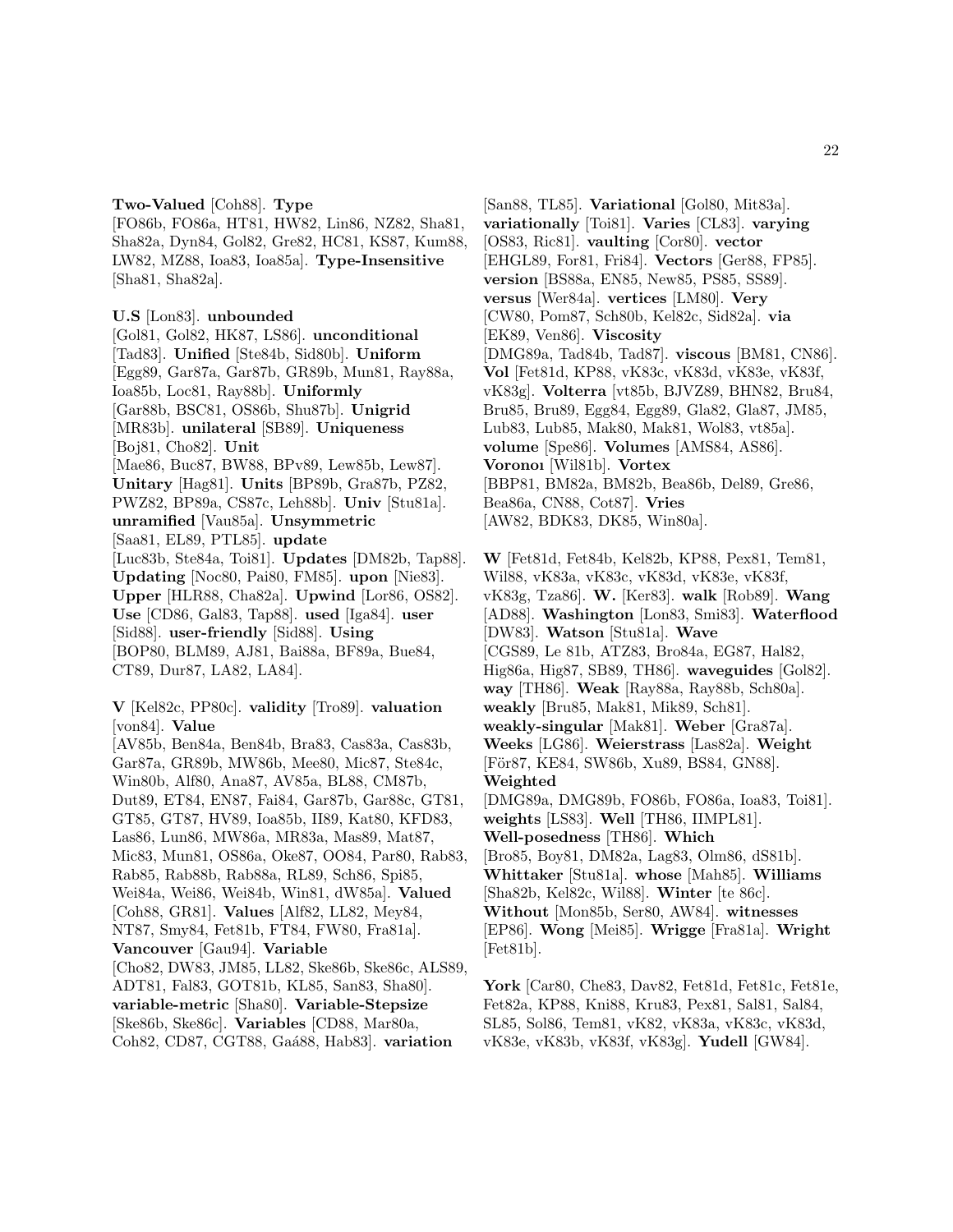**Two-Valued** [Coh88]. **Type** [FO86b, FO86a, HT81, HW82, Lin86, NZ82, Sha81, Sha82a, Dyn84, Gol82, Gre82, HC81, KS87, Kum88, LW82, MZ88, Ioa83, Ioa85a]. **Type-Insensitive** [Sha81, Sha82a].

**U.S** [Lon83]. **unbounded** [Gol81, Gol82, HK87, LS86]. **unconditional** [Tad83]. **Unified** [Ste84b, Sid80b]. **Uniform** [Egg89, Gar87a, Gar87b, GR89b, Mun81, Ray88a, Ioa85b, Loc81, Ray88b]. **Uniformly** [Gar88b, BSC81, OS86b, Shu87b]. **Unigrid** [MR83b]. **unilateral** [SB89]. **Uniqueness** [Boj81, Cho82]. **Unit** [Mae86, Buc87, BW88, BPv89, Lew85b, Lew87]. **Unitary** [Hag81]. **Units** [BP89b, Gra87b, PZ82, PWZ82, BP89a, CS87c, Leh88b]. **Univ** [Stu81a]. **unramified** [Vau85a]. **Unsymmetric** [Saa81, EL89, PTL85]. **update** [Luc83b, Ste84a, Toi81]. **Updates** [DM82b, Tap88]. **Updating** [Noc80, Pai80, FM85]. **upon** [Nie83]. **Upper** [HLR88, Cha82a]. **Upwind** [Lor86, OS82]. **Use** [CD86, Gal83, Tap88]. **used** [Iga84]. **user** [Sid88]. **user-friendly** [Sid88]. **Using** [BOP80, BLM89, AJ81, Bai88a, BF89a, Bue84, CT89, Dur87, LA82, LA84].

**V** [Kel82c, PP80c]. **validity** [Tro89]. **valuation** [von84]. **Value** [AV85b, Ben84a, Ben84b, Bra83, Cas83a, Cas83b, Gar87a, GR89b, MW86b, Mee80, Mic87, Ste84c, Win80b, Alf80, Ana87, AV85a, BL88, CM87b, Dut89, ET84, EN87, Fai84, Gar87b, Gar88c, GT81, GT85, GT87, HV89, Ioa85b, II89, Kat80, KFD83, Las86, Lun86, MW86a, MR83a, Mas89, Mat87, Mic83, Mun81, OS86a, Oke87, OO84, Par80, Rab83, Rab85, Rab88b, Rab88a, RL89, Sch86, Spi85, Wei84a, Wei86, Wei84b, Win81, dW85a]. **Valued** [Coh88, GR81]. **Values** [Alf82, LL82, Mey84, NT87, Smy84, Fet81b, FT84, FW80, Fra81a]. **Vancouver** [Gau94]. **Variable** [Cho82, DW83, JM85, LL82, Ske86b, Ske86c, ALS89, ADT81, Fal83, GOT81b, KL85, San83, Sha80]. **variable-metric** [Sha80]. **Variable-Stepsize** [Ske86b, Ske86c]. **Variables** [CD88, Mar80a, Coh82, CD87, CGT88, Gaá88, Hab83]. **variation** [San88, TL85]. **Variational** [Gol80, Mit83a]. **variationally** [Toi81]. **Varies** [CL83]. **varying** [OS83, Ric81]. **vaulting** [Cor80]. **vector** [EHGL89, For81, Fri84]. **Vectors** [Ger88, FP85]. **version** [BS88a, EN85, New85, PS85, SS89]. **versus** [Wer84a]. **vertices** [LM80]. **Very** [CW80, Pom87, Sch80b, Kel82c, Sid82a]. **via** [EK89, Ven86]. **Viscosity** [DMG89a, Tad84b, Tad87]. **viscous** [BM81, CN86]. **Vol** [Fet81d, KP88, vK83c, vK83d, vK83e, vK83f, vK83g]. **Volterra** [vt85b, BJVZ89, BHN82, Bru84, Bru85, Bru89, Egg84, Egg89, Gla82, Gla87, JM85, Lub83, Lub85, Mak80, Mak81, Wol83, vt85a]. **volume** [Spe86]. **Volumes** [AMS84, AS86]. **Voronoı** [Wil81b]. **Vortex** [BBP81, BM82a, BM82b, Bea86b, Del89, Gre86, Bea86a, CN88, Cot87]. **Vries** [AW82, BDK83, DK85, Win80a].

**W** [Fet81d, Fet84b, Kel82b, KP88, Pex81, Tem81, Wil88, vK83a, vK83c, vK83d, vK83e, vK83f, vK83g, Tza86]. **W.** [Ker83]. **walk** [Rob89]. **Wang** [AD88]. **Washington** [Lon83, Smi83]. **Waterflood** [DW83]. **Watson** [Stu81a]. **Wave** [CGS89, Le 81b, ATZ83, Bro84a, EG87, Hal82, Hig86a, Hig87, SB89, TH86]. **waveguides** [Gol82]. **way** [TH86]. **Weak** [Ray88a, Ray88b, Sch80a]. **weakly** [Bru85, Mak81, Mik89, Sch81]. **weakly-singular** [Mak81]. **Weber** [Gra87a]. **Weeks** [LG86]. **Weierstrass** [Las82a]. **Weight** [För87, KE84, SW86b, Xu89, BS84, GN88]. **Weighted** [DMG89a, DMG89b, FO86b, FO86a, Ioa83, Toi81]. **weights** [LS83]. **Well** [TH86, IIMPL81]. **Well-posedness** [TH86]. **Which** [Bro85, Boy81, DM82a, Lag83, Olm86, dS81b]. **Whittaker** [Stu81a]. **whose** [Mah85]. **Williams** [Sha82b, Kel82c, Wil88]. **Winter** [te 86c]. **Without** [Mon85b, Ser80, AW84]. **witnesses** [EP86]. **Wong** [Mei85]. **Wrigge** [Fra81a]. **Wright** [Fet81b].

**York** [Car80, Che83, Dav82, Fet81d, Fet81c, Fet81e, Fet82a, KP88, Kni88, Kru83, Pex81, Sal81, Sal84, SL85, Sol86, Tem81, vK82, vK83a, vK83c, vK83d, vK83e, vK83b, vK83f, vK83g]. **Yudell** [GW84].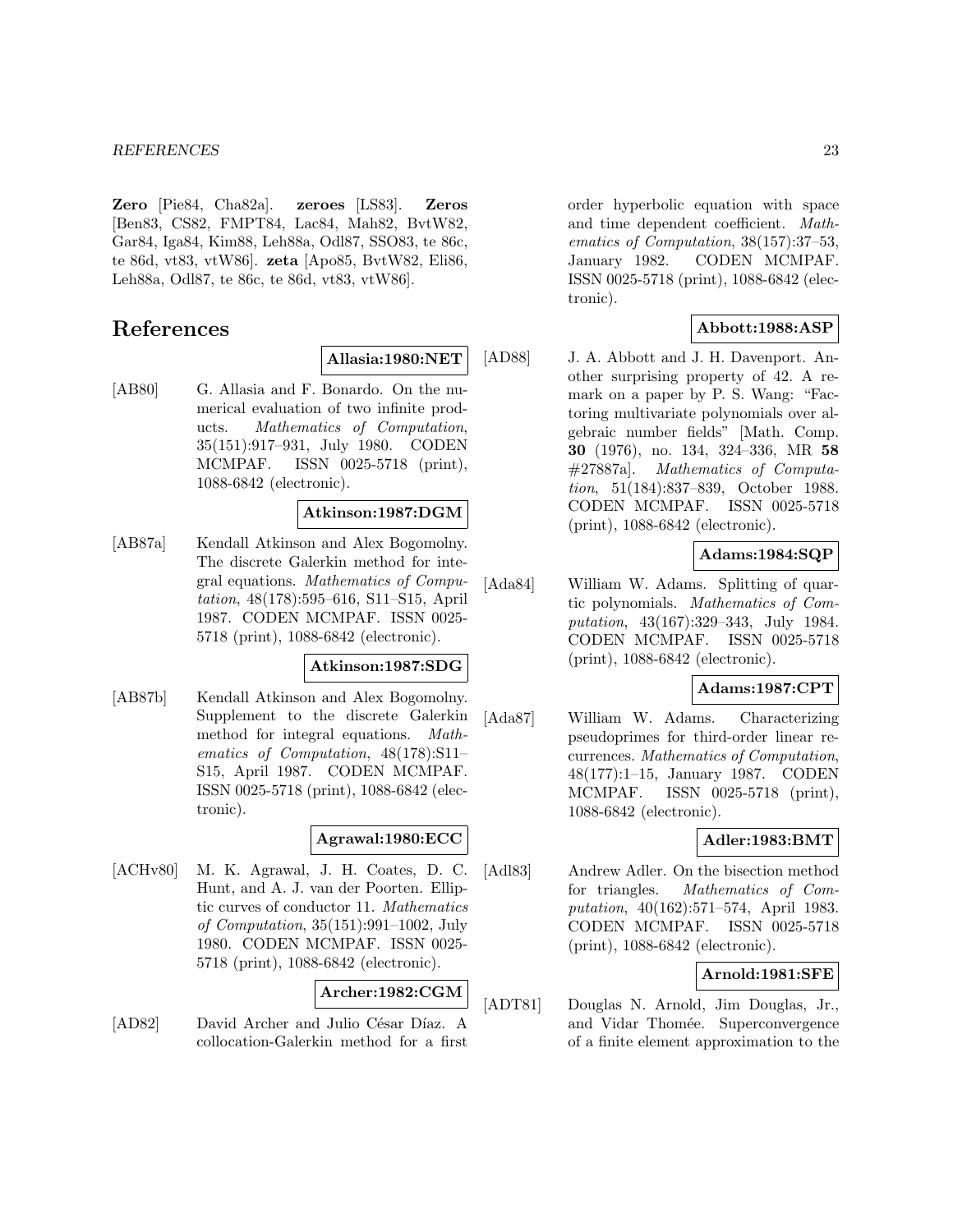**Zero** [Pie84, Cha82a]. **zeroes** [LS83]. **Zeros** [Ben83, CS82, FMPT84, Lac84, Mah82, BvtW82, Gar84, Iga84, Kim88, Leh88a, Odl87, SSO83, te 86c, te 86d, vt83, vtW86]. **zeta** [Apo85, BvtW82, Eli86, Leh88a, Odl87, te 86c, te 86d, vt83, vtW86].

# References

**Allasia:1980:NET**

[AB80] G. Allasia and F. Bonardo. On the numerical evaluation of two infinite products. *Mathematics of Computation*, 35(151):917–931, July 1980. CODEN MCMPAF. ISSN 0025-5718 (print), 1088-6842 (electronic).

**Atkinson:1987:DGM**

[AB87a] Kendall Atkinson and Alex Bogomolny. The discrete Galerkin method for integral equations. *Mathematics of Computation*, 48(178):595–616, S11–S15, April 1987. CODEN MCMPAF. ISSN 0025-5718 (print), 1088-6842 (electronic).

**Atkinson:1987:SDG**

[AB87b] Kendall Atkinson and Alex Bogomolny. Supplement to the discrete Galerkin method for integral equations. *Mathematics of Computation*, 48(178):S11–S15, April 1987. CODEN MCMPAF. ISSN 0025-5718 (print), 1088-6842 (electronic).

**Agrawal:1980:ECC**

[ACHv80] M. K. Agrawal, J. H. Coates, D. C. Hunt, and A. J. van der Poorten. Elliptic curves of conductor 11. *Mathematics of Computation*, 35(151):991–1002, July 1980. CODEN MCMPAF. ISSN 0025-5718 (print), 1088-6842 (electronic).

**Archer:1982:CGM**

[AD82] David Archer and Julio César Díaz. A collocation-Galerkin method for a first order hyperbolic equation with space and time dependent coefficient. *Mathematics of Computation*, 38(157):37–53, January 1982. CODEN MCMPAF. ISSN 0025-5718 (print), 1088-6842 (electronic).

**Abbott:1988:ASP**

[AD88] J. A. Abbott and J. H. Davenport. Another surprising property of 42. A remark on a paper by P. S. Wang: "Factoring multivariate polynomials over algebraic number fields" [Math. Comp. **30** (1976), no. 134, 324–336, MR **58** #27887a]. *Mathematics of Computation*, 51(184):837–839, October 1988. CODEN MCMPAF. ISSN 0025-5718 (print), 1088-6842 (electronic).

**Adams:1984:SQP**

[Ada84] William W. Adams. Splitting of quartic polynomials. *Mathematics of Computation*, 43(167):329–343, July 1984. CODEN MCMPAF. ISSN 0025-5718 (print), 1088-6842 (electronic).

**Adams:1987:CPT**

[Ada87] William W. Adams. Characterizing pseudoprimes for third-order linear recurrences. *Mathematics of Computation*, 48(177):1–15, January 1987. CODEN MCMPAF. ISSN 0025-5718 (print), 1088-6842 (electronic).

**Adler:1983:BMT**

[Adl83] Andrew Adler. On the bisection method for triangles. *Mathematics of Computation*, 40(162):571–574, April 1983. CODEN MCMPAF. ISSN 0025-5718 (print), 1088-6842 (electronic).

**Arnold:1981:SFE**

[ADT81] Douglas N. Arnold, Jim Douglas, Jr., and Vidar Thomée. Superconvergence of a finite element approximation to the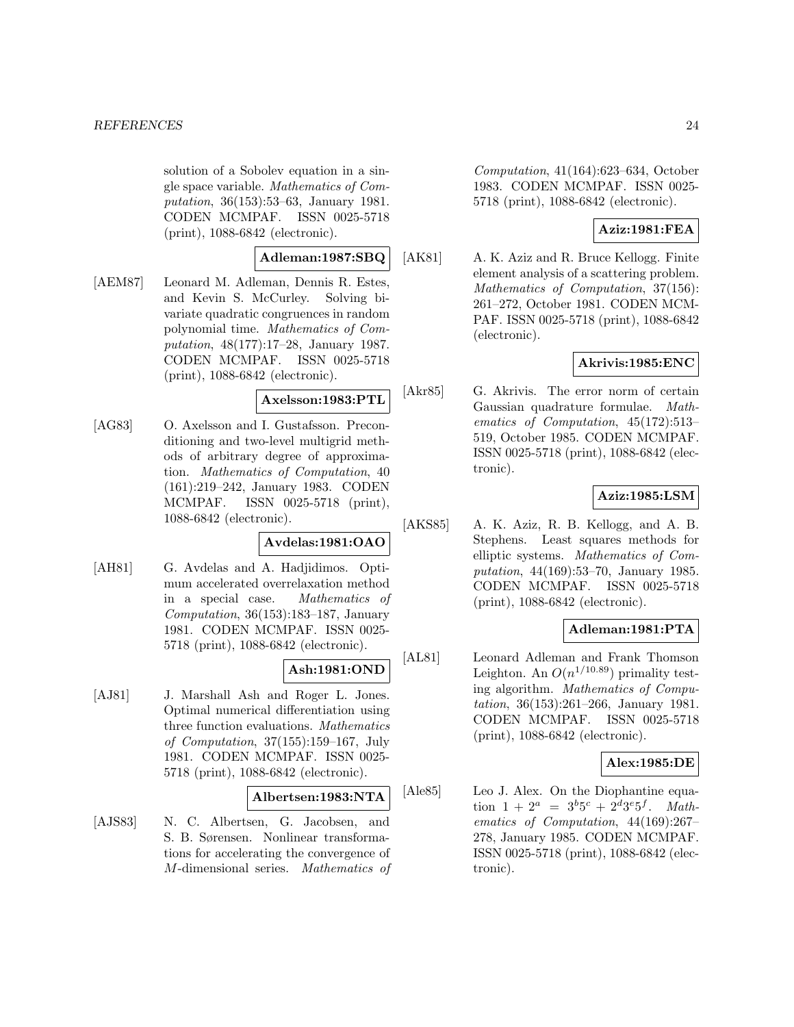solution of a Sobolev equation in a single space variable. *Mathematics of Computation*, 36(153):53–63, January 1981. CODEN MCMPAF. ISSN 0025-5718 (print), 1088-6842 (electronic).

**Adleman:1987:SBQ**

[AEM87] Leonard M. Adleman, Dennis R. Estes, and Kevin S. McCurley. Solving bivariate quadratic congruences in random polynomial time. *Mathematics of Computation*, 48(177):17–28, January 1987. CODEN MCMPAF. ISSN 0025-5718 (print), 1088-6842 (electronic).

**Axelsson:1983:PTL**

[AG83] O. Axelsson and I. Gustafsson. Preconditioning and two-level multigrid methods of arbitrary degree of approximation. *Mathematics of Computation*, 40 (161):219–242, January 1983. CODEN MCMPAF. ISSN 0025-5718 (print), 1088-6842 (electronic).

**Avdelas:1981:OAO**

[AH81] G. Avdelas and A. Hadjidimos. Optimum accelerated overrelaxation method in a special case. *Mathematics of Computation*, 36(153):183–187, January 1981. CODEN MCMPAF. ISSN 0025-5718 (print), 1088-6842 (electronic).

**Ash:1981:OND**

[AJ81] J. Marshall Ash and Roger L. Jones. Optimal numerical differentiation using three function evaluations. *Mathematics of Computation*, 37(155):159–167, July 1981. CODEN MCMPAF. ISSN 0025-5718 (print), 1088-6842 (electronic).

**Albertsen:1983:NTA**

[AJS83] N. C. Albertsen, G. Jacobsen, and S. B. Sørensen. Nonlinear transformations for accelerating the convergence of $M$-dimensional series. *Mathematics of Computation*, 41(164):623–634, October 1983. CODEN MCMPAF. ISSN 0025-5718 (print), 1088-6842 (electronic).

**Aziz:1981:FEA**

[AK81] A. K. Aziz and R. Bruce Kellogg. Finite element analysis of a scattering problem. *Mathematics of Computation*, 37(156): 261–272, October 1981. CODEN MCMPAF. ISSN 0025-5718 (print), 1088-6842 (electronic).

**Akrivis:1985:ENC**

[Akr85] G. Akrivis. The error norm of certain Gaussian quadrature formulae. *Mathematics of Computation*, 45(172):513–519, October 1985. CODEN MCMPAF. ISSN 0025-5718 (print), 1088-6842 (electronic).

**Aziz:1985:LSM**

[AKS85] A. K. Aziz, R. B. Kellogg, and A. B. Stephens. Least squares methods for elliptic systems. *Mathematics of Computation*, 44(169):53–70, January 1985. CODEN MCMPAF. ISSN 0025-5718 (print), 1088-6842 (electronic).

**Adleman:1981:PTA**

[AL81] Leonard Adleman and Frank Thomson Leighton. An $O(n^{1/10.89})$ primality testing algorithm. *Mathematics of Computation*, 36(153):261–266, January 1981. CODEN MCMPAF. ISSN 0025-5718 (print), 1088-6842 (electronic).

**Alex:1985:DE**

[Ale85] Leo J. Alex. On the Diophantine equation $1 + 2^a = 3^b 5^c + 2^d 3^e 5^f$. *Mathematics of Computation*, 44(169):267–278, January 1985. CODEN MCMPAF. ISSN 0025-5718 (print), 1088-6842 (electronic).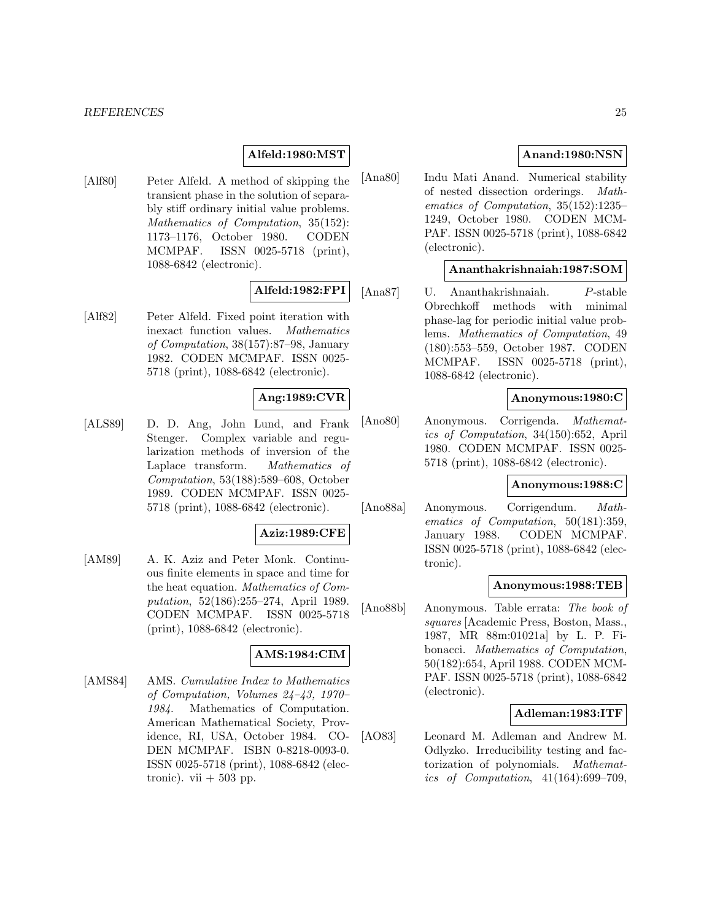**Alfeld:1980:MST**

[Alf80] Peter Alfeld. A method of skipping the transient phase in the solution of separably stiff ordinary initial value problems. *Mathematics of Computation*, 35(152): 1173–1176, October 1980. CODEN MCMPAF. ISSN 0025-5718 (print), 1088-6842 (electronic).

**Alfeld:1982:FPI**

[Alf82] Peter Alfeld. Fixed point iteration with inexact function values. *Mathematics of Computation*, 38(157):87–98, January 1982. CODEN MCMPAF. ISSN 0025-5718 (print), 1088-6842 (electronic).

**Ang:1989:CVR**

[ALS89] D. D. Ang, John Lund, and Frank Stenger. Complex variable and regularization methods of inversion of the Laplace transform. *Mathematics of Computation*, 53(188):589–608, October 1989. CODEN MCMPAF. ISSN 0025-5718 (print), 1088-6842 (electronic).

**Aziz:1989:CFE**

[AM89] A. K. Aziz and Peter Monk. Continuous finite elements in space and time for the heat equation. *Mathematics of Computation*, 52(186):255–274, April 1989. CODEN MCMPAF. ISSN 0025-5718 (print), 1088-6842 (electronic).

**AMS:1984:CIM**

[AMS84] AMS. *Cumulative Index to Mathematics of Computation, Volumes 24–43, 1970–1984*. Mathematics of Computation. American Mathematical Society, Providence, RI, USA, October 1984. CODEN MCMPAF. ISBN 0-8218-0093-0. ISSN 0025-5718 (print), 1088-6842 (electronic). vii + 503 pp.

**Anand:1980:NSN**

[Ana80] Indu Mati Anand. Numerical stability of nested dissection orderings. *Mathematics of Computation*, 35(152):1235–1249, October 1980. CODEN MCMPAF. ISSN 0025-5718 (print), 1088-6842 (electronic).

**Ananthakrishnaiah:1987:SOM**

[Ana87] U. Ananthakrishnaiah. $P$-stable Obrechkoff methods with minimal phase-lag for periodic initial value problems. *Mathematics of Computation*, 49 (180):553–559, October 1987. CODEN MCMPAF. ISSN 0025-5718 (print), 1088-6842 (electronic).

**Anonymous:1980:C**

[Ano80] Anonymous. Corrigenda. *Mathematics of Computation*, 34(150):652, April 1980. CODEN MCMPAF. ISSN 0025-5718 (print), 1088-6842 (electronic).

**Anonymous:1988:C**

[Ano88a] Anonymous. Corrigendum. *Mathematics of Computation*, 50(181):359, January 1988. CODEN MCMPAF. ISSN 0025-5718 (print), 1088-6842 (electronic).

**Anonymous:1988:TEB**

[Ano88b] Anonymous. Table errata: *The book of squares* [Academic Press, Boston, Mass., 1987, MR 88m:01021a] by L. P. Fibonacci. *Mathematics of Computation*, 50(182):654, April 1988. CODEN MCMPAF. ISSN 0025-5718 (print), 1088-6842 (electronic).

**Adleman:1983:ITF**

[AO83] Leonard M. Adleman and Andrew M. Odlyzko. Irreducibility testing and factorization of polynomials. *Mathematics of Computation*, 41(164):699–709,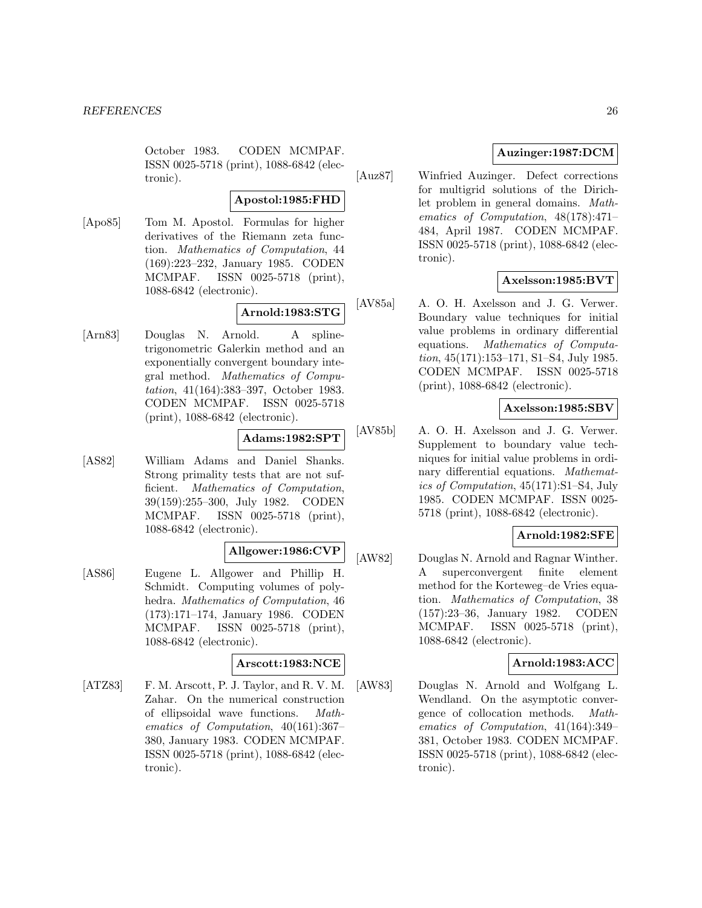October 1983. CODEN MCMPAF. ISSN 0025-5718 (print), 1088-6842 (electronic).

**Apostol:1985:FHD**

[Apo85] Tom M. Apostol. Formulas for higher derivatives of the Riemann zeta function. *Mathematics of Computation*, 44 (169):223–232, January 1985. CODEN MCMPAF. ISSN 0025-5718 (print), 1088-6842 (electronic).

**Arnold:1983:STG**

[Arn83] Douglas N. Arnold. A spline-trigonometric Galerkin method and an exponentially convergent boundary integral method. *Mathematics of Computation*, 41(164):383–397, October 1983. CODEN MCMPAF. ISSN 0025-5718 (print), 1088-6842 (electronic).

**Adams:1982:SPT**

[AS82] William Adams and Daniel Shanks. Strong primality tests that are not sufficient. *Mathematics of Computation*, 39(159):255–300, July 1982. CODEN MCMPAF. ISSN 0025-5718 (print), 1088-6842 (electronic).

**Allgower:1986:CVP**

[AS86] Eugene L. Allgower and Phillip H. Schmidt. Computing volumes of polyhedra. *Mathematics of Computation*, 46 (173):171–174, January 1986. CODEN MCMPAF. ISSN 0025-5718 (print), 1088-6842 (electronic).

**Arscott:1983:NCE**

[ATZ83] F. M. Arscott, P. J. Taylor, and R. V. M. Zahar. On the numerical construction of ellipsoidal wave functions. *Mathematics of Computation*, 40(161):367–380, January 1983. CODEN MCMPAF. ISSN 0025-5718 (print), 1088-6842 (electronic).

**Auzinger:1987:DCM**

[Auz87] Winfried Auzinger. Defect corrections for multigrid solutions of the Dirichlet problem in general domains. *Mathematics of Computation*, 48(178):471–484, April 1987. CODEN MCMPAF. ISSN 0025-5718 (print), 1088-6842 (electronic).

**Axelsson:1985:BVT**

[AV85a] A. O. H. Axelsson and J. G. Verwer. Boundary value techniques for initial value problems in ordinary differential equations. *Mathematics of Computation*, 45(171):153–171, S1–S4, July 1985. CODEN MCMPAF. ISSN 0025-5718 (print), 1088-6842 (electronic).

**Axelsson:1985:SBV**

[AV85b] A. O. H. Axelsson and J. G. Verwer. Supplement to boundary value techniques for initial value problems in ordinary differential equations. *Mathematics of Computation*, 45(171):S1–S4, July 1985. CODEN MCMPAF. ISSN 0025-5718 (print), 1088-6842 (electronic).

**Arnold:1982:SFE**

[AW82] Douglas N. Arnold and Ragnar Winther. A superconvergent finite element method for the Korteweg–de Vries equation. *Mathematics of Computation*, 38 (157):23–36, January 1982. CODEN MCMPAF. ISSN 0025-5718 (print), 1088-6842 (electronic).

**Arnold:1983:ACC**

[AW83] Douglas N. Arnold and Wolfgang L. Wendland. On the asymptotic convergence of collocation methods. *Mathematics of Computation*, 41(164):349–381, October 1983. CODEN MCMPAF. ISSN 0025-5718 (print), 1088-6842 (electronic).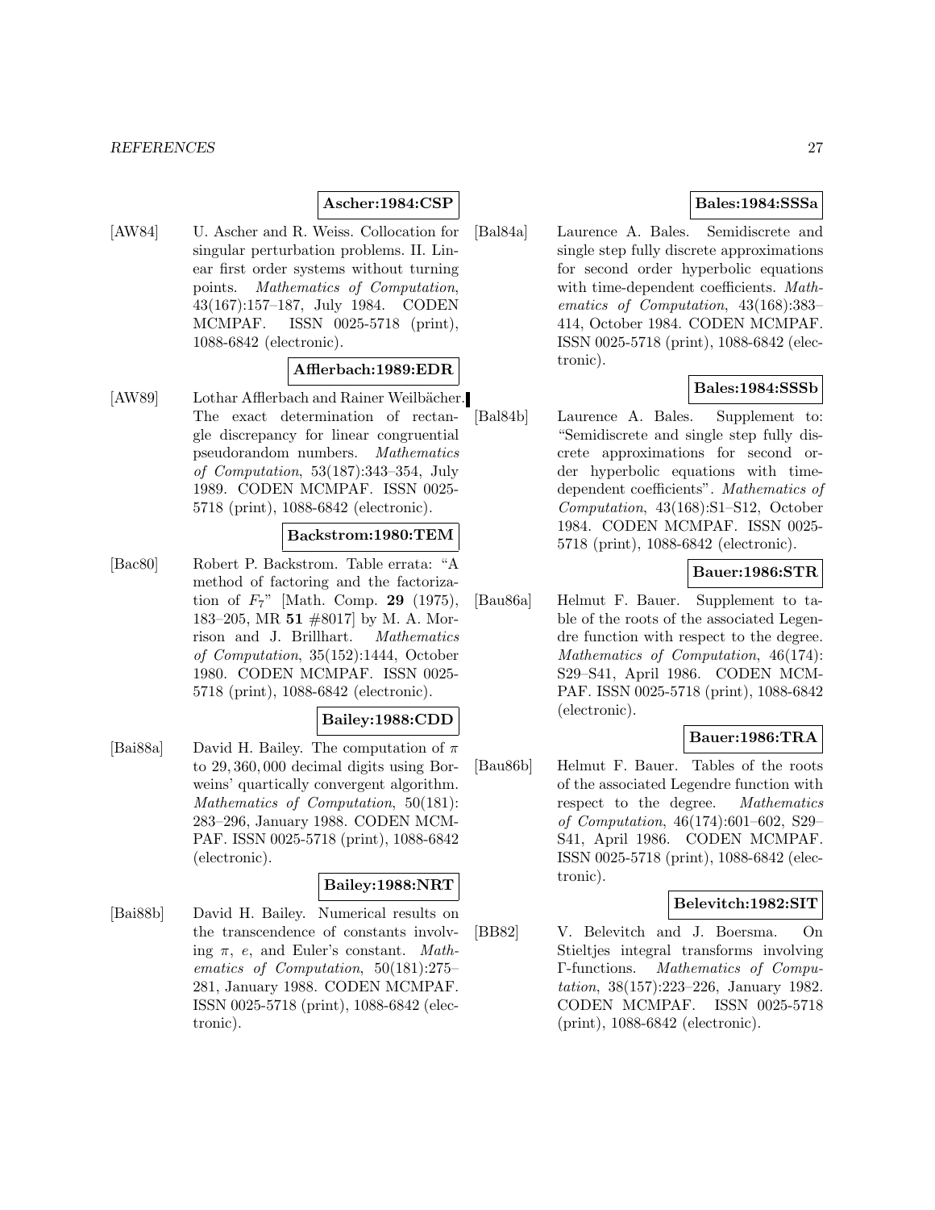**Ascher:1984:CSP**

[AW84] U. Ascher and R. Weiss. Collocation for singular perturbation problems. II. Linear first order systems without turning points. *Mathematics of Computation*, 43(167):157–187, July 1984. CODEN MCMPAF. ISSN 0025-5718 (print), 1088-6842 (electronic).

**Afflerbach:1989:EDR**

[AW89] Lothar Afflerbach and Rainer Weilbächer. The exact determination of rectangle discrepancy for linear congruential pseudorandom numbers. *Mathematics of Computation*, 53(187):343–354, July 1989. CODEN MCMPAF. ISSN 0025-5718 (print), 1088-6842 (electronic).

**Backstrom:1980:TEM**

[Bac80] Robert P. Backstrom. Table errata: "A method of factoring and the factorization of $F_7$" [Math. Comp. **29** (1975), 183–205, MR **51** #8017] by M. A. Morrison and J. Brillhart. *Mathematics of Computation*, 35(152):1444, October 1980. CODEN MCMPAF. ISSN 0025-5718 (print), 1088-6842 (electronic).

**Bailey:1988:CDD**

[Bai88a] David H. Bailey. The computation of $\pi$ to 29,360,000 decimal digits using Borweins' quartically convergent algorithm. *Mathematics of Computation*, 50(181): 283–296, January 1988. CODEN MCMPAF. ISSN 0025-5718 (print), 1088-6842 (electronic).

**Bailey:1988:NRT**

[Bai88b] David H. Bailey. Numerical results on the transcendence of constants involving $\pi$, $e$, and Euler's constant. *Mathematics of Computation*, 50(181):275–281, January 1988. CODEN MCMPAF. ISSN 0025-5718 (print), 1088-6842 (electronic).

**Bales:1984:SSSa**

[Bal84a] Laurence A. Bales. Semidiscrete and single step fully discrete approximations for second order hyperbolic equations with time-dependent coefficients. *Mathematics of Computation*, 43(168):383–414, October 1984. CODEN MCMPAF. ISSN 0025-5718 (print), 1088-6842 (electronic).

**Bales:1984:SSSb**

[Bal84b] Laurence A. Bales. Supplement to: "Semidiscrete and single step fully discrete approximations for second order hyperbolic equations with time-dependent coefficients". *Mathematics of Computation*, 43(168):S1–S12, October 1984. CODEN MCMPAF. ISSN 0025-5718 (print), 1088-6842 (electronic).

**Bauer:1986:STR**

[Bau86a] Helmut F. Bauer. Supplement to table of the roots of the associated Legendre function with respect to the degree. *Mathematics of Computation*, 46(174): S29–S41, April 1986. CODEN MCMPAF. ISSN 0025-5718 (print), 1088-6842 (electronic).

**Bauer:1986:TRA**

[Bau86b] Helmut F. Bauer. Tables of the roots of the associated Legendre function with respect to the degree. *Mathematics of Computation*, 46(174):601–602, S29–S41, April 1986. CODEN MCMPAF. ISSN 0025-5718 (print), 1088-6842 (electronic).

**Belevitch:1982:SIT**

[BB82] V. Belevitch and J. Boersma. On Stieltjes integral transforms involving Γ-functions. *Mathematics of Computation*, 38(157):223–226, January 1982. CODEN MCMPAF. ISSN 0025-5718 (print), 1088-6842 (electronic).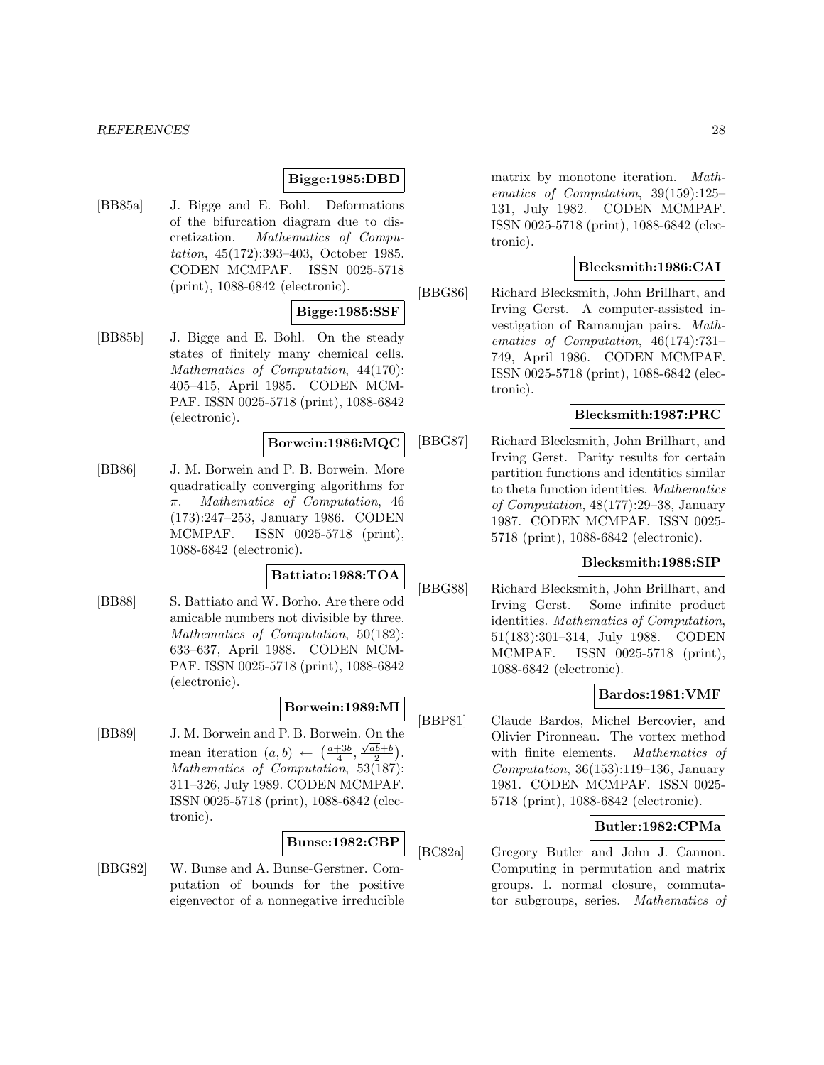**Bigge:1985:DBD**

[BB85a] J. Bigge and E. Bohl. Deformations of the bifurcation diagram due to discretization. *Mathematics of Computation*, 45(172):393–403, October 1985. CODEN MCMPAF. ISSN 0025-5718 (print), 1088-6842 (electronic).

**Bigge:1985:SSF**

[BB85b] J. Bigge and E. Bohl. On the steady states of finitely many chemical cells. *Mathematics of Computation*, 44(170): 405–415, April 1985. CODEN MCMPAF. ISSN 0025-5718 (print), 1088-6842 (electronic).

**Borwein:1986:MQC**

[BB86] J. M. Borwein and P. B. Borwein. More quadratically converging algorithms for $\pi$. *Mathematics of Computation*, 46 (173):247–253, January 1986. CODEN MCMPAF. ISSN 0025-5718 (print), 1088-6842 (electronic).

**Battiato:1988:TOA**

[BB88] S. Battiato and W. Borho. Are there odd amicable numbers not divisible by three. *Mathematics of Computation*, 50(182): 633–637, April 1988. CODEN MCMPAF. ISSN 0025-5718 (print), 1088-6842 (electronic).

**Borwein:1989:MI**

[BB89] J. M. Borwein and P. B. Borwein. On the mean iteration $(a, b) \leftarrow \left(\frac{a+3b}{4}, \frac{\sqrt{ab}+b}{2}\right)$. *Mathematics of Computation*, 53(187): 311–326, July 1989. CODEN MCMPAF. ISSN 0025-5718 (print), 1088-6842 (electronic).

**Bunse:1982:CBP**

[BBG82] W. Bunse and A. Bunse-Gerstner. Computation of bounds for the positive eigenvector of a nonnegative irreducible matrix by monotone iteration. *Mathematics of Computation*, 39(159):125–131, July 1982. CODEN MCMPAF. ISSN 0025-5718 (print), 1088-6842 (electronic).

**Blecksmith:1986:CAI**

[BBG86] Richard Blecksmith, John Brillhart, and Irving Gerst. A computer-assisted investigation of Ramanujan pairs. *Mathematics of Computation*, 46(174):731–749, April 1986. CODEN MCMPAF. ISSN 0025-5718 (print), 1088-6842 (electronic).

**Blecksmith:1987:PRC**

[BBG87] Richard Blecksmith, John Brillhart, and Irving Gerst. Parity results for certain partition functions and identities similar to theta function identities. *Mathematics of Computation*, 48(177):29–38, January 1987. CODEN MCMPAF. ISSN 0025-5718 (print), 1088-6842 (electronic).

**Blecksmith:1988:SIP**

[BBG88] Richard Blecksmith, John Brillhart, and Irving Gerst. Some infinite product identities. *Mathematics of Computation*, 51(183):301–314, July 1988. CODEN MCMPAF. ISSN 0025-5718 (print), 1088-6842 (electronic).

**Bardos:1981:VMF**

[BBP81] Claude Bardos, Michel Bercovier, and Olivier Pironneau. The vortex method with finite elements. *Mathematics of Computation*, 36(153):119–136, January 1981. CODEN MCMPAF. ISSN 0025-5718 (print), 1088-6842 (electronic).

**Butler:1982:CPMa**

[BC82a] Gregory Butler and John J. Cannon. Computing in permutation and matrix groups. I. normal closure, commutator subgroups, series. *Mathematics of*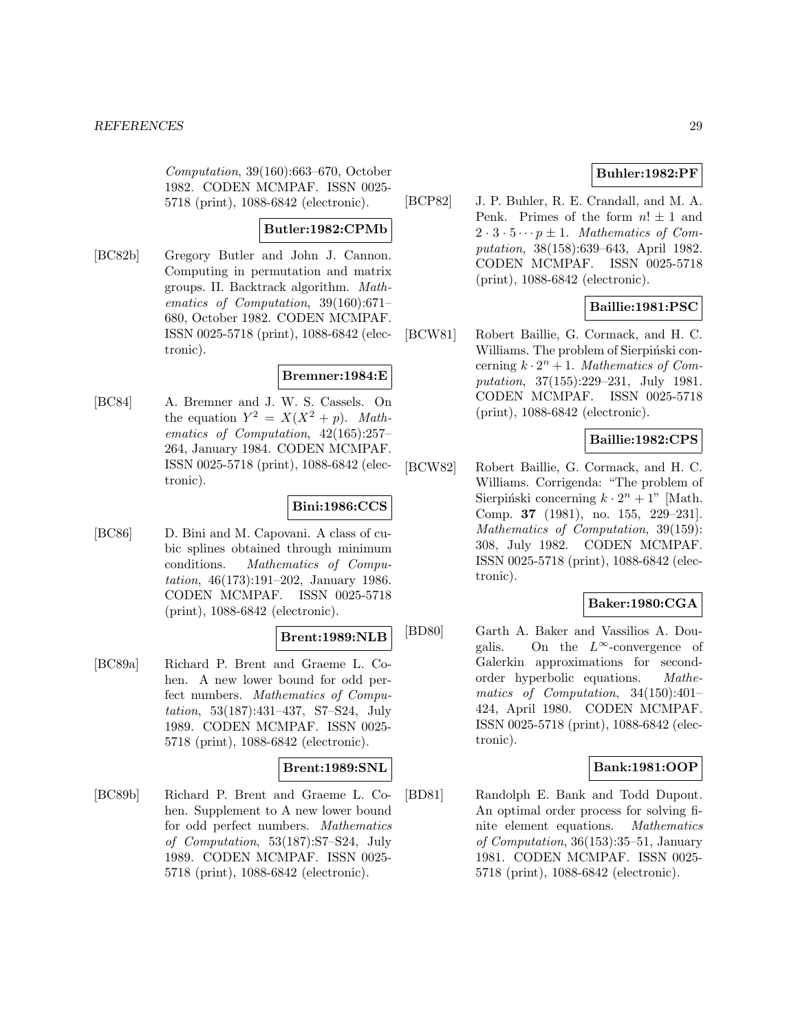*Computation*, 39(160):663–670, October 1982. CODEN MCMPAF. ISSN 0025-5718 (print), 1088-6842 (electronic).

**Butler:1982:CPMb**

[BC82b] Gregory Butler and John J. Cannon. Computing in permutation and matrix groups. II. Backtrack algorithm. *Mathematics of Computation*, 39(160):671–680, October 1982. CODEN MCMPAF. ISSN 0025-5718 (print), 1088-6842 (electronic).

**Bremner:1984:E**

[BC84] A. Bremner and J. W. S. Cassels. On the equation $Y^2 = X(X^2 + p)$. *Mathematics of Computation*, 42(165):257–264, January 1984. CODEN MCMPAF. ISSN 0025-5718 (print), 1088-6842 (electronic).

**Bini:1986:CCS**

[BC86] D. Bini and M. Capovani. A class of cubic splines obtained through minimum conditions. *Mathematics of Computation*, 46(173):191–202, January 1986. CODEN MCMPAF. ISSN 0025-5718 (print), 1088-6842 (electronic).

**Brent:1989:NLB**

[BC89a] Richard P. Brent and Graeme L. Cohen. A new lower bound for odd perfect numbers. *Mathematics of Computation*, 53(187):431–437, S7–S24, July 1989. CODEN MCMPAF. ISSN 0025-5718 (print), 1088-6842 (electronic).

**Brent:1989:SNL**

[BC89b] Richard P. Brent and Graeme L. Cohen. Supplement to A new lower bound for odd perfect numbers. *Mathematics of Computation*, 53(187):S7–S24, July 1989. CODEN MCMPAF. ISSN 0025-5718 (print), 1088-6842 (electronic).

**Buhler:1982:PF**

[BCP82] J. P. Buhler, R. E. Crandall, and M. A. Penk. Primes of the form $n! \pm 1$ and $2 \cdot 3 \cdot 5 \cdots p \pm 1$. *Mathematics of Computation*, 38(158):639–643, April 1982. CODEN MCMPAF. ISSN 0025-5718 (print), 1088-6842 (electronic).

**Baillie:1981:PSC**

[BCW81] Robert Baillie, G. Cormack, and H. C. Williams. The problem of Sierpiński concerning $k \cdot 2^n + 1$. *Mathematics of Computation*, 37(155):229–231, July 1981. CODEN MCMPAF. ISSN 0025-5718 (print), 1088-6842 (electronic).

**Baillie:1982:CPS**

[BCW82] Robert Baillie, G. Cormack, and H. C. Williams. Corrigenda: "The problem of Sierpiński concerning $k \cdot 2^n + 1$" [Math. Comp. **37** (1981), no. 155, 229–231]. *Mathematics of Computation*, 39(159): 308, July 1982. CODEN MCMPAF. ISSN 0025-5718 (print), 1088-6842 (electronic).

**Baker:1980:CGA**

[BD80] Garth A. Baker and Vassilios A. Dougalis. On the $L^\infty$-convergence of Galerkin approximations for second-order hyperbolic equations. *Mathematics of Computation*, 34(150):401–424, April 1980. CODEN MCMPAF. ISSN 0025-5718 (print), 1088-6842 (electronic).

**Bank:1981:OOP**

[BD81] Randolph E. Bank and Todd Dupont. An optimal order process for solving finite element equations. *Mathematics of Computation*, 36(153):35–51, January 1981. CODEN MCMPAF. ISSN 0025-5718 (print), 1088-6842 (electronic).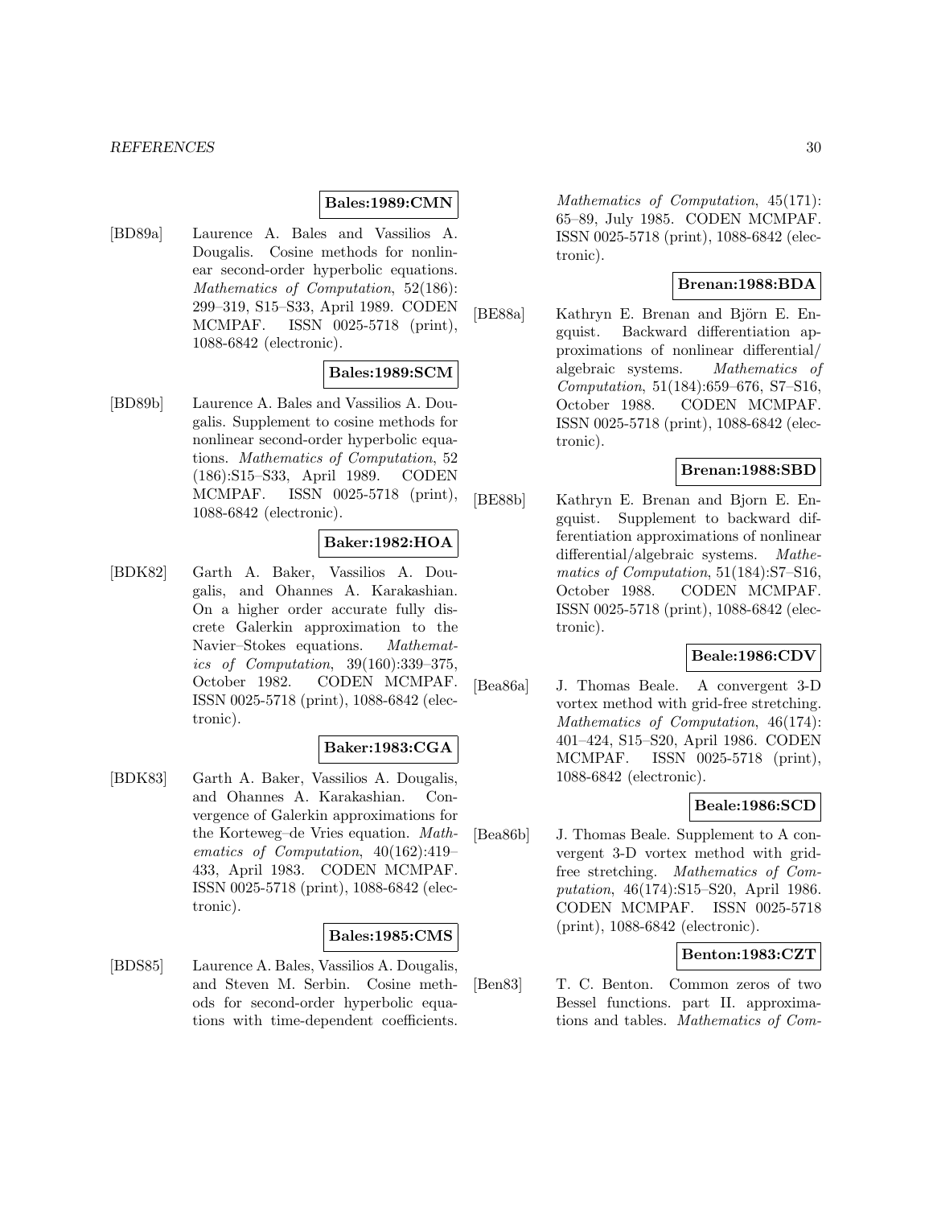**Bales:1989:CMN**

[BD89a] Laurence A. Bales and Vassilios A. Dougalis. Cosine methods for nonlinear second-order hyperbolic equations. *Mathematics of Computation*, 52(186): 299–319, S15–S33, April 1989. CODEN MCMPAF. ISSN 0025-5718 (print), 1088-6842 (electronic).

**Bales:1989:SCM**

[BD89b] Laurence A. Bales and Vassilios A. Dougalis. Supplement to cosine methods for nonlinear second-order hyperbolic equations. *Mathematics of Computation*, 52 (186):S15–S33, April 1989. CODEN MCMPAF. ISSN 0025-5718 (print), 1088-6842 (electronic).

**Baker:1982:HOA**

[BDK82] Garth A. Baker, Vassilios A. Dougalis, and Ohannes A. Karakashian. On a higher order accurate fully discrete Galerkin approximation to the Navier–Stokes equations. *Mathematics of Computation*, 39(160):339–375, October 1982. CODEN MCMPAF. ISSN 0025-5718 (print), 1088-6842 (electronic).

**Baker:1983:CGA**

[BDK83] Garth A. Baker, Vassilios A. Dougalis, and Ohannes A. Karakashian. Convergence of Galerkin approximations for the Korteweg–de Vries equation. *Mathematics of Computation*, 40(162):419–433, April 1983. CODEN MCMPAF. ISSN 0025-5718 (print), 1088-6842 (electronic).

**Bales:1985:CMS**

[BDS85] Laurence A. Bales, Vassilios A. Dougalis, and Steven M. Serbin. Cosine methods for second-order hyperbolic equations with time-dependent coefficients. *Mathematics of Computation*, 45(171): 65–89, July 1985. CODEN MCMPAF. ISSN 0025-5718 (print), 1088-6842 (electronic).

**Brenan:1988:BDA**

[BE88a] Kathryn E. Brenan and Björn E. Engquist. Backward differentiation approximations of nonlinear differential/ algebraic systems. *Mathematics of Computation*, 51(184):659–676, S7–S16, October 1988. CODEN MCMPAF. ISSN 0025-5718 (print), 1088-6842 (electronic).

**Brenan:1988:SBD**

[BE88b] Kathryn E. Brenan and Bjorn E. Engquist. Supplement to backward differentiation approximations of nonlinear differential/algebraic systems. *Mathematics of Computation*, 51(184):S7–S16, October 1988. CODEN MCMPAF. ISSN 0025-5718 (print), 1088-6842 (electronic).

**Beale:1986:CDV**

[Bea86a] J. Thomas Beale. A convergent 3-D vortex method with grid-free stretching. *Mathematics of Computation*, 46(174): 401–424, S15–S20, April 1986. CODEN MCMPAF. ISSN 0025-5718 (print), 1088-6842 (electronic).

**Beale:1986:SCD**

[Bea86b] J. Thomas Beale. Supplement to A convergent 3-D vortex method with grid-free stretching. *Mathematics of Computation*, 46(174):S15–S20, April 1986. CODEN MCMPAF. ISSN 0025-5718 (print), 1088-6842 (electronic).

**Benton:1983:CZT**

[Ben83] T. C. Benton. Common zeros of two Bessel functions. part II. approximations and tables. *Mathematics of Com-*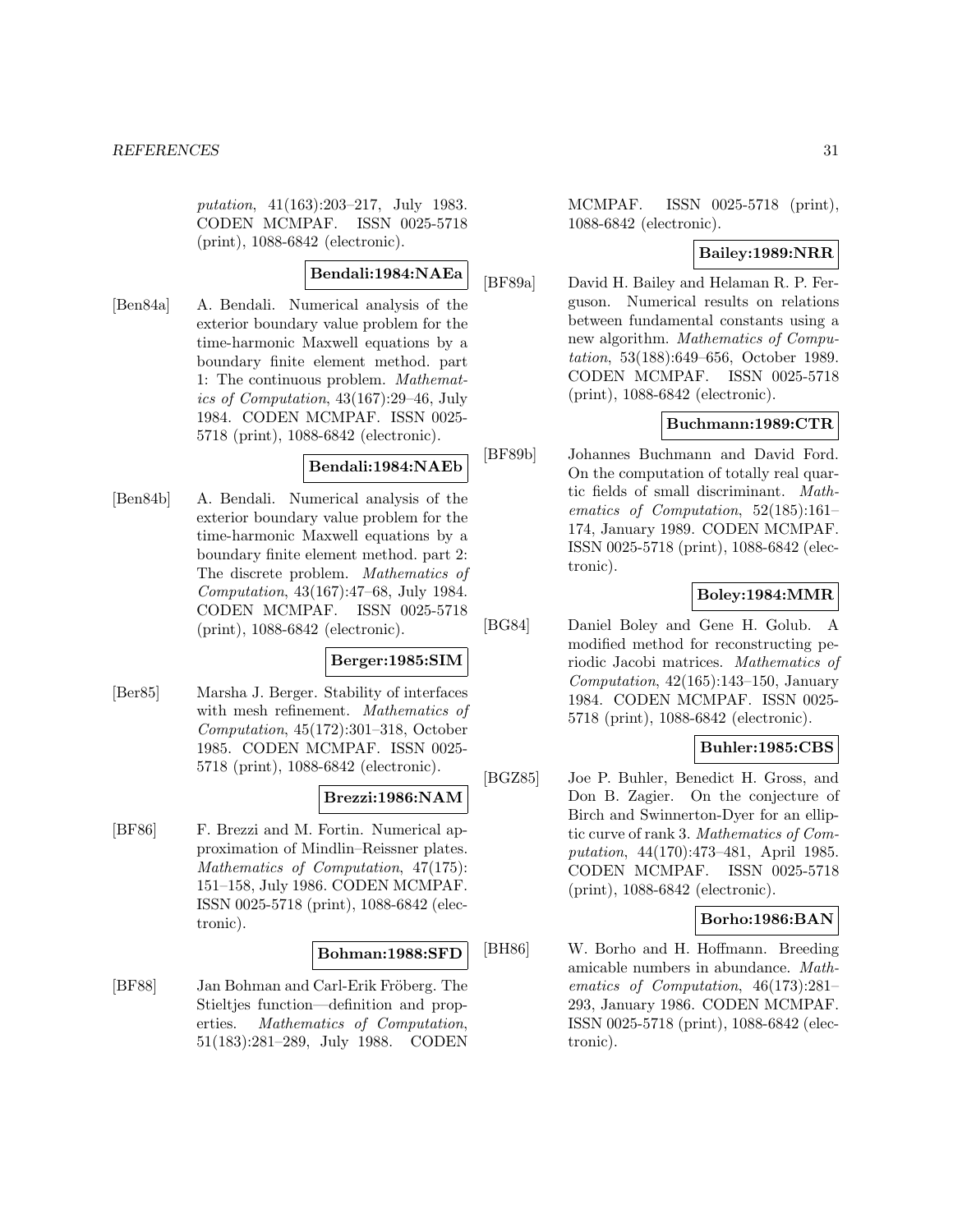*putation*, 41(163):203–217, July 1983. CODEN MCMPAF. ISSN 0025-5718 (print), 1088-6842 (electronic).

**Bendali:1984:NAEa**

[Ben84a] A. Bendali. Numerical analysis of the exterior boundary value problem for the time-harmonic Maxwell equations by a boundary finite element method. part 1: The continuous problem. *Mathematics of Computation*, 43(167):29–46, July 1984. CODEN MCMPAF. ISSN 0025-5718 (print), 1088-6842 (electronic).

**Bendali:1984:NAEb**

[Ben84b] A. Bendali. Numerical analysis of the exterior boundary value problem for the time-harmonic Maxwell equations by a boundary finite element method. part 2: The discrete problem. *Mathematics of Computation*, 43(167):47–68, July 1984. CODEN MCMPAF. ISSN 0025-5718 (print), 1088-6842 (electronic).

**Berger:1985:SIM**

[Ber85] Marsha J. Berger. Stability of interfaces with mesh refinement. *Mathematics of Computation*, 45(172):301–318, October 1985. CODEN MCMPAF. ISSN 0025-5718 (print), 1088-6842 (electronic).

**Brezzi:1986:NAM**

[BF86] F. Brezzi and M. Fortin. Numerical approximation of Mindlin–Reissner plates. *Mathematics of Computation*, 47(175): 151–158, July 1986. CODEN MCMPAF. ISSN 0025-5718 (print), 1088-6842 (electronic).

**Bohman:1988:SFD**

[BF88] Jan Bohman and Carl-Erik Fröberg. The Stieltjes function—definition and properties. *Mathematics of Computation*, 51(183):281–289, July 1988. CODEN MCMPAF. ISSN 0025-5718 (print), 1088-6842 (electronic).

**Bailey:1989:NRR**

[BF89a] David H. Bailey and Helaman R. P. Ferguson. Numerical results on relations between fundamental constants using a new algorithm. *Mathematics of Computation*, 53(188):649–656, October 1989. CODEN MCMPAF. ISSN 0025-5718 (print), 1088-6842 (electronic).

**Buchmann:1989:CTR**

[BF89b] Johannes Buchmann and David Ford. On the computation of totally real quartic fields of small discriminant. *Mathematics of Computation*, 52(185):161–174, January 1989. CODEN MCMPAF. ISSN 0025-5718 (print), 1088-6842 (electronic).

**Boley:1984:MMR**

[BG84] Daniel Boley and Gene H. Golub. A modified method for reconstructing periodic Jacobi matrices. *Mathematics of Computation*, 42(165):143–150, January 1984. CODEN MCMPAF. ISSN 0025-5718 (print), 1088-6842 (electronic).

**Buhler:1985:CBS**

[BGZ85] Joe P. Buhler, Benedict H. Gross, and Don B. Zagier. On the conjecture of Birch and Swinnerton-Dyer for an elliptic curve of rank 3. *Mathematics of Computation*, 44(170):473–481, April 1985. CODEN MCMPAF. ISSN 0025-5718 (print), 1088-6842 (electronic).

**Borho:1986:BAN**

[BH86] W. Borho and H. Hoffmann. Breeding amicable numbers in abundance. *Mathematics of Computation*, 46(173):281–293, January 1986. CODEN MCMPAF. ISSN 0025-5718 (print), 1088-6842 (electronic).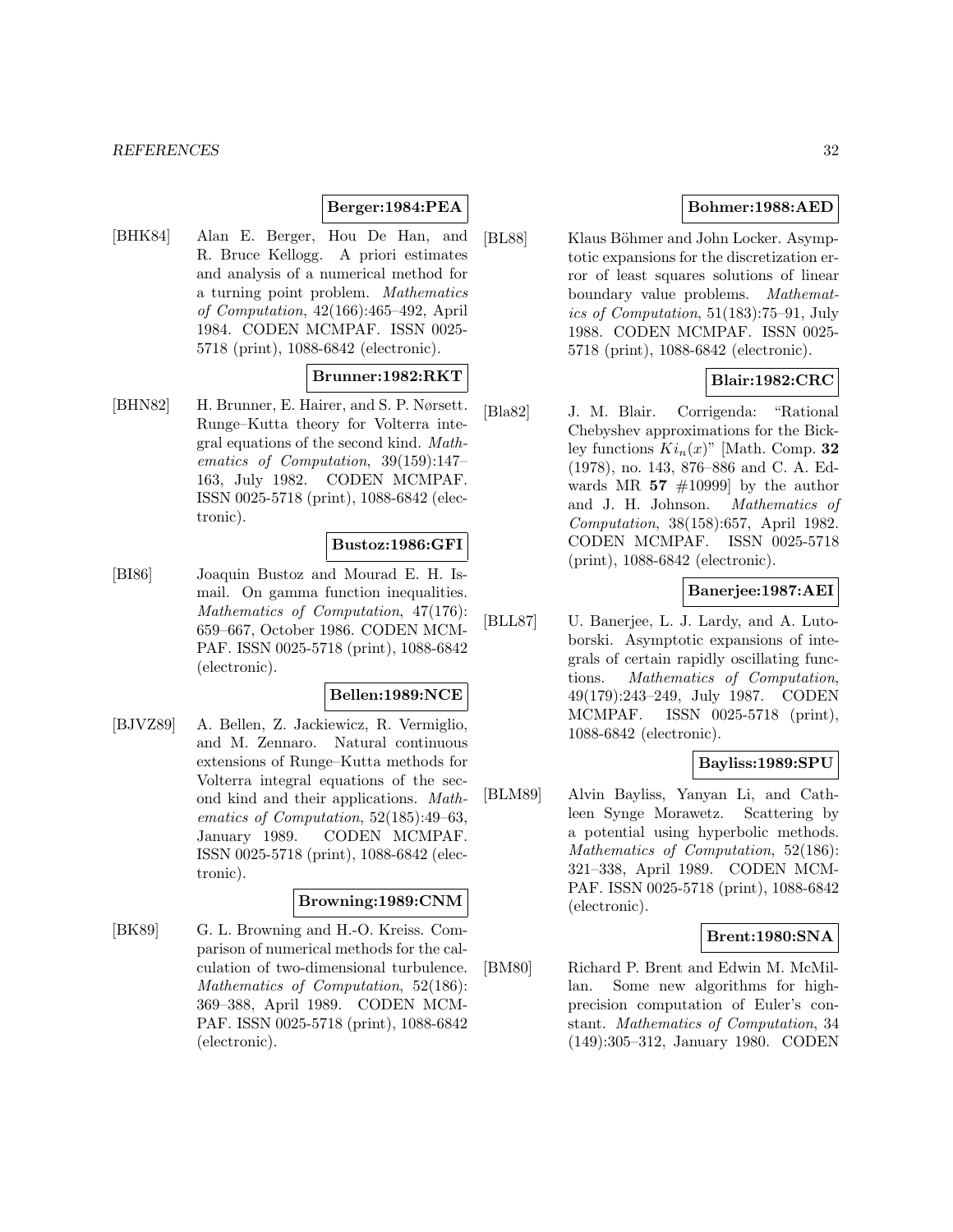**Berger:1984:PEA**

[BHK84] Alan E. Berger, Hou De Han, and R. Bruce Kellogg. A priori estimates and analysis of a numerical method for a turning point problem. *Mathematics of Computation*, 42(166):465–492, April 1984. CODEN MCMPAF. ISSN 0025-5718 (print), 1088-6842 (electronic).

**Brunner:1982:RKT**

[BHN82] H. Brunner, E. Hairer, and S. P. Nørsett. Runge–Kutta theory for Volterra integral equations of the second kind. *Mathematics of Computation*, 39(159):147–163, July 1982. CODEN MCMPAF. ISSN 0025-5718 (print), 1088-6842 (electronic).

**Bustoz:1986:GFI**

[BI86] Joaquin Bustoz and Mourad E. H. Ismail. On gamma function inequalities. *Mathematics of Computation*, 47(176): 659–667, October 1986. CODEN MCMPAF. ISSN 0025-5718 (print), 1088-6842 (electronic).

**Bellen:1989:NCE**

[BJVZ89] A. Bellen, Z. Jackiewicz, R. Vermiglio, and M. Zennaro. Natural continuous extensions of Runge–Kutta methods for Volterra integral equations of the second kind and their applications. *Mathematics of Computation*, 52(185):49–63, January 1989. CODEN MCMPAF. ISSN 0025-5718 (print), 1088-6842 (electronic).

**Browning:1989:CNM**

[BK89] G. L. Browning and H.-O. Kreiss. Comparison of numerical methods for the calculation of two-dimensional turbulence. *Mathematics of Computation*, 52(186): 369–388, April 1989. CODEN MCMPAF. ISSN 0025-5718 (print), 1088-6842 (electronic).

**Bohmer:1988:AED**

[BL88] Klaus Böhmer and John Locker. Asymptotic expansions for the discretization error of least squares solutions of linear boundary value problems. *Mathematics of Computation*, 51(183):75–91, July 1988. CODEN MCMPAF. ISSN 0025-5718 (print), 1088-6842 (electronic).

**Blair:1982:CRC**

[Bla82] J. M. Blair. Corrigenda: "Rational Chebyshev approximations for the Bickley functions $Ki_n(x)$" [Math. Comp. **32** (1978), no. 143, 876–886 and C. A. Edwards MR **57** #10999] by the author and J. H. Johnson. *Mathematics of Computation*, 38(158):657, April 1982. CODEN MCMPAF. ISSN 0025-5718 (print), 1088-6842 (electronic).

**Banerjee:1987:AEI**

[BLL87] U. Banerjee, L. J. Lardy, and A. Lutoborski. Asymptotic expansions of integrals of certain rapidly oscillating functions. *Mathematics of Computation*, 49(179):243–249, July 1987. CODEN MCMPAF. ISSN 0025-5718 (print), 1088-6842 (electronic).

**Bayliss:1989:SPU**

[BLM89] Alvin Bayliss, Yanyan Li, and Cathleen Synge Morawetz. Scattering by a potential using hyperbolic methods. *Mathematics of Computation*, 52(186): 321–338, April 1989. CODEN MCMPAF. ISSN 0025-5718 (print), 1088-6842 (electronic).

**Brent:1980:SNA**

[BM80] Richard P. Brent and Edwin M. McMillan. Some new algorithms for high-precision computation of Euler's constant. *Mathematics of Computation*, 34 (149):305–312, January 1980. CODEN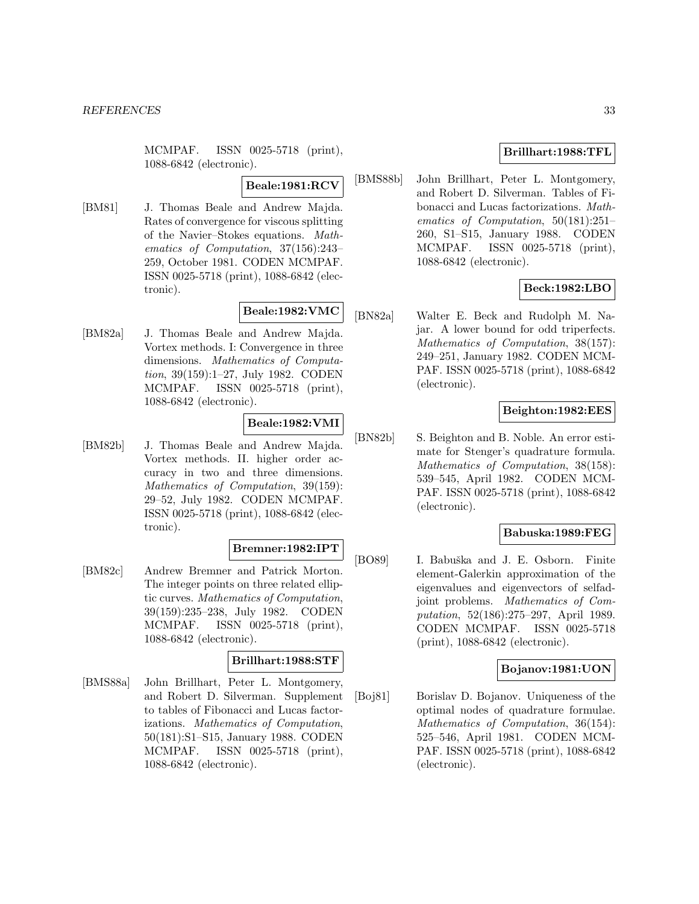MCMPAF. ISSN 0025-5718 (print), 1088-6842 (electronic).

**Beale:1981:RCV**

[BM81] J. Thomas Beale and Andrew Majda. Rates of convergence for viscous splitting of the Navier–Stokes equations. *Mathematics of Computation*, 37(156):243–259, October 1981. CODEN MCMPAF. ISSN 0025-5718 (print), 1088-6842 (electronic).

**Beale:1982:VMC**

[BM82a] J. Thomas Beale and Andrew Majda. Vortex methods. I: Convergence in three dimensions. *Mathematics of Computation*, 39(159):1–27, July 1982. CODEN MCMPAF. ISSN 0025-5718 (print), 1088-6842 (electronic).

**Beale:1982:VMI**

[BM82b] J. Thomas Beale and Andrew Majda. Vortex methods. II. higher order accuracy in two and three dimensions. *Mathematics of Computation*, 39(159): 29–52, July 1982. CODEN MCMPAF. ISSN 0025-5718 (print), 1088-6842 (electronic).

**Bremner:1982:IPT**

[BM82c] Andrew Bremner and Patrick Morton. The integer points on three related elliptic curves. *Mathematics of Computation*, 39(159):235–238, July 1982. CODEN MCMPAF. ISSN 0025-5718 (print), 1088-6842 (electronic).

**Brillhart:1988:STF**

[BMS88a] John Brillhart, Peter L. Montgomery, and Robert D. Silverman. Supplement to tables of Fibonacci and Lucas factorizations. *Mathematics of Computation*, 50(181):S1–S15, January 1988. CODEN MCMPAF. ISSN 0025-5718 (print), 1088-6842 (electronic).

**Brillhart:1988:TFL**

[BMS88b] John Brillhart, Peter L. Montgomery, and Robert D. Silverman. Tables of Fibonacci and Lucas factorizations. *Mathematics of Computation*, 50(181):251–260, S1–S15, January 1988. CODEN MCMPAF. ISSN 0025-5718 (print), 1088-6842 (electronic).

**Beck:1982:LBO**

[BN82a] Walter E. Beck and Rudolph M. Najar. A lower bound for odd triperfects. *Mathematics of Computation*, 38(157): 249–251, January 1982. CODEN MCMPAF. ISSN 0025-5718 (print), 1088-6842 (electronic).

**Beighton:1982:EES**

[BN82b] S. Beighton and B. Noble. An error estimate for Stenger's quadrature formula. *Mathematics of Computation*, 38(158): 539–545, April 1982. CODEN MCMPAF. ISSN 0025-5718 (print), 1088-6842 (electronic).

**Babuska:1989:FEG**

[BO89] I. Babuška and J. E. Osborn. Finite element-Galerkin approximation of the eigenvalues and eigenvectors of selfadjoint problems. *Mathematics of Computation*, 52(186):275–297, April 1989. CODEN MCMPAF. ISSN 0025-5718 (print), 1088-6842 (electronic).

**Bojanov:1981:UON**

[Boj81] Borislav D. Bojanov. Uniqueness of the optimal nodes of quadrature formulae. *Mathematics of Computation*, 36(154): 525–546, April 1981. CODEN MCMPAF. ISSN 0025-5718 (print), 1088-6842 (electronic).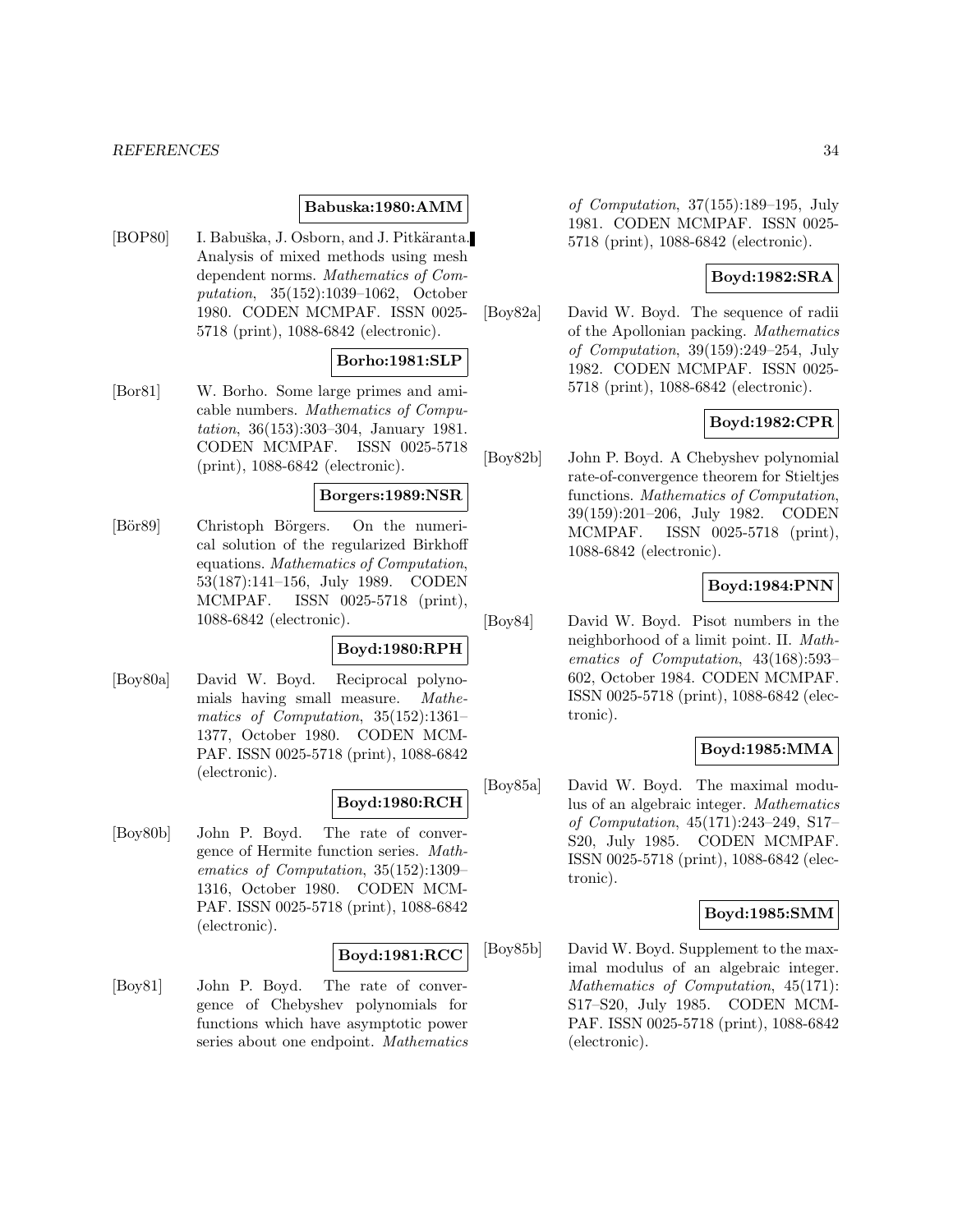**Babuska:1980:AMM**

[BOP80] I. Babuška, J. Osborn, and J. Pitkäranta. Analysis of mixed methods using mesh dependent norms. *Mathematics of Computation*, 35(152):1039–1062, October 1980. CODEN MCMPAF. ISSN 0025-5718 (print), 1088-6842 (electronic).

**Borho:1981:SLP**

[Bor81] W. Borho. Some large primes and amicable numbers. *Mathematics of Computation*, 36(153):303–304, January 1981. CODEN MCMPAF. ISSN 0025-5718 (print), 1088-6842 (electronic).

**Borgers:1989:NSR**

[Bör89] Christoph Börgers. On the numerical solution of the regularized Birkhoff equations. *Mathematics of Computation*, 53(187):141–156, July 1989. CODEN MCMPAF. ISSN 0025-5718 (print), 1088-6842 (electronic).

**Boyd:1980:RPH**

[Boy80a] David W. Boyd. Reciprocal polynomials having small measure. *Mathematics of Computation*, 35(152):1361–1377, October 1980. CODEN MCMPAF. ISSN 0025-5718 (print), 1088-6842 (electronic).

**Boyd:1980:RCH**

[Boy80b] John P. Boyd. The rate of convergence of Hermite function series. *Mathematics of Computation*, 35(152):1309–1316, October 1980. CODEN MCMPAF. ISSN 0025-5718 (print), 1088-6842 (electronic).

**Boyd:1981:RCC**

[Boy81] John P. Boyd. The rate of convergence of Chebyshev polynomials for functions which have asymptotic power series about one endpoint. *Mathematics of Computation*, 37(155):189–195, July 1981. CODEN MCMPAF. ISSN 0025-5718 (print), 1088-6842 (electronic).

**Boyd:1982:SRA**

[Boy82a] David W. Boyd. The sequence of radii of the Apollonian packing. *Mathematics of Computation*, 39(159):249–254, July 1982. CODEN MCMPAF. ISSN 0025-5718 (print), 1088-6842 (electronic).

**Boyd:1982:CPR**

[Boy82b] John P. Boyd. A Chebyshev polynomial rate-of-convergence theorem for Stieltjes functions. *Mathematics of Computation*, 39(159):201–206, July 1982. CODEN MCMPAF. ISSN 0025-5718 (print), 1088-6842 (electronic).

**Boyd:1984:PNN**

[Boy84] David W. Boyd. Pisot numbers in the neighborhood of a limit point. II. *Mathematics of Computation*, 43(168):593–602, October 1984. CODEN MCMPAF. ISSN 0025-5718 (print), 1088-6842 (electronic).

**Boyd:1985:MMA**

[Boy85a] David W. Boyd. The maximal modulus of an algebraic integer. *Mathematics of Computation*, 45(171):243–249, S17–S20, July 1985. CODEN MCMPAF. ISSN 0025-5718 (print), 1088-6842 (electronic).

**Boyd:1985:SMM**

[Boy85b] David W. Boyd. Supplement to the maximal modulus of an algebraic integer. *Mathematics of Computation*, 45(171): S17–S20, July 1985. CODEN MCMPAF. ISSN 0025-5718 (print), 1088-6842 (electronic).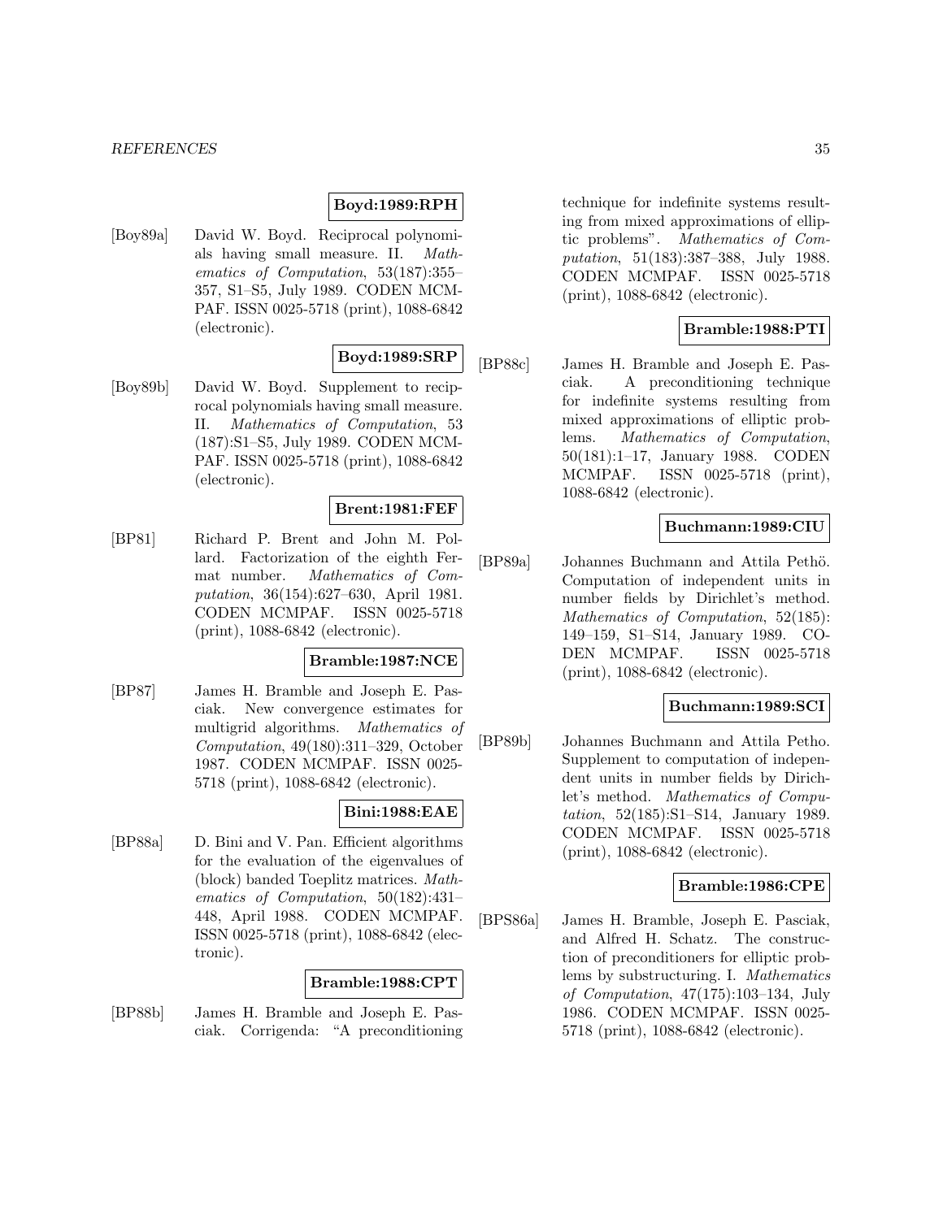**Boyd:1989:RPH**

[Boy89a] David W. Boyd. Reciprocal polynomials having small measure. II. *Mathematics of Computation*, 53(187):355–357, S1–S5, July 1989. CODEN MCMPAF. ISSN 0025-5718 (print), 1088-6842 (electronic).

**Boyd:1989:SRP**

[Boy89b] David W. Boyd. Supplement to reciprocal polynomials having small measure. II. *Mathematics of Computation*, 53 (187):S1–S5, July 1989. CODEN MCMPAF. ISSN 0025-5718 (print), 1088-6842 (electronic).

**Brent:1981:FEF**

[BP81] Richard P. Brent and John M. Pollard. Factorization of the eighth Fermat number. *Mathematics of Computation*, 36(154):627–630, April 1981. CODEN MCMPAF. ISSN 0025-5718 (print), 1088-6842 (electronic).

**Bramble:1987:NCE**

[BP87] James H. Bramble and Joseph E. Pasciak. New convergence estimates for multigrid algorithms. *Mathematics of Computation*, 49(180):311–329, October 1987. CODEN MCMPAF. ISSN 0025-5718 (print), 1088-6842 (electronic).

**Bini:1988:EAE**

[BP88a] D. Bini and V. Pan. Efficient algorithms for the evaluation of the eigenvalues of (block) banded Toeplitz matrices. *Mathematics of Computation*, 50(182):431–448, April 1988. CODEN MCMPAF. ISSN 0025-5718 (print), 1088-6842 (electronic).

**Bramble:1988:CPT**

[BP88b] James H. Bramble and Joseph E. Pasciak. Corrigenda: "A preconditioning technique for indefinite systems resulting from mixed approximations of elliptic problems". *Mathematics of Computation*, 51(183):387–388, July 1988. CODEN MCMPAF. ISSN 0025-5718 (print), 1088-6842 (electronic).

**Bramble:1988:PTI**

[BP88c] James H. Bramble and Joseph E. Pasciak. A preconditioning technique for indefinite systems resulting from mixed approximations of elliptic problems. *Mathematics of Computation*, 50(181):1–17, January 1988. CODEN MCMPAF. ISSN 0025-5718 (print), 1088-6842 (electronic).

**Buchmann:1989:CIU**

[BP89a] Johannes Buchmann and Attila Pethö. Computation of independent units in number fields by Dirichlet's method. *Mathematics of Computation*, 52(185): 149–159, S1–S14, January 1989. CODEN MCMPAF. ISSN 0025-5718 (print), 1088-6842 (electronic).

**Buchmann:1989:SCI**

[BP89b] Johannes Buchmann and Attila Petho. Supplement to computation of independent units in number fields by Dirichlet's method. *Mathematics of Computation*, 52(185):S1–S14, January 1989. CODEN MCMPAF. ISSN 0025-5718 (print), 1088-6842 (electronic).

**Bramble:1986:CPE**

[BPS86a] James H. Bramble, Joseph E. Pasciak, and Alfred H. Schatz. The construction of preconditioners for elliptic problems by substructuring. I. *Mathematics of Computation*, 47(175):103–134, July 1986. CODEN MCMPAF. ISSN 0025-5718 (print), 1088-6842 (electronic).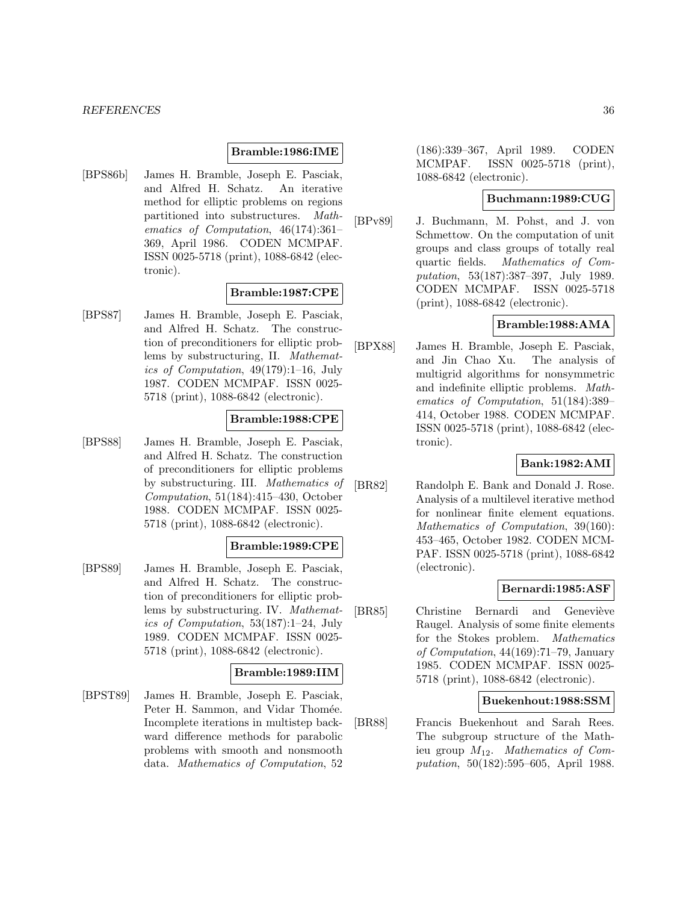**Bramble:1986:IME**

[BPS86b] James H. Bramble, Joseph E. Pasciak, and Alfred H. Schatz. An iterative method for elliptic problems on regions partitioned into substructures. *Mathematics of Computation*, 46(174):361–369, April 1986. CODEN MCMPAF. ISSN 0025-5718 (print), 1088-6842 (electronic).

**Bramble:1987:CPE**

[BPS87] James H. Bramble, Joseph E. Pasciak, and Alfred H. Schatz. The construction of preconditioners for elliptic problems by substructuring, II. *Mathematics of Computation*, 49(179):1–16, July 1987. CODEN MCMPAF. ISSN 0025-5718 (print), 1088-6842 (electronic).

**Bramble:1988:CPE**

[BPS88] James H. Bramble, Joseph E. Pasciak, and Alfred H. Schatz. The construction of preconditioners for elliptic problems by substructuring. III. *Mathematics of Computation*, 51(184):415–430, October 1988. CODEN MCMPAF. ISSN 0025-5718 (print), 1088-6842 (electronic).

**Bramble:1989:CPE**

[BPS89] James H. Bramble, Joseph E. Pasciak, and Alfred H. Schatz. The construction of preconditioners for elliptic problems by substructuring. IV. *Mathematics of Computation*, 53(187):1–24, July 1989. CODEN MCMPAF. ISSN 0025-5718 (print), 1088-6842 (electronic).

**Bramble:1989:IIM**

[BPST89] James H. Bramble, Joseph E. Pasciak, Peter H. Sammon, and Vidar Thomée. Incomplete iterations in multistep backward difference methods for parabolic problems with smooth and nonsmooth data. *Mathematics of Computation*, 52 (186):339–367, April 1989. CODEN MCMPAF. ISSN 0025-5718 (print), 1088-6842 (electronic).

**Buchmann:1989:CUG**

[BPv89] J. Buchmann, M. Pohst, and J. von Schmettow. On the computation of unit groups and class groups of totally real quartic fields. *Mathematics of Computation*, 53(187):387–397, July 1989. CODEN MCMPAF. ISSN 0025-5718 (print), 1088-6842 (electronic).

**Bramble:1988:AMA**

[BPX88] James H. Bramble, Joseph E. Pasciak, and Jin Chao Xu. The analysis of multigrid algorithms for nonsymmetric and indefinite elliptic problems. *Mathematics of Computation*, 51(184):389–414, October 1988. CODEN MCMPAF. ISSN 0025-5718 (print), 1088-6842 (electronic).

**Bank:1982:AMI**

[BR82] Randolph E. Bank and Donald J. Rose. Analysis of a multilevel iterative method for nonlinear finite element equations. *Mathematics of Computation*, 39(160): 453–465, October 1982. CODEN MCMPAF. ISSN 0025-5718 (print), 1088-6842 (electronic).

**Bernardi:1985:ASF**

[BR85] Christine Bernardi and Geneviève Raugel. Analysis of some finite elements for the Stokes problem. *Mathematics of Computation*, 44(169):71–79, January 1985. CODEN MCMPAF. ISSN 0025-5718 (print), 1088-6842 (electronic).

**Buekenhout:1988:SSM**

[BR88] Francis Buekenhout and Sarah Rees. The subgroup structure of the Mathieu group $M_{12}$. *Mathematics of Computation*, 50(182):595–605, April 1988.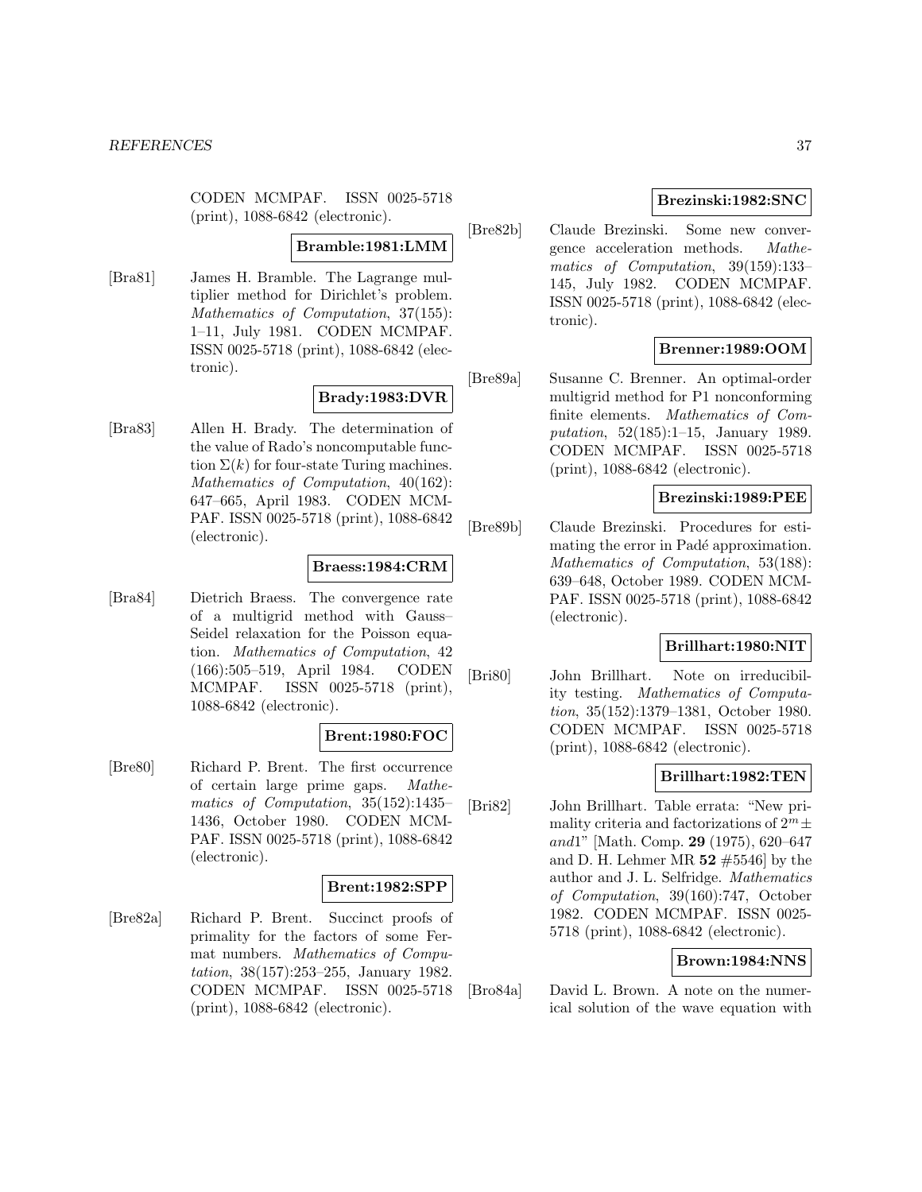CODEN MCMPAF. ISSN 0025-5718 (print), 1088-6842 (electronic).

**Bramble:1981:LMM**

[Bra81] James H. Bramble. The Lagrange multiplier method for Dirichlet's problem. *Mathematics of Computation*, 37(155): 1–11, July 1981. CODEN MCMPAF. ISSN 0025-5718 (print), 1088-6842 (electronic).

**Brady:1983:DVR**

[Bra83] Allen H. Brady. The determination of the value of Rado's noncomputable function $\Sigma(k)$ for four-state Turing machines. *Mathematics of Computation*, 40(162): 647–665, April 1983. CODEN MCMPAF. ISSN 0025-5718 (print), 1088-6842 (electronic).

**Braess:1984:CRM**

[Bra84] Dietrich Braess. The convergence rate of a multigrid method with Gauss–Seidel relaxation for the Poisson equation. *Mathematics of Computation*, 42 (166):505–519, April 1984. CODEN MCMPAF. ISSN 0025-5718 (print), 1088-6842 (electronic).

**Brent:1980:FOC**

[Bre80] Richard P. Brent. The first occurrence of certain large prime gaps. *Mathematics of Computation*, 35(152):1435–1436, October 1980. CODEN MCMPAF. ISSN 0025-5718 (print), 1088-6842 (electronic).

**Brent:1982:SPP**

[Bre82a] Richard P. Brent. Succinct proofs of primality for the factors of some Fermat numbers. *Mathematics of Computation*, 38(157):253–255, January 1982. CODEN MCMPAF. ISSN 0025-5718 (print), 1088-6842 (electronic).

**Brezinski:1982:SNC**

[Bre82b] Claude Brezinski. Some new convergence acceleration methods. *Mathematics of Computation*, 39(159):133–145, July 1982. CODEN MCMPAF. ISSN 0025-5718 (print), 1088-6842 (electronic).

**Brenner:1989:OOM**

[Bre89a] Susanne C. Brenner. An optimal-order multigrid method for P1 nonconforming finite elements. *Mathematics of Computation*, 52(185):1–15, January 1989. CODEN MCMPAF. ISSN 0025-5718 (print), 1088-6842 (electronic).

**Brezinski:1989:PEE**

[Bre89b] Claude Brezinski. Procedures for estimating the error in Padé approximation. *Mathematics of Computation*, 53(188): 639–648, October 1989. CODEN MCMPAF. ISSN 0025-5718 (print), 1088-6842 (electronic).

**Brillhart:1980:NIT**

[Bri80] John Brillhart. Note on irreducibility testing. *Mathematics of Computation*, 35(152):1379–1381, October 1980. CODEN MCMPAF. ISSN 0025-5718 (print), 1088-6842 (electronic).

**Brillhart:1982:TEN**

[Bri82] John Brillhart. Table errata: "New primality criteria and factorizations of $2^m \pm and 1$" [Math. Comp. **29** (1975), 620–647 and D. H. Lehmer MR **52** #5546] by the author and J. L. Selfridge. *Mathematics of Computation*, 39(160):747, October 1982. CODEN MCMPAF. ISSN 0025-5718 (print), 1088-6842 (electronic).

**Brown:1984:NNS**

[Bro84a] David L. Brown. A note on the numerical solution of the wave equation with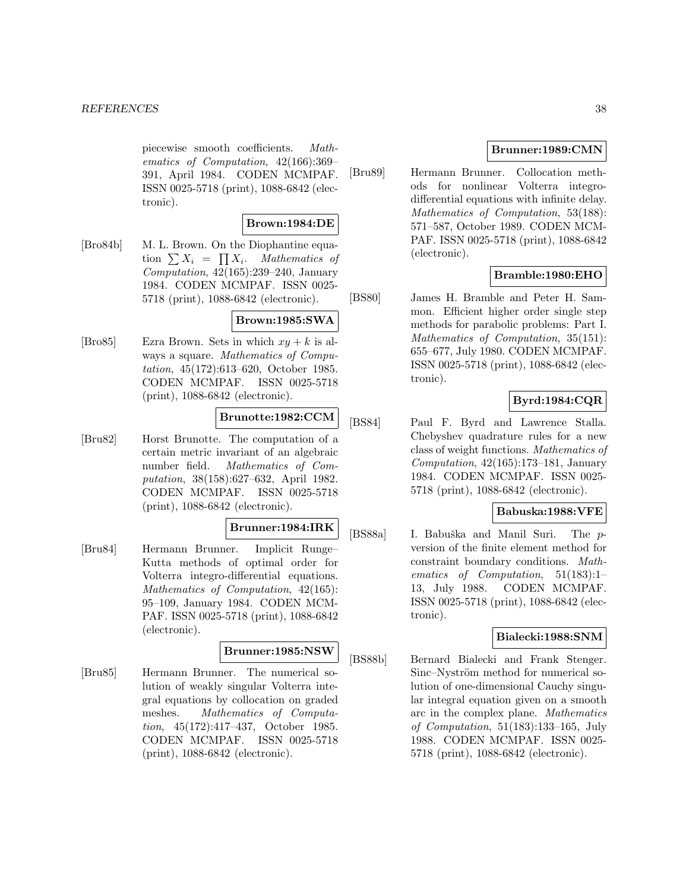piecewise smooth coefficients. *Mathematics of Computation*, 42(166):369–391, April 1984. CODEN MCMPAF. ISSN 0025-5718 (print), 1088-6842 (electronic).

**Brown:1984:DE**

[Bro84b] M. L. Brown. On the Diophantine equation $\sum X_i = \prod X_i$. *Mathematics of Computation*, 42(165):239–240, January 1984. CODEN MCMPAF. ISSN 0025-5718 (print), 1088-6842 (electronic).

**Brown:1985:SWA**

[Bro85] Ezra Brown. Sets in which $xy + k$ is always a square. *Mathematics of Computation*, 45(172):613–620, October 1985. CODEN MCMPAF. ISSN 0025-5718 (print), 1088-6842 (electronic).

**Brunotte:1982:CCM**

[Bru82] Horst Brunotte. The computation of a certain metric invariant of an algebraic number field. *Mathematics of Computation*, 38(158):627–632, April 1982. CODEN MCMPAF. ISSN 0025-5718 (print), 1088-6842 (electronic).

**Brunner:1984:IRK**

[Bru84] Hermann Brunner. Implicit Runge–Kutta methods of optimal order for Volterra integro-differential equations. *Mathematics of Computation*, 42(165): 95–109, January 1984. CODEN MCMPAF. ISSN 0025-5718 (print), 1088-6842 (electronic).

**Brunner:1985:NSW**

[Bru85] Hermann Brunner. The numerical solution of weakly singular Volterra integral equations by collocation on graded meshes. *Mathematics of Computation*, 45(172):417–437, October 1985. CODEN MCMPAF. ISSN 0025-5718 (print), 1088-6842 (electronic).

**Brunner:1989:CMN**

[Bru89] Hermann Brunner. Collocation methods for nonlinear Volterra integro-differential equations with infinite delay. *Mathematics of Computation*, 53(188): 571–587, October 1989. CODEN MCMPAF. ISSN 0025-5718 (print), 1088-6842 (electronic).

**Bramble:1980:EHO**

[BS80] James H. Bramble and Peter H. Sammon. Efficient higher order single step methods for parabolic problems: Part I. *Mathematics of Computation*, 35(151): 655–677, July 1980. CODEN MCMPAF. ISSN 0025-5718 (print), 1088-6842 (electronic).

**Byrd:1984:CQR**

[BS84] Paul F. Byrd and Lawrence Stalla. Chebyshev quadrature rules for a new class of weight functions. *Mathematics of Computation*, 42(165):173–181, January 1984. CODEN MCMPAF. ISSN 0025-5718 (print), 1088-6842 (electronic).

**Babuska:1988:VFE**

[BS88a] I. Babuška and Manil Suri. The $p$-version of the finite element method for constraint boundary conditions. *Mathematics of Computation*, 51(183):1–13, July 1988. CODEN MCMPAF. ISSN 0025-5718 (print), 1088-6842 (electronic).

**Bialecki:1988:SNM**

[BS88b] Bernard Bialecki and Frank Stenger. Sinc–Nyström method for numerical solution of one-dimensional Cauchy singular integral equation given on a smooth arc in the complex plane. *Mathematics of Computation*, 51(183):133–165, July 1988. CODEN MCMPAF. ISSN 0025-5718 (print), 1088-6842 (electronic).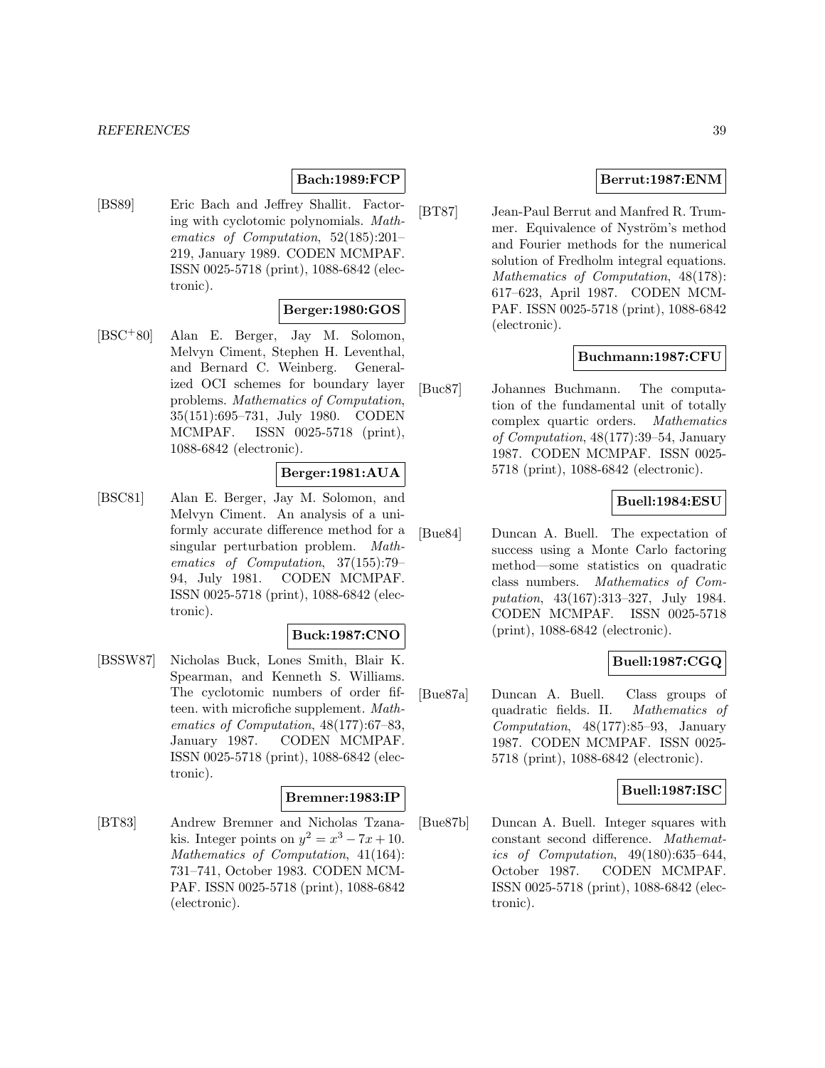**Bach:1989:FCP**

[BS89] Eric Bach and Jeffrey Shallit. Factoring with cyclotomic polynomials. *Mathematics of Computation*, 52(185):201–219, January 1989. CODEN MCMPAF. ISSN 0025-5718 (print), 1088-6842 (electronic).

**Berger:1980:GOS**

[BSC+80] Alan E. Berger, Jay M. Solomon, Melvyn Ciment, Stephen H. Leventhal, and Bernard C. Weinberg. Generalized OCI schemes for boundary layer problems. *Mathematics of Computation*, 35(151):695–731, July 1980. CODEN MCMPAF. ISSN 0025-5718 (print), 1088-6842 (electronic).

**Berger:1981:AUA**

[BSC81] Alan E. Berger, Jay M. Solomon, and Melvyn Ciment. An analysis of a uniformly accurate difference method for a singular perturbation problem. *Mathematics of Computation*, 37(155):79–94, July 1981. CODEN MCMPAF. ISSN 0025-5718 (print), 1088-6842 (electronic).

**Buck:1987:CNO**

[BSSW87] Nicholas Buck, Lones Smith, Blair K. Spearman, and Kenneth S. Williams. The cyclotomic numbers of order fifteen. with microfiche supplement. *Mathematics of Computation*, 48(177):67–83, January 1987. CODEN MCMPAF. ISSN 0025-5718 (print), 1088-6842 (electronic).

**Bremner:1983:IP**

[BT83] Andrew Bremner and Nicholas Tzanakis. Integer points on $y^2 = x^3 - 7x + 10$. *Mathematics of Computation*, 41(164): 731–741, October 1983. CODEN MCMPAF. ISSN 0025-5718 (print), 1088-6842 (electronic).

**Berrut:1987:ENM**

[BT87] Jean-Paul Berrut and Manfred R. Trummer. Equivalence of Nyström's method and Fourier methods for the numerical solution of Fredholm integral equations. *Mathematics of Computation*, 48(178): 617–623, April 1987. CODEN MCMPAF. ISSN 0025-5718 (print), 1088-6842 (electronic).

**Buchmann:1987:CFU**

[Buc87] Johannes Buchmann. The computation of the fundamental unit of totally complex quartic orders. *Mathematics of Computation*, 48(177):39–54, January 1987. CODEN MCMPAF. ISSN 0025-5718 (print), 1088-6842 (electronic).

**Buell:1984:ESU**

[Bue84] Duncan A. Buell. The expectation of success using a Monte Carlo factoring method—some statistics on quadratic class numbers. *Mathematics of Computation*, 43(167):313–327, July 1984. CODEN MCMPAF. ISSN 0025-5718 (print), 1088-6842 (electronic).

**Buell:1987:CGQ**

[Bue87a] Duncan A. Buell. Class groups of quadratic fields. II. *Mathematics of Computation*, 48(177):85–93, January 1987. CODEN MCMPAF. ISSN 0025-5718 (print), 1088-6842 (electronic).

**Buell:1987:ISC**

[Bue87b] Duncan A. Buell. Integer squares with constant second difference. *Mathematics of Computation*, 49(180):635–644, October 1987. CODEN MCMPAF. ISSN 0025-5718 (print), 1088-6842 (electronic).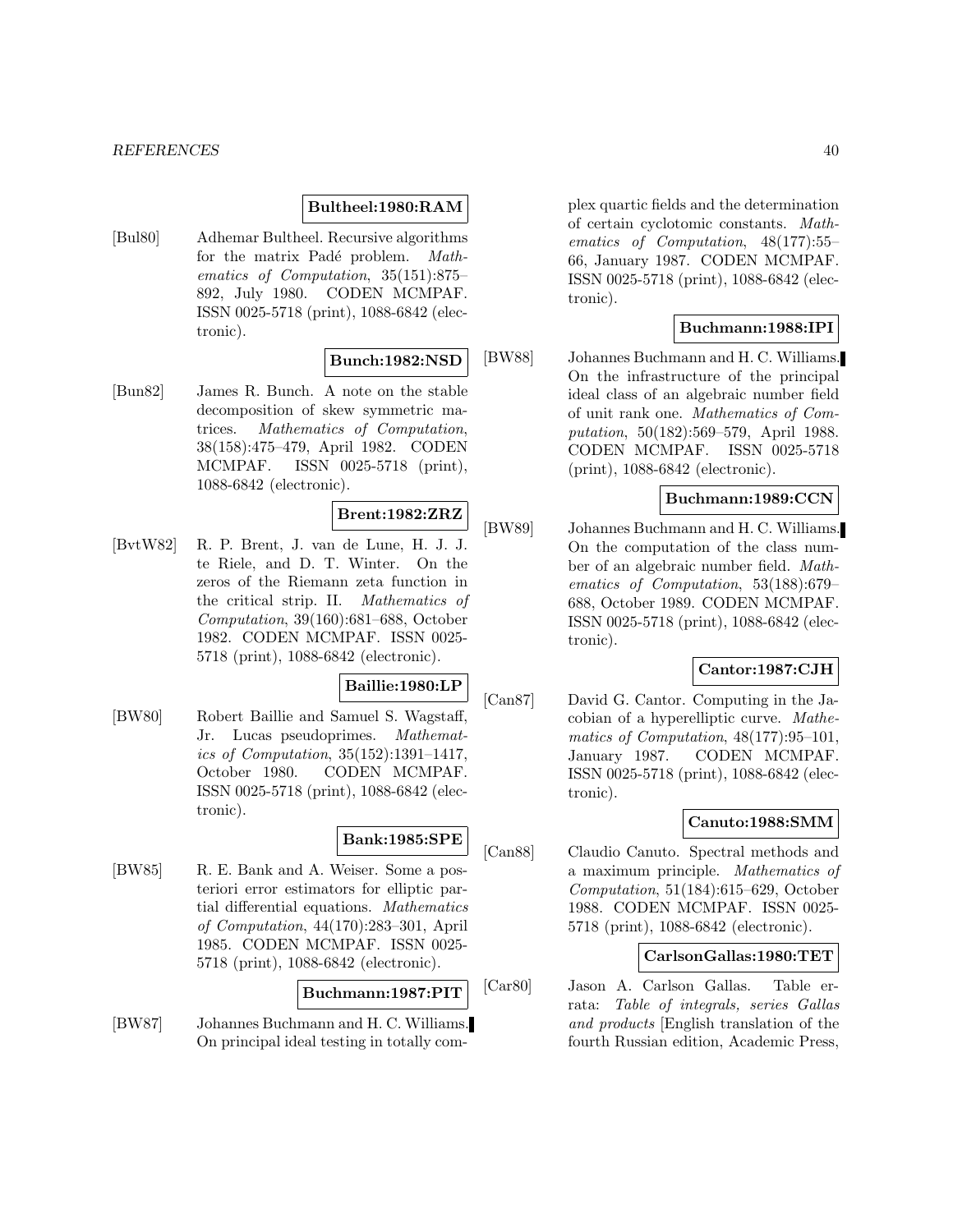**Bultheel:1980:RAM**

[Bul80] Adhemar Bultheel. Recursive algorithms for the matrix Padé problem. *Mathematics of Computation*, 35(151):875–892, July 1980. CODEN MCMPAF. ISSN 0025-5718 (print), 1088-6842 (electronic).

**Bunch:1982:NSD**

[Bun82] James R. Bunch. A note on the stable decomposition of skew symmetric matrices. *Mathematics of Computation*, 38(158):475–479, April 1982. CODEN MCMPAF. ISSN 0025-5718 (print), 1088-6842 (electronic).

**Brent:1982:ZRZ**

[BvtW82] R. P. Brent, J. van de Lune, H. J. J. te Riele, and D. T. Winter. On the zeros of the Riemann zeta function in the critical strip. II. *Mathematics of Computation*, 39(160):681–688, October 1982. CODEN MCMPAF. ISSN 0025-5718 (print), 1088-6842 (electronic).

**Baillie:1980:LP**

[BW80] Robert Baillie and Samuel S. Wagstaff, Jr. Lucas pseudoprimes. *Mathematics of Computation*, 35(152):1391–1417, October 1980. CODEN MCMPAF. ISSN 0025-5718 (print), 1088-6842 (electronic).

**Bank:1985:SPE**

[BW85] R. E. Bank and A. Weiser. Some a posteriori error estimators for elliptic partial differential equations. *Mathematics of Computation*, 44(170):283–301, April 1985. CODEN MCMPAF. ISSN 0025-5718 (print), 1088-6842 (electronic).

**Buchmann:1987:PIT**

[BW87] Johannes Buchmann and H. C. Williams. On principal ideal testing in totally complex quartic fields and the determination of certain cyclotomic constants. *Mathematics of Computation*, 48(177):55–66, January 1987. CODEN MCMPAF. ISSN 0025-5718 (print), 1088-6842 (electronic).

**Buchmann:1988:IPI**

[BW88] Johannes Buchmann and H. C. Williams. On the infrastructure of the principal ideal class of an algebraic number field of unit rank one. *Mathematics of Computation*, 50(182):569–579, April 1988. CODEN MCMPAF. ISSN 0025-5718 (print), 1088-6842 (electronic).

**Buchmann:1989:CCN**

[BW89] Johannes Buchmann and H. C. Williams. On the computation of the class number of an algebraic number field. *Mathematics of Computation*, 53(188):679–688, October 1989. CODEN MCMPAF. ISSN 0025-5718 (print), 1088-6842 (electronic).

**Cantor:1987:CJH**

[Can87] David G. Cantor. Computing in the Jacobian of a hyperelliptic curve. *Mathematics of Computation*, 48(177):95–101, January 1987. CODEN MCMPAF. ISSN 0025-5718 (print), 1088-6842 (electronic).

**Canuto:1988:SMM**

[Can88] Claudio Canuto. Spectral methods and a maximum principle. *Mathematics of Computation*, 51(184):615–629, October 1988. CODEN MCMPAF. ISSN 0025-5718 (print), 1088-6842 (electronic).

**CarlsonGallas:1980:TET**

[Car80] Jason A. Carlson Gallas. Table errata: *Table of integrals, series Gallas and products* [English translation of the fourth Russian edition, Academic Press,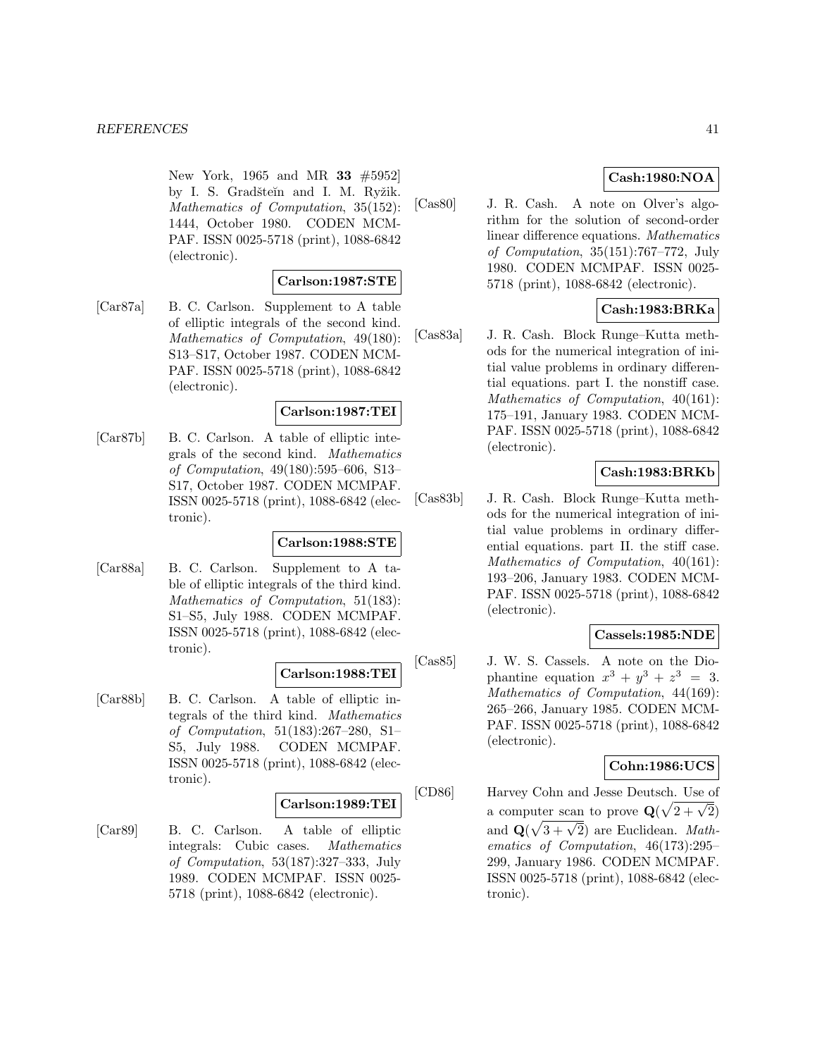New York, 1965 and MR **33** #5952] by I. S. Gradšteĭn and I. M. Ryžik. *Mathematics of Computation*, 35(152): 1444, October 1980. CODEN MCMPAF. ISSN 0025-5718 (print), 1088-6842 (electronic).

**Carlson:1987:STE**

[Car87a] B. C. Carlson. Supplement to A table of elliptic integrals of the second kind. *Mathematics of Computation*, 49(180): S13–S17, October 1987. CODEN MCMPAF. ISSN 0025-5718 (print), 1088-6842 (electronic).

**Carlson:1987:TEI**

[Car87b] B. C. Carlson. A table of elliptic integrals of the second kind. *Mathematics of Computation*, 49(180):595–606, S13–S17, October 1987. CODEN MCMPAF. ISSN 0025-5718 (print), 1088-6842 (electronic).

**Carlson:1988:STE**

[Car88a] B. C. Carlson. Supplement to A table of elliptic integrals of the third kind. *Mathematics of Computation*, 51(183): S1–S5, July 1988. CODEN MCMPAF. ISSN 0025-5718 (print), 1088-6842 (electronic).

**Carlson:1988:TEI**

[Car88b] B. C. Carlson. A table of elliptic integrals of the third kind. *Mathematics of Computation*, 51(183):267–280, S1–S5, July 1988. CODEN MCMPAF. ISSN 0025-5718 (print), 1088-6842 (electronic).

**Carlson:1989:TEI**

[Car89] B. C. Carlson. A table of elliptic integrals: Cubic cases. *Mathematics of Computation*, 53(187):327–333, July 1989. CODEN MCMPAF. ISSN 0025-5718 (print), 1088-6842 (electronic).

**Cash:1980:NOA**

[Cas80] J. R. Cash. A note on Olver's algorithm for the solution of second-order linear difference equations. *Mathematics of Computation*, 35(151):767–772, July 1980. CODEN MCMPAF. ISSN 0025-5718 (print), 1088-6842 (electronic).

**Cash:1983:BRKa**

[Cas83a] J. R. Cash. Block Runge–Kutta methods for the numerical integration of initial value problems in ordinary differential equations. part I. the nonstiff case. *Mathematics of Computation*, 40(161): 175–191, January 1983. CODEN MCMPAF. ISSN 0025-5718 (print), 1088-6842 (electronic).

**Cash:1983:BRKb**

[Cas83b] J. R. Cash. Block Runge–Kutta methods for the numerical integration of initial value problems in ordinary differential equations. part II. the stiff case. *Mathematics of Computation*, 40(161): 193–206, January 1983. CODEN MCMPAF. ISSN 0025-5718 (print), 1088-6842 (electronic).

**Cassels:1985:NDE**

[Cas85] J. W. S. Cassels. A note on the Diophantine equation $x^3 + y^3 + z^3 = 3$. *Mathematics of Computation*, 44(169): 265–266, January 1985. CODEN MCMPAF. ISSN 0025-5718 (print), 1088-6842 (electronic).

**Cohn:1986:UCS**

[CD86] Harvey Cohn and Jesse Deutsch. Use of a computer scan to prove $\mathbf{Q}(\sqrt{2+\sqrt{2}})$ and $\mathbf{Q}(\sqrt{3+\sqrt{2}})$ are Euclidean. *Mathematics of Computation*, 46(173):295–299, January 1986. CODEN MCMPAF. ISSN 0025-5718 (print), 1088-6842 (electronic).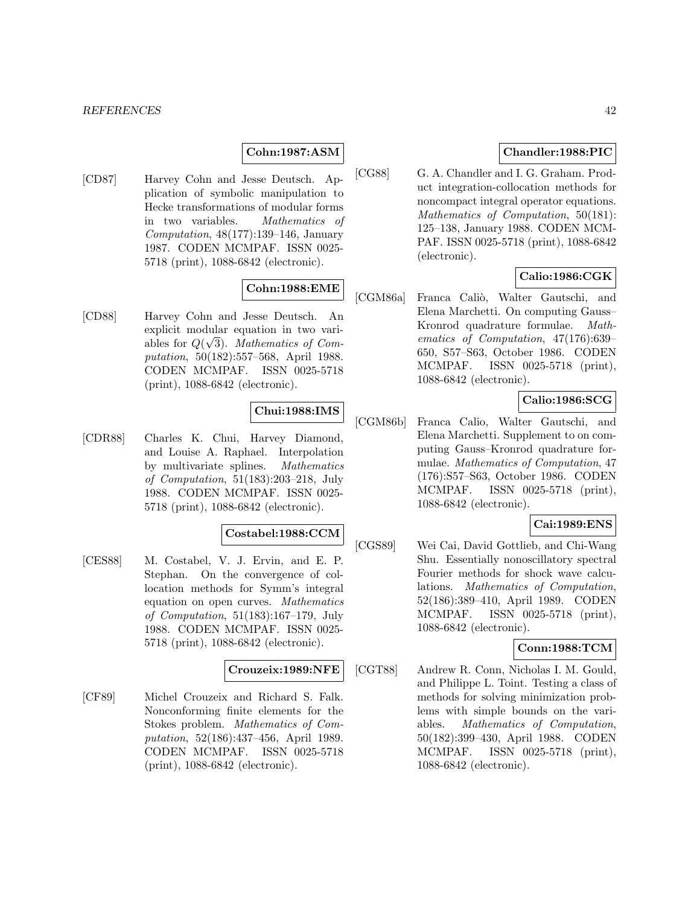**Cohn:1987:ASM**

[CD87] Harvey Cohn and Jesse Deutsch. Application of symbolic manipulation to Hecke transformations of modular forms in two variables. *Mathematics of Computation*, 48(177):139–146, January 1987. CODEN MCMPAF. ISSN 0025-5718 (print), 1088-6842 (electronic).

**Cohn:1988:EME**

[CD88] Harvey Cohn and Jesse Deutsch. An explicit modular equation in two variables for $Q(\sqrt{3})$. *Mathematics of Computation*, 50(182):557–568, April 1988. CODEN MCMPAF. ISSN 0025-5718 (print), 1088-6842 (electronic).

**Chui:1988:IMS**

[CDR88] Charles K. Chui, Harvey Diamond, and Louise A. Raphael. Interpolation by multivariate splines. *Mathematics of Computation*, 51(183):203–218, July 1988. CODEN MCMPAF. ISSN 0025-5718 (print), 1088-6842 (electronic).

**Costabel:1988:CCM**

[CES88] M. Costabel, V. J. Ervin, and E. P. Stephan. On the convergence of collocation methods for Symm's integral equation on open curves. *Mathematics of Computation*, 51(183):167–179, July 1988. CODEN MCMPAF. ISSN 0025-5718 (print), 1088-6842 (electronic).

**Crouzeix:1989:NFE**

[CF89] Michel Crouzeix and Richard S. Falk. Nonconforming finite elements for the Stokes problem. *Mathematics of Computation*, 52(186):437–456, April 1989. CODEN MCMPAF. ISSN 0025-5718 (print), 1088-6842 (electronic).

**Chandler:1988:PIC**

[CG88] G. A. Chandler and I. G. Graham. Product integration-collocation methods for noncompact integral operator equations. *Mathematics of Computation*, 50(181): 125–138, January 1988. CODEN MCMPAF. ISSN 0025-5718 (print), 1088-6842 (electronic).

**Calio:1986:CGK**

[CGM86a] Franca Caliò, Walter Gautschi, and Elena Marchetti. On computing Gauss–Kronrod quadrature formulae. *Mathematics of Computation*, 47(176):639–650, S57–S63, October 1986. CODEN MCMPAF. ISSN 0025-5718 (print), 1088-6842 (electronic).

**Calio:1986:SCG**

[CGM86b] Franca Calio, Walter Gautschi, and Elena Marchetti. Supplement to on computing Gauss–Kronrod quadrature formulae. *Mathematics of Computation*, 47 (176):S57–S63, October 1986. CODEN MCMPAF. ISSN 0025-5718 (print), 1088-6842 (electronic).

**Cai:1989:ENS**

[CGS89] Wei Cai, David Gottlieb, and Chi-Wang Shu. Essentially nonoscillatory spectral Fourier methods for shock wave calculations. *Mathematics of Computation*, 52(186):389–410, April 1989. CODEN MCMPAF. ISSN 0025-5718 (print), 1088-6842 (electronic).

**Conn:1988:TCM**

[CGT88] Andrew R. Conn, Nicholas I. M. Gould, and Philippe L. Toint. Testing a class of methods for solving minimization problems with simple bounds on the variables. *Mathematics of Computation*, 50(182):399–430, April 1988. CODEN MCMPAF. ISSN 0025-5718 (print), 1088-6842 (electronic).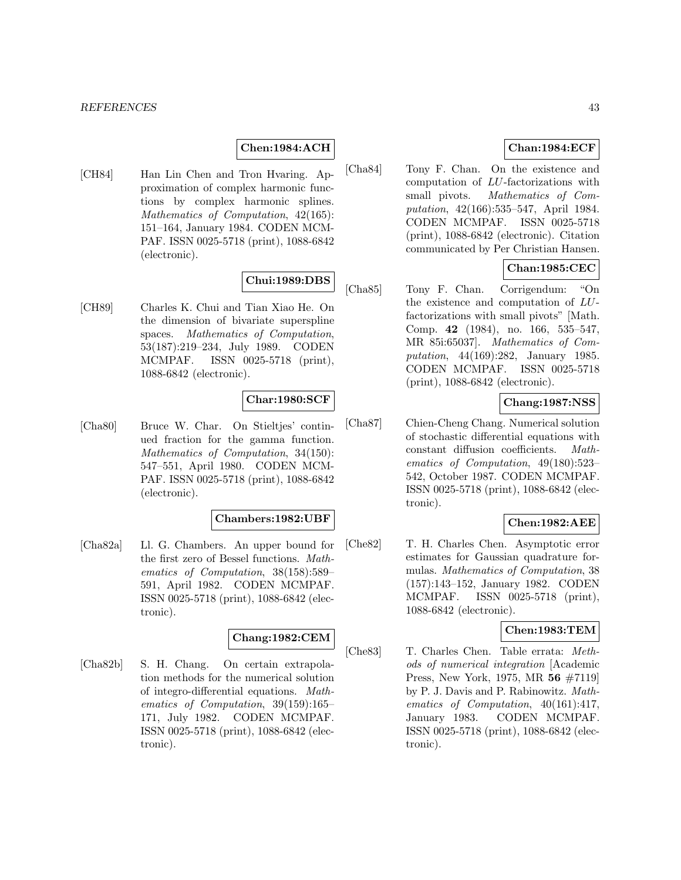**Chen:1984:ACH**

[CH84] Han Lin Chen and Tron Hvaring. Approximation of complex harmonic functions by complex harmonic splines. *Mathematics of Computation*, 42(165): 151–164, January 1984. CODEN MCMPAF. ISSN 0025-5718 (print), 1088-6842 (electronic).

**Chui:1989:DBS**

[CH89] Charles K. Chui and Tian Xiao He. On the dimension of bivariate superspline spaces. *Mathematics of Computation*, 53(187):219–234, July 1989. CODEN MCMPAF. ISSN 0025-5718 (print), 1088-6842 (electronic).

**Char:1980:SCF**

[Cha80] Bruce W. Char. On Stieltjes' continued fraction for the gamma function. *Mathematics of Computation*, 34(150): 547–551, April 1980. CODEN MCMPAF. ISSN 0025-5718 (print), 1088-6842 (electronic).

**Chambers:1982:UBF**

[Cha82a] Ll. G. Chambers. An upper bound for the first zero of Bessel functions. *Mathematics of Computation*, 38(158):589–591, April 1982. CODEN MCMPAF. ISSN 0025-5718 (print), 1088-6842 (electronic).

**Chang:1982:CEM**

[Cha82b] S. H. Chang. On certain extrapolation methods for the numerical solution of integro-differential equations. *Mathematics of Computation*, 39(159):165–171, July 1982. CODEN MCMPAF. ISSN 0025-5718 (print), 1088-6842 (electronic).

**Chan:1984:ECF**

[Cha84] Tony F. Chan. On the existence and computation of *LU*-factorizations with small pivots. *Mathematics of Computation*, 42(166):535–547, April 1984. CODEN MCMPAF. ISSN 0025-5718 (print), 1088-6842 (electronic). Citation communicated by Per Christian Hansen.

**Chan:1985:CEC**

[Cha85] Tony F. Chan. Corrigendum: "On the existence and computation of *LU*-factorizations with small pivots" [Math. Comp. **42** (1984), no. 166, 535–547, MR 85i:65037]. *Mathematics of Computation*, 44(169):282, January 1985. CODEN MCMPAF. ISSN 0025-5718 (print), 1088-6842 (electronic).

**Chang:1987:NSS**

[Cha87] Chien-Cheng Chang. Numerical solution of stochastic differential equations with constant diffusion coefficients. *Mathematics of Computation*, 49(180):523–542, October 1987. CODEN MCMPAF. ISSN 0025-5718 (print), 1088-6842 (electronic).

**Chen:1982:AEE**

[Che82] T. H. Charles Chen. Asymptotic error estimates for Gaussian quadrature formulas. *Mathematics of Computation*, 38 (157):143–152, January 1982. CODEN MCMPAF. ISSN 0025-5718 (print), 1088-6842 (electronic).

**Chen:1983:TEM**

[Che83] T. Charles Chen. Table errata: *Methods of numerical integration* [Academic Press, New York, 1975, MR **56** #7119] by P. J. Davis and P. Rabinowitz. *Mathematics of Computation*, 40(161):417, January 1983. CODEN MCMPAF. ISSN 0025-5718 (print), 1088-6842 (electronic).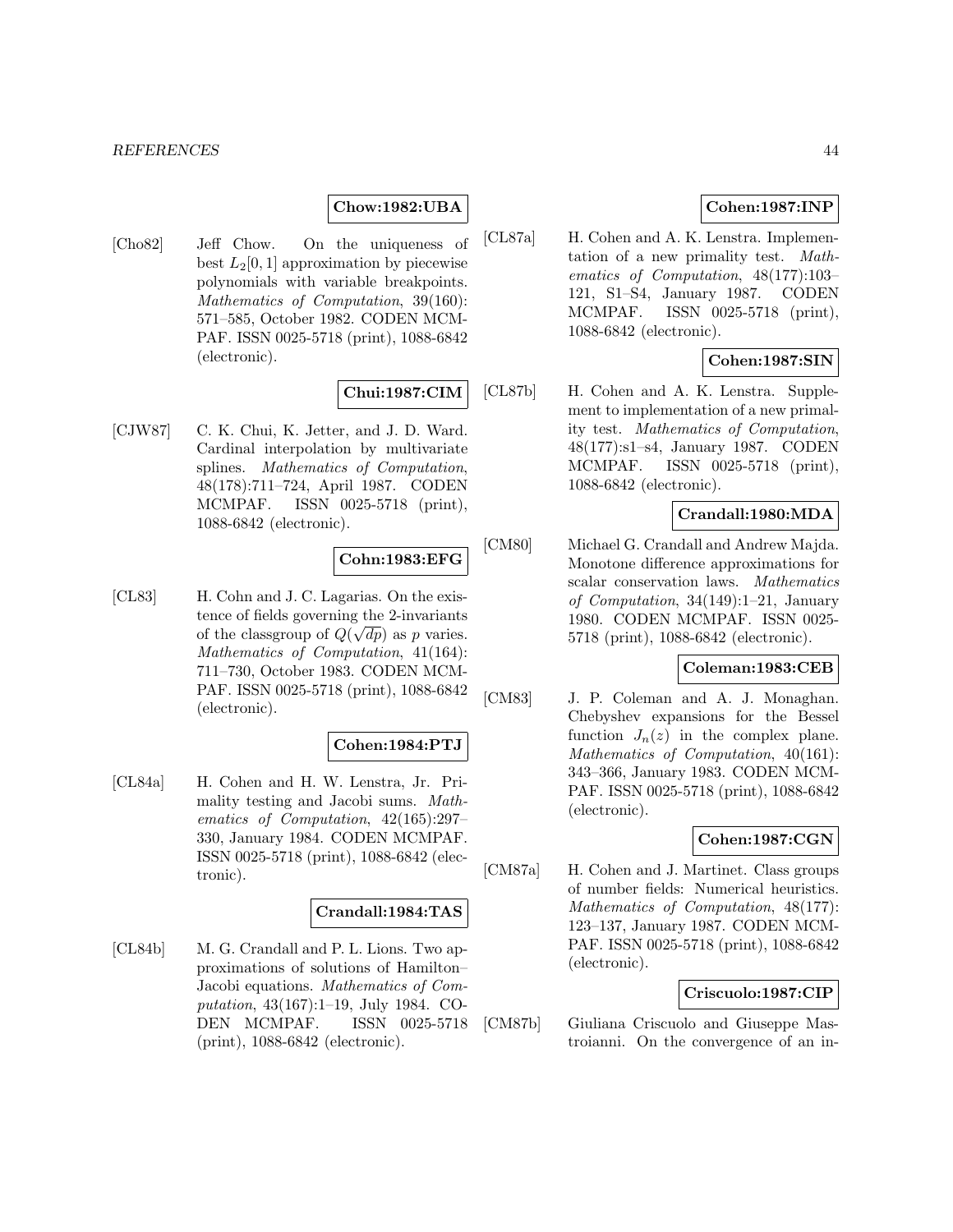**Chow:1982:UBA**

[Cho82] Jeff Chow. On the uniqueness of best $L_2[0,1]$ approximation by piecewise polynomials with variable breakpoints. *Mathematics of Computation*, 39(160): 571–585, October 1982. CODEN MCMPAF. ISSN 0025-5718 (print), 1088-6842 (electronic).

**Chui:1987:CIM**

[CJW87] C. K. Chui, K. Jetter, and J. D. Ward. Cardinal interpolation by multivariate splines. *Mathematics of Computation*, 48(178):711–724, April 1987. CODEN MCMPAF. ISSN 0025-5718 (print), 1088-6842 (electronic).

**Cohn:1983:EFG**

[CL83] H. Cohn and J. C. Lagarias. On the existence of fields governing the 2-invariants of the classgroup of $Q(\sqrt{dp})$ as $p$ varies. *Mathematics of Computation*, 41(164): 711–730, October 1983. CODEN MCMPAF. ISSN 0025-5718 (print), 1088-6842 (electronic).

**Cohen:1984:PTJ**

[CL84a] H. Cohen and H. W. Lenstra, Jr. Primality testing and Jacobi sums. *Mathematics of Computation*, 42(165):297–330, January 1984. CODEN MCMPAF. ISSN 0025-5718 (print), 1088-6842 (electronic).

**Crandall:1984:TAS**

[CL84b] M. G. Crandall and P. L. Lions. Two approximations of solutions of Hamilton–Jacobi equations. *Mathematics of Computation*, 43(167):1–19, July 1984. CODEN MCMPAF. ISSN 0025-5718 (print), 1088-6842 (electronic).

**Cohen:1987:INP**

[CL87a] H. Cohen and A. K. Lenstra. Implementation of a new primality test. *Mathematics of Computation*, 48(177):103–121, S1–S4, January 1987. CODEN MCMPAF. ISSN 0025-5718 (print), 1088-6842 (electronic).

**Cohen:1987:SIN**

[CL87b] H. Cohen and A. K. Lenstra. Supplement to implementation of a new primality test. *Mathematics of Computation*, 48(177):s1–s4, January 1987. CODEN MCMPAF. ISSN 0025-5718 (print), 1088-6842 (electronic).

**Crandall:1980:MDA**

[CM80] Michael G. Crandall and Andrew Majda. Monotone difference approximations for scalar conservation laws. *Mathematics of Computation*, 34(149):1–21, January 1980. CODEN MCMPAF. ISSN 0025-5718 (print), 1088-6842 (electronic).

**Coleman:1983:CEB**

[CM83] J. P. Coleman and A. J. Monaghan. Chebyshev expansions for the Bessel function $J_n(z)$ in the complex plane. *Mathematics of Computation*, 40(161): 343–366, January 1983. CODEN MCMPAF. ISSN 0025-5718 (print), 1088-6842 (electronic).

**Cohen:1987:CGN**

[CM87a] H. Cohen and J. Martinet. Class groups of number fields: Numerical heuristics. *Mathematics of Computation*, 48(177): 123–137, January 1987. CODEN MCMPAF. ISSN 0025-5718 (print), 1088-6842 (electronic).

**Criscuolo:1987:CIP**

[CM87b] Giuliana Criscuolo and Giuseppe Mastroianni. On the convergence of an in-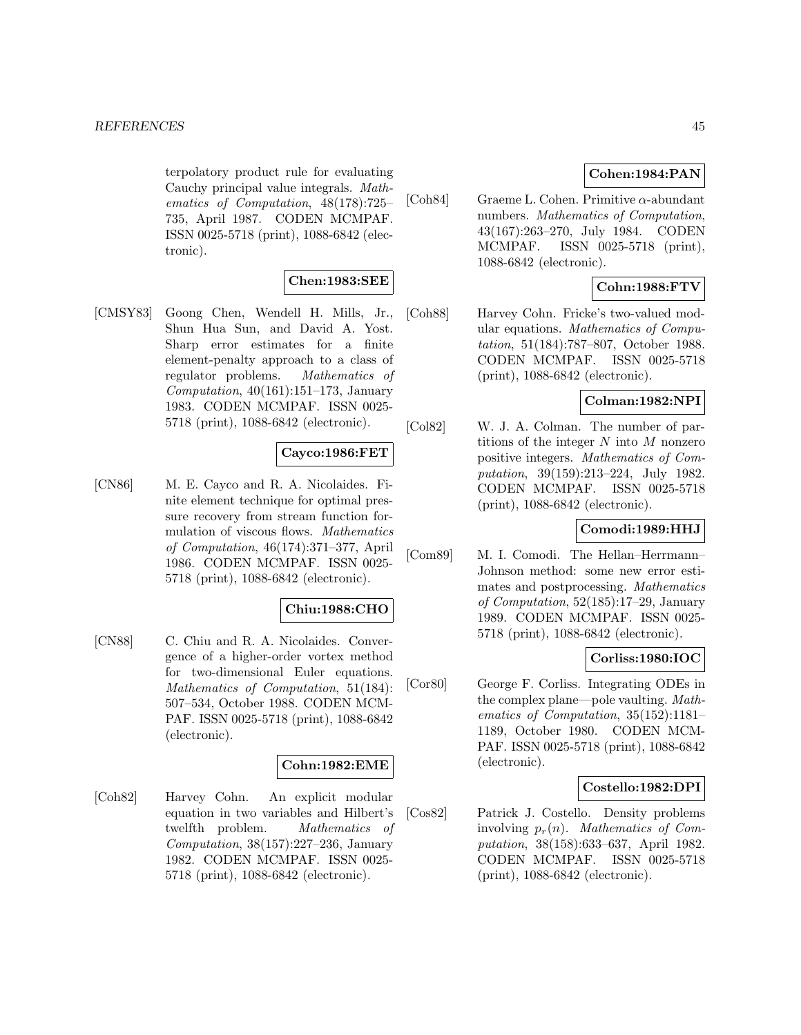terpolatory product rule for evaluating Cauchy principal value integrals. *Mathematics of Computation*, 48(178):725–735, April 1987. CODEN MCMPAF. ISSN 0025-5718 (print), 1088-6842 (electronic).

**Chen:1983:SEE**

[CMSY83] Goong Chen, Wendell H. Mills, Jr., Shun Hua Sun, and David A. Yost. Sharp error estimates for a finite element-penalty approach to a class of regulator problems. *Mathematics of Computation*, 40(161):151–173, January 1983. CODEN MCMPAF. ISSN 0025-5718 (print), 1088-6842 (electronic).

**Cayco:1986:FET**

[CN86] M. E. Cayco and R. A. Nicolaides. Finite element technique for optimal pressure recovery from stream function formulation of viscous flows. *Mathematics of Computation*, 46(174):371–377, April 1986. CODEN MCMPAF. ISSN 0025-5718 (print), 1088-6842 (electronic).

**Chiu:1988:CHO**

[CN88] C. Chiu and R. A. Nicolaides. Convergence of a higher-order vortex method for two-dimensional Euler equations. *Mathematics of Computation*, 51(184): 507–534, October 1988. CODEN MCMPAF. ISSN 0025-5718 (print), 1088-6842 (electronic).

**Cohn:1982:EME**

[Coh82] Harvey Cohn. An explicit modular equation in two variables and Hilbert's twelfth problem. *Mathematics of Computation*, 38(157):227–236, January 1982. CODEN MCMPAF. ISSN 0025-5718 (print), 1088-6842 (electronic).

**Cohen:1984:PAN**

[Coh84] Graeme L. Cohen. Primitive $\alpha$-abundant numbers. *Mathematics of Computation*, 43(167):263–270, July 1984. CODEN MCMPAF. ISSN 0025-5718 (print), 1088-6842 (electronic).

**Cohn:1988:FTV**

[Coh88] Harvey Cohn. Fricke's two-valued modular equations. *Mathematics of Computation*, 51(184):787–807, October 1988. CODEN MCMPAF. ISSN 0025-5718 (print), 1088-6842 (electronic).

**Colman:1982:NPI**

[Col82] W. J. A. Colman. The number of partitions of the integer $N$ into $M$ nonzero positive integers. *Mathematics of Computation*, 39(159):213–224, July 1982. CODEN MCMPAF. ISSN 0025-5718 (print), 1088-6842 (electronic).

**Comodi:1989:HHJ**

[Com89] M. I. Comodi. The Hellan–Herrmann–Johnson method: some new error estimates and postprocessing. *Mathematics of Computation*, 52(185):17–29, January 1989. CODEN MCMPAF. ISSN 0025-5718 (print), 1088-6842 (electronic).

**Corliss:1980:IOC**

[Cor80] George F. Corliss. Integrating ODEs in the complex plane—pole vaulting. *Mathematics of Computation*, 35(152):1181–1189, October 1980. CODEN MCMPAF. ISSN 0025-5718 (print), 1088-6842 (electronic).

**Costello:1982:DPI**

[Cos82] Patrick J. Costello. Density problems involving $p_r(n)$. *Mathematics of Computation*, 38(158):633–637, April 1982. CODEN MCMPAF. ISSN 0025-5718 (print), 1088-6842 (electronic).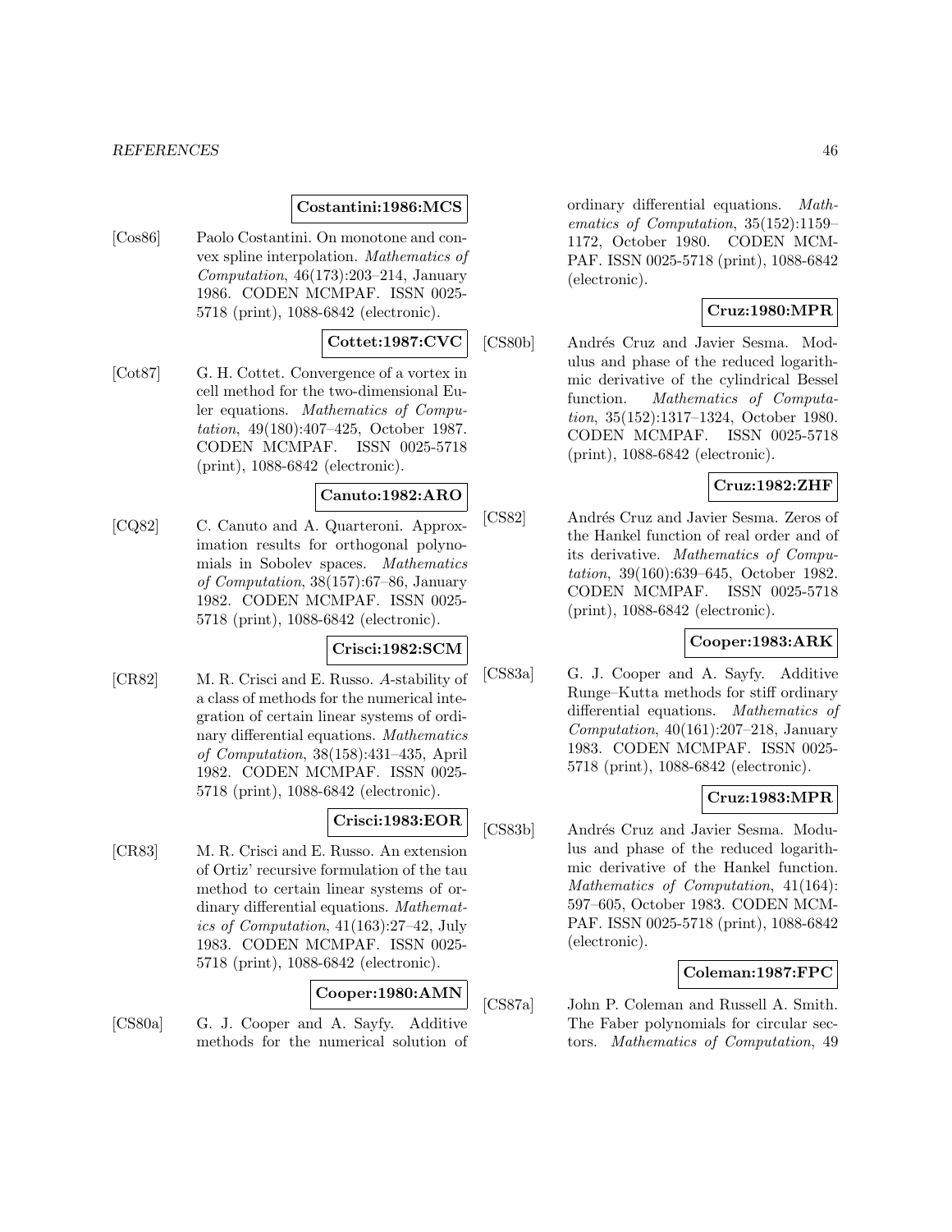**Costantini:1986:MCS**

[Cos86] Paolo Costantini. On monotone and convex spline interpolation. *Mathematics of Computation*, 46(173):203–214, January 1986. CODEN MCMPAF. ISSN 0025-5718 (print), 1088-6842 (electronic).

**Cottet:1987:CVC**

[Cot87] G. H. Cottet. Convergence of a vortex in cell method for the two-dimensional Euler equations. *Mathematics of Computation*, 49(180):407–425, October 1987. CODEN MCMPAF. ISSN 0025-5718 (print), 1088-6842 (electronic).

**Canuto:1982:ARO**

[CQ82] C. Canuto and A. Quarteroni. Approximation results for orthogonal polynomials in Sobolev spaces. *Mathematics of Computation*, 38(157):67–86, January 1982. CODEN MCMPAF. ISSN 0025-5718 (print), 1088-6842 (electronic).

**Crisci:1982:SCM**

[CR82] M. R. Crisci and E. Russo. *A*-stability of a class of methods for the numerical integration of certain linear systems of ordinary differential equations. *Mathematics of Computation*, 38(158):431–435, April 1982. CODEN MCMPAF. ISSN 0025-5718 (print), 1088-6842 (electronic).

**Crisci:1983:EOR**

[CR83] M. R. Crisci and E. Russo. An extension of Ortiz' recursive formulation of the tau method to certain linear systems of ordinary differential equations. *Mathematics of Computation*, 41(163):27–42, July 1983. CODEN MCMPAF. ISSN 0025-5718 (print), 1088-6842 (electronic).

**Cooper:1980:AMN**

[CS80a] G. J. Cooper and A. Sayfy. Additive methods for the numerical solution of ordinary differential equations. *Mathematics of Computation*, 35(152):1159–1172, October 1980. CODEN MCMPAF. ISSN 0025-5718 (print), 1088-6842 (electronic).

**Cruz:1980:MPR**

[CS80b] Andrés Cruz and Javier Sesma. Modulus and phase of the reduced logarithmic derivative of the cylindrical Bessel function. *Mathematics of Computation*, 35(152):1317–1324, October 1980. CODEN MCMPAF. ISSN 0025-5718 (print), 1088-6842 (electronic).

**Cruz:1982:ZHF**

[CS82] Andrés Cruz and Javier Sesma. Zeros of the Hankel function of real order and of its derivative. *Mathematics of Computation*, 39(160):639–645, October 1982. CODEN MCMPAF. ISSN 0025-5718 (print), 1088-6842 (electronic).

**Cooper:1983:ARK**

[CS83a] G. J. Cooper and A. Sayfy. Additive Runge–Kutta methods for stiff ordinary differential equations. *Mathematics of Computation*, 40(161):207–218, January 1983. CODEN MCMPAF. ISSN 0025-5718 (print), 1088-6842 (electronic).

**Cruz:1983:MPR**

[CS83b] Andrés Cruz and Javier Sesma. Modulus and phase of the reduced logarithmic derivative of the Hankel function. *Mathematics of Computation*, 41(164): 597–605, October 1983. CODEN MCMPAF. ISSN 0025-5718 (print), 1088-6842 (electronic).

**Coleman:1987:FPC**

[CS87a] John P. Coleman and Russell A. Smith. The Faber polynomials for circular sectors. *Mathematics of Computation*, 49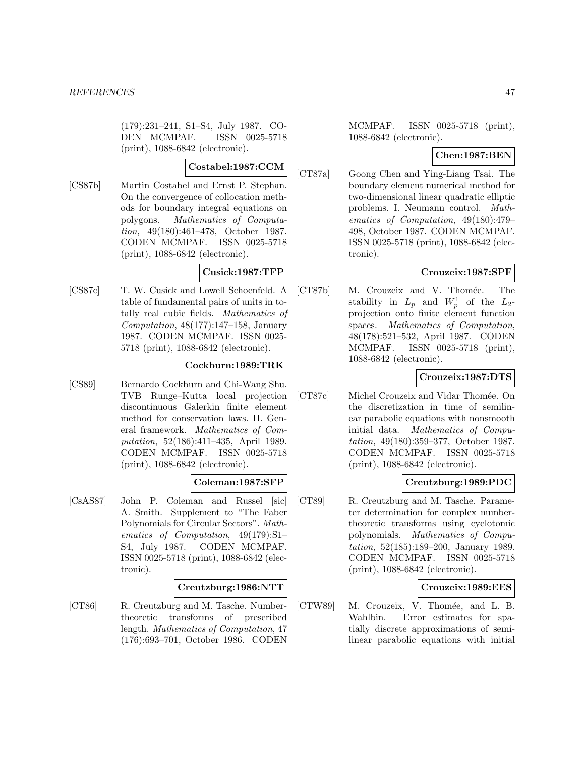(179):231–241, S1–S4, July 1987. CODEN MCMPAF. ISSN 0025-5718 (print), 1088-6842 (electronic).

**Costabel:1987:CCM**

[CS87b] Martin Costabel and Ernst P. Stephan. On the convergence of collocation methods for boundary integral equations on polygons. *Mathematics of Computation*, 49(180):461–478, October 1987. CODEN MCMPAF. ISSN 0025-5718 (print), 1088-6842 (electronic).

**Cusick:1987:TFP**

[CS87c] T. W. Cusick and Lowell Schoenfeld. A table of fundamental pairs of units in totally real cubic fields. *Mathematics of Computation*, 48(177):147–158, January 1987. CODEN MCMPAF. ISSN 0025-5718 (print), 1088-6842 (electronic).

**Cockburn:1989:TRK**

[CS89] Bernardo Cockburn and Chi-Wang Shu. TVB Runge–Kutta local projection discontinuous Galerkin finite element method for conservation laws. II. General framework. *Mathematics of Computation*, 52(186):411–435, April 1989. CODEN MCMPAF. ISSN 0025-5718 (print), 1088-6842 (electronic).

**Coleman:1987:SFP**

[CsAS87] John P. Coleman and Russel [sic] A. Smith. Supplement to "The Faber Polynomials for Circular Sectors". *Mathematics of Computation*, 49(179):S1–S4, July 1987. CODEN MCMPAF. ISSN 0025-5718 (print), 1088-6842 (electronic).

**Creutzburg:1986:NTT**

[CT86] R. Creutzburg and M. Tasche. Number-theoretic transforms of prescribed length. *Mathematics of Computation*, 47 (176):693–701, October 1986. CODEN MCMPAF. ISSN 0025-5718 (print), 1088-6842 (electronic).

**Chen:1987:BEN**

[CT87a] Goong Chen and Ying-Liang Tsai. The boundary element numerical method for two-dimensional linear quadratic elliptic problems. I. Neumann control. *Mathematics of Computation*, 49(180):479–498, October 1987. CODEN MCMPAF. ISSN 0025-5718 (print), 1088-6842 (electronic).

**Crouzeix:1987:SPF**

[CT87b] M. Crouzeix and V. Thomée. The stability in $L_p$ and $W_p^1$ of the $L_2$-projection onto finite element function spaces. *Mathematics of Computation*, 48(178):521–532, April 1987. CODEN MCMPAF. ISSN 0025-5718 (print), 1088-6842 (electronic).

**Crouzeix:1987:DTS**

[CT87c] Michel Crouzeix and Vidar Thomée. On the discretization in time of semilinear parabolic equations with nonsmooth initial data. *Mathematics of Computation*, 49(180):359–377, October 1987. CODEN MCMPAF. ISSN 0025-5718 (print), 1088-6842 (electronic).

**Creutzburg:1989:PDC**

[CT89] R. Creutzburg and M. Tasche. Parameter determination for complex number-theoretic transforms using cyclotomic polynomials. *Mathematics of Computation*, 52(185):189–200, January 1989. CODEN MCMPAF. ISSN 0025-5718 (print), 1088-6842 (electronic).

**Crouzeix:1989:EES**

[CTW89] M. Crouzeix, V. Thomée, and L. B. Wahlbin. Error estimates for spatially discrete approximations of semilinear parabolic equations with initial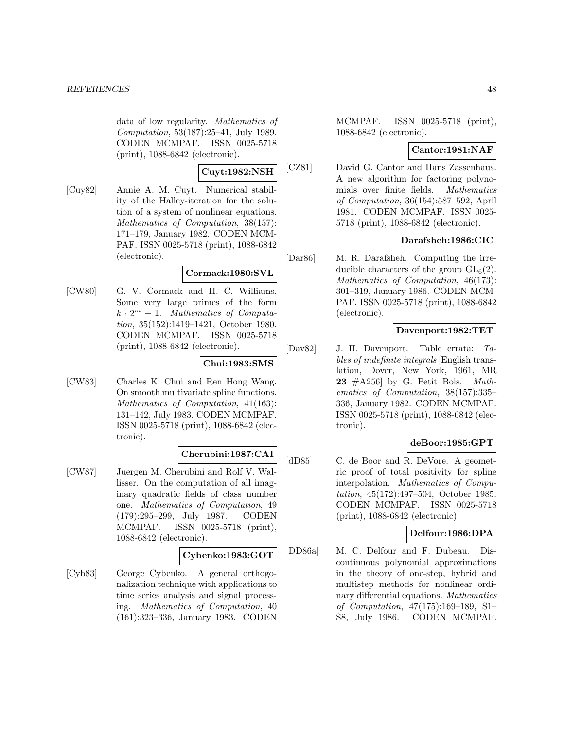data of low regularity. *Mathematics of Computation*, 53(187):25–41, July 1989. CODEN MCMPAF. ISSN 0025-5718 (print), 1088-6842 (electronic).

**Cuyt:1982:NSH**

[Cuy82] Annie A. M. Cuyt. Numerical stability of the Halley-iteration for the solution of a system of nonlinear equations. *Mathematics of Computation*, 38(157): 171–179, January 1982. CODEN MCMPAF. ISSN 0025-5718 (print), 1088-6842 (electronic).

**Cormack:1980:SVL**

[CW80] G. V. Cormack and H. C. Williams. Some very large primes of the form $k \cdot 2^m + 1$. *Mathematics of Computation*, 35(152):1419–1421, October 1980. CODEN MCMPAF. ISSN 0025-5718 (print), 1088-6842 (electronic).

**Chui:1983:SMS**

[CW83] Charles K. Chui and Ren Hong Wang. On smooth multivariate spline functions. *Mathematics of Computation*, 41(163): 131–142, July 1983. CODEN MCMPAF. ISSN 0025-5718 (print), 1088-6842 (electronic).

**Cherubini:1987:CAI**

[CW87] Juergen M. Cherubini and Rolf V. Wallisser. On the computation of all imaginary quadratic fields of class number one. *Mathematics of Computation*, 49 (179):295–299, July 1987. CODEN MCMPAF. ISSN 0025-5718 (print), 1088-6842 (electronic).

**Cybenko:1983:GOT**

[Cyb83] George Cybenko. A general orthogonalization technique with applications to time series analysis and signal processing. *Mathematics of Computation*, 40 (161):323–336, January 1983. CODEN MCMPAF. ISSN 0025-5718 (print), 1088-6842 (electronic).

**Cantor:1981:NAF**

[CZ81] David G. Cantor and Hans Zassenhaus. A new algorithm for factoring polynomials over finite fields. *Mathematics of Computation*, 36(154):587–592, April 1981. CODEN MCMPAF. ISSN 0025-5718 (print), 1088-6842 (electronic).

**Darafsheh:1986:CIC**

[Dar86] M. R. Darafsheh. Computing the irreducible characters of the group $\mathrm{GL}_6(2)$. *Mathematics of Computation*, 46(173): 301–319, January 1986. CODEN MCMPAF. ISSN 0025-5718 (print), 1088-6842 (electronic).

**Davenport:1982:TET**

[Dav82] J. H. Davenport. Table errata: *Tables of indefinite integrals* [English translation, Dover, New York, 1961, MR **23** #A256] by G. Petit Bois. *Mathematics of Computation*, 38(157):335–336, January 1982. CODEN MCMPAF. ISSN 0025-5718 (print), 1088-6842 (electronic).

**deBoor:1985:GPT**

[dD85] C. de Boor and R. DeVore. A geometric proof of total positivity for spline interpolation. *Mathematics of Computation*, 45(172):497–504, October 1985. CODEN MCMPAF. ISSN 0025-5718 (print), 1088-6842 (electronic).

**Delfour:1986:DPA**

[DD86a] M. C. Delfour and F. Dubeau. Discontinuous polynomial approximations in the theory of one-step, hybrid and multistep methods for nonlinear ordinary differential equations. *Mathematics of Computation*, 47(175):169–189, S1–S8, July 1986. CODEN MCMPAF.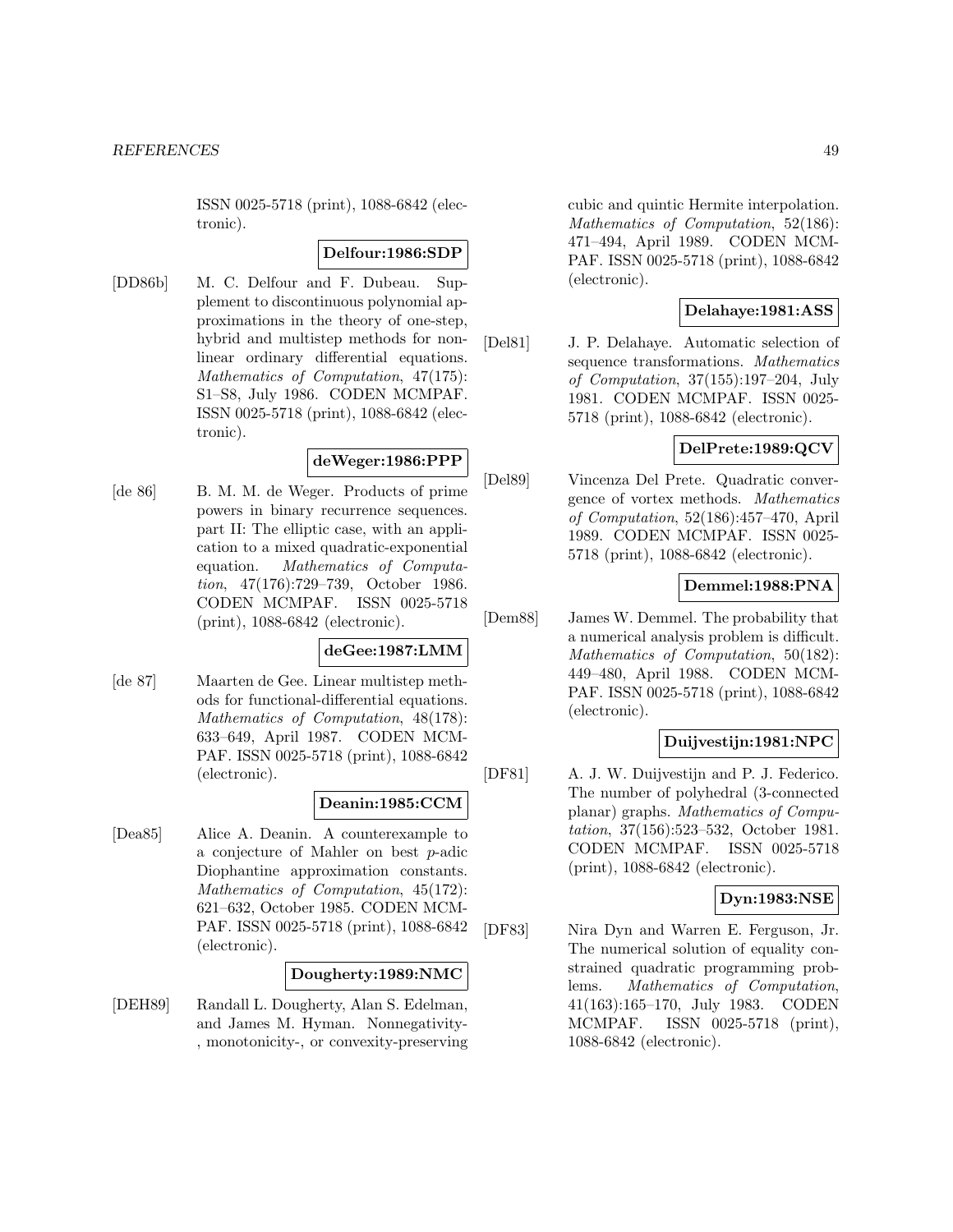ISSN 0025-5718 (print), 1088-6842 (electronic).

**Delfour:1986:SDP**

[DD86b] M. C. Delfour and F. Dubeau. Supplement to discontinuous polynomial approximations in the theory of one-step, hybrid and multistep methods for nonlinear ordinary differential equations. *Mathematics of Computation*, 47(175): S1–S8, July 1986. CODEN MCMPAF. ISSN 0025-5718 (print), 1088-6842 (electronic).

**deWeger:1986:PPP**

[de 86] B. M. M. de Weger. Products of prime powers in binary recurrence sequences. part II: The elliptic case, with an application to a mixed quadratic-exponential equation. *Mathematics of Computation*, 47(176):729–739, October 1986. CODEN MCMPAF. ISSN 0025-5718 (print), 1088-6842 (electronic).

**deGee:1987:LMM**

[de 87] Maarten de Gee. Linear multistep methods for functional-differential equations. *Mathematics of Computation*, 48(178): 633–649, April 1987. CODEN MCMPAF. ISSN 0025-5718 (print), 1088-6842 (electronic).

**Deanin:1985:CCM**

[Dea85] Alice A. Deanin. A counterexample to a conjecture of Mahler on best $p$-adic Diophantine approximation constants. *Mathematics of Computation*, 45(172): 621–632, October 1985. CODEN MCMPAF. ISSN 0025-5718 (print), 1088-6842 (electronic).

**Dougherty:1989:NMC**

[DEH89] Randall L. Dougherty, Alan S. Edelman, and James M. Hyman. Nonnegativity-, monotonicity-, or convexity-preserving cubic and quintic Hermite interpolation. *Mathematics of Computation*, 52(186): 471–494, April 1989. CODEN MCMPAF. ISSN 0025-5718 (print), 1088-6842 (electronic).

**Delahaye:1981:ASS**

[Del81] J. P. Delahaye. Automatic selection of sequence transformations. *Mathematics of Computation*, 37(155):197–204, July 1981. CODEN MCMPAF. ISSN 0025-5718 (print), 1088-6842 (electronic).

**DelPrete:1989:QCV**

[Del89] Vincenza Del Prete. Quadratic convergence of vortex methods. *Mathematics of Computation*, 52(186):457–470, April 1989. CODEN MCMPAF. ISSN 0025-5718 (print), 1088-6842 (electronic).

**Demmel:1988:PNA**

[Dem88] James W. Demmel. The probability that a numerical analysis problem is difficult. *Mathematics of Computation*, 50(182): 449–480, April 1988. CODEN MCMPAF. ISSN 0025-5718 (print), 1088-6842 (electronic).

**Duijvestijn:1981:NPC**

[DF81] A. J. W. Duijvestijn and P. J. Federico. The number of polyhedral (3-connected planar) graphs. *Mathematics of Computation*, 37(156):523–532, October 1981. CODEN MCMPAF. ISSN 0025-5718 (print), 1088-6842 (electronic).

**Dyn:1983:NSE**

[DF83] Nira Dyn and Warren E. Ferguson, Jr. The numerical solution of equality constrained quadratic programming problems. *Mathematics of Computation*, 41(163):165–170, July 1983. CODEN MCMPAF. ISSN 0025-5718 (print), 1088-6842 (electronic).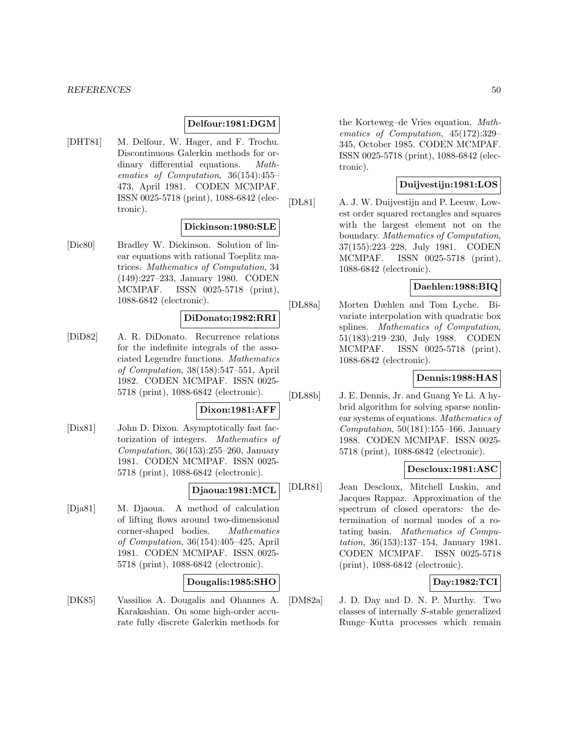**Delfour:1981:DGM**

[DHT81] M. Delfour, W. Hager, and F. Trochu. Discontinuous Galerkin methods for ordinary differential equations. *Mathematics of Computation*, 36(154):455–473, April 1981. CODEN MCMPAF. ISSN 0025-5718 (print), 1088-6842 (electronic).

**Dickinson:1980:SLE**

[Dic80] Bradley W. Dickinson. Solution of linear equations with rational Toeplitz matrices. *Mathematics of Computation*, 34 (149):227–233, January 1980. CODEN MCMPAF. ISSN 0025-5718 (print), 1088-6842 (electronic).

**DiDonato:1982:RRI**

[DiD82] A. R. DiDonato. Recurrence relations for the indefinite integrals of the associated Legendre functions. *Mathematics of Computation*, 38(158):547–551, April 1982. CODEN MCMPAF. ISSN 0025-5718 (print), 1088-6842 (electronic).

**Dixon:1981:AFF**

[Dix81] John D. Dixon. Asymptotically fast factorization of integers. *Mathematics of Computation*, 36(153):255–260, January 1981. CODEN MCMPAF. ISSN 0025-5718 (print), 1088-6842 (electronic).

**Djaoua:1981:MCL**

[Dja81] M. Djaoua. A method of calculation of lifting flows around two-dimensional corner-shaped bodies. *Mathematics of Computation*, 36(154):405–425, April 1981. CODEN MCMPAF. ISSN 0025-5718 (print), 1088-6842 (electronic).

**Dougalis:1985:SHO**

[DK85] Vassilios A. Dougalis and Ohannes A. Karakashian. On some high-order accurate fully discrete Galerkin methods for the Korteweg–de Vries equation. *Mathematics of Computation*, 45(172):329–345, October 1985. CODEN MCMPAF. ISSN 0025-5718 (print), 1088-6842 (electronic).

**Duijvestijn:1981:LOS**

[DL81] A. J. W. Duijvestijn and P. Leeuw. Lowest order squared rectangles and squares with the largest element not on the boundary. *Mathematics of Computation*, 37(155):223–228, July 1981. CODEN MCMPAF. ISSN 0025-5718 (print), 1088-6842 (electronic).

**Daehlen:1988:BIQ**

[DL88a] Morten Dæhlen and Tom Lyche. Bivariate interpolation with quadratic box splines. *Mathematics of Computation*, 51(183):219–230, July 1988. CODEN MCMPAF. ISSN 0025-5718 (print), 1088-6842 (electronic).

**Dennis:1988:HAS**

[DL88b] J. E. Dennis, Jr. and Guang Ye Li. A hybrid algorithm for solving sparse nonlinear systems of equations. *Mathematics of Computation*, 50(181):155–166, January 1988. CODEN MCMPAF. ISSN 0025-5718 (print), 1088-6842 (electronic).

**Descloux:1981:ASC**

[DLR81] Jean Descloux, Mitchell Luskin, and Jacques Rappaz. Approximation of the spectrum of closed operators: the determination of normal modes of a rotating basin. *Mathematics of Computation*, 36(153):137–154, January 1981. CODEN MCMPAF. ISSN 0025-5718 (print), 1088-6842 (electronic).

**Day:1982:TCI**

[DM82a] J. D. Day and D. N. P. Murthy. Two classes of internally $S$-stable generalized Runge–Kutta processes which remain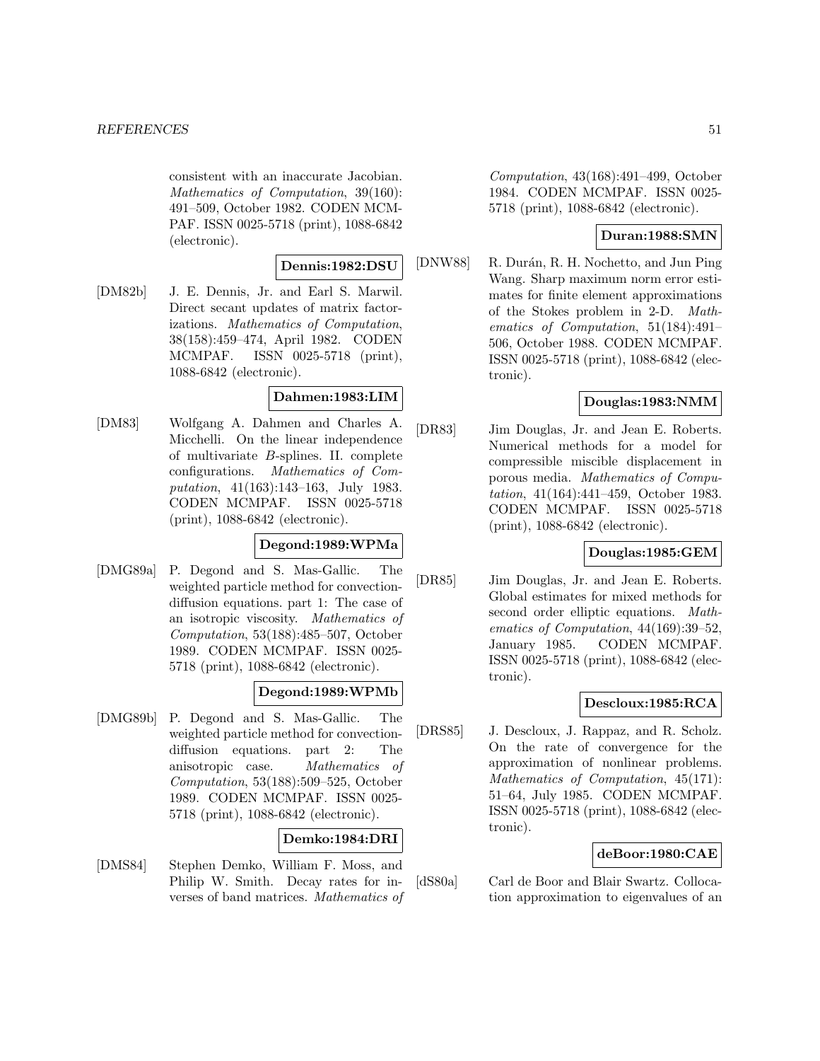consistent with an inaccurate Jacobian. *Mathematics of Computation*, 39(160): 491–509, October 1982. CODEN MCMPAF. ISSN 0025-5718 (print), 1088-6842 (electronic).

**Dennis:1982:DSU**

[DM82b] J. E. Dennis, Jr. and Earl S. Marwil. Direct secant updates of matrix factorizations. *Mathematics of Computation*, 38(158):459–474, April 1982. CODEN MCMPAF. ISSN 0025-5718 (print), 1088-6842 (electronic).

**Dahmen:1983:LIM**

[DM83] Wolfgang A. Dahmen and Charles A. Micchelli. On the linear independence of multivariate $B$-splines. II. complete configurations. *Mathematics of Computation*, 41(163):143–163, July 1983. CODEN MCMPAF. ISSN 0025-5718 (print), 1088-6842 (electronic).

**Degond:1989:WPMa**

[DMG89a] P. Degond and S. Mas-Gallic. The weighted particle method for convection-diffusion equations. part 1: The case of an isotropic viscosity. *Mathematics of Computation*, 53(188):485–507, October 1989. CODEN MCMPAF. ISSN 0025-5718 (print), 1088-6842 (electronic).

**Degond:1989:WPMb**

[DMG89b] P. Degond and S. Mas-Gallic. The weighted particle method for convection-diffusion equations. part 2: The anisotropic case. *Mathematics of Computation*, 53(188):509–525, October 1989. CODEN MCMPAF. ISSN 0025-5718 (print), 1088-6842 (electronic).

**Demko:1984:DRI**

[DMS84] Stephen Demko, William F. Moss, and Philip W. Smith. Decay rates for inverses of band matrices. *Mathematics of Computation*, 43(168):491–499, October 1984. CODEN MCMPAF. ISSN 0025-5718 (print), 1088-6842 (electronic).

**Duran:1988:SMN**

[DNW88] R. Durán, R. H. Nochetto, and Jun Ping Wang. Sharp maximum norm error estimates for finite element approximations of the Stokes problem in 2-D. *Mathematics of Computation*, 51(184):491–506, October 1988. CODEN MCMPAF. ISSN 0025-5718 (print), 1088-6842 (electronic).

**Douglas:1983:NMM**

[DR83] Jim Douglas, Jr. and Jean E. Roberts. Numerical methods for a model for compressible miscible displacement in porous media. *Mathematics of Computation*, 41(164):441–459, October 1983. CODEN MCMPAF. ISSN 0025-5718 (print), 1088-6842 (electronic).

**Douglas:1985:GEM**

[DR85] Jim Douglas, Jr. and Jean E. Roberts. Global estimates for mixed methods for second order elliptic equations. *Mathematics of Computation*, 44(169):39–52, January 1985. CODEN MCMPAF. ISSN 0025-5718 (print), 1088-6842 (electronic).

**Descloux:1985:RCA**

[DRS85] J. Descloux, J. Rappaz, and R. Scholz. On the rate of convergence for the approximation of nonlinear problems. *Mathematics of Computation*, 45(171): 51–64, July 1985. CODEN MCMPAF. ISSN 0025-5718 (print), 1088-6842 (electronic).

**deBoor:1980:CAE**

[dS80a] Carl de Boor and Blair Swartz. Collocation approximation to eigenvalues of an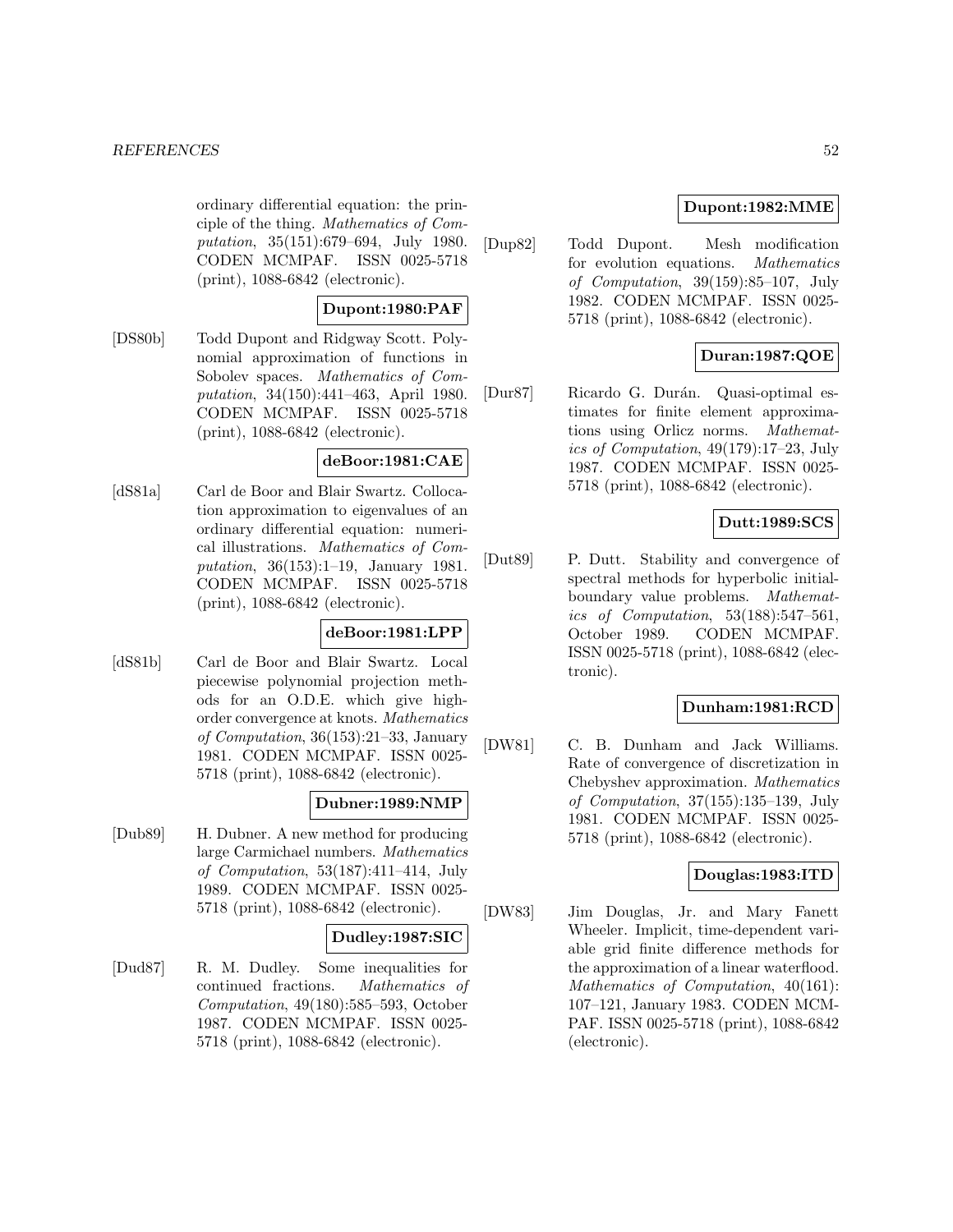ordinary differential equation: the principle of the thing. *Mathematics of Computation*, 35(151):679–694, July 1980. CODEN MCMPAF. ISSN 0025-5718 (print), 1088-6842 (electronic).

**Dupont:1980:PAF**

[DS80b] Todd Dupont and Ridgway Scott. Polynomial approximation of functions in Sobolev spaces. *Mathematics of Computation*, 34(150):441–463, April 1980. CODEN MCMPAF. ISSN 0025-5718 (print), 1088-6842 (electronic).

**deBoor:1981:CAE**

[dS81a] Carl de Boor and Blair Swartz. Collocation approximation to eigenvalues of an ordinary differential equation: numerical illustrations. *Mathematics of Computation*, 36(153):1–19, January 1981. CODEN MCMPAF. ISSN 0025-5718 (print), 1088-6842 (electronic).

**deBoor:1981:LPP**

[dS81b] Carl de Boor and Blair Swartz. Local piecewise polynomial projection methods for an O.D.E. which give high-order convergence at knots. *Mathematics of Computation*, 36(153):21–33, January 1981. CODEN MCMPAF. ISSN 0025-5718 (print), 1088-6842 (electronic).

**Dubner:1989:NMP**

[Dub89] H. Dubner. A new method for producing large Carmichael numbers. *Mathematics of Computation*, 53(187):411–414, July 1989. CODEN MCMPAF. ISSN 0025-5718 (print), 1088-6842 (electronic).

**Dudley:1987:SIC**

[Dud87] R. M. Dudley. Some inequalities for continued fractions. *Mathematics of Computation*, 49(180):585–593, October 1987. CODEN MCMPAF. ISSN 0025-5718 (print), 1088-6842 (electronic).

**Dupont:1982:MME**

[Dup82] Todd Dupont. Mesh modification for evolution equations. *Mathematics of Computation*, 39(159):85–107, July 1982. CODEN MCMPAF. ISSN 0025-5718 (print), 1088-6842 (electronic).

**Duran:1987:QOE**

[Dur87] Ricardo G. Durán. Quasi-optimal estimates for finite element approximations using Orlicz norms. *Mathematics of Computation*, 49(179):17–23, July 1987. CODEN MCMPAF. ISSN 0025-5718 (print), 1088-6842 (electronic).

**Dutt:1989:SCS**

[Dut89] P. Dutt. Stability and convergence of spectral methods for hyperbolic initial-boundary value problems. *Mathematics of Computation*, 53(188):547–561, October 1989. CODEN MCMPAF. ISSN 0025-5718 (print), 1088-6842 (electronic).

**Dunham:1981:RCD**

[DW81] C. B. Dunham and Jack Williams. Rate of convergence of discretization in Chebyshev approximation. *Mathematics of Computation*, 37(155):135–139, July 1981. CODEN MCMPAF. ISSN 0025-5718 (print), 1088-6842 (electronic).

**Douglas:1983:ITD**

[DW83] Jim Douglas, Jr. and Mary Fanett Wheeler. Implicit, time-dependent variable grid finite difference methods for the approximation of a linear waterflood. *Mathematics of Computation*, 40(161): 107–121, January 1983. CODEN MCMPAF. ISSN 0025-5718 (print), 1088-6842 (electronic).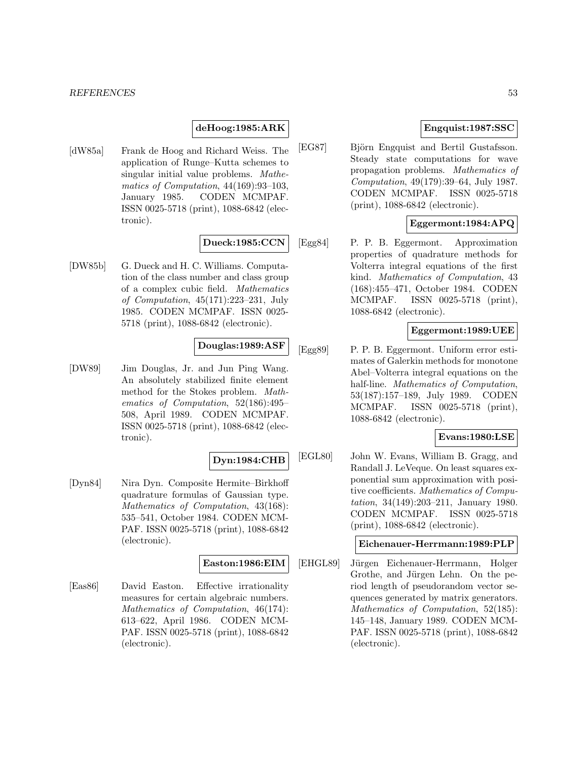**deHoog:1985:ARK**

[dW85a] Frank de Hoog and Richard Weiss. The application of Runge–Kutta schemes to singular initial value problems. *Mathematics of Computation*, 44(169):93–103, January 1985. CODEN MCMPAF. ISSN 0025-5718 (print), 1088-6842 (electronic).

**Dueck:1985:CCN**

[DW85b] G. Dueck and H. C. Williams. Computation of the class number and class group of a complex cubic field. *Mathematics of Computation*, 45(171):223–231, July 1985. CODEN MCMPAF. ISSN 0025-5718 (print), 1088-6842 (electronic).

**Douglas:1989:ASF**

[DW89] Jim Douglas, Jr. and Jun Ping Wang. An absolutely stabilized finite element method for the Stokes problem. *Mathematics of Computation*, 52(186):495–508, April 1989. CODEN MCMPAF. ISSN 0025-5718 (print), 1088-6842 (electronic).

**Dyn:1984:CHB**

[Dyn84] Nira Dyn. Composite Hermite–Birkhoff quadrature formulas of Gaussian type. *Mathematics of Computation*, 43(168): 535–541, October 1984. CODEN MCMPAF. ISSN 0025-5718 (print), 1088-6842 (electronic).

**Easton:1986:EIM**

[Eas86] David Easton. Effective irrationality measures for certain algebraic numbers. *Mathematics of Computation*, 46(174): 613–622, April 1986. CODEN MCMPAF. ISSN 0025-5718 (print), 1088-6842 (electronic).

**Engquist:1987:SSC**

[EG87] Björn Engquist and Bertil Gustafsson. Steady state computations for wave propagation problems. *Mathematics of Computation*, 49(179):39–64, July 1987. CODEN MCMPAF. ISSN 0025-5718 (print), 1088-6842 (electronic).

**Eggermont:1984:APQ**

[Egg84] P. P. B. Eggermont. Approximation properties of quadrature methods for Volterra integral equations of the first kind. *Mathematics of Computation*, 43 (168):455–471, October 1984. CODEN MCMPAF. ISSN 0025-5718 (print), 1088-6842 (electronic).

**Eggermont:1989:UEE**

[Egg89] P. P. B. Eggermont. Uniform error estimates of Galerkin methods for monotone Abel–Volterra integral equations on the half-line. *Mathematics of Computation*, 53(187):157–189, July 1989. CODEN MCMPAF. ISSN 0025-5718 (print), 1088-6842 (electronic).

**Evans:1980:LSE**

[EGL80] John W. Evans, William B. Gragg, and Randall J. LeVeque. On least squares exponential sum approximation with positive coefficients. *Mathematics of Computation*, 34(149):203–211, January 1980. CODEN MCMPAF. ISSN 0025-5718 (print), 1088-6842 (electronic).

**Eichenauer-Herrmann:1989:PLP**

[EHGL89] Jürgen Eichenauer-Herrmann, Holger Grothe, and Jürgen Lehn. On the period length of pseudorandom vector sequences generated by matrix generators. *Mathematics of Computation*, 52(185): 145–148, January 1989. CODEN MCMPAF. ISSN 0025-5718 (print), 1088-6842 (electronic).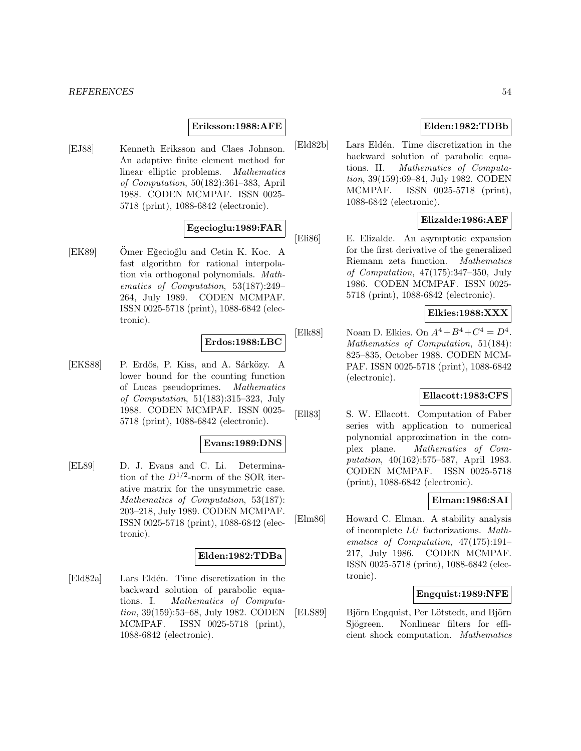**Eriksson:1988:AFE**

[EJ88] Kenneth Eriksson and Claes Johnson. An adaptive finite element method for linear elliptic problems. *Mathematics of Computation*, 50(182):361–383, April 1988. CODEN MCMPAF. ISSN 0025-5718 (print), 1088-6842 (electronic).

**Egecioglu:1989:FAR**

[EK89] Ömer Eğecioğlu and Cetin K. Koc. A fast algorithm for rational interpolation via orthogonal polynomials. *Mathematics of Computation*, 53(187):249–264, July 1989. CODEN MCMPAF. ISSN 0025-5718 (print), 1088-6842 (electronic).

**Erdos:1988:LBC**

[EKS88] P. Erdős, P. Kiss, and A. Sárközy. A lower bound for the counting function of Lucas pseudoprimes. *Mathematics of Computation*, 51(183):315–323, July 1988. CODEN MCMPAF. ISSN 0025-5718 (print), 1088-6842 (electronic).

**Evans:1989:DNS**

[EL89] D. J. Evans and C. Li. Determination of the $D^{1/2}$-norm of the SOR iterative matrix for the unsymmetric case. *Mathematics of Computation*, 53(187):203–218, July 1989. CODEN MCMPAF. ISSN 0025-5718 (print), 1088-6842 (electronic).

**Elden:1982:TDBa**

[Eld82a] Lars Eldén. Time discretization in the backward solution of parabolic equations. I. *Mathematics of Computation*, 39(159):53–68, July 1982. CODEN MCMPAF. ISSN 0025-5718 (print), 1088-6842 (electronic).

**Elden:1982:TDBb**

[Eld82b] Lars Eldén. Time discretization in the backward solution of parabolic equations. II. *Mathematics of Computation*, 39(159):69–84, July 1982. CODEN MCMPAF. ISSN 0025-5718 (print), 1088-6842 (electronic).

**Elizalde:1986:AEF**

[Eli86] E. Elizalde. An asymptotic expansion for the first derivative of the generalized Riemann zeta function. *Mathematics of Computation*, 47(175):347–350, July 1986. CODEN MCMPAF. ISSN 0025-5718 (print), 1088-6842 (electronic).

**Elkies:1988:XXX**

[Elk88] Noam D. Elkies. On $A^4+B^4+C^4=D^4$. *Mathematics of Computation*, 51(184): 825–835, October 1988. CODEN MCMPAF. ISSN 0025-5718 (print), 1088-6842 (electronic).

**Ellacott:1983:CFS**

[Ell83] S. W. Ellacott. Computation of Faber series with application to numerical polynomial approximation in the complex plane. *Mathematics of Computation*, 40(162):575–587, April 1983. CODEN MCMPAF. ISSN 0025-5718 (print), 1088-6842 (electronic).

**Elman:1986:SAI**

[Elm86] Howard C. Elman. A stability analysis of incomplete *LU* factorizations. *Mathematics of Computation*, 47(175):191–217, July 1986. CODEN MCMPAF. ISSN 0025-5718 (print), 1088-6842 (electronic).

**Engquist:1989:NFE**

[ELS89] Björn Engquist, Per Lötstedt, and Björn Sjögreen. Nonlinear filters for efficient shock computation. *Mathematics*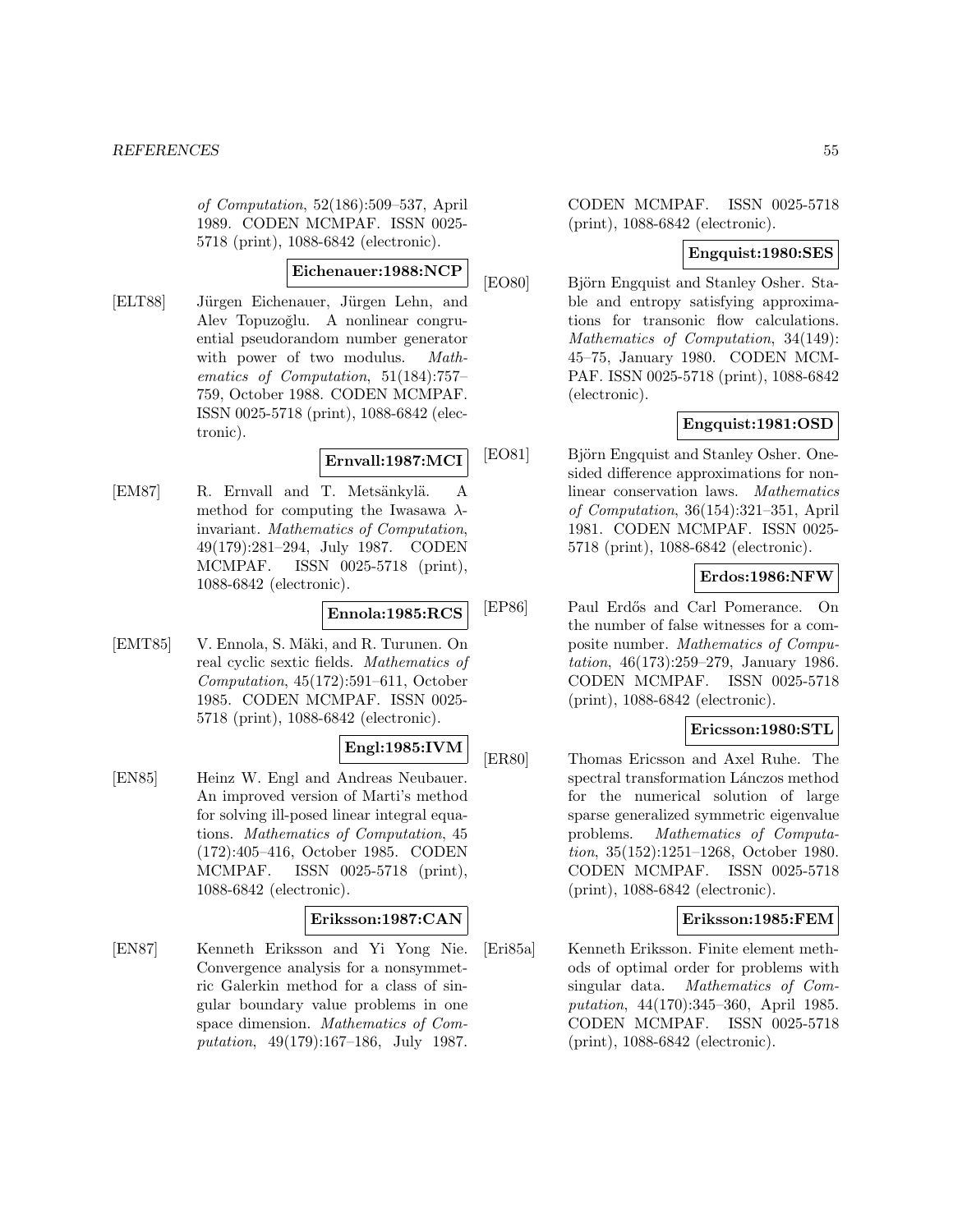of Computation, 52(186):509–537, April 1989. CODEN MCMPAF. ISSN 0025-5718 (print), 1088-6842 (electronic).

**Eichenauer:1988:NCP**

[ELT88] Jürgen Eichenauer, Jürgen Lehn, and Alev Topuzoğlu. A nonlinear congruential pseudorandom number generator with power of two modulus. *Mathematics of Computation*, 51(184):757–759, October 1988. CODEN MCMPAF. ISSN 0025-5718 (print), 1088-6842 (electronic).

**Ernvall:1987:MCI**

[EM87] R. Ernvall and T. Metsänkylä. A method for computing the Iwasawa $\lambda$-invariant. *Mathematics of Computation*, 49(179):281–294, July 1987. CODEN MCMPAF. ISSN 0025-5718 (print), 1088-6842 (electronic).

**Ennola:1985:RCS**

[EMT85] V. Ennola, S. Mäki, and R. Turunen. On real cyclic sextic fields. *Mathematics of Computation*, 45(172):591–611, October 1985. CODEN MCMPAF. ISSN 0025-5718 (print), 1088-6842 (electronic).

**Engl:1985:IVM**

[EN85] Heinz W. Engl and Andreas Neubauer. An improved version of Marti's method for solving ill-posed linear integral equations. *Mathematics of Computation*, 45 (172):405–416, October 1985. CODEN MCMPAF. ISSN 0025-5718 (print), 1088-6842 (electronic).

**Eriksson:1987:CAN**

[EN87] Kenneth Eriksson and Yi Yong Nie. Convergence analysis for a nonsymmetric Galerkin method for a class of singular boundary value problems in one space dimension. *Mathematics of Computation*, 49(179):167–186, July 1987. CODEN MCMPAF. ISSN 0025-5718 (print), 1088-6842 (electronic).

**Engquist:1980:SES**

[EO80] Björn Engquist and Stanley Osher. Stable and entropy satisfying approximations for transonic flow calculations. *Mathematics of Computation*, 34(149): 45–75, January 1980. CODEN MCMPAF. ISSN 0025-5718 (print), 1088-6842 (electronic).

**Engquist:1981:OSD**

[EO81] Björn Engquist and Stanley Osher. One-sided difference approximations for nonlinear conservation laws. *Mathematics of Computation*, 36(154):321–351, April 1981. CODEN MCMPAF. ISSN 0025-5718 (print), 1088-6842 (electronic).

**Erdos:1986:NFW**

[EP86] Paul Erdős and Carl Pomerance. On the number of false witnesses for a composite number. *Mathematics of Computation*, 46(173):259–279, January 1986. CODEN MCMPAF. ISSN 0025-5718 (print), 1088-6842 (electronic).

**Ericsson:1980:STL**

[ER80] Thomas Ericsson and Axel Ruhe. The spectral transformation Lánczos method for the numerical solution of large sparse generalized symmetric eigenvalue problems. *Mathematics of Computation*, 35(152):1251–1268, October 1980. CODEN MCMPAF. ISSN 0025-5718 (print), 1088-6842 (electronic).

**Eriksson:1985:FEM**

[Eri85a] Kenneth Eriksson. Finite element methods of optimal order for problems with singular data. *Mathematics of Computation*, 44(170):345–360, April 1985. CODEN MCMPAF. ISSN 0025-5718 (print), 1088-6842 (electronic).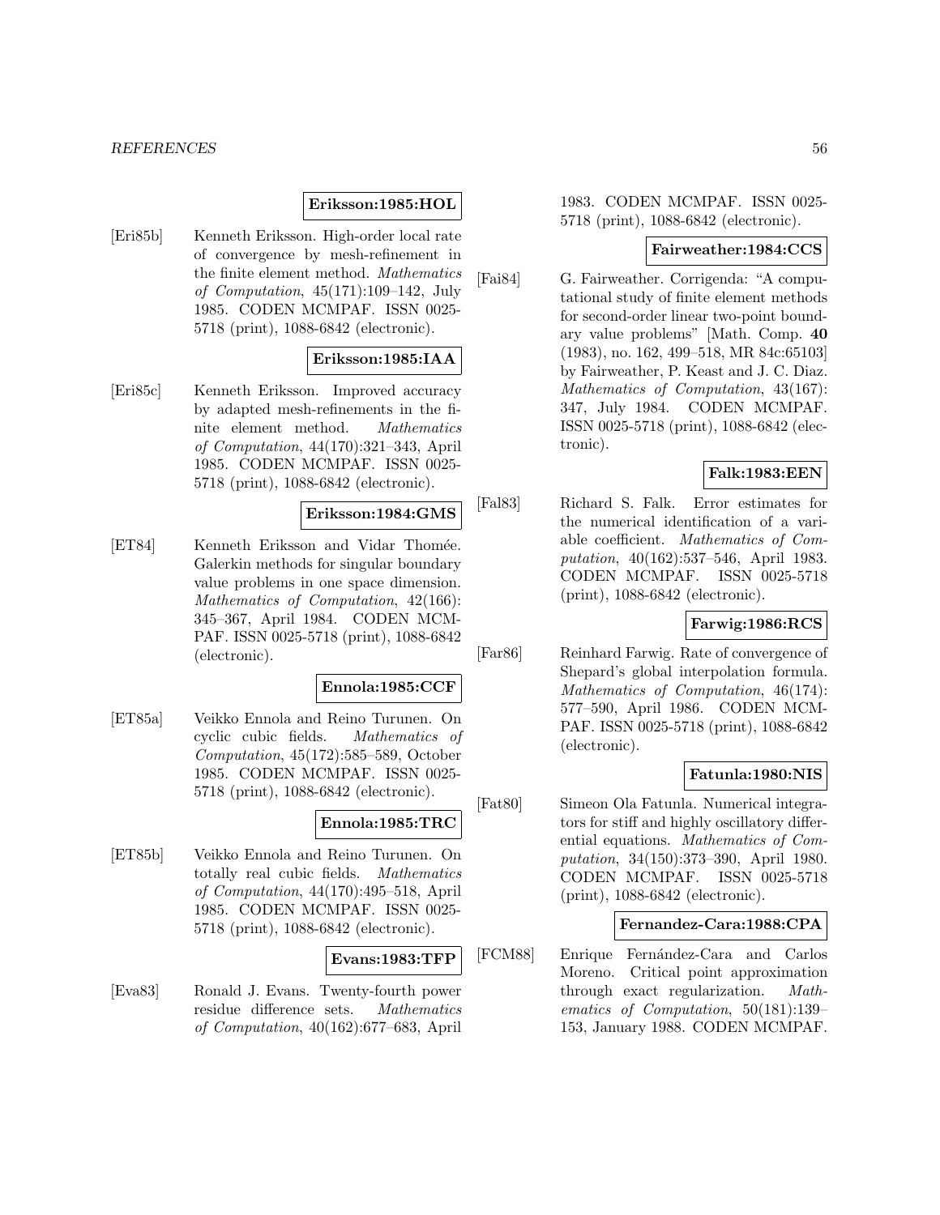**Eriksson:1985:HOL**

[Eri85b] Kenneth Eriksson. High-order local rate of convergence by mesh-refinement in the finite element method. *Mathematics of Computation*, 45(171):109–142, July 1985. CODEN MCMPAF. ISSN 0025-5718 (print), 1088-6842 (electronic).

**Eriksson:1985:IAA**

[Eri85c] Kenneth Eriksson. Improved accuracy by adapted mesh-refinements in the finite element method. *Mathematics of Computation*, 44(170):321–343, April 1985. CODEN MCMPAF. ISSN 0025-5718 (print), 1088-6842 (electronic).

**Eriksson:1984:GMS**

[ET84] Kenneth Eriksson and Vidar Thomée. Galerkin methods for singular boundary value problems in one space dimension. *Mathematics of Computation*, 42(166): 345–367, April 1984. CODEN MCMPAF. ISSN 0025-5718 (print), 1088-6842 (electronic).

**Ennola:1985:CCF**

[ET85a] Veikko Ennola and Reino Turunen. On cyclic cubic fields. *Mathematics of Computation*, 45(172):585–589, October 1985. CODEN MCMPAF. ISSN 0025-5718 (print), 1088-6842 (electronic).

**Ennola:1985:TRC**

[ET85b] Veikko Ennola and Reino Turunen. On totally real cubic fields. *Mathematics of Computation*, 44(170):495–518, April 1985. CODEN MCMPAF. ISSN 0025-5718 (print), 1088-6842 (electronic).

**Evans:1983:TFP**

[Eva83] Ronald J. Evans. Twenty-fourth power residue difference sets. *Mathematics of Computation*, 40(162):677–683, April 1983. CODEN MCMPAF. ISSN 0025-5718 (print), 1088-6842 (electronic).

**Fairweather:1984:CCS**

[Fai84] G. Fairweather. Corrigenda: "A computational study of finite element methods for second-order linear two-point boundary value problems" [Math. Comp. **40** (1983), no. 162, 499–518, MR 84c:65103] by Fairweather, P. Keast and J. C. Diaz. *Mathematics of Computation*, 43(167): 347, July 1984. CODEN MCMPAF. ISSN 0025-5718 (print), 1088-6842 (electronic).

**Falk:1983:EEN**

[Fal83] Richard S. Falk. Error estimates for the numerical identification of a variable coefficient. *Mathematics of Computation*, 40(162):537–546, April 1983. CODEN MCMPAF. ISSN 0025-5718 (print), 1088-6842 (electronic).

**Farwig:1986:RCS**

[Far86] Reinhard Farwig. Rate of convergence of Shepard's global interpolation formula. *Mathematics of Computation*, 46(174): 577–590, April 1986. CODEN MCMPAF. ISSN 0025-5718 (print), 1088-6842 (electronic).

**Fatunla:1980:NIS**

[Fat80] Simeon Ola Fatunla. Numerical integrators for stiff and highly oscillatory differential equations. *Mathematics of Computation*, 34(150):373–390, April 1980. CODEN MCMPAF. ISSN 0025-5718 (print), 1088-6842 (electronic).

**Fernandez-Cara:1988:CPA**

[FCM88] Enrique Fernández-Cara and Carlos Moreno. Critical point approximation through exact regularization. *Mathematics of Computation*, 50(181):139–153, January 1988. CODEN MCMPAF.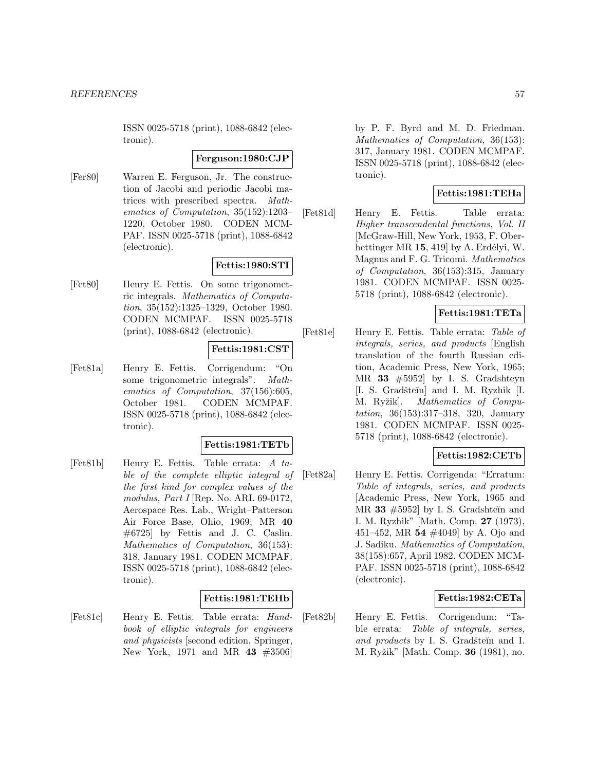ISSN 0025-5718 (print), 1088-6842 (electronic).

**Ferguson:1980:CJP**

[Fer80] Warren E. Ferguson, Jr. The construction of Jacobi and periodic Jacobi matrices with prescribed spectra. *Mathematics of Computation*, 35(152):1203–1220, October 1980. CODEN MCMPAF. ISSN 0025-5718 (print), 1088-6842 (electronic).

**Fettis:1980:STI**

[Fet80] Henry E. Fettis. On some trigonometric integrals. *Mathematics of Computation*, 35(152):1325–1329, October 1980. CODEN MCMPAF. ISSN 0025-5718 (print), 1088-6842 (electronic).

**Fettis:1981:CST**

[Fet81a] Henry E. Fettis. Corrigendum: "On some trigonometric integrals". *Mathematics of Computation*, 37(156):605, October 1981. CODEN MCMPAF. ISSN 0025-5718 (print), 1088-6842 (electronic).

**Fettis:1981:TETb**

[Fet81b] Henry E. Fettis. Table errata: *A table of the complete elliptic integral of the first kind for complex values of the modulus, Part I* [Rep. No. ARL 69-0172, Aerospace Res. Lab., Wright–Patterson Air Force Base, Ohio, 1969; MR **40** #6725] by Fettis and J. C. Caslin. *Mathematics of Computation*, 36(153): 318, January 1981. CODEN MCMPAF. ISSN 0025-5718 (print), 1088-6842 (electronic).

**Fettis:1981:TEHb**

[Fet81c] Henry E. Fettis. Table errata: *Handbook of elliptic integrals for engineers and physicists* [second edition, Springer, New York, 1971 and MR **43** #3506] by P. F. Byrd and M. D. Friedman. *Mathematics of Computation*, 36(153): 317, January 1981. CODEN MCMPAF. ISSN 0025-5718 (print), 1088-6842 (electronic).

**Fettis:1981:TEHa**

[Fet81d] Henry E. Fettis. Table errata: *Higher transcendental functions, Vol. II* [McGraw-Hill, New York, 1953, F. Oberhettinger MR **15**, 419] by A. Erdélyi, W. Magnus and F. G. Tricomi. *Mathematics of Computation*, 36(153):315, January 1981. CODEN MCMPAF. ISSN 0025-5718 (print), 1088-6842 (electronic).

**Fettis:1981:TETa**

[Fet81e] Henry E. Fettis. Table errata: *Table of integrals, series, and products* [English translation of the fourth Russian edition, Academic Press, New York, 1965; MR **33** #5952] by I. S. Gradshteyn [I. S. Gradšteĭn] and I. M. Ryzhik [I. M. Ryžik]. *Mathematics of Computation*, 36(153):317–318, 320, January 1981. CODEN MCMPAF. ISSN 0025-5718 (print), 1088-6842 (electronic).

**Fettis:1982:CETb**

[Fet82a] Henry E. Fettis. Corrigenda: "Erratum: *Table of integrals, series, and products* [Academic Press, New York, 1965 and MR **33** #5952] by I. S. Gradshteĭn and I. M. Ryzhik" [Math. Comp. **27** (1973), 451–452, MR **54** #4049] by A. Ojo and J. Sadiku. *Mathematics of Computation*, 38(158):657, April 1982. CODEN MCMPAF. ISSN 0025-5718 (print), 1088-6842 (electronic).

**Fettis:1982:CETa**

[Fet82b] Henry E. Fettis. Corrigendum: "Table errata: *Table of integrals, series, and products* by I. S. Gradšteĭn and I. M. Ryžik" [Math. Comp. **36** (1981), no.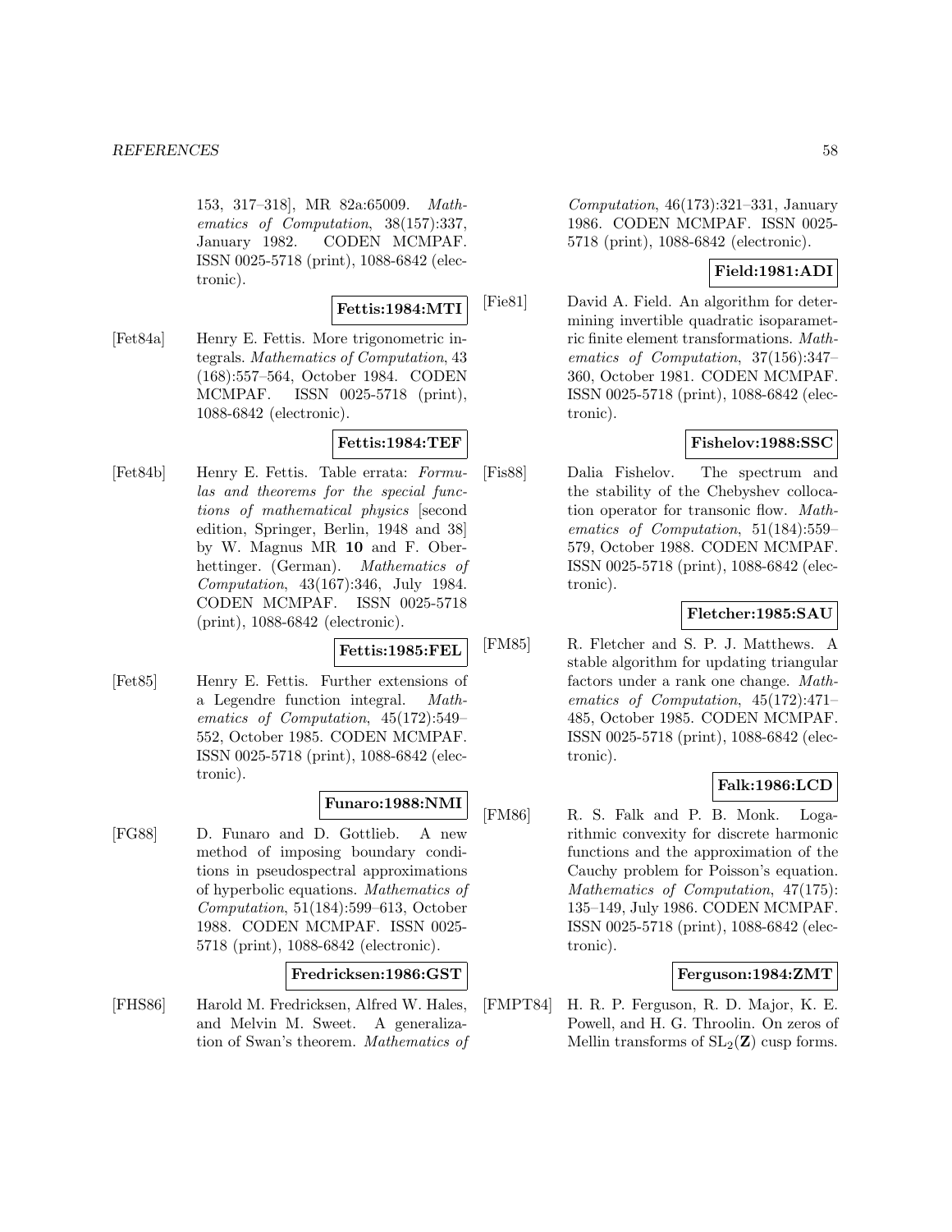153, 317–318], MR 82a:65009. *Mathematics of Computation*, 38(157):337, January 1982. CODEN MCMPAF. ISSN 0025-5718 (print), 1088-6842 (electronic).

**Fettis:1984:MTI**

[Fet84a] Henry E. Fettis. More trigonometric integrals. *Mathematics of Computation*, 43 (168):557–564, October 1984. CODEN MCMPAF. ISSN 0025-5718 (print), 1088-6842 (electronic).

**Fettis:1984:TEF**

[Fet84b] Henry E. Fettis. Table errata: *Formulas and theorems for the special functions of mathematical physics* [second edition, Springer, Berlin, 1948 and 38] by W. Magnus MR **10** and F. Oberhettinger. (German). *Mathematics of Computation*, 43(167):346, July 1984. CODEN MCMPAF. ISSN 0025-5718 (print), 1088-6842 (electronic).

**Fettis:1985:FEL**

[Fet85] Henry E. Fettis. Further extensions of a Legendre function integral. *Mathematics of Computation*, 45(172):549–552, October 1985. CODEN MCMPAF. ISSN 0025-5718 (print), 1088-6842 (electronic).

**Funaro:1988:NMI**

[FG88] D. Funaro and D. Gottlieb. A new method of imposing boundary conditions in pseudospectral approximations of hyperbolic equations. *Mathematics of Computation*, 51(184):599–613, October 1988. CODEN MCMPAF. ISSN 0025-5718 (print), 1088-6842 (electronic).

**Fredricksen:1986:GST**

[FHS86] Harold M. Fredricksen, Alfred W. Hales, and Melvin M. Sweet. A generalization of Swan's theorem. *Mathematics of Computation*, 46(173):321–331, January 1986. CODEN MCMPAF. ISSN 0025-5718 (print), 1088-6842 (electronic).

**Field:1981:ADI**

[Fie81] David A. Field. An algorithm for determining invertible quadratic isoparametric finite element transformations. *Mathematics of Computation*, 37(156):347–360, October 1981. CODEN MCMPAF. ISSN 0025-5718 (print), 1088-6842 (electronic).

**Fishelov:1988:SSC**

[Fis88] Dalia Fishelov. The spectrum and the stability of the Chebyshev collocation operator for transonic flow. *Mathematics of Computation*, 51(184):559–579, October 1988. CODEN MCMPAF. ISSN 0025-5718 (print), 1088-6842 (electronic).

**Fletcher:1985:SAU**

[FM85] R. Fletcher and S. P. J. Matthews. A stable algorithm for updating triangular factors under a rank one change. *Mathematics of Computation*, 45(172):471–485, October 1985. CODEN MCMPAF. ISSN 0025-5718 (print), 1088-6842 (electronic).

**Falk:1986:LCD**

[FM86] R. S. Falk and P. B. Monk. Logarithmic convexity for discrete harmonic functions and the approximation of the Cauchy problem for Poisson's equation. *Mathematics of Computation*, 47(175): 135–149, July 1986. CODEN MCMPAF. ISSN 0025-5718 (print), 1088-6842 (electronic).

**Ferguson:1984:ZMT**

[FMPT84] H. R. P. Ferguson, R. D. Major, K. E. Powell, and H. G. Throolin. On zeros of Mellin transforms of $\mathrm{SL}_2(\mathbf{Z})$ cusp forms.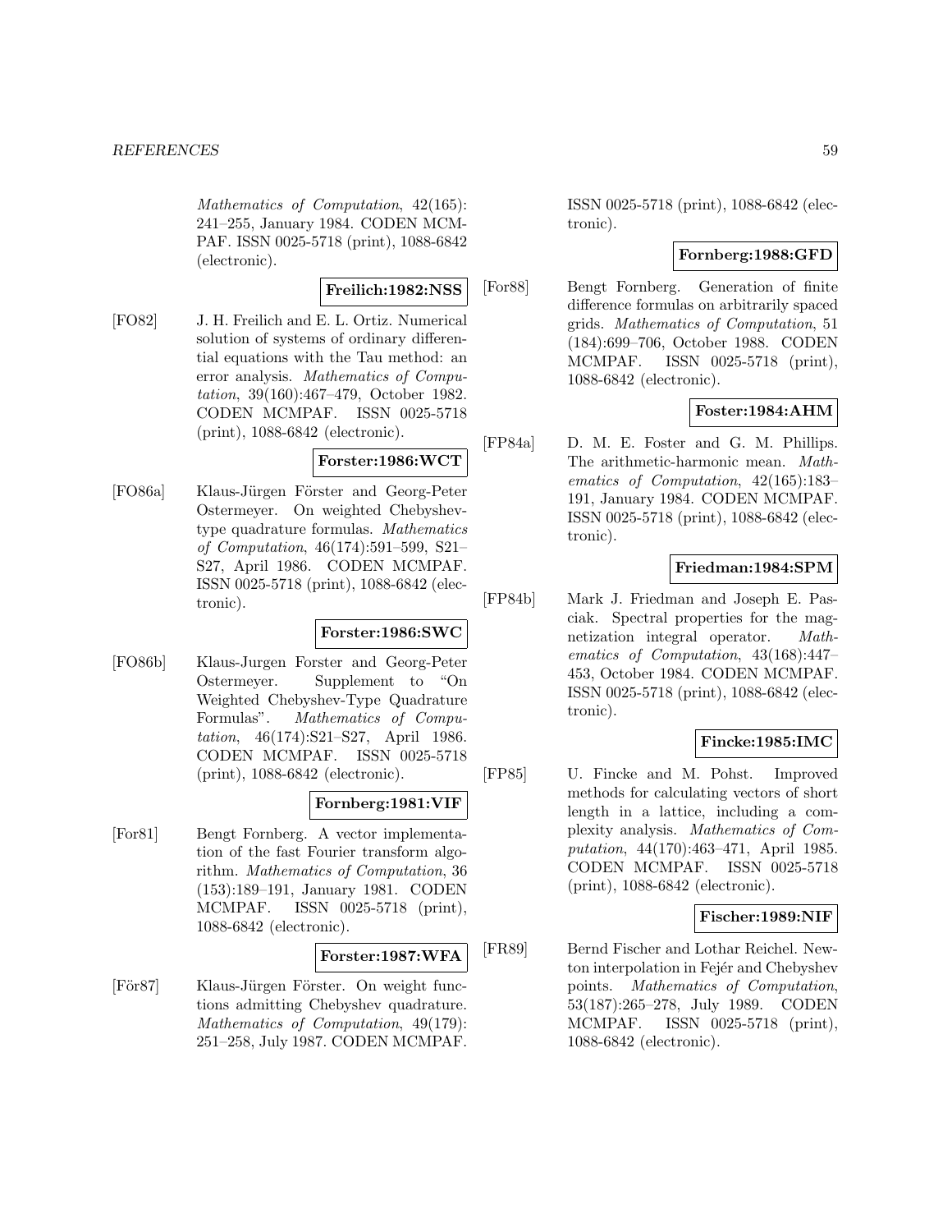*Mathematics of Computation*, 42(165): 241–255, January 1984. CODEN MCMPAF. ISSN 0025-5718 (print), 1088-6842 (electronic).

**Freilich:1982:NSS**

[FO82] J. H. Freilich and E. L. Ortiz. Numerical solution of systems of ordinary differential equations with the Tau method: an error analysis. *Mathematics of Computation*, 39(160):467–479, October 1982. CODEN MCMPAF. ISSN 0025-5718 (print), 1088-6842 (electronic).

**Forster:1986:WCT**

[FO86a] Klaus-Jürgen Förster and Georg-Peter Ostermeyer. On weighted Chebyshev-type quadrature formulas. *Mathematics of Computation*, 46(174):591–599, S21–S27, April 1986. CODEN MCMPAF. ISSN 0025-5718 (print), 1088-6842 (electronic).

**Forster:1986:SWC**

[FO86b] Klaus-Jurgen Forster and Georg-Peter Ostermeyer. Supplement to "On Weighted Chebyshev-Type Quadrature Formulas". *Mathematics of Computation*, 46(174):S21–S27, April 1986. CODEN MCMPAF. ISSN 0025-5718 (print), 1088-6842 (electronic).

**Fornberg:1981:VIF**

[For81] Bengt Fornberg. A vector implementation of the fast Fourier transform algorithm. *Mathematics of Computation*, 36 (153):189–191, January 1981. CODEN MCMPAF. ISSN 0025-5718 (print), 1088-6842 (electronic).

**Forster:1987:WFA**

[För87] Klaus-Jürgen Förster. On weight functions admitting Chebyshev quadrature. *Mathematics of Computation*, 49(179): 251–258, July 1987. CODEN MCMPAF. ISSN 0025-5718 (print), 1088-6842 (electronic).

**Fornberg:1988:GFD**

[For88] Bengt Fornberg. Generation of finite difference formulas on arbitrarily spaced grids. *Mathematics of Computation*, 51 (184):699–706, October 1988. CODEN MCMPAF. ISSN 0025-5718 (print), 1088-6842 (electronic).

**Foster:1984:AHM**

[FP84a] D. M. E. Foster and G. M. Phillips. The arithmetic-harmonic mean. *Mathematics of Computation*, 42(165):183–191, January 1984. CODEN MCMPAF. ISSN 0025-5718 (print), 1088-6842 (electronic).

**Friedman:1984:SPM**

[FP84b] Mark J. Friedman and Joseph E. Pasciak. Spectral properties for the magnetization integral operator. *Mathematics of Computation*, 43(168):447–453, October 1984. CODEN MCMPAF. ISSN 0025-5718 (print), 1088-6842 (electronic).

**Fincke:1985:IMC**

[FP85] U. Fincke and M. Pohst. Improved methods for calculating vectors of short length in a lattice, including a complexity analysis. *Mathematics of Computation*, 44(170):463–471, April 1985. CODEN MCMPAF. ISSN 0025-5718 (print), 1088-6842 (electronic).

**Fischer:1989:NIF**

[FR89] Bernd Fischer and Lothar Reichel. Newton interpolation in Fejér and Chebyshev points. *Mathematics of Computation*, 53(187):265–278, July 1989. CODEN MCMPAF. ISSN 0025-5718 (print), 1088-6842 (electronic).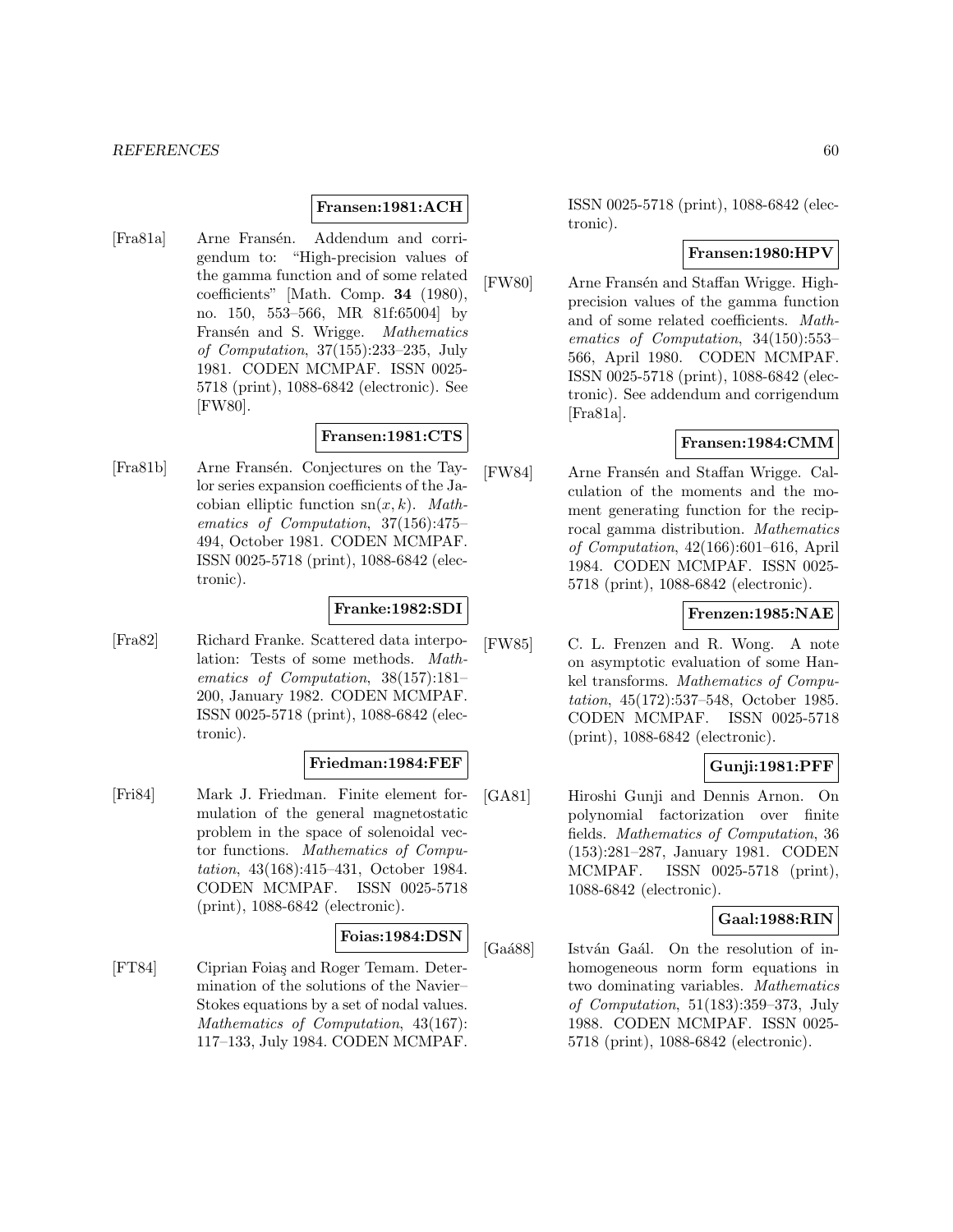**Fransen:1981:ACH**

[Fra81a] Arne Fransén. Addendum and corrigendum to: "High-precision values of the gamma function and of some related coefficients" [Math. Comp. **34** (1980), no. 150, 553–566, MR 81f:65004] by Fransén and S. Wrigge. *Mathematics of Computation*, 37(155):233–235, July 1981. CODEN MCMPAF. ISSN 0025-5718 (print), 1088-6842 (electronic). See [FW80].

**Fransen:1981:CTS**

[Fra81b] Arne Fransén. Conjectures on the Taylor series expansion coefficients of the Jacobian elliptic function $\mathrm{sn}(x, k)$. *Mathematics of Computation*, 37(156):475–494, October 1981. CODEN MCMPAF. ISSN 0025-5718 (print), 1088-6842 (electronic).

**Franke:1982:SDI**

[Fra82] Richard Franke. Scattered data interpolation: Tests of some methods. *Mathematics of Computation*, 38(157):181–200, January 1982. CODEN MCMPAF. ISSN 0025-5718 (print), 1088-6842 (electronic).

**Friedman:1984:FEF**

[Fri84] Mark J. Friedman. Finite element formulation of the general magnetostatic problem in the space of solenoidal vector functions. *Mathematics of Computation*, 43(168):415–431, October 1984. CODEN MCMPAF. ISSN 0025-5718 (print), 1088-6842 (electronic).

**Foias:1984:DSN**

[FT84] Ciprian Foiaş and Roger Temam. Determination of the solutions of the Navier–Stokes equations by a set of nodal values. *Mathematics of Computation*, 43(167): 117–133, July 1984. CODEN MCMPAF. ISSN 0025-5718 (print), 1088-6842 (electronic).

**Fransen:1980:HPV**

[FW80] Arne Fransén and Staffan Wrigge. High-precision values of the gamma function and of some related coefficients. *Mathematics of Computation*, 34(150):553–566, April 1980. CODEN MCMPAF. ISSN 0025-5718 (print), 1088-6842 (electronic). See addendum and corrigendum [Fra81a].

**Fransen:1984:CMM**

[FW84] Arne Fransén and Staffan Wrigge. Calculation of the moments and the moment generating function for the reciprocal gamma distribution. *Mathematics of Computation*, 42(166):601–616, April 1984. CODEN MCMPAF. ISSN 0025-5718 (print), 1088-6842 (electronic).

**Frenzen:1985:NAE**

[FW85] C. L. Frenzen and R. Wong. A note on asymptotic evaluation of some Hankel transforms. *Mathematics of Computation*, 45(172):537–548, October 1985. CODEN MCMPAF. ISSN 0025-5718 (print), 1088-6842 (electronic).

**Gunji:1981:PFF**

[GA81] Hiroshi Gunji and Dennis Arnon. On polynomial factorization over finite fields. *Mathematics of Computation*, 36 (153):281–287, January 1981. CODEN MCMPAF. ISSN 0025-5718 (print), 1088-6842 (electronic).

**Gaal:1988:RIN**

[Gaá88] István Gaál. On the resolution of inhomogeneous norm form equations in two dominating variables. *Mathematics of Computation*, 51(183):359–373, July 1988. CODEN MCMPAF. ISSN 0025-5718 (print), 1088-6842 (electronic).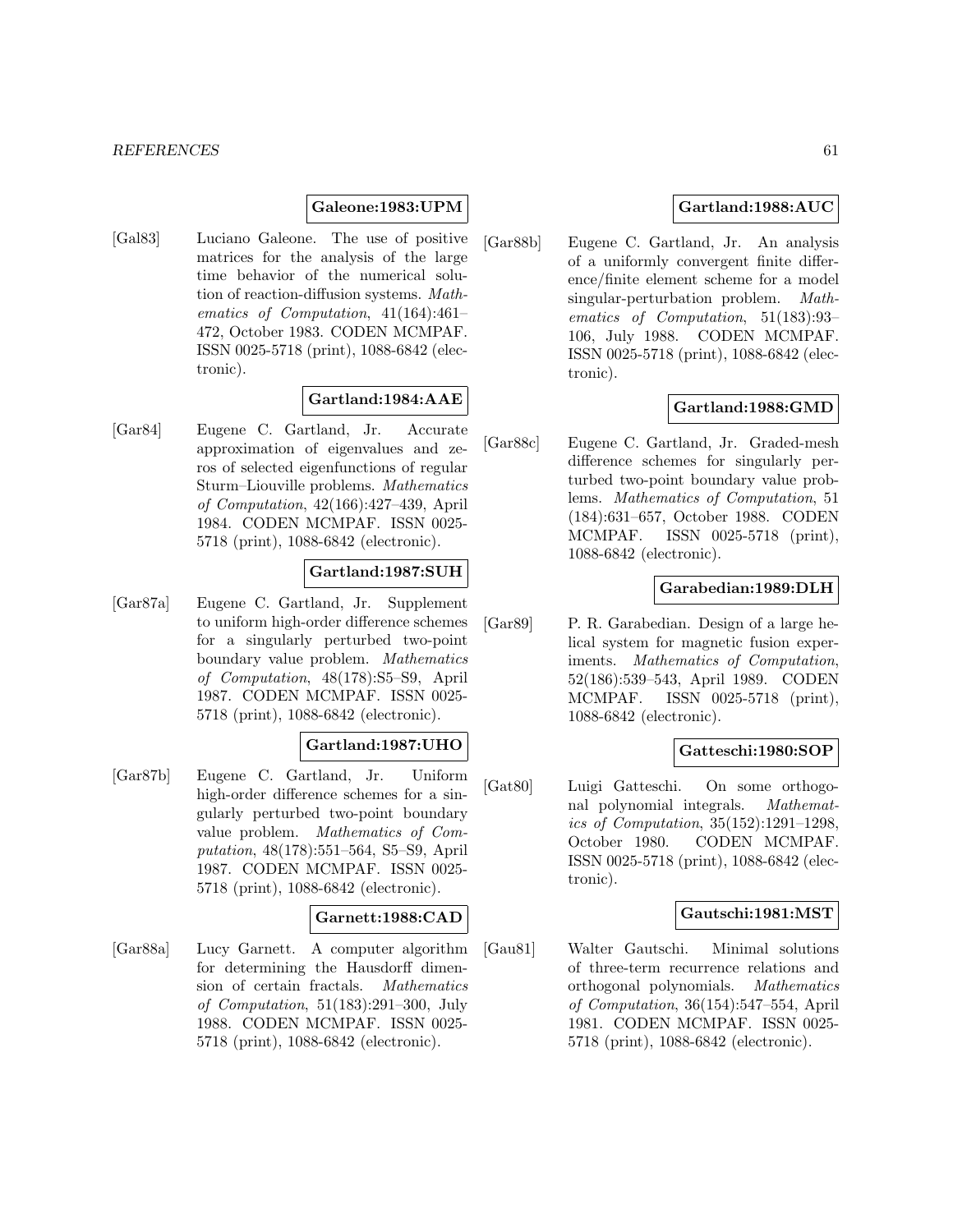**Galeone:1983:UPM**

[Gal83] Luciano Galeone. The use of positive matrices for the analysis of the large time behavior of the numerical solution of reaction-diffusion systems. *Mathematics of Computation*, 41(164):461–472, October 1983. CODEN MCMPAF. ISSN 0025-5718 (print), 1088-6842 (electronic).

**Gartland:1984:AAE**

[Gar84] Eugene C. Gartland, Jr. Accurate approximation of eigenvalues and zeros of selected eigenfunctions of regular Sturm–Liouville problems. *Mathematics of Computation*, 42(166):427–439, April 1984. CODEN MCMPAF. ISSN 0025-5718 (print), 1088-6842 (electronic).

**Gartland:1987:SUH**

[Gar87a] Eugene C. Gartland, Jr. Supplement to uniform high-order difference schemes for a singularly perturbed two-point boundary value problem. *Mathematics of Computation*, 48(178):S5–S9, April 1987. CODEN MCMPAF. ISSN 0025-5718 (print), 1088-6842 (electronic).

**Gartland:1987:UHO**

[Gar87b] Eugene C. Gartland, Jr. Uniform high-order difference schemes for a singularly perturbed two-point boundary value problem. *Mathematics of Computation*, 48(178):551–564, S5–S9, April 1987. CODEN MCMPAF. ISSN 0025-5718 (print), 1088-6842 (electronic).

**Garnett:1988:CAD**

[Gar88a] Lucy Garnett. A computer algorithm for determining the Hausdorff dimension of certain fractals. *Mathematics of Computation*, 51(183):291–300, July 1988. CODEN MCMPAF. ISSN 0025-5718 (print), 1088-6842 (electronic).

**Gartland:1988:AUC**

[Gar88b] Eugene C. Gartland, Jr. An analysis of a uniformly convergent finite difference/finite element scheme for a model singular-perturbation problem. *Mathematics of Computation*, 51(183):93–106, July 1988. CODEN MCMPAF. ISSN 0025-5718 (print), 1088-6842 (electronic).

**Gartland:1988:GMD**

[Gar88c] Eugene C. Gartland, Jr. Graded-mesh difference schemes for singularly perturbed two-point boundary value problems. *Mathematics of Computation*, 51 (184):631–657, October 1988. CODEN MCMPAF. ISSN 0025-5718 (print), 1088-6842 (electronic).

**Garabedian:1989:DLH**

[Gar89] P. R. Garabedian. Design of a large helical system for magnetic fusion experiments. *Mathematics of Computation*, 52(186):539–543, April 1989. CODEN MCMPAF. ISSN 0025-5718 (print), 1088-6842 (electronic).

**Gatteschi:1980:SOP**

[Gat80] Luigi Gatteschi. On some orthogonal polynomial integrals. *Mathematics of Computation*, 35(152):1291–1298, October 1980. CODEN MCMPAF. ISSN 0025-5718 (print), 1088-6842 (electronic).

**Gautschi:1981:MST**

[Gau81] Walter Gautschi. Minimal solutions of three-term recurrence relations and orthogonal polynomials. *Mathematics of Computation*, 36(154):547–554, April 1981. CODEN MCMPAF. ISSN 0025-5718 (print), 1088-6842 (electronic).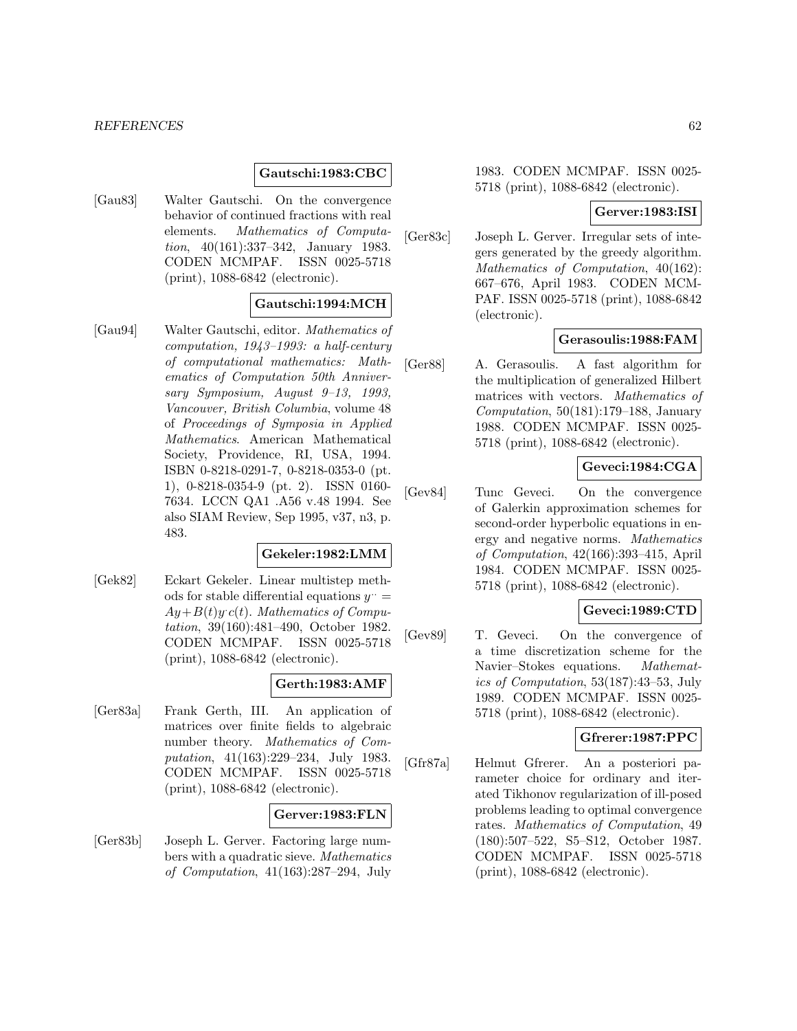**Gautschi:1983:CBC**

[Gau83] Walter Gautschi. On the convergence behavior of continued fractions with real elements. *Mathematics of Computation*, 40(161):337–342, January 1983. CODEN MCMPAF. ISSN 0025-5718 (print), 1088-6842 (electronic).

**Gautschi:1994:MCH**

[Gau94] Walter Gautschi, editor. *Mathematics of computation, 1943–1993: a half-century of computational mathematics: Mathematics of Computation 50th Anniversary Symposium, August 9–13, 1993, Vancouver, British Columbia*, volume 48 of *Proceedings of Symposia in Applied Mathematics*. American Mathematical Society, Providence, RI, USA, 1994. ISBN 0-8218-0291-7, 0-8218-0353-0 (pt. 1), 0-8218-0354-9 (pt. 2). ISSN 0160-7634. LCCN QA1 .A56 v.48 1994. See also SIAM Review, Sep 1995, v37, n3, p. 483.

**Gekeler:1982:LMM**

[Gek82] Eckart Gekeler. Linear multistep methods for stable differential equations $y^{\cdot\cdot} = Ay + B(t)y^{\cdot}c(t)$. *Mathematics of Computation*, 39(160):481–490, October 1982. CODEN MCMPAF. ISSN 0025-5718 (print), 1088-6842 (electronic).

**Gerth:1983:AMF**

[Ger83a] Frank Gerth, III. An application of matrices over finite fields to algebraic number theory. *Mathematics of Computation*, 41(163):229–234, July 1983. CODEN MCMPAF. ISSN 0025-5718 (print), 1088-6842 (electronic).

**Gerver:1983:FLN**

[Ger83b] Joseph L. Gerver. Factoring large numbers with a quadratic sieve. *Mathematics of Computation*, 41(163):287–294, July 1983. CODEN MCMPAF. ISSN 0025-5718 (print), 1088-6842 (electronic).

**Gerver:1983:ISI**

[Ger83c] Joseph L. Gerver. Irregular sets of integers generated by the greedy algorithm. *Mathematics of Computation*, 40(162): 667–676, April 1983. CODEN MCMPAF. ISSN 0025-5718 (print), 1088-6842 (electronic).

**Gerasoulis:1988:FAM**

[Ger88] A. Gerasoulis. A fast algorithm for the multiplication of generalized Hilbert matrices with vectors. *Mathematics of Computation*, 50(181):179–188, January 1988. CODEN MCMPAF. ISSN 0025-5718 (print), 1088-6842 (electronic).

**Geveci:1984:CGA**

[Gev84] Tunc Geveci. On the convergence of Galerkin approximation schemes for second-order hyperbolic equations in energy and negative norms. *Mathematics of Computation*, 42(166):393–415, April 1984. CODEN MCMPAF. ISSN 0025-5718 (print), 1088-6842 (electronic).

**Geveci:1989:CTD**

[Gev89] T. Geveci. On the convergence of a time discretization scheme for the Navier–Stokes equations. *Mathematics of Computation*, 53(187):43–53, July 1989. CODEN MCMPAF. ISSN 0025-5718 (print), 1088-6842 (electronic).

**Gfrerer:1987:PPC**

[Gfr87a] Helmut Gfrerer. An a posteriori parameter choice for ordinary and iterated Tikhonov regularization of ill-posed problems leading to optimal convergence rates. *Mathematics of Computation*, 49 (180):507–522, S5–S12, October 1987. CODEN MCMPAF. ISSN 0025-5718 (print), 1088-6842 (electronic).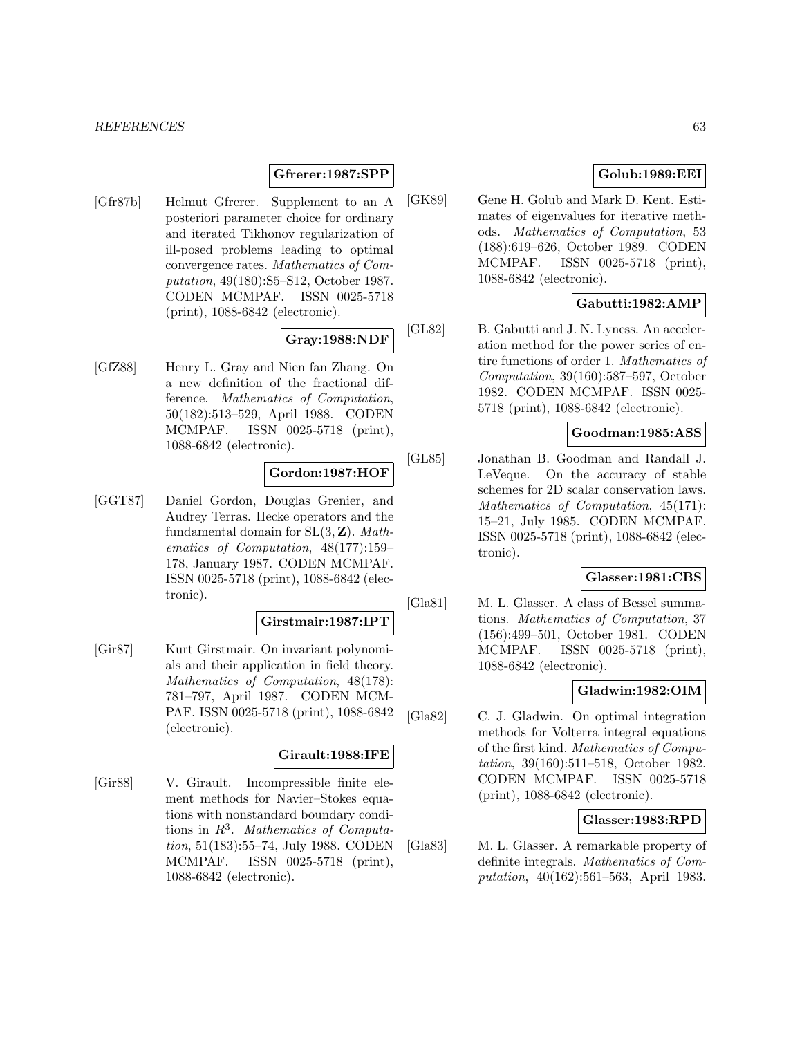**Gfrerer:1987:SPP**

[Gfr87b] Helmut Gfrerer. Supplement to an A posteriori parameter choice for ordinary and iterated Tikhonov regularization of ill-posed problems leading to optimal convergence rates. *Mathematics of Computation*, 49(180):S5–S12, October 1987. CODEN MCMPAF. ISSN 0025-5718 (print), 1088-6842 (electronic).

**Gray:1988:NDF**

[GfZ88] Henry L. Gray and Nien fan Zhang. On a new definition of the fractional difference. *Mathematics of Computation*, 50(182):513–529, April 1988. CODEN MCMPAF. ISSN 0025-5718 (print), 1088-6842 (electronic).

**Gordon:1987:HOF**

[GGT87] Daniel Gordon, Douglas Grenier, and Audrey Terras. Hecke operators and the fundamental domain for $\mathrm{SL}(3, \mathbf{Z})$. *Mathematics of Computation*, 48(177):159–178, January 1987. CODEN MCMPAF. ISSN 0025-5718 (print), 1088-6842 (electronic).

**Girstmair:1987:IPT**

[Gir87] Kurt Girstmair. On invariant polynomials and their application in field theory. *Mathematics of Computation*, 48(178): 781–797, April 1987. CODEN MCMPAF. ISSN 0025-5718 (print), 1088-6842 (electronic).

**Girault:1988:IFE**

[Gir88] V. Girault. Incompressible finite element methods for Navier–Stokes equations with nonstandard boundary conditions in $R^3$. *Mathematics of Computation*, 51(183):55–74, July 1988. CODEN MCMPAF. ISSN 0025-5718 (print), 1088-6842 (electronic).

**Golub:1989:EEI**

[GK89] Gene H. Golub and Mark D. Kent. Estimates of eigenvalues for iterative methods. *Mathematics of Computation*, 53 (188):619–626, October 1989. CODEN MCMPAF. ISSN 0025-5718 (print), 1088-6842 (electronic).

**Gabutti:1982:AMP**

[GL82] B. Gabutti and J. N. Lyness. An acceleration method for the power series of entire functions of order 1. *Mathematics of Computation*, 39(160):587–597, October 1982. CODEN MCMPAF. ISSN 0025-5718 (print), 1088-6842 (electronic).

**Goodman:1985:ASS**

[GL85] Jonathan B. Goodman and Randall J. LeVeque. On the accuracy of stable schemes for 2D scalar conservation laws. *Mathematics of Computation*, 45(171): 15–21, July 1985. CODEN MCMPAF. ISSN 0025-5718 (print), 1088-6842 (electronic).

**Glasser:1981:CBS**

[Gla81] M. L. Glasser. A class of Bessel summations. *Mathematics of Computation*, 37 (156):499–501, October 1981. CODEN MCMPAF. ISSN 0025-5718 (print), 1088-6842 (electronic).

**Gladwin:1982:OIM**

[Gla82] C. J. Gladwin. On optimal integration methods for Volterra integral equations of the first kind. *Mathematics of Computation*, 39(160):511–518, October 1982. CODEN MCMPAF. ISSN 0025-5718 (print), 1088-6842 (electronic).

**Glasser:1983:RPD**

[Gla83] M. L. Glasser. A remarkable property of definite integrals. *Mathematics of Computation*, 40(162):561–563, April 1983.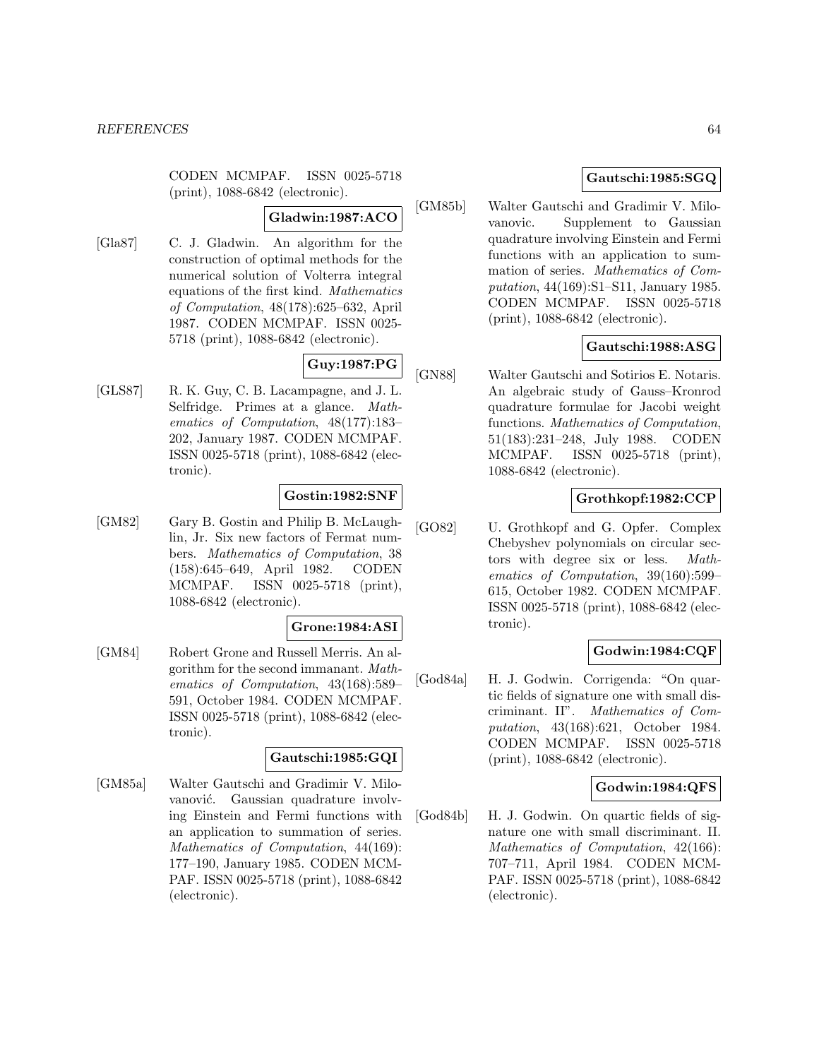CODEN MCMPAF. ISSN 0025-5718 (print), 1088-6842 (electronic).

**Gladwin:1987:ACO**

[Gla87] C. J. Gladwin. An algorithm for the construction of optimal methods for the numerical solution of Volterra integral equations of the first kind. *Mathematics of Computation*, 48(178):625–632, April 1987. CODEN MCMPAF. ISSN 0025-5718 (print), 1088-6842 (electronic).

**Guy:1987:PG**

[GLS87] R. K. Guy, C. B. Lacampagne, and J. L. Selfridge. Primes at a glance. *Mathematics of Computation*, 48(177):183–202, January 1987. CODEN MCMPAF. ISSN 0025-5718 (print), 1088-6842 (electronic).

**Gostin:1982:SNF**

[GM82] Gary B. Gostin and Philip B. McLaughlin, Jr. Six new factors of Fermat numbers. *Mathematics of Computation*, 38 (158):645–649, April 1982. CODEN MCMPAF. ISSN 0025-5718 (print), 1088-6842 (electronic).

**Grone:1984:ASI**

[GM84] Robert Grone and Russell Merris. An algorithm for the second immanant. *Mathematics of Computation*, 43(168):589–591, October 1984. CODEN MCMPAF. ISSN 0025-5718 (print), 1088-6842 (electronic).

**Gautschi:1985:GQI**

[GM85a] Walter Gautschi and Gradimir V. Milovanović. Gaussian quadrature involving Einstein and Fermi functions with an application to summation of series. *Mathematics of Computation*, 44(169): 177–190, January 1985. CODEN MCMPAF. ISSN 0025-5718 (print), 1088-6842 (electronic).

**Gautschi:1985:SGQ**

[GM85b] Walter Gautschi and Gradimir V. Milovanovic. Supplement to Gaussian quadrature involving Einstein and Fermi functions with an application to summation of series. *Mathematics of Computation*, 44(169):S1–S11, January 1985. CODEN MCMPAF. ISSN 0025-5718 (print), 1088-6842 (electronic).

**Gautschi:1988:ASG**

[GN88] Walter Gautschi and Sotirios E. Notaris. An algebraic study of Gauss–Kronrod quadrature formulae for Jacobi weight functions. *Mathematics of Computation*, 51(183):231–248, July 1988. CODEN MCMPAF. ISSN 0025-5718 (print), 1088-6842 (electronic).

**Grothkopf:1982:CCP**

[GO82] U. Grothkopf and G. Opfer. Complex Chebyshev polynomials on circular sectors with degree six or less. *Mathematics of Computation*, 39(160):599–615, October 1982. CODEN MCMPAF. ISSN 0025-5718 (print), 1088-6842 (electronic).

**Godwin:1984:CQF**

[God84a] H. J. Godwin. Corrigenda: "On quartic fields of signature one with small discriminant. II". *Mathematics of Computation*, 43(168):621, October 1984. CODEN MCMPAF. ISSN 0025-5718 (print), 1088-6842 (electronic).

**Godwin:1984:QFS**

[God84b] H. J. Godwin. On quartic fields of signature one with small discriminant. II. *Mathematics of Computation*, 42(166): 707–711, April 1984. CODEN MCMPAF. ISSN 0025-5718 (print), 1088-6842 (electronic).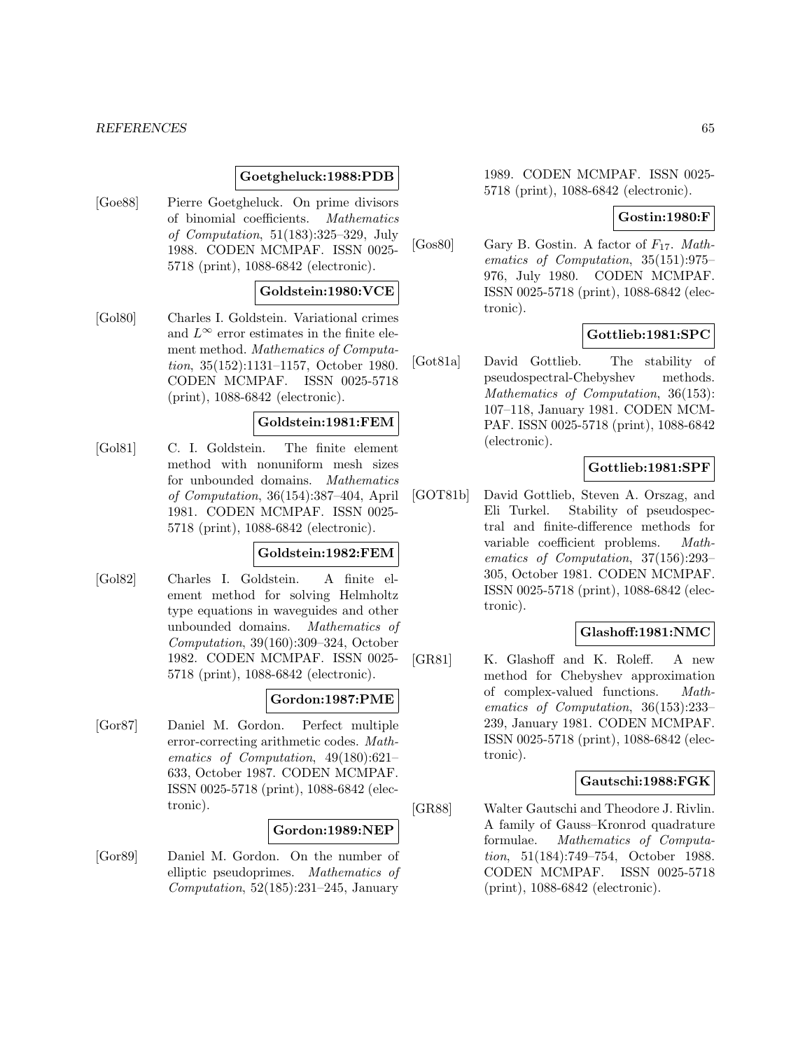**Goetgheluck:1988:PDB**

[Goe88] Pierre Goetgheluck. On prime divisors of binomial coefficients. *Mathematics of Computation*, 51(183):325–329, July 1988. CODEN MCMPAF. ISSN 0025-5718 (print), 1088-6842 (electronic).

**Goldstein:1980:VCE**

[Gol80] Charles I. Goldstein. Variational crimes and $L^\infty$ error estimates in the finite element method. *Mathematics of Computation*, 35(152):1131–1157, October 1980. CODEN MCMPAF. ISSN 0025-5718 (print), 1088-6842 (electronic).

**Goldstein:1981:FEM**

[Gol81] C. I. Goldstein. The finite element method with nonuniform mesh sizes for unbounded domains. *Mathematics of Computation*, 36(154):387–404, April 1981. CODEN MCMPAF. ISSN 0025-5718 (print), 1088-6842 (electronic).

**Goldstein:1982:FEM**

[Gol82] Charles I. Goldstein. A finite element method for solving Helmholtz type equations in waveguides and other unbounded domains. *Mathematics of Computation*, 39(160):309–324, October 1982. CODEN MCMPAF. ISSN 0025-5718 (print), 1088-6842 (electronic).

**Gordon:1987:PME**

[Gor87] Daniel M. Gordon. Perfect multiple error-correcting arithmetic codes. *Mathematics of Computation*, 49(180):621–633, October 1987. CODEN MCMPAF. ISSN 0025-5718 (print), 1088-6842 (electronic).

**Gordon:1989:NEP**

[Gor89] Daniel M. Gordon. On the number of elliptic pseudoprimes. *Mathematics of Computation*, 52(185):231–245, January 1989. CODEN MCMPAF. ISSN 0025-5718 (print), 1088-6842 (electronic).

**Gostin:1980:F**

[Gos80] Gary B. Gostin. A factor of $F_{17}$. *Mathematics of Computation*, 35(151):975–976, July 1980. CODEN MCMPAF. ISSN 0025-5718 (print), 1088-6842 (electronic).

**Gottlieb:1981:SPC**

[Got81a] David Gottlieb. The stability of pseudospectral-Chebyshev methods. *Mathematics of Computation*, 36(153):107–118, January 1981. CODEN MCMPAF. ISSN 0025-5718 (print), 1088-6842 (electronic).

**Gottlieb:1981:SPF**

[GOT81b] David Gottlieb, Steven A. Orszag, and Eli Turkel. Stability of pseudospectral and finite-difference methods for variable coefficient problems. *Mathematics of Computation*, 37(156):293–305, October 1981. CODEN MCMPAF. ISSN 0025-5718 (print), 1088-6842 (electronic).

**Glashoff:1981:NMC**

[GR81] K. Glashoff and K. Roleff. A new method for Chebyshev approximation of complex-valued functions. *Mathematics of Computation*, 36(153):233–239, January 1981. CODEN MCMPAF. ISSN 0025-5718 (print), 1088-6842 (electronic).

**Gautschi:1988:FGK**

[GR88] Walter Gautschi and Theodore J. Rivlin. A family of Gauss–Kronrod quadrature formulae. *Mathematics of Computation*, 51(184):749–754, October 1988. CODEN MCMPAF. ISSN 0025-5718 (print), 1088-6842 (electronic).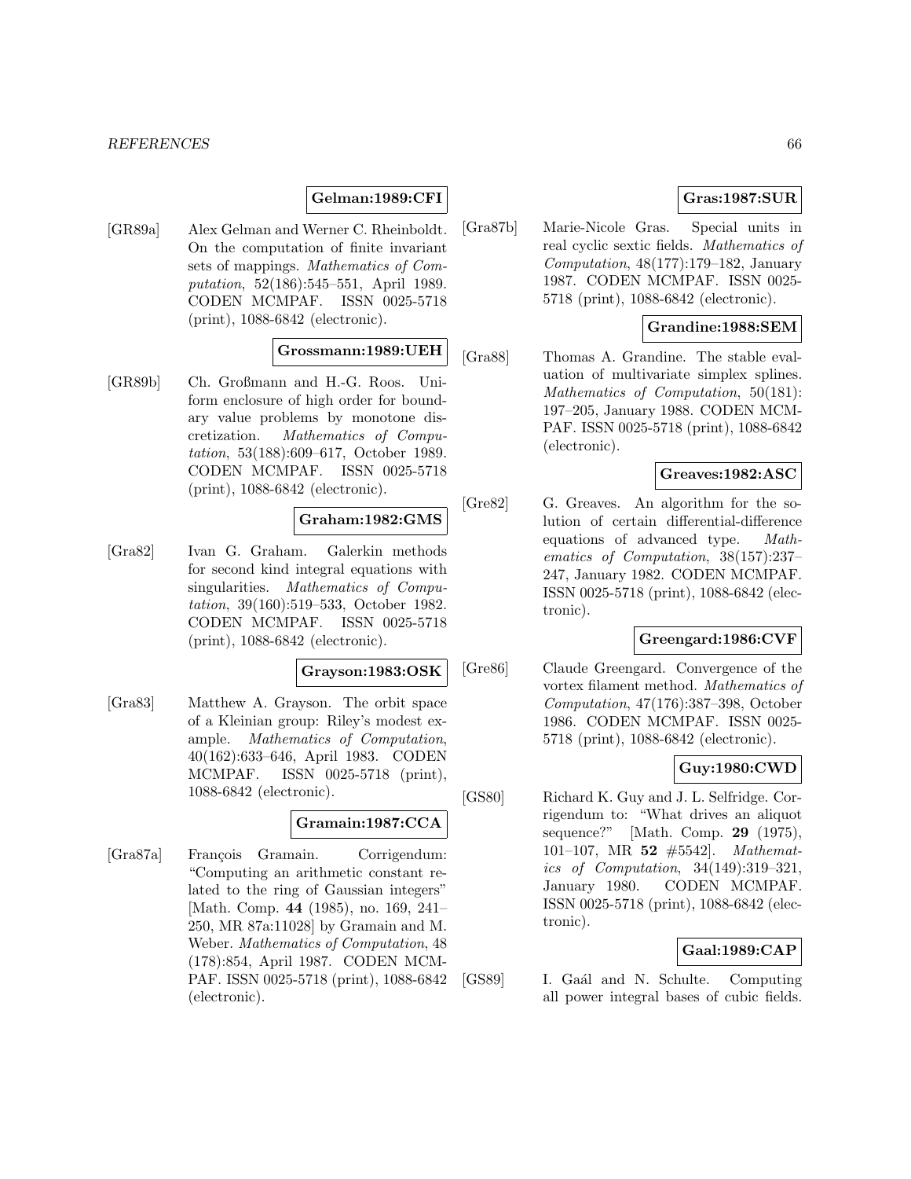**Gelman:1989:CFI**

[GR89a] Alex Gelman and Werner C. Rheinboldt. On the computation of finite invariant sets of mappings. *Mathematics of Computation*, 52(186):545–551, April 1989. CODEN MCMPAF. ISSN 0025-5718 (print), 1088-6842 (electronic).

**Grossmann:1989:UEH**

[GR89b] Ch. Großmann and H.-G. Roos. Uniform enclosure of high order for boundary value problems by monotone discretization. *Mathematics of Computation*, 53(188):609–617, October 1989. CODEN MCMPAF. ISSN 0025-5718 (print), 1088-6842 (electronic).

**Graham:1982:GMS**

[Gra82] Ivan G. Graham. Galerkin methods for second kind integral equations with singularities. *Mathematics of Computation*, 39(160):519–533, October 1982. CODEN MCMPAF. ISSN 0025-5718 (print), 1088-6842 (electronic).

**Grayson:1983:OSK**

[Gra83] Matthew A. Grayson. The orbit space of a Kleinian group: Riley's modest example. *Mathematics of Computation*, 40(162):633–646, April 1983. CODEN MCMPAF. ISSN 0025-5718 (print), 1088-6842 (electronic).

**Gramain:1987:CCA**

[Gra87a] François Gramain. Corrigendum: "Computing an arithmetic constant related to the ring of Gaussian integers" [Math. Comp. **44** (1985), no. 169, 241–250, MR 87a:11028] by Gramain and M. Weber. *Mathematics of Computation*, 48 (178):854, April 1987. CODEN MCMPAF. ISSN 0025-5718 (print), 1088-6842 (electronic).

**Gras:1987:SUR**

[Gra87b] Marie-Nicole Gras. Special units in real cyclic sextic fields. *Mathematics of Computation*, 48(177):179–182, January 1987. CODEN MCMPAF. ISSN 0025-5718 (print), 1088-6842 (electronic).

**Grandine:1988:SEM**

[Gra88] Thomas A. Grandine. The stable evaluation of multivariate simplex splines. *Mathematics of Computation*, 50(181): 197–205, January 1988. CODEN MCMPAF. ISSN 0025-5718 (print), 1088-6842 (electronic).

**Greaves:1982:ASC**

[Gre82] G. Greaves. An algorithm for the solution of certain differential-difference equations of advanced type. *Mathematics of Computation*, 38(157):237–247, January 1982. CODEN MCMPAF. ISSN 0025-5718 (print), 1088-6842 (electronic).

**Greengard:1986:CVF**

[Gre86] Claude Greengard. Convergence of the vortex filament method. *Mathematics of Computation*, 47(176):387–398, October 1986. CODEN MCMPAF. ISSN 0025-5718 (print), 1088-6842 (electronic).

**Guy:1980:CWD**

[GS80] Richard K. Guy and J. L. Selfridge. Corrigendum to: "What drives an aliquot sequence?" [Math. Comp. **29** (1975), 101–107, MR **52** #5542]. *Mathematics of Computation*, 34(149):319–321, January 1980. CODEN MCMPAF. ISSN 0025-5718 (print), 1088-6842 (electronic).

**Gaal:1989:CAP**

[GS89] I. Gaál and N. Schulte. Computing all power integral bases of cubic fields.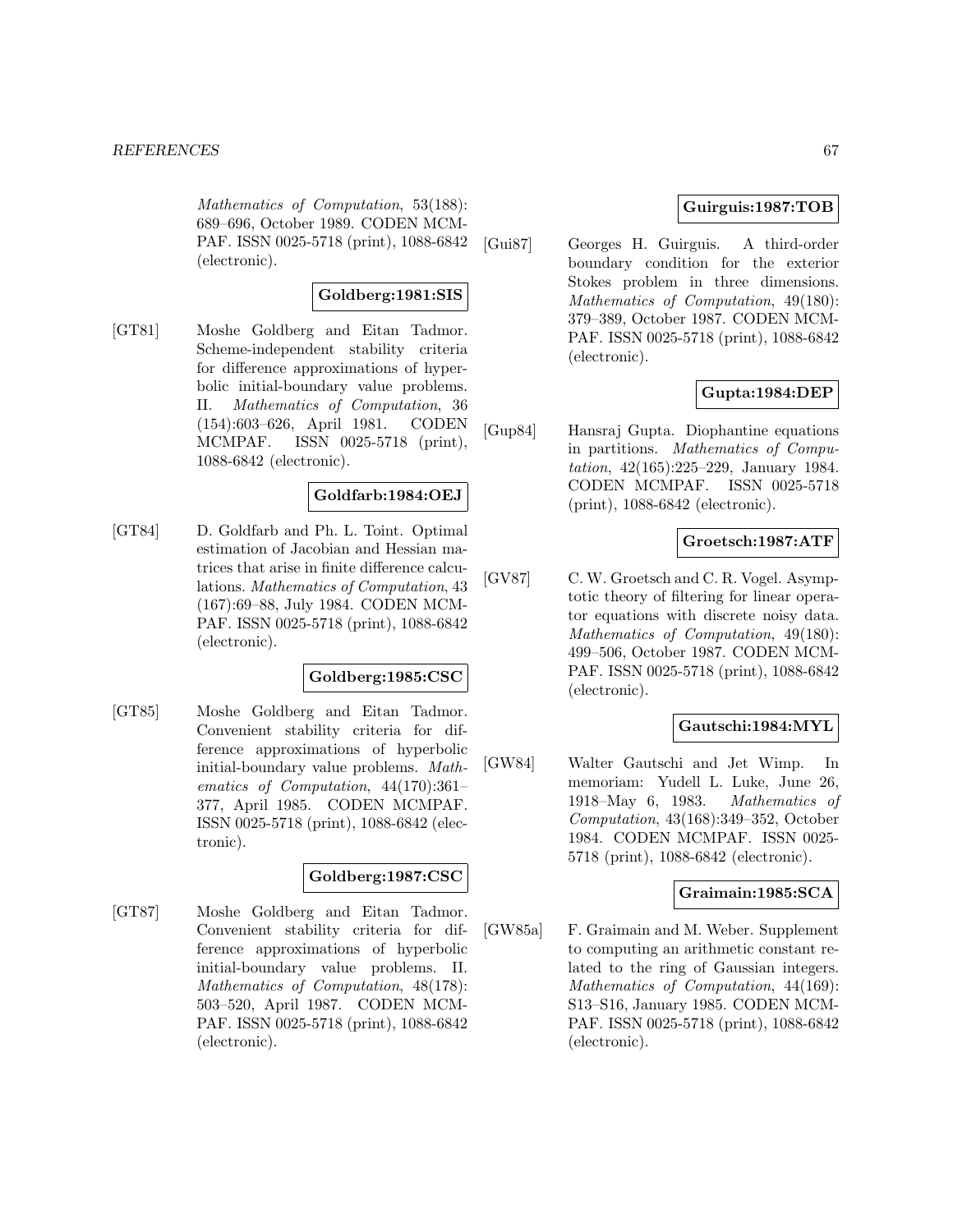*Mathematics of Computation*, 53(188): 689–696, October 1989. CODEN MCMPAF. ISSN 0025-5718 (print), 1088-6842 (electronic).

**Goldberg:1981:SIS**

[GT81] Moshe Goldberg and Eitan Tadmor. Scheme-independent stability criteria for difference approximations of hyperbolic initial-boundary value problems. II. *Mathematics of Computation*, 36 (154):603–626, April 1981. CODEN MCMPAF. ISSN 0025-5718 (print), 1088-6842 (electronic).

**Goldfarb:1984:OEJ**

[GT84] D. Goldfarb and Ph. L. Toint. Optimal estimation of Jacobian and Hessian matrices that arise in finite difference calculations. *Mathematics of Computation*, 43 (167):69–88, July 1984. CODEN MCMPAF. ISSN 0025-5718 (print), 1088-6842 (electronic).

**Goldberg:1985:CSC**

[GT85] Moshe Goldberg and Eitan Tadmor. Convenient stability criteria for difference approximations of hyperbolic initial-boundary value problems. *Mathematics of Computation*, 44(170):361–377, April 1985. CODEN MCMPAF. ISSN 0025-5718 (print), 1088-6842 (electronic).

**Goldberg:1987:CSC**

[GT87] Moshe Goldberg and Eitan Tadmor. Convenient stability criteria for difference approximations of hyperbolic initial-boundary value problems. II. *Mathematics of Computation*, 48(178): 503–520, April 1987. CODEN MCMPAF. ISSN 0025-5718 (print), 1088-6842 (electronic).

**Guirguis:1987:TOB**

[Gui87] Georges H. Guirguis. A third-order boundary condition for the exterior Stokes problem in three dimensions. *Mathematics of Computation*, 49(180): 379–389, October 1987. CODEN MCMPAF. ISSN 0025-5718 (print), 1088-6842 (electronic).

**Gupta:1984:DEP**

[Gup84] Hansraj Gupta. Diophantine equations in partitions. *Mathematics of Computation*, 42(165):225–229, January 1984. CODEN MCMPAF. ISSN 0025-5718 (print), 1088-6842 (electronic).

**Groetsch:1987:ATF**

[GV87] C. W. Groetsch and C. R. Vogel. Asymptotic theory of filtering for linear operator equations with discrete noisy data. *Mathematics of Computation*, 49(180): 499–506, October 1987. CODEN MCMPAF. ISSN 0025-5718 (print), 1088-6842 (electronic).

**Gautschi:1984:MYL**

[GW84] Walter Gautschi and Jet Wimp. In memoriam: Yudell L. Luke, June 26, 1918–May 6, 1983. *Mathematics of Computation*, 43(168):349–352, October 1984. CODEN MCMPAF. ISSN 0025-5718 (print), 1088-6842 (electronic).

**Graimain:1985:SCA**

[GW85a] F. Graimain and M. Weber. Supplement to computing an arithmetic constant related to the ring of Gaussian integers. *Mathematics of Computation*, 44(169): S13–S16, January 1985. CODEN MCMPAF. ISSN 0025-5718 (print), 1088-6842 (electronic).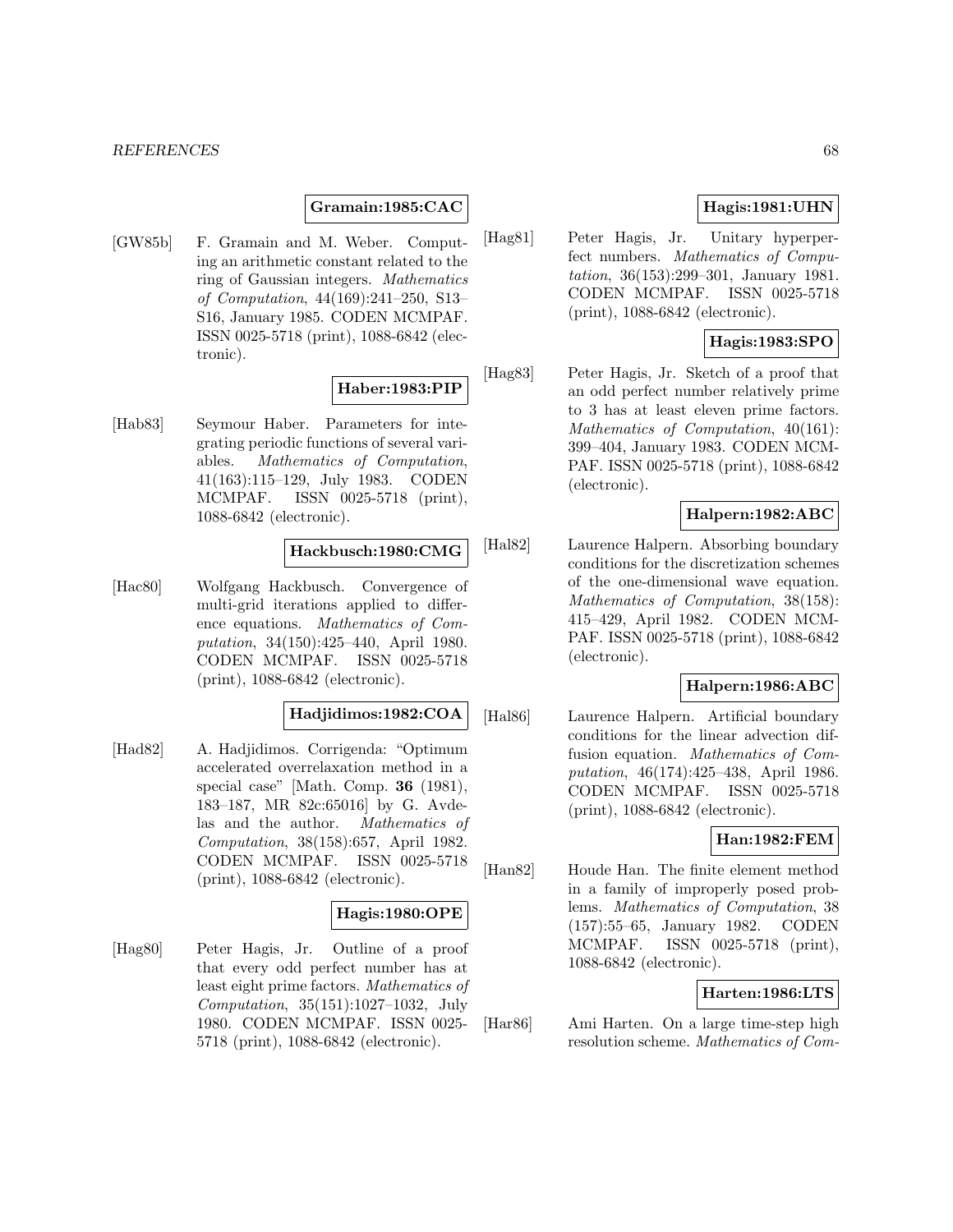**Gramain:1985:CAC**

[GW85b] F. Gramain and M. Weber. Computing an arithmetic constant related to the ring of Gaussian integers. *Mathematics of Computation*, 44(169):241–250, S13–S16, January 1985. CODEN MCMPAF. ISSN 0025-5718 (print), 1088-6842 (electronic).

**Haber:1983:PIP**

[Hab83] Seymour Haber. Parameters for integrating periodic functions of several variables. *Mathematics of Computation*, 41(163):115–129, July 1983. CODEN MCMPAF. ISSN 0025-5718 (print), 1088-6842 (electronic).

**Hackbusch:1980:CMG**

[Hac80] Wolfgang Hackbusch. Convergence of multi-grid iterations applied to difference equations. *Mathematics of Computation*, 34(150):425–440, April 1980. CODEN MCMPAF. ISSN 0025-5718 (print), 1088-6842 (electronic).

**Hadjidimos:1982:COA**

[Had82] A. Hadjidimos. Corrigenda: "Optimum accelerated overrelaxation method in a special case" [Math. Comp. **36** (1981), 183–187, MR 82c:65016] by G. Avdelas and the author. *Mathematics of Computation*, 38(158):657, April 1982. CODEN MCMPAF. ISSN 0025-5718 (print), 1088-6842 (electronic).

**Hagis:1980:OPE**

[Hag80] Peter Hagis, Jr. Outline of a proof that every odd perfect number has at least eight prime factors. *Mathematics of Computation*, 35(151):1027–1032, July 1980. CODEN MCMPAF. ISSN 0025-5718 (print), 1088-6842 (electronic).

**Hagis:1981:UHN**

[Hag81] Peter Hagis, Jr. Unitary hyperperfect numbers. *Mathematics of Computation*, 36(153):299–301, January 1981. CODEN MCMPAF. ISSN 0025-5718 (print), 1088-6842 (electronic).

**Hagis:1983:SPO**

[Hag83] Peter Hagis, Jr. Sketch of a proof that an odd perfect number relatively prime to 3 has at least eleven prime factors. *Mathematics of Computation*, 40(161): 399–404, January 1983. CODEN MCMPAF. ISSN 0025-5718 (print), 1088-6842 (electronic).

**Halpern:1982:ABC**

[Hal82] Laurence Halpern. Absorbing boundary conditions for the discretization schemes of the one-dimensional wave equation. *Mathematics of Computation*, 38(158): 415–429, April 1982. CODEN MCMPAF. ISSN 0025-5718 (print), 1088-6842 (electronic).

**Halpern:1986:ABC**

[Hal86] Laurence Halpern. Artificial boundary conditions for the linear advection diffusion equation. *Mathematics of Computation*, 46(174):425–438, April 1986. CODEN MCMPAF. ISSN 0025-5718 (print), 1088-6842 (electronic).

**Han:1982:FEM**

[Han82] Houde Han. The finite element method in a family of improperly posed problems. *Mathematics of Computation*, 38 (157):55–65, January 1982. CODEN MCMPAF. ISSN 0025-5718 (print), 1088-6842 (electronic).

**Harten:1986:LTS**

[Har86] Ami Harten. On a large time-step high resolution scheme. *Mathematics of Com-*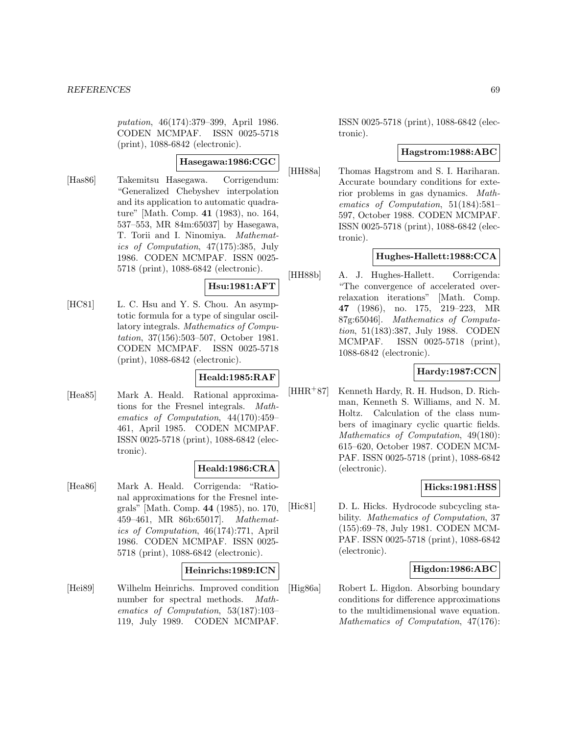*putation*, 46(174):379–399, April 1986. CODEN MCMPAF. ISSN 0025-5718 (print), 1088-6842 (electronic).

**Hasegawa:1986:CGC**

[Has86] Takemitsu Hasegawa. Corrigendum: "Generalized Chebyshev interpolation and its application to automatic quadrature" [Math. Comp. **41** (1983), no. 164, 537–553, MR 84m:65037] by Hasegawa, T. Torii and I. Ninomiya. *Mathematics of Computation*, 47(175):385, July 1986. CODEN MCMPAF. ISSN 0025-5718 (print), 1088-6842 (electronic).

**Hsu:1981:AFT**

[HC81] L. C. Hsu and Y. S. Chou. An asymptotic formula for a type of singular oscillatory integrals. *Mathematics of Computation*, 37(156):503–507, October 1981. CODEN MCMPAF. ISSN 0025-5718 (print), 1088-6842 (electronic).

**Heald:1985:RAF**

[Hea85] Mark A. Heald. Rational approximations for the Fresnel integrals. *Mathematics of Computation*, 44(170):459–461, April 1985. CODEN MCMPAF. ISSN 0025-5718 (print), 1088-6842 (electronic).

**Heald:1986:CRA**

[Hea86] Mark A. Heald. Corrigenda: "Rational approximations for the Fresnel integrals" [Math. Comp. **44** (1985), no. 170, 459–461, MR 86b:65017]. *Mathematics of Computation*, 46(174):771, April 1986. CODEN MCMPAF. ISSN 0025-5718 (print), 1088-6842 (electronic).

**Heinrichs:1989:ICN**

[Hei89] Wilhelm Heinrichs. Improved condition number for spectral methods. *Mathematics of Computation*, 53(187):103–119, July 1989. CODEN MCMPAF. ISSN 0025-5718 (print), 1088-6842 (electronic).

**Hagstrom:1988:ABC**

[HH88a] Thomas Hagstrom and S. I. Hariharan. Accurate boundary conditions for exterior problems in gas dynamics. *Mathematics of Computation*, 51(184):581–597, October 1988. CODEN MCMPAF. ISSN 0025-5718 (print), 1088-6842 (electronic).

**Hughes-Hallett:1988:CCA**

[HH88b] A. J. Hughes-Hallett. Corrigenda: "The convergence of accelerated overrelaxation iterations" [Math. Comp. **47** (1986), no. 175, 219–223, MR 87g:65046]. *Mathematics of Computation*, 51(183):387, July 1988. CODEN MCMPAF. ISSN 0025-5718 (print), 1088-6842 (electronic).

**Hardy:1987:CCN**

[HHR+87] Kenneth Hardy, R. H. Hudson, D. Richman, Kenneth S. Williams, and N. M. Holtz. Calculation of the class numbers of imaginary cyclic quartic fields. *Mathematics of Computation*, 49(180): 615–620, October 1987. CODEN MCMPAF. ISSN 0025-5718 (print), 1088-6842 (electronic).

**Hicks:1981:HSS**

[Hic81] D. L. Hicks. Hydrocode subcycling stability. *Mathematics of Computation*, 37 (155):69–78, July 1981. CODEN MCMPAF. ISSN 0025-5718 (print), 1088-6842 (electronic).

**Higdon:1986:ABC**

[Hig86a] Robert L. Higdon. Absorbing boundary conditions for difference approximations to the multidimensional wave equation. *Mathematics of Computation*, 47(176):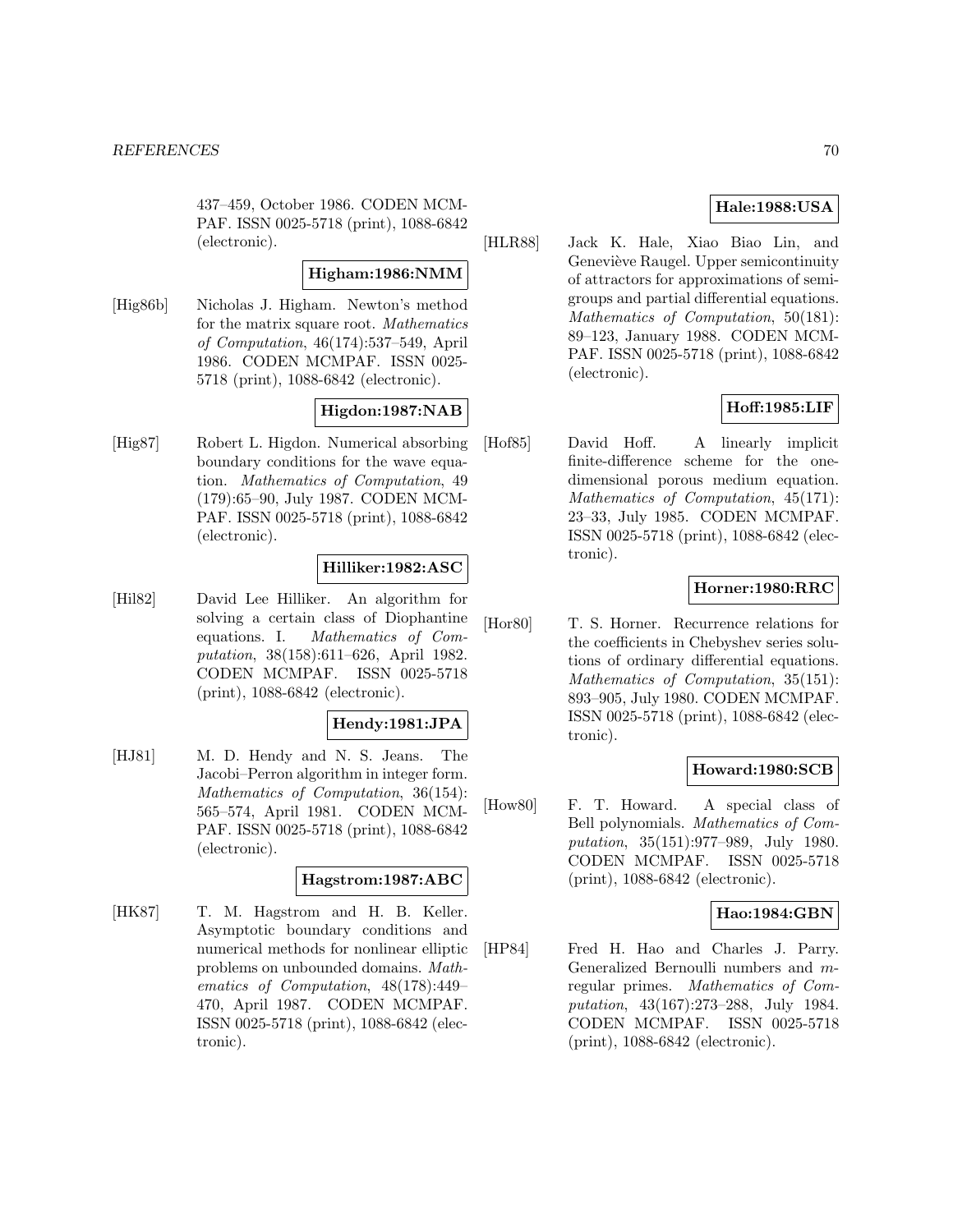437–459, October 1986. CODEN MCMPAF. ISSN 0025-5718 (print), 1088-6842 (electronic).

**Higham:1986:NMM**

[Hig86b] Nicholas J. Higham. Newton's method for the matrix square root. *Mathematics of Computation*, 46(174):537–549, April 1986. CODEN MCMPAF. ISSN 0025-5718 (print), 1088-6842 (electronic).

**Higdon:1987:NAB**

[Hig87] Robert L. Higdon. Numerical absorbing boundary conditions for the wave equation. *Mathematics of Computation*, 49 (179):65–90, July 1987. CODEN MCMPAF. ISSN 0025-5718 (print), 1088-6842 (electronic).

**Hilliker:1982:ASC**

[Hil82] David Lee Hilliker. An algorithm for solving a certain class of Diophantine equations. I. *Mathematics of Computation*, 38(158):611–626, April 1982. CODEN MCMPAF. ISSN 0025-5718 (print), 1088-6842 (electronic).

**Hendy:1981:JPA**

[HJ81] M. D. Hendy and N. S. Jeans. The Jacobi–Perron algorithm in integer form. *Mathematics of Computation*, 36(154): 565–574, April 1981. CODEN MCMPAF. ISSN 0025-5718 (print), 1088-6842 (electronic).

**Hagstrom:1987:ABC**

[HK87] T. M. Hagstrom and H. B. Keller. Asymptotic boundary conditions and numerical methods for nonlinear elliptic problems on unbounded domains. *Mathematics of Computation*, 48(178):449–470, April 1987. CODEN MCMPAF. ISSN 0025-5718 (print), 1088-6842 (electronic).

**Hale:1988:USA**

[HLR88] Jack K. Hale, Xiao Biao Lin, and Geneviève Raugel. Upper semicontinuity of attractors for approximations of semigroups and partial differential equations. *Mathematics of Computation*, 50(181): 89–123, January 1988. CODEN MCMPAF. ISSN 0025-5718 (print), 1088-6842 (electronic).

**Hoff:1985:LIF**

[Hof85] David Hoff. A linearly implicit finite-difference scheme for the one-dimensional porous medium equation. *Mathematics of Computation*, 45(171): 23–33, July 1985. CODEN MCMPAF. ISSN 0025-5718 (print), 1088-6842 (electronic).

**Horner:1980:RRC**

[Hor80] T. S. Horner. Recurrence relations for the coefficients in Chebyshev series solutions of ordinary differential equations. *Mathematics of Computation*, 35(151): 893–905, July 1980. CODEN MCMPAF. ISSN 0025-5718 (print), 1088-6842 (electronic).

**Howard:1980:SCB**

[How80] F. T. Howard. A special class of Bell polynomials. *Mathematics of Computation*, 35(151):977–989, July 1980. CODEN MCMPAF. ISSN 0025-5718 (print), 1088-6842 (electronic).

**Hao:1984:GBN**

[HP84] Fred H. Hao and Charles J. Parry. Generalized Bernoulli numbers and $m$-regular primes. *Mathematics of Computation*, 43(167):273–288, July 1984. CODEN MCMPAF. ISSN 0025-5718 (print), 1088-6842 (electronic).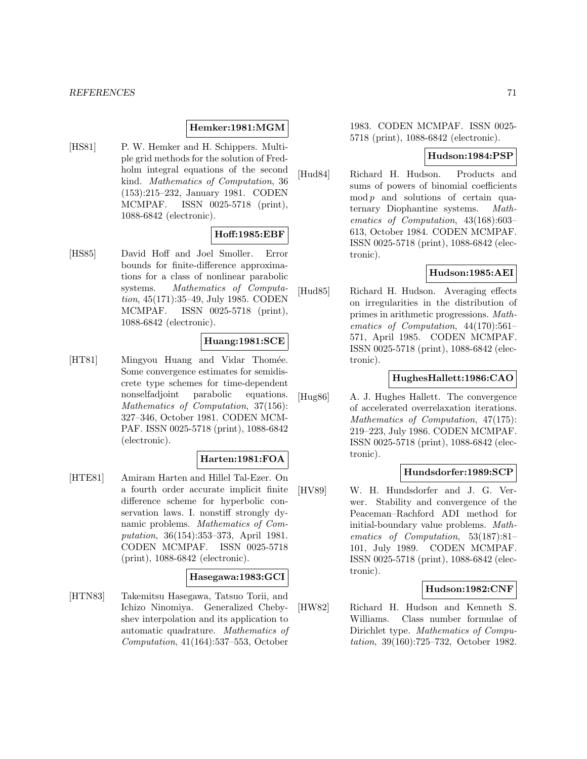**Hemker:1981:MGM**

[HS81] P. W. Hemker and H. Schippers. Multiple grid methods for the solution of Fredholm integral equations of the second kind. *Mathematics of Computation*, 36 (153):215–232, January 1981. CODEN MCMPAF. ISSN 0025-5718 (print), 1088-6842 (electronic).

**Hoff:1985:EBF**

[HS85] David Hoff and Joel Smoller. Error bounds for finite-difference approximations for a class of nonlinear parabolic systems. *Mathematics of Computation*, 45(171):35–49, July 1985. CODEN MCMPAF. ISSN 0025-5718 (print), 1088-6842 (electronic).

**Huang:1981:SCE**

[HT81] Mingyou Huang and Vidar Thomée. Some convergence estimates for semidiscrete type schemes for time-dependent nonselfadjoint parabolic equations. *Mathematics of Computation*, 37(156): 327–346, October 1981. CODEN MCMPAF. ISSN 0025-5718 (print), 1088-6842 (electronic).

**Harten:1981:FOA**

[HTE81] Amiram Harten and Hillel Tal-Ezer. On a fourth order accurate implicit finite difference scheme for hyperbolic conservation laws. I. nonstiff strongly dynamic problems. *Mathematics of Computation*, 36(154):353–373, April 1981. CODEN MCMPAF. ISSN 0025-5718 (print), 1088-6842 (electronic).

**Hasegawa:1983:GCI**

[HTN83] Takemitsu Hasegawa, Tatsuo Torii, and Ichizo Ninomiya. Generalized Chebyshev interpolation and its application to automatic quadrature. *Mathematics of Computation*, 41(164):537–553, October 1983. CODEN MCMPAF. ISSN 0025-5718 (print), 1088-6842 (electronic).

**Hudson:1984:PSP**

[Hud84] Richard H. Hudson. Products and sums of powers of binomial coefficients $\bmod p$ and solutions of certain quaternary Diophantine systems. *Mathematics of Computation*, 43(168):603–613, October 1984. CODEN MCMPAF. ISSN 0025-5718 (print), 1088-6842 (electronic).

**Hudson:1985:AEI**

[Hud85] Richard H. Hudson. Averaging effects on irregularities in the distribution of primes in arithmetic progressions. *Mathematics of Computation*, 44(170):561–571, April 1985. CODEN MCMPAF. ISSN 0025-5718 (print), 1088-6842 (electronic).

**HughesHallett:1986:CAO**

[Hug86] A. J. Hughes Hallett. The convergence of accelerated overrelaxation iterations. *Mathematics of Computation*, 47(175): 219–223, July 1986. CODEN MCMPAF. ISSN 0025-5718 (print), 1088-6842 (electronic).

**Hundsdorfer:1989:SCP**

[HV89] W. H. Hundsdorfer and J. G. Verwer. Stability and convergence of the Peaceman–Rachford ADI method for initial-boundary value problems. *Mathematics of Computation*, 53(187):81–101, July 1989. CODEN MCMPAF. ISSN 0025-5718 (print), 1088-6842 (electronic).

**Hudson:1982:CNF**

[HW82] Richard H. Hudson and Kenneth S. Williams. Class number formulae of Dirichlet type. *Mathematics of Computation*, 39(160):725–732, October 1982.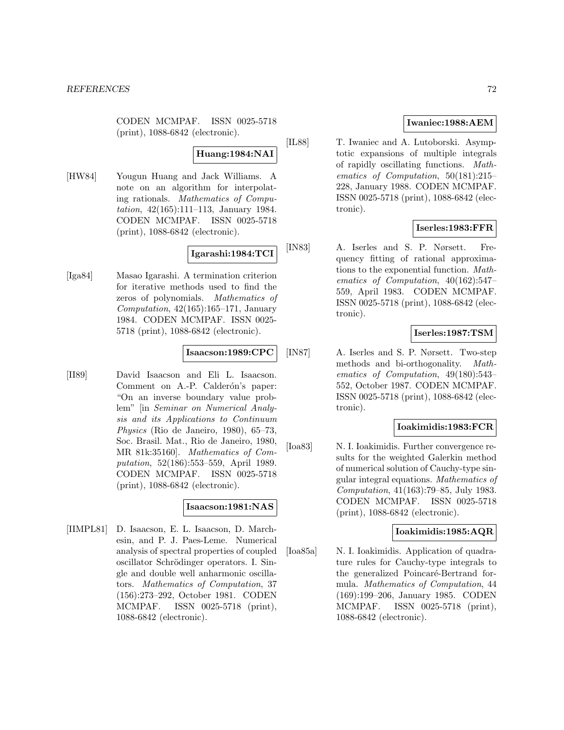CODEN MCMPAF. ISSN 0025-5718 (print), 1088-6842 (electronic).

**Huang:1984:NAI**

[HW84] Yougun Huang and Jack Williams. A note on an algorithm for interpolating rationals. *Mathematics of Computation*, 42(165):111–113, January 1984. CODEN MCMPAF. ISSN 0025-5718 (print), 1088-6842 (electronic).

**Igarashi:1984:TCI**

[Iga84] Masao Igarashi. A termination criterion for iterative methods used to find the zeros of polynomials. *Mathematics of Computation*, 42(165):165–171, January 1984. CODEN MCMPAF. ISSN 0025-5718 (print), 1088-6842 (electronic).

**Isaacson:1989:CPC**

[II89] David Isaacson and Eli L. Isaacson. Comment on A.-P. Calderón's paper: "On an inverse boundary value problem" [in *Seminar on Numerical Analysis and its Applications to Continuum Physics* (Rio de Janeiro, 1980), 65–73, Soc. Brasil. Mat., Rio de Janeiro, 1980, MR 81k:35160]. *Mathematics of Computation*, 52(186):553–559, April 1989. CODEN MCMPAF. ISSN 0025-5718 (print), 1088-6842 (electronic).

**Isaacson:1981:NAS**

[IIMPL81] D. Isaacson, E. L. Isaacson, D. Marchesin, and P. J. Paes-Leme. Numerical analysis of spectral properties of coupled oscillator Schrödinger operators. I. Single and double well anharmonic oscillators. *Mathematics of Computation*, 37 (156):273–292, October 1981. CODEN MCMPAF. ISSN 0025-5718 (print), 1088-6842 (electronic).

**Iwaniec:1988:AEM**

[IL88] T. Iwaniec and A. Lutoborski. Asymptotic expansions of multiple integrals of rapidly oscillating functions. *Mathematics of Computation*, 50(181):215–228, January 1988. CODEN MCMPAF. ISSN 0025-5718 (print), 1088-6842 (electronic).

**Iserles:1983:FFR**

[IN83] A. Iserles and S. P. Nørsett. Frequency fitting of rational approximations to the exponential function. *Mathematics of Computation*, 40(162):547–559, April 1983. CODEN MCMPAF. ISSN 0025-5718 (print), 1088-6842 (electronic).

**Iserles:1987:TSM**

[IN87] A. Iserles and S. P. Nørsett. Two-step methods and bi-orthogonality. *Mathematics of Computation*, 49(180):543–552, October 1987. CODEN MCMPAF. ISSN 0025-5718 (print), 1088-6842 (electronic).

**Ioakimidis:1983:FCR**

[Ioa83] N. I. Ioakimidis. Further convergence results for the weighted Galerkin method of numerical solution of Cauchy-type singular integral equations. *Mathematics of Computation*, 41(163):79–85, July 1983. CODEN MCMPAF. ISSN 0025-5718 (print), 1088-6842 (electronic).

**Ioakimidis:1985:AQR**

[Ioa85a] N. I. Ioakimidis. Application of quadrature rules for Cauchy-type integrals to the generalized Poincaré-Bertrand formula. *Mathematics of Computation*, 44 (169):199–206, January 1985. CODEN MCMPAF. ISSN 0025-5718 (print), 1088-6842 (electronic).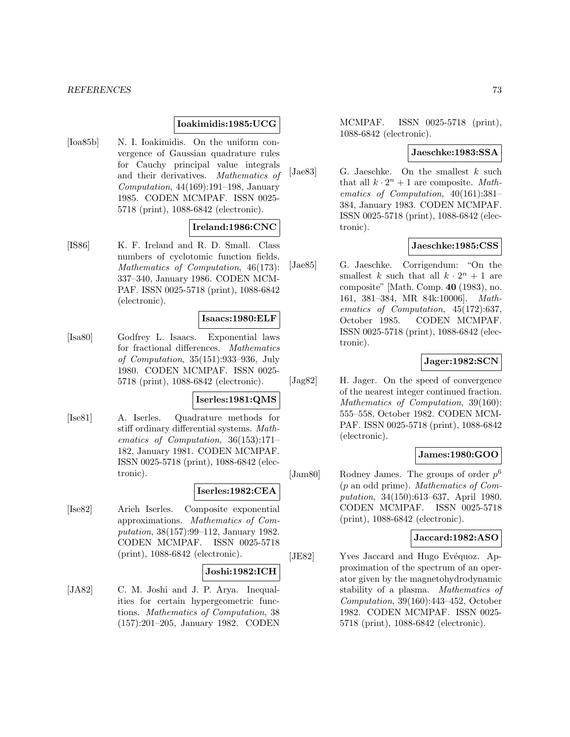**Ioakimidis:1985:UCG**

[Ioa85b] N. I. Ioakimidis. On the uniform convergence of Gaussian quadrature rules for Cauchy principal value integrals and their derivatives. *Mathematics of Computation*, 44(169):191–198, January 1985. CODEN MCMPAF. ISSN 0025-5718 (print), 1088-6842 (electronic).

**Ireland:1986:CNC**

[IS86] K. F. Ireland and R. D. Small. Class numbers of cyclotomic function fields. *Mathematics of Computation*, 46(173): 337–340, January 1986. CODEN MCMPAF. ISSN 0025-5718 (print), 1088-6842 (electronic).

**Isaacs:1980:ELF**

[Isa80] Godfrey L. Isaacs. Exponential laws for fractional differences. *Mathematics of Computation*, 35(151):933–936, July 1980. CODEN MCMPAF. ISSN 0025-5718 (print), 1088-6842 (electronic).

**Iserles:1981:QMS**

[Ise81] A. Iserles. Quadrature methods for stiff ordinary differential systems. *Mathematics of Computation*, 36(153):171–182, January 1981. CODEN MCMPAF. ISSN 0025-5718 (print), 1088-6842 (electronic).

**Iserles:1982:CEA**

[Ise82] Arieh Iserles. Composite exponential approximations. *Mathematics of Computation*, 38(157):99–112, January 1982. CODEN MCMPAF. ISSN 0025-5718 (print), 1088-6842 (electronic).

**Joshi:1982:ICH**

[JA82] C. M. Joshi and J. P. Arya. Inequalities for certain hypergeometric functions. *Mathematics of Computation*, 38 (157):201–205, January 1982. CODEN MCMPAF. ISSN 0025-5718 (print), 1088-6842 (electronic).

**Jaeschke:1983:SSA**

[Jae83] G. Jaeschke. On the smallest $k$ such that all $k \cdot 2^n + 1$ are composite. *Mathematics of Computation*, 40(161):381–384, January 1983. CODEN MCMPAF. ISSN 0025-5718 (print), 1088-6842 (electronic).

**Jaeschke:1985:CSS**

[Jae85] G. Jaeschke. Corrigendum: "On the smallest $k$ such that all $k \cdot 2^n + 1$ are composite" [Math. Comp. **40** (1983), no. 161, 381–384, MR 84k:10006]. *Mathematics of Computation*, 45(172):637, October 1985. CODEN MCMPAF. ISSN 0025-5718 (print), 1088-6842 (electronic).

**Jager:1982:SCN**

[Jag82] H. Jager. On the speed of convergence of the nearest integer continued fraction. *Mathematics of Computation*, 39(160): 555–558, October 1982. CODEN MCMPAF. ISSN 0025-5718 (print), 1088-6842 (electronic).

**James:1980:GOO**

[Jam80] Rodney James. The groups of order $p^6$ ($p$ an odd prime). *Mathematics of Computation*, 34(150):613–637, April 1980. CODEN MCMPAF. ISSN 0025-5718 (print), 1088-6842 (electronic).

**Jaccard:1982:ASO**

[JE82] Yves Jaccard and Hugo Evéquoz. Approximation of the spectrum of an operator given by the magnetohydrodynamic stability of a plasma. *Mathematics of Computation*, 39(160):443–452, October 1982. CODEN MCMPAF. ISSN 0025-5718 (print), 1088-6842 (electronic).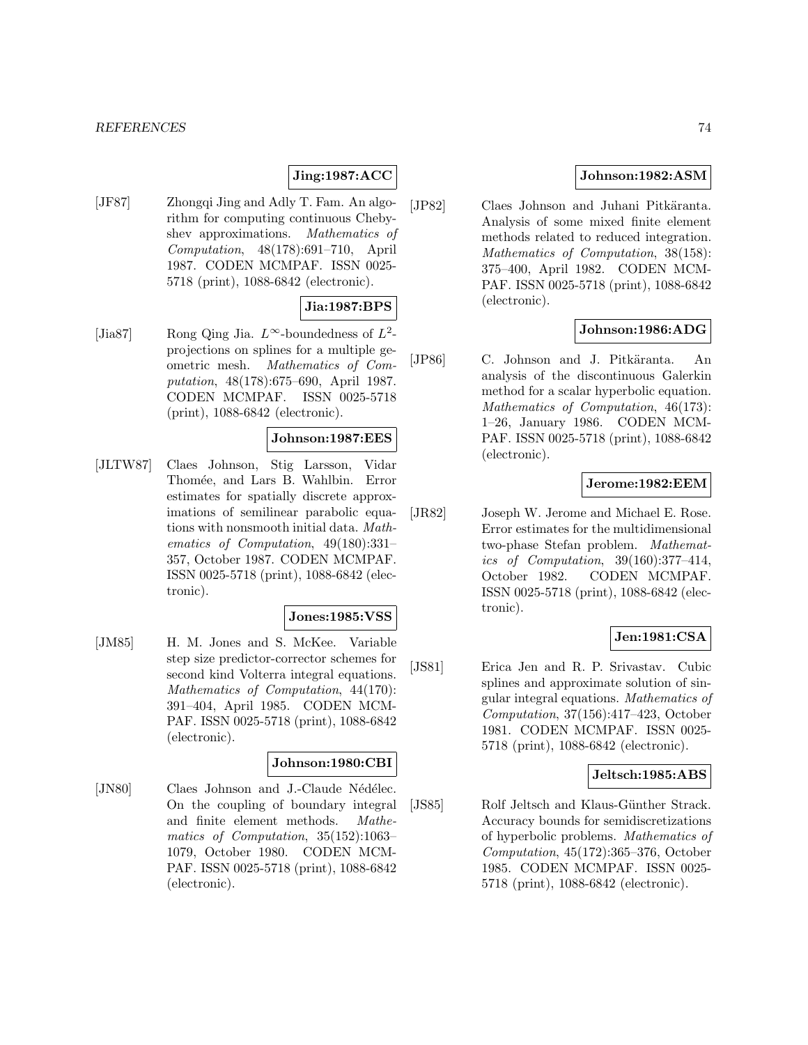**Jing:1987:ACC**

[JF87] Zhongqi Jing and Adly T. Fam. An algorithm for computing continuous Chebyshev approximations. *Mathematics of Computation*, 48(178):691–710, April 1987. CODEN MCMPAF. ISSN 0025-5718 (print), 1088-6842 (electronic).

**Jia:1987:BPS**

[Jia87] Rong Qing Jia. $L^\infty$-boundedness of $L^2$-projections on splines for a multiple geometric mesh. *Mathematics of Computation*, 48(178):675–690, April 1987. CODEN MCMPAF. ISSN 0025-5718 (print), 1088-6842 (electronic).

**Johnson:1987:EES**

[JLTW87] Claes Johnson, Stig Larsson, Vidar Thomée, and Lars B. Wahlbin. Error estimates for spatially discrete approximations of semilinear parabolic equations with nonsmooth initial data. *Mathematics of Computation*, 49(180):331–357, October 1987. CODEN MCMPAF. ISSN 0025-5718 (print), 1088-6842 (electronic).

**Jones:1985:VSS**

[JM85] H. M. Jones and S. McKee. Variable step size predictor-corrector schemes for second kind Volterra integral equations. *Mathematics of Computation*, 44(170): 391–404, April 1985. CODEN MCMPAF. ISSN 0025-5718 (print), 1088-6842 (electronic).

**Johnson:1980:CBI**

[JN80] Claes Johnson and J.-Claude Nédélec. On the coupling of boundary integral and finite element methods. *Mathematics of Computation*, 35(152):1063–1079, October 1980. CODEN MCMPAF. ISSN 0025-5718 (print), 1088-6842 (electronic).

**Johnson:1982:ASM**

[JP82] Claes Johnson and Juhani Pitkäranta. Analysis of some mixed finite element methods related to reduced integration. *Mathematics of Computation*, 38(158): 375–400, April 1982. CODEN MCMPAF. ISSN 0025-5718 (print), 1088-6842 (electronic).

**Johnson:1986:ADG**

[JP86] C. Johnson and J. Pitkäranta. An analysis of the discontinuous Galerkin method for a scalar hyperbolic equation. *Mathematics of Computation*, 46(173): 1–26, January 1986. CODEN MCMPAF. ISSN 0025-5718 (print), 1088-6842 (electronic).

**Jerome:1982:EEM**

[JR82] Joseph W. Jerome and Michael E. Rose. Error estimates for the multidimensional two-phase Stefan problem. *Mathematics of Computation*, 39(160):377–414, October 1982. CODEN MCMPAF. ISSN 0025-5718 (print), 1088-6842 (electronic).

**Jen:1981:CSA**

[JS81] Erica Jen and R. P. Srivastav. Cubic splines and approximate solution of singular integral equations. *Mathematics of Computation*, 37(156):417–423, October 1981. CODEN MCMPAF. ISSN 0025-5718 (print), 1088-6842 (electronic).

**Jeltsch:1985:ABS**

[JS85] Rolf Jeltsch and Klaus-Günther Strack. Accuracy bounds for semidiscretizations of hyperbolic problems. *Mathematics of Computation*, 45(172):365–376, October 1985. CODEN MCMPAF. ISSN 0025-5718 (print), 1088-6842 (electronic).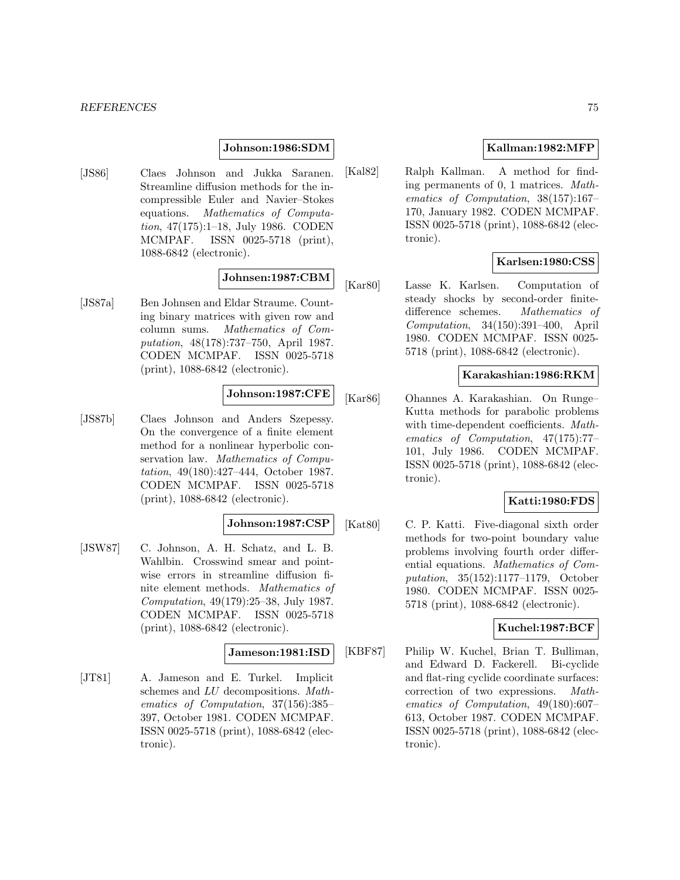**Johnson:1986:SDM**

[JS86] Claes Johnson and Jukka Saranen. Streamline diffusion methods for the incompressible Euler and Navier–Stokes equations. *Mathematics of Computation*, 47(175):1–18, July 1986. CODEN MCMPAF. ISSN 0025-5718 (print), 1088-6842 (electronic).

**Johnsen:1987:CBM**

[JS87a] Ben Johnsen and Eldar Straume. Counting binary matrices with given row and column sums. *Mathematics of Computation*, 48(178):737–750, April 1987. CODEN MCMPAF. ISSN 0025-5718 (print), 1088-6842 (electronic).

**Johnson:1987:CFE**

[JS87b] Claes Johnson and Anders Szepessy. On the convergence of a finite element method for a nonlinear hyperbolic conservation law. *Mathematics of Computation*, 49(180):427–444, October 1987. CODEN MCMPAF. ISSN 0025-5718 (print), 1088-6842 (electronic).

**Johnson:1987:CSP**

[JSW87] C. Johnson, A. H. Schatz, and L. B. Wahlbin. Crosswind smear and pointwise errors in streamline diffusion finite element methods. *Mathematics of Computation*, 49(179):25–38, July 1987. CODEN MCMPAF. ISSN 0025-5718 (print), 1088-6842 (electronic).

**Jameson:1981:ISD**

[JT81] A. Jameson and E. Turkel. Implicit schemes and *LU* decompositions. *Mathematics of Computation*, 37(156):385–397, October 1981. CODEN MCMPAF. ISSN 0025-5718 (print), 1088-6842 (electronic).

**Kallman:1982:MFP**

[Kal82] Ralph Kallman. A method for finding permanents of 0, 1 matrices. *Mathematics of Computation*, 38(157):167–170, January 1982. CODEN MCMPAF. ISSN 0025-5718 (print), 1088-6842 (electronic).

**Karlsen:1980:CSS**

[Kar80] Lasse K. Karlsen. Computation of steady shocks by second-order finite-difference schemes. *Mathematics of Computation*, 34(150):391–400, April 1980. CODEN MCMPAF. ISSN 0025-5718 (print), 1088-6842 (electronic).

**Karakashian:1986:RKM**

[Kar86] Ohannes A. Karakashian. On Runge–Kutta methods for parabolic problems with time-dependent coefficients. *Mathematics of Computation*, 47(175):77–101, July 1986. CODEN MCMPAF. ISSN 0025-5718 (print), 1088-6842 (electronic).

**Katti:1980:FDS**

[Kat80] C. P. Katti. Five-diagonal sixth order methods for two-point boundary value problems involving fourth order differential equations. *Mathematics of Computation*, 35(152):1177–1179, October 1980. CODEN MCMPAF. ISSN 0025-5718 (print), 1088-6842 (electronic).

**Kuchel:1987:BCF**

[KBF87] Philip W. Kuchel, Brian T. Bulliman, and Edward D. Fackerell. Bi-cyclide and flat-ring cyclide coordinate surfaces: correction of two expressions. *Mathematics of Computation*, 49(180):607–613, October 1987. CODEN MCMPAF. ISSN 0025-5718 (print), 1088-6842 (electronic).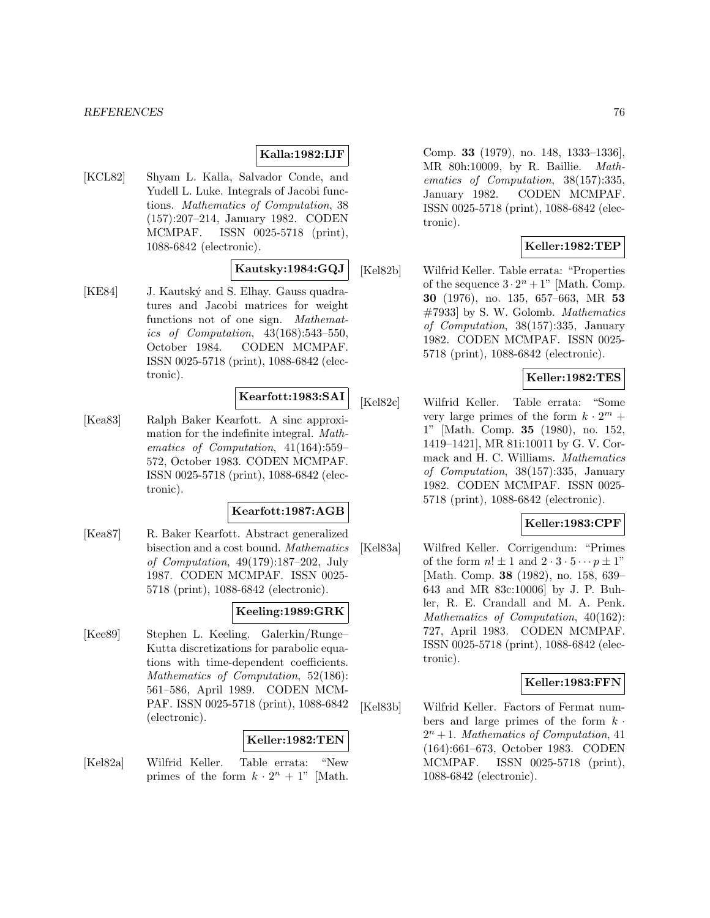**Kalla:1982:IJF**

[KCL82] Shyam L. Kalla, Salvador Conde, and Yudell L. Luke. Integrals of Jacobi functions. *Mathematics of Computation*, 38 (157):207–214, January 1982. CODEN MCMPAF. ISSN 0025-5718 (print), 1088-6842 (electronic).

**Kautsky:1984:GQJ**

[KE84] J. Kautský and S. Elhay. Gauss quadratures and Jacobi matrices for weight functions not of one sign. *Mathematics of Computation*, 43(168):543–550, October 1984. CODEN MCMPAF. ISSN 0025-5718 (print), 1088-6842 (electronic).

**Kearfott:1983:SAI**

[Kea83] Ralph Baker Kearfott. A sinc approximation for the indefinite integral. *Mathematics of Computation*, 41(164):559–572, October 1983. CODEN MCMPAF. ISSN 0025-5718 (print), 1088-6842 (electronic).

**Kearfott:1987:AGB**

[Kea87] R. Baker Kearfott. Abstract generalized bisection and a cost bound. *Mathematics of Computation*, 49(179):187–202, July 1987. CODEN MCMPAF. ISSN 0025-5718 (print), 1088-6842 (electronic).

**Keeling:1989:GRK**

[Kee89] Stephen L. Keeling. Galerkin/Runge–Kutta discretizations for parabolic equations with time-dependent coefficients. *Mathematics of Computation*, 52(186): 561–586, April 1989. CODEN MCMPAF. ISSN 0025-5718 (print), 1088-6842 (electronic).

**Keller:1982:TEN**

[Kel82a] Wilfrid Keller. Table errata: "New primes of the form $k \cdot 2^n + 1$" [Math. Comp. **33** (1979), no. 148, 1333–1336], MR 80h:10009, by R. Baillie. *Mathematics of Computation*, 38(157):335, January 1982. CODEN MCMPAF. ISSN 0025-5718 (print), 1088-6842 (electronic).

**Keller:1982:TEP**

[Kel82b] Wilfrid Keller. Table errata: "Properties of the sequence $3 \cdot 2^n + 1$" [Math. Comp. **30** (1976), no. 135, 657–663, MR **53** #7933] by S. W. Golomb. *Mathematics of Computation*, 38(157):335, January 1982. CODEN MCMPAF. ISSN 0025-5718 (print), 1088-6842 (electronic).

**Keller:1982:TES**

[Kel82c] Wilfrid Keller. Table errata: "Some very large primes of the form $k \cdot 2^m + 1$" [Math. Comp. **35** (1980), no. 152, 1419–1421], MR 81i:10011 by G. V. Cormack and H. C. Williams. *Mathematics of Computation*, 38(157):335, January 1982. CODEN MCMPAF. ISSN 0025-5718 (print), 1088-6842 (electronic).

**Keller:1983:CPF**

[Kel83a] Wilfred Keller. Corrigendum: "Primes of the form $n! \pm 1$ and $2 \cdot 3 \cdot 5 \cdots p \pm 1$" [Math. Comp. **38** (1982), no. 158, 639–643 and MR 83c:10006] by J. P. Buhler, R. E. Crandall and M. A. Penk. *Mathematics of Computation*, 40(162): 727, April 1983. CODEN MCMPAF. ISSN 0025-5718 (print), 1088-6842 (electronic).

**Keller:1983:FFN**

[Kel83b] Wilfrid Keller. Factors of Fermat numbers and large primes of the form $k \cdot 2^n + 1$. *Mathematics of Computation*, 41 (164):661–673, October 1983. CODEN MCMPAF. ISSN 0025-5718 (print), 1088-6842 (electronic).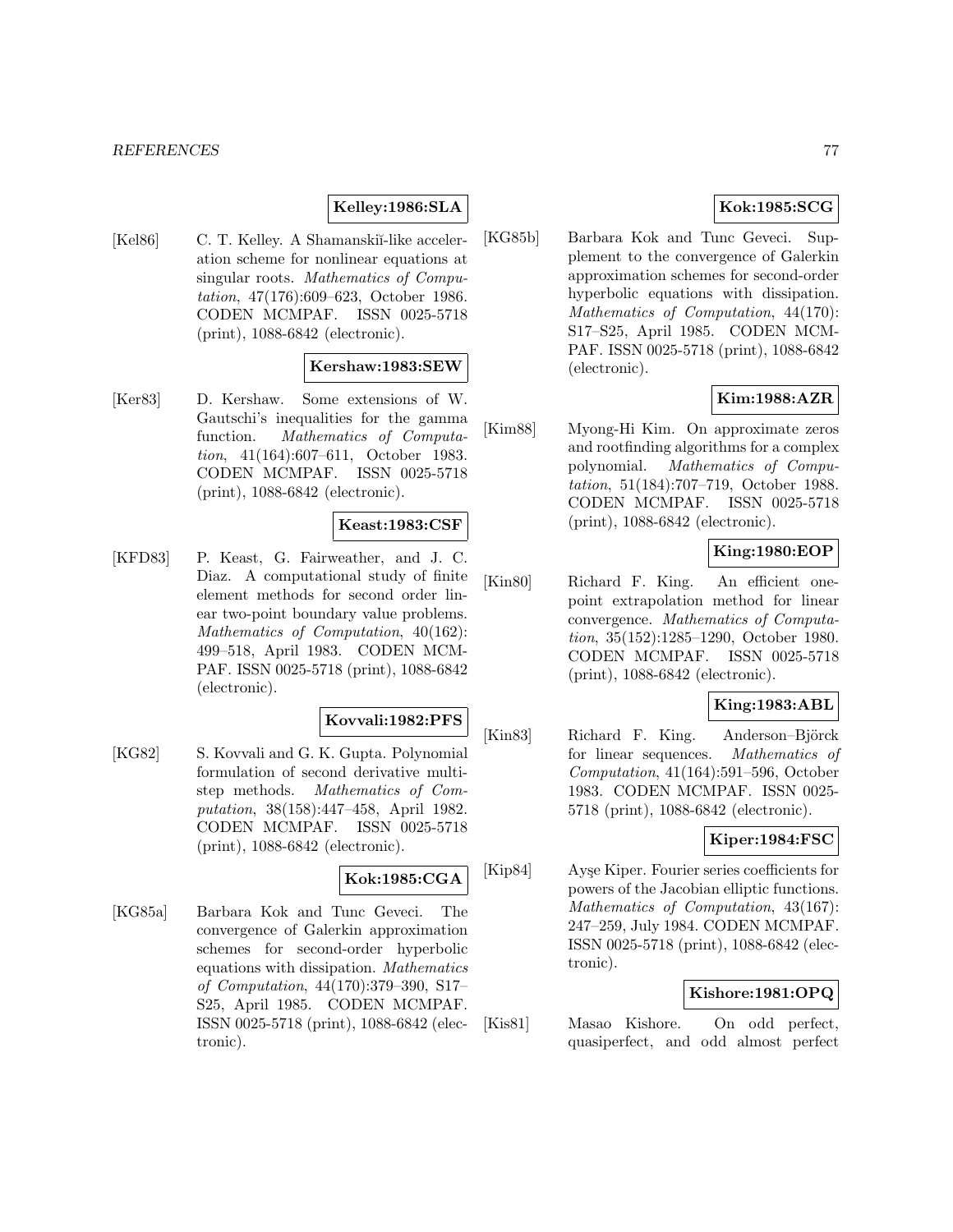**Kelley:1986:SLA**

[Kel86] C. T. Kelley. A Shamanskiĭ-like acceleration scheme for nonlinear equations at singular roots. *Mathematics of Computation*, 47(176):609–623, October 1986. CODEN MCMPAF. ISSN 0025-5718 (print), 1088-6842 (electronic).

**Kershaw:1983:SEW**

[Ker83] D. Kershaw. Some extensions of W. Gautschi's inequalities for the gamma function. *Mathematics of Computation*, 41(164):607–611, October 1983. CODEN MCMPAF. ISSN 0025-5718 (print), 1088-6842 (electronic).

**Keast:1983:CSF**

[KFD83] P. Keast, G. Fairweather, and J. C. Diaz. A computational study of finite element methods for second order linear two-point boundary value problems. *Mathematics of Computation*, 40(162): 499–518, April 1983. CODEN MCMPAF. ISSN 0025-5718 (print), 1088-6842 (electronic).

**Kovvali:1982:PFS**

[KG82] S. Kovvali and G. K. Gupta. Polynomial formulation of second derivative multistep methods. *Mathematics of Computation*, 38(158):447–458, April 1982. CODEN MCMPAF. ISSN 0025-5718 (print), 1088-6842 (electronic).

**Kok:1985:CGA**

[KG85a] Barbara Kok and Tunc Geveci. The convergence of Galerkin approximation schemes for second-order hyperbolic equations with dissipation. *Mathematics of Computation*, 44(170):379–390, S17–S25, April 1985. CODEN MCMPAF. ISSN 0025-5718 (print), 1088-6842 (electronic).

**Kok:1985:SCG**

[KG85b] Barbara Kok and Tunc Geveci. Supplement to the convergence of Galerkin approximation schemes for second-order hyperbolic equations with dissipation. *Mathematics of Computation*, 44(170): S17–S25, April 1985. CODEN MCMPAF. ISSN 0025-5718 (print), 1088-6842 (electronic).

**Kim:1988:AZR**

[Kim88] Myong-Hi Kim. On approximate zeros and rootfinding algorithms for a complex polynomial. *Mathematics of Computation*, 51(184):707–719, October 1988. CODEN MCMPAF. ISSN 0025-5718 (print), 1088-6842 (electronic).

**King:1980:EOP**

[Kin80] Richard F. King. An efficient one-point extrapolation method for linear convergence. *Mathematics of Computation*, 35(152):1285–1290, October 1980. CODEN MCMPAF. ISSN 0025-5718 (print), 1088-6842 (electronic).

**King:1983:ABL**

[Kin83] Richard F. King. Anderson–Björck for linear sequences. *Mathematics of Computation*, 41(164):591–596, October 1983. CODEN MCMPAF. ISSN 0025-5718 (print), 1088-6842 (electronic).

**Kiper:1984:FSC**

[Kip84] Ayşe Kiper. Fourier series coefficients for powers of the Jacobian elliptic functions. *Mathematics of Computation*, 43(167): 247–259, July 1984. CODEN MCMPAF. ISSN 0025-5718 (print), 1088-6842 (electronic).

**Kishore:1981:OPQ**

[Kis81] Masao Kishore. On odd perfect, quasiperfect, and odd almost perfect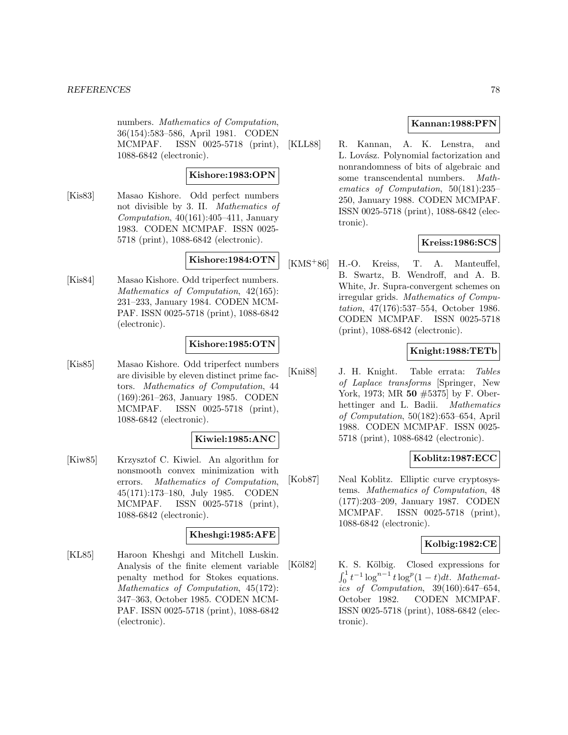numbers. *Mathematics of Computation*, 36(154):583–586, April 1981. CODEN MCMPAF. ISSN 0025-5718 (print), 1088-6842 (electronic).

**Kishore:1983:OPN**

[Kis83] Masao Kishore. Odd perfect numbers not divisible by 3. II. *Mathematics of Computation*, 40(161):405–411, January 1983. CODEN MCMPAF. ISSN 0025-5718 (print), 1088-6842 (electronic).

**Kishore:1984:OTN**

[Kis84] Masao Kishore. Odd triperfect numbers. *Mathematics of Computation*, 42(165): 231–233, January 1984. CODEN MCMPAF. ISSN 0025-5718 (print), 1088-6842 (electronic).

**Kishore:1985:OTN**

[Kis85] Masao Kishore. Odd triperfect numbers are divisible by eleven distinct prime factors. *Mathematics of Computation*, 44 (169):261–263, January 1985. CODEN MCMPAF. ISSN 0025-5718 (print), 1088-6842 (electronic).

**Kiwiel:1985:ANC**

[Kiw85] Krzysztof C. Kiwiel. An algorithm for nonsmooth convex minimization with errors. *Mathematics of Computation*, 45(171):173–180, July 1985. CODEN MCMPAF. ISSN 0025-5718 (print), 1088-6842 (electronic).

**Kheshgi:1985:AFE**

[KL85] Haroon Kheshgi and Mitchell Luskin. Analysis of the finite element variable penalty method for Stokes equations. *Mathematics of Computation*, 45(172): 347–363, October 1985. CODEN MCMPAF. ISSN 0025-5718 (print), 1088-6842 (electronic).

**Kannan:1988:PFN**

[KLL88] R. Kannan, A. K. Lenstra, and L. Lovász. Polynomial factorization and nonrandomness of bits of algebraic and some transcendental numbers. *Mathematics of Computation*, 50(181):235–250, January 1988. CODEN MCMPAF. ISSN 0025-5718 (print), 1088-6842 (electronic).

**Kreiss:1986:SCS**

[KMS+86] H.-O. Kreiss, T. A. Manteuffel, B. Swartz, B. Wendroff, and A. B. White, Jr. Supra-convergent schemes on irregular grids. *Mathematics of Computation*, 47(176):537–554, October 1986. CODEN MCMPAF. ISSN 0025-5718 (print), 1088-6842 (electronic).

**Knight:1988:TETb**

[Kni88] J. H. Knight. Table errata: *Tables of Laplace transforms* [Springer, New York, 1973; MR **50** #5375] by F. Oberhettinger and L. Badii. *Mathematics of Computation*, 50(182):653–654, April 1988. CODEN MCMPAF. ISSN 0025-5718 (print), 1088-6842 (electronic).

**Koblitz:1987:ECC**

[Kob87] Neal Koblitz. Elliptic curve cryptosystems. *Mathematics of Computation*, 48 (177):203–209, January 1987. CODEN MCMPAF. ISSN 0025-5718 (print), 1088-6842 (electronic).

**Kolbig:1982:CE**

[Köl82] K. S. Kölbig. Closed expressions for $\int_0^1 t^{-1} \log^{n-1} t \log^p(1-t)dt$. *Mathematics of Computation*, 39(160):647–654, October 1982. CODEN MCMPAF. ISSN 0025-5718 (print), 1088-6842 (electronic).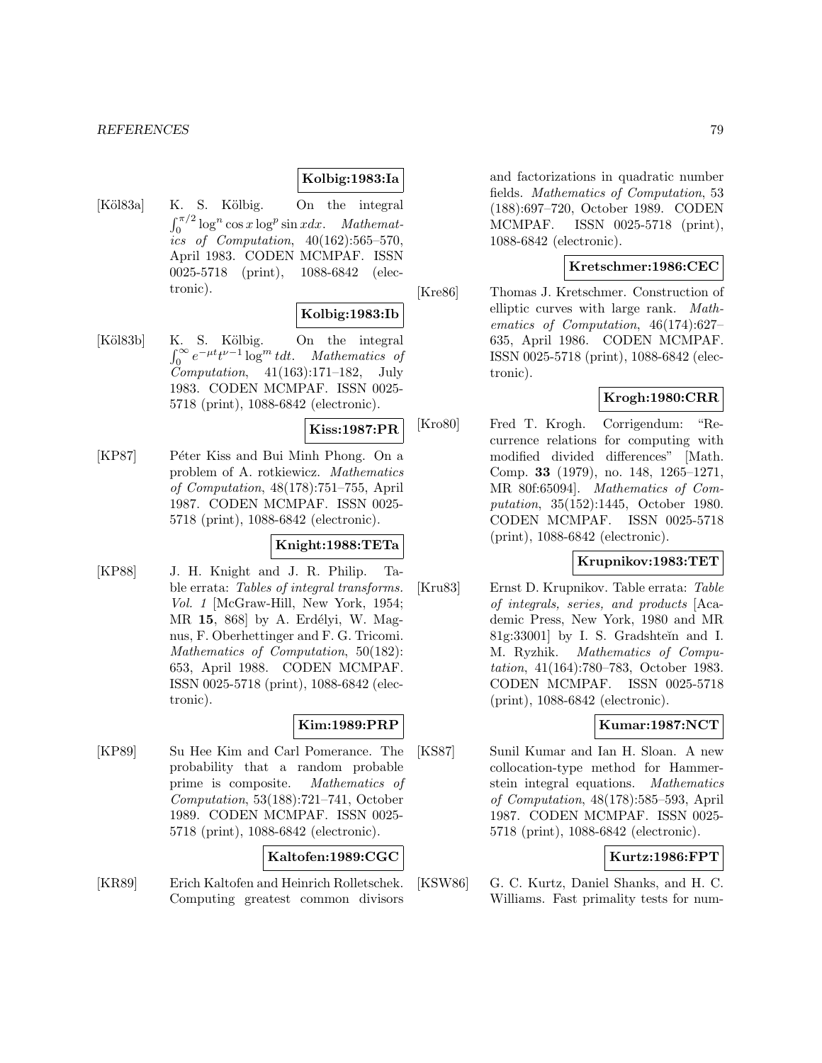**Kolbig:1983:Ia**

[Köl83a] K. S. Kölbig. On the integral $\int_0^{\pi/2} \log^n \cos x \log^p \sin x dx$. *Mathematics of Computation*, 40(162):565–570, April 1983. CODEN MCMPAF. ISSN 0025-5718 (print), 1088-6842 (electronic).

**Kolbig:1983:Ib**

[Köl83b] K. S. Kölbig. On the integral $\int_0^{\infty} e^{-\mu t} t^{\nu-1} \log^m t dt$. *Mathematics of Computation*, 41(163):171–182, July 1983. CODEN MCMPAF. ISSN 0025-5718 (print), 1088-6842 (electronic).

**Kiss:1987:PR**

[KP87] Péter Kiss and Bui Minh Phong. On a problem of A. rotkiewicz. *Mathematics of Computation*, 48(178):751–755, April 1987. CODEN MCMPAF. ISSN 0025-5718 (print), 1088-6842 (electronic).

**Knight:1988:TETa**

[KP88] J. H. Knight and J. R. Philip. Table errata: *Tables of integral transforms. Vol. 1* [McGraw-Hill, New York, 1954; MR **15**, 868] by A. Erdélyi, W. Magnus, F. Oberhettinger and F. G. Tricomi. *Mathematics of Computation*, 50(182): 653, April 1988. CODEN MCMPAF. ISSN 0025-5718 (print), 1088-6842 (electronic).

**Kim:1989:PRP**

[KP89] Su Hee Kim and Carl Pomerance. The probability that a random probable prime is composite. *Mathematics of Computation*, 53(188):721–741, October 1989. CODEN MCMPAF. ISSN 0025-5718 (print), 1088-6842 (electronic).

**Kaltofen:1989:CGC**

[KR89] Erich Kaltofen and Heinrich Rolletschek. Computing greatest common divisors and factorizations in quadratic number fields. *Mathematics of Computation*, 53 (188):697–720, October 1989. CODEN MCMPAF. ISSN 0025-5718 (print), 1088-6842 (electronic).

**Kretschmer:1986:CEC**

[Kre86] Thomas J. Kretschmer. Construction of elliptic curves with large rank. *Mathematics of Computation*, 46(174):627–635, April 1986. CODEN MCMPAF. ISSN 0025-5718 (print), 1088-6842 (electronic).

**Krogh:1980:CRR**

[Kro80] Fred T. Krogh. Corrigendum: "Recurrence relations for computing with modified divided differences" [Math. Comp. **33** (1979), no. 148, 1265–1271, MR 80f:65094]. *Mathematics of Computation*, 35(152):1445, October 1980. CODEN MCMPAF. ISSN 0025-5718 (print), 1088-6842 (electronic).

**Krupnikov:1983:TET**

[Kru83] Ernst D. Krupnikov. Table errata: *Table of integrals, series, and products* [Academic Press, New York, 1980 and MR 81g:33001] by I. S. Gradshteĭn and I. M. Ryzhik. *Mathematics of Computation*, 41(164):780–783, October 1983. CODEN MCMPAF. ISSN 0025-5718 (print), 1088-6842 (electronic).

**Kumar:1987:NCT**

[KS87] Sunil Kumar and Ian H. Sloan. A new collocation-type method for Hammerstein integral equations. *Mathematics of Computation*, 48(178):585–593, April 1987. CODEN MCMPAF. ISSN 0025-5718 (print), 1088-6842 (electronic).

**Kurtz:1986:FPT**

[KSW86] G. C. Kurtz, Daniel Shanks, and H. C. Williams. Fast primality tests for num-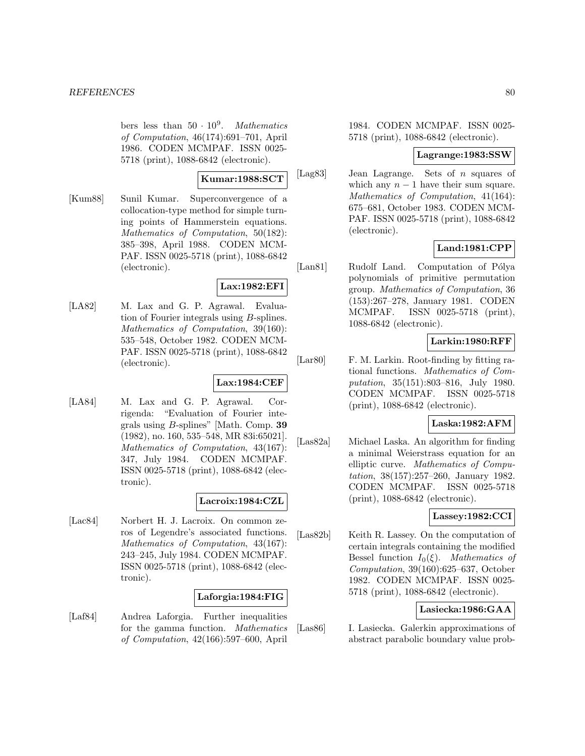bers less than $50 \cdot 10^9$. *Mathematics of Computation*, 46(174):691–701, April 1986. CODEN MCMPAF. ISSN 0025-5718 (print), 1088-6842 (electronic).

**Kumar:1988:SCT**

[Kum88] Sunil Kumar. Superconvergence of a collocation-type method for simple turning points of Hammerstein equations. *Mathematics of Computation*, 50(182): 385–398, April 1988. CODEN MCMPAF. ISSN 0025-5718 (print), 1088-6842 (electronic).

**Lax:1982:EFI**

[LA82] M. Lax and G. P. Agrawal. Evaluation of Fourier integrals using $B$-splines. *Mathematics of Computation*, 39(160): 535–548, October 1982. CODEN MCMPAF. ISSN 0025-5718 (print), 1088-6842 (electronic).

**Lax:1984:CEF**

[LA84] M. Lax and G. P. Agrawal. Corrigenda: "Evaluation of Fourier integrals using $B$-splines" [Math. Comp. **39** (1982), no. 160, 535–548, MR 83i:65021]. *Mathematics of Computation*, 43(167): 347, July 1984. CODEN MCMPAF. ISSN 0025-5718 (print), 1088-6842 (electronic).

**Lacroix:1984:CZL**

[Lac84] Norbert H. J. Lacroix. On common zeros of Legendre's associated functions. *Mathematics of Computation*, 43(167): 243–245, July 1984. CODEN MCMPAF. ISSN 0025-5718 (print), 1088-6842 (electronic).

**Laforgia:1984:FIG**

[Laf84] Andrea Laforgia. Further inequalities for the gamma function. *Mathematics of Computation*, 42(166):597–600, April 1984. CODEN MCMPAF. ISSN 0025-5718 (print), 1088-6842 (electronic).

**Lagrange:1983:SSW**

[Lag83] Jean Lagrange. Sets of $n$ squares of which any $n-1$ have their sum square. *Mathematics of Computation*, 41(164): 675–681, October 1983. CODEN MCMPAF. ISSN 0025-5718 (print), 1088-6842 (electronic).

**Land:1981:CPP**

[Lan81] Rudolf Land. Computation of Pólya polynomials of primitive permutation group. *Mathematics of Computation*, 36 (153):267–278, January 1981. CODEN MCMPAF. ISSN 0025-5718 (print), 1088-6842 (electronic).

**Larkin:1980:RFF**

[Lar80] F. M. Larkin. Root-finding by fitting rational functions. *Mathematics of Computation*, 35(151):803–816, July 1980. CODEN MCMPAF. ISSN 0025-5718 (print), 1088-6842 (electronic).

**Laska:1982:AFM**

[Las82a] Michael Laska. An algorithm for finding a minimal Weierstrass equation for an elliptic curve. *Mathematics of Computation*, 38(157):257–260, January 1982. CODEN MCMPAF. ISSN 0025-5718 (print), 1088-6842 (electronic).

**Lassey:1982:CCI**

[Las82b] Keith R. Lassey. On the computation of certain integrals containing the modified Bessel function $I_0(\xi)$. *Mathematics of Computation*, 39(160):625–637, October 1982. CODEN MCMPAF. ISSN 0025-5718 (print), 1088-6842 (electronic).

**Lasiecka:1986:GAA**

[Las86] I. Lasiecka. Galerkin approximations of abstract parabolic boundary value prob-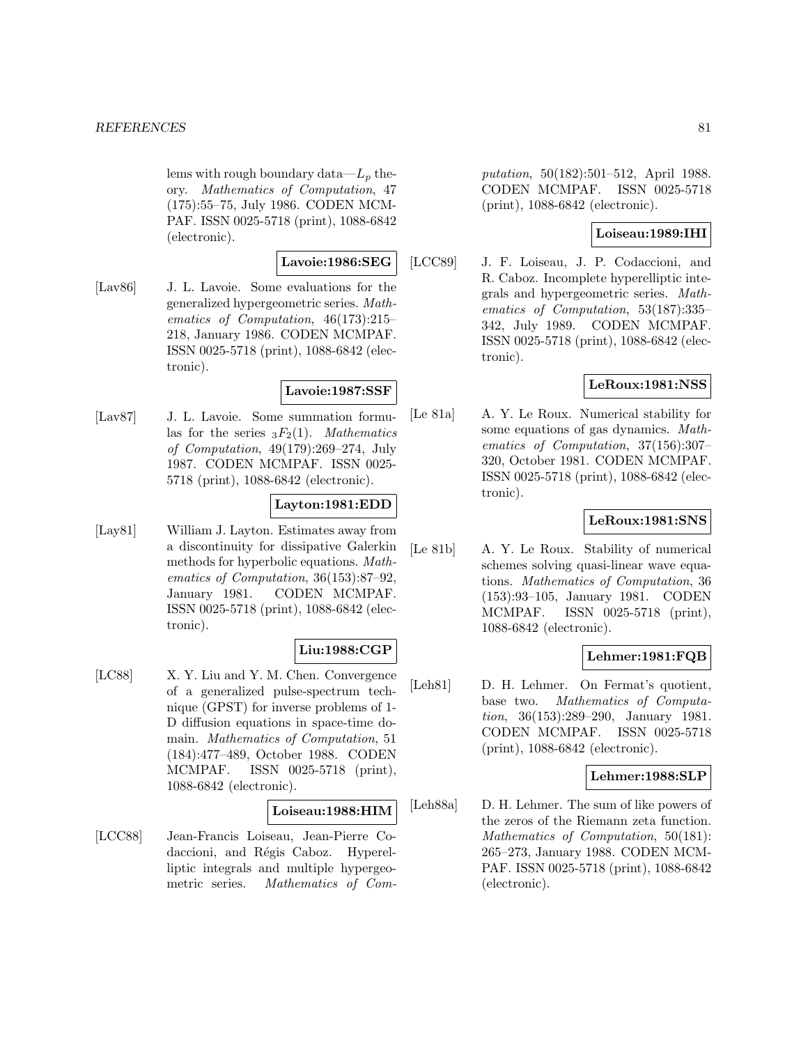lems with rough boundary data—$L_p$ theory. *Mathematics of Computation*, 47 (175):55–75, July 1986. CODEN MCMPAF. ISSN 0025-5718 (print), 1088-6842 (electronic).

**Lavoie:1986:SEG**

[Lav86] J. L. Lavoie. Some evaluations for the generalized hypergeometric series. *Mathematics of Computation*, 46(173):215–218, January 1986. CODEN MCMPAF. ISSN 0025-5718 (print), 1088-6842 (electronic).

**Lavoie:1987:SSF**

[Lav87] J. L. Lavoie. Some summation formulas for the series ${}_3F_2(1)$. *Mathematics of Computation*, 49(179):269–274, July 1987. CODEN MCMPAF. ISSN 0025-5718 (print), 1088-6842 (electronic).

**Layton:1981:EDD**

[Lay81] William J. Layton. Estimates away from a discontinuity for dissipative Galerkin methods for hyperbolic equations. *Mathematics of Computation*, 36(153):87–92, January 1981. CODEN MCMPAF. ISSN 0025-5718 (print), 1088-6842 (electronic).

**Liu:1988:CGP**

[LC88] X. Y. Liu and Y. M. Chen. Convergence of a generalized pulse-spectrum technique (GPST) for inverse problems of 1-D diffusion equations in space-time domain. *Mathematics of Computation*, 51 (184):477–489, October 1988. CODEN MCMPAF. ISSN 0025-5718 (print), 1088-6842 (electronic).

**Loiseau:1988:HIM**

[LCC88] Jean-Francis Loiseau, Jean-Pierre Codaccioni, and Régis Caboz. Hyperelliptic integrals and multiple hypergeometric series. *Mathematics of Computation*, 50(182):501–512, April 1988. CODEN MCMPAF. ISSN 0025-5718 (print), 1088-6842 (electronic).

**Loiseau:1989:IHI**

[LCC89] J. F. Loiseau, J. P. Codaccioni, and R. Caboz. Incomplete hyperelliptic integrals and hypergeometric series. *Mathematics of Computation*, 53(187):335–342, July 1989. CODEN MCMPAF. ISSN 0025-5718 (print), 1088-6842 (electronic).

**LeRoux:1981:NSS**

[Le 81a] A. Y. Le Roux. Numerical stability for some equations of gas dynamics. *Mathematics of Computation*, 37(156):307–320, October 1981. CODEN MCMPAF. ISSN 0025-5718 (print), 1088-6842 (electronic).

**LeRoux:1981:SNS**

[Le 81b] A. Y. Le Roux. Stability of numerical schemes solving quasi-linear wave equations. *Mathematics of Computation*, 36 (153):93–105, January 1981. CODEN MCMPAF. ISSN 0025-5718 (print), 1088-6842 (electronic).

**Lehmer:1981:FQB**

[Leh81] D. H. Lehmer. On Fermat's quotient, base two. *Mathematics of Computation*, 36(153):289–290, January 1981. CODEN MCMPAF. ISSN 0025-5718 (print), 1088-6842 (electronic).

**Lehmer:1988:SLP**

[Leh88a] D. H. Lehmer. The sum of like powers of the zeros of the Riemann zeta function. *Mathematics of Computation*, 50(181): 265–273, January 1988. CODEN MCMPAF. ISSN 0025-5718 (print), 1088-6842 (electronic).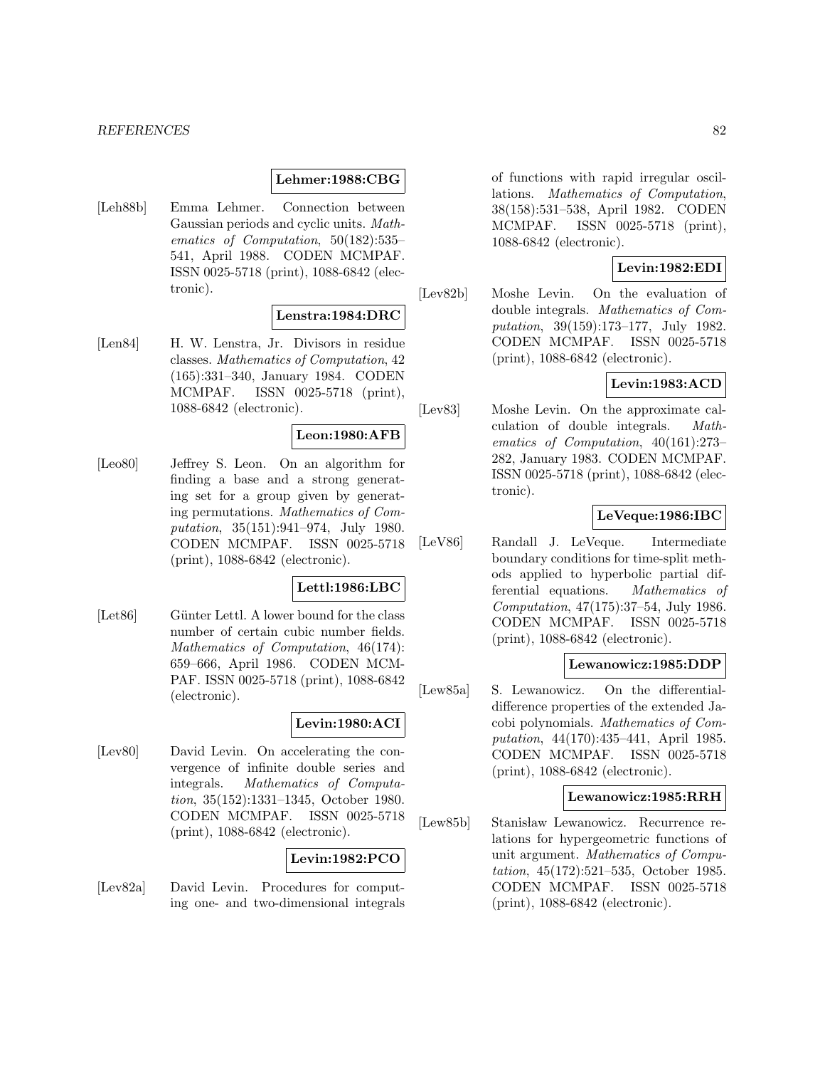**Lehmer:1988:CBG**

[Leh88b] Emma Lehmer. Connection between Gaussian periods and cyclic units. *Mathematics of Computation*, 50(182):535–541, April 1988. CODEN MCMPAF. ISSN 0025-5718 (print), 1088-6842 (electronic).

**Lenstra:1984:DRC**

[Len84] H. W. Lenstra, Jr. Divisors in residue classes. *Mathematics of Computation*, 42 (165):331–340, January 1984. CODEN MCMPAF. ISSN 0025-5718 (print), 1088-6842 (electronic).

**Leon:1980:AFB**

[Leo80] Jeffrey S. Leon. On an algorithm for finding a base and a strong generating set for a group given by generating permutations. *Mathematics of Computation*, 35(151):941–974, July 1980. CODEN MCMPAF. ISSN 0025-5718 (print), 1088-6842 (electronic).

**Lettl:1986:LBC**

[Let86] Günter Lettl. A lower bound for the class number of certain cubic number fields. *Mathematics of Computation*, 46(174): 659–666, April 1986. CODEN MCMPAF. ISSN 0025-5718 (print), 1088-6842 (electronic).

**Levin:1980:ACI**

[Lev80] David Levin. On accelerating the convergence of infinite double series and integrals. *Mathematics of Computation*, 35(152):1331–1345, October 1980. CODEN MCMPAF. ISSN 0025-5718 (print), 1088-6842 (electronic).

**Levin:1982:PCO**

[Lev82a] David Levin. Procedures for computing one- and two-dimensional integrals of functions with rapid irregular oscillations. *Mathematics of Computation*, 38(158):531–538, April 1982. CODEN MCMPAF. ISSN 0025-5718 (print), 1088-6842 (electronic).

**Levin:1982:EDI**

[Lev82b] Moshe Levin. On the evaluation of double integrals. *Mathematics of Computation*, 39(159):173–177, July 1982. CODEN MCMPAF. ISSN 0025-5718 (print), 1088-6842 (electronic).

**Levin:1983:ACD**

[Lev83] Moshe Levin. On the approximate calculation of double integrals. *Mathematics of Computation*, 40(161):273–282, January 1983. CODEN MCMPAF. ISSN 0025-5718 (print), 1088-6842 (electronic).

**LeVeque:1986:IBC**

[LeV86] Randall J. LeVeque. Intermediate boundary conditions for time-split methods applied to hyperbolic partial differential equations. *Mathematics of Computation*, 47(175):37–54, July 1986. CODEN MCMPAF. ISSN 0025-5718 (print), 1088-6842 (electronic).

**Lewanowicz:1985:DDP**

[Lew85a] S. Lewanowicz. On the differential-difference properties of the extended Jacobi polynomials. *Mathematics of Computation*, 44(170):435–441, April 1985. CODEN MCMPAF. ISSN 0025-5718 (print), 1088-6842 (electronic).

**Lewanowicz:1985:RRH**

[Lew85b] Stanisław Lewanowicz. Recurrence relations for hypergeometric functions of unit argument. *Mathematics of Computation*, 45(172):521–535, October 1985. CODEN MCMPAF. ISSN 0025-5718 (print), 1088-6842 (electronic).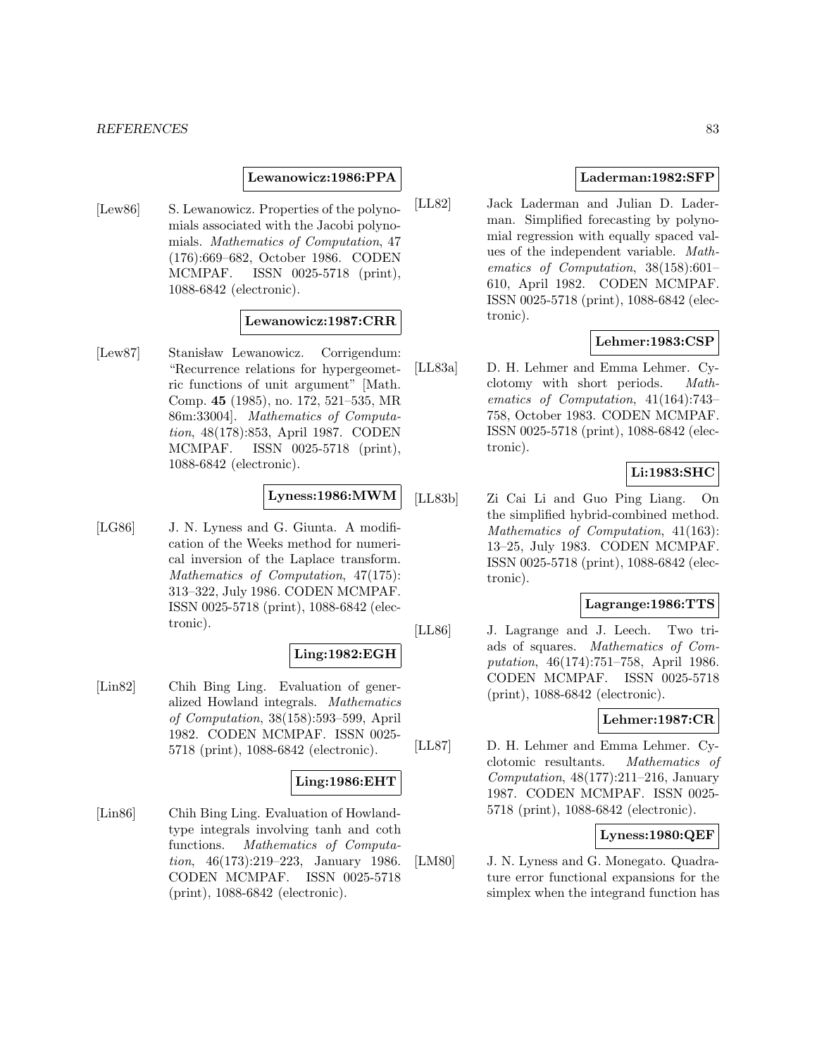**Lewanowicz:1986:PPA**

[Lew86] S. Lewanowicz. Properties of the polynomials associated with the Jacobi polynomials. *Mathematics of Computation*, 47 (176):669–682, October 1986. CODEN MCMPAF. ISSN 0025-5718 (print), 1088-6842 (electronic).

**Lewanowicz:1987:CRR**

[Lew87] Stanisław Lewanowicz. Corrigendum: "Recurrence relations for hypergeometric functions of unit argument" [Math. Comp. **45** (1985), no. 172, 521–535, MR 86m:33004]. *Mathematics of Computation*, 48(178):853, April 1987. CODEN MCMPAF. ISSN 0025-5718 (print), 1088-6842 (electronic).

**Lyness:1986:MWM**

[LG86] J. N. Lyness and G. Giunta. A modification of the Weeks method for numerical inversion of the Laplace transform. *Mathematics of Computation*, 47(175): 313–322, July 1986. CODEN MCMPAF. ISSN 0025-5718 (print), 1088-6842 (electronic).

**Ling:1982:EGH**

[Lin82] Chih Bing Ling. Evaluation of generalized Howland integrals. *Mathematics of Computation*, 38(158):593–599, April 1982. CODEN MCMPAF. ISSN 0025-5718 (print), 1088-6842 (electronic).

**Ling:1986:EHT**

[Lin86] Chih Bing Ling. Evaluation of Howland-type integrals involving tanh and coth functions. *Mathematics of Computation*, 46(173):219–223, January 1986. CODEN MCMPAF. ISSN 0025-5718 (print), 1088-6842 (electronic).

**Laderman:1982:SFP**

[LL82] Jack Laderman and Julian D. Laderman. Simplified forecasting by polynomial regression with equally spaced values of the independent variable. *Mathematics of Computation*, 38(158):601–610, April 1982. CODEN MCMPAF. ISSN 0025-5718 (print), 1088-6842 (electronic).

**Lehmer:1983:CSP**

[LL83a] D. H. Lehmer and Emma Lehmer. Cyclotomy with short periods. *Mathematics of Computation*, 41(164):743–758, October 1983. CODEN MCMPAF. ISSN 0025-5718 (print), 1088-6842 (electronic).

**Li:1983:SHC**

[LL83b] Zi Cai Li and Guo Ping Liang. On the simplified hybrid-combined method. *Mathematics of Computation*, 41(163): 13–25, July 1983. CODEN MCMPAF. ISSN 0025-5718 (print), 1088-6842 (electronic).

**Lagrange:1986:TTS**

[LL86] J. Lagrange and J. Leech. Two triads of squares. *Mathematics of Computation*, 46(174):751–758, April 1986. CODEN MCMPAF. ISSN 0025-5718 (print), 1088-6842 (electronic).

**Lehmer:1987:CR**

[LL87] D. H. Lehmer and Emma Lehmer. Cyclotomic resultants. *Mathematics of Computation*, 48(177):211–216, January 1987. CODEN MCMPAF. ISSN 0025-5718 (print), 1088-6842 (electronic).

**Lyness:1980:QEF**

[LM80] J. N. Lyness and G. Monegato. Quadrature error functional expansions for the simplex when the integrand function has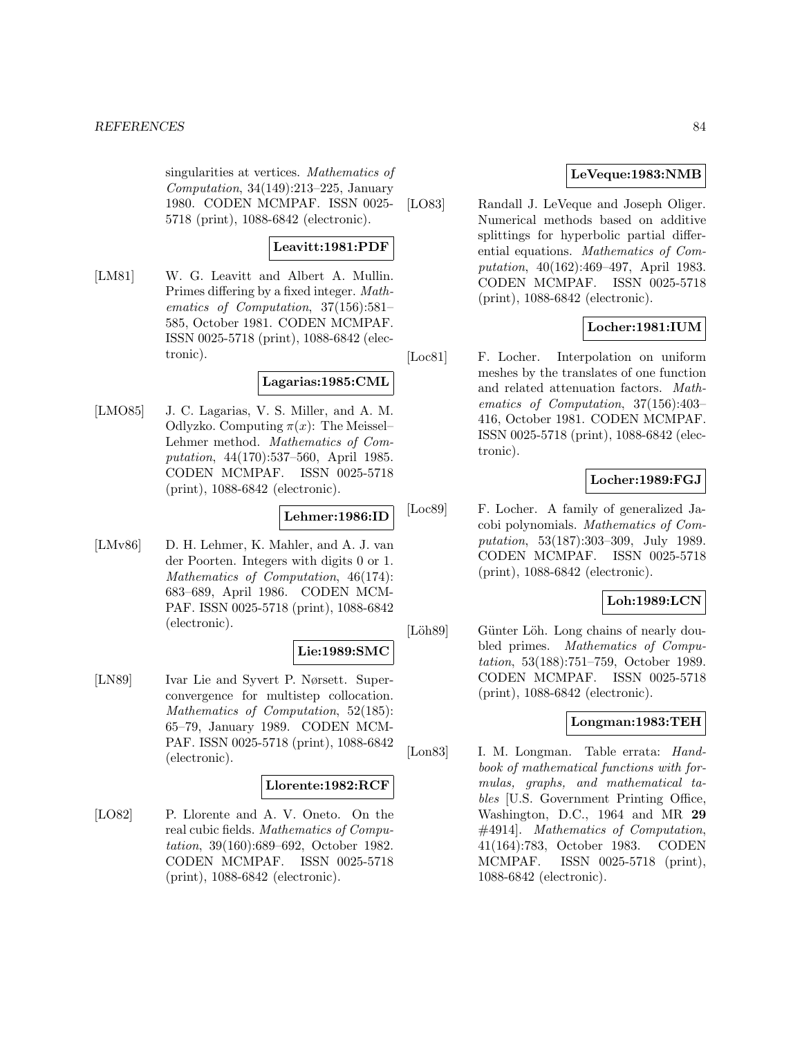singularities at vertices. *Mathematics of Computation*, 34(149):213–225, January 1980. CODEN MCMPAF. ISSN 0025-5718 (print), 1088-6842 (electronic).

**Leavitt:1981:PDF**

[LM81] W. G. Leavitt and Albert A. Mullin. Primes differing by a fixed integer. *Mathematics of Computation*, 37(156):581–585, October 1981. CODEN MCMPAF. ISSN 0025-5718 (print), 1088-6842 (electronic).

**Lagarias:1985:CML**

[LMO85] J. C. Lagarias, V. S. Miller, and A. M. Odlyzko. Computing $\pi(x)$: The Meissel–Lehmer method. *Mathematics of Computation*, 44(170):537–560, April 1985. CODEN MCMPAF. ISSN 0025-5718 (print), 1088-6842 (electronic).

**Lehmer:1986:ID**

[LMv86] D. H. Lehmer, K. Mahler, and A. J. van der Poorten. Integers with digits 0 or 1. *Mathematics of Computation*, 46(174): 683–689, April 1986. CODEN MCMPAF. ISSN 0025-5718 (print), 1088-6842 (electronic).

**Lie:1989:SMC**

[LN89] Ivar Lie and Syvert P. Nørsett. Superconvergence for multistep collocation. *Mathematics of Computation*, 52(185): 65–79, January 1989. CODEN MCMPAF. ISSN 0025-5718 (print), 1088-6842 (electronic).

**Llorente:1982:RCF**

[LO82] P. Llorente and A. V. Oneto. On the real cubic fields. *Mathematics of Computation*, 39(160):689–692, October 1982. CODEN MCMPAF. ISSN 0025-5718 (print), 1088-6842 (electronic).

**LeVeque:1983:NMB**

[LO83] Randall J. LeVeque and Joseph Oliger. Numerical methods based on additive splittings for hyperbolic partial differential equations. *Mathematics of Computation*, 40(162):469–497, April 1983. CODEN MCMPAF. ISSN 0025-5718 (print), 1088-6842 (electronic).

**Locher:1981:IUM**

[Loc81] F. Locher. Interpolation on uniform meshes by the translates of one function and related attenuation factors. *Mathematics of Computation*, 37(156):403–416, October 1981. CODEN MCMPAF. ISSN 0025-5718 (print), 1088-6842 (electronic).

**Locher:1989:FGJ**

[Loc89] F. Locher. A family of generalized Jacobi polynomials. *Mathematics of Computation*, 53(187):303–309, July 1989. CODEN MCMPAF. ISSN 0025-5718 (print), 1088-6842 (electronic).

**Loh:1989:LCN**

[Löh89] Günter Löh. Long chains of nearly doubled primes. *Mathematics of Computation*, 53(188):751–759, October 1989. CODEN MCMPAF. ISSN 0025-5718 (print), 1088-6842 (electronic).

**Longman:1983:TEH**

[Lon83] I. M. Longman. Table errata: *Handbook of mathematical functions with formulas, graphs, and mathematical tables* [U.S. Government Printing Office, Washington, D.C., 1964 and MR **29** #4914]. *Mathematics of Computation*, 41(164):783, October 1983. CODEN MCMPAF. ISSN 0025-5718 (print), 1088-6842 (electronic).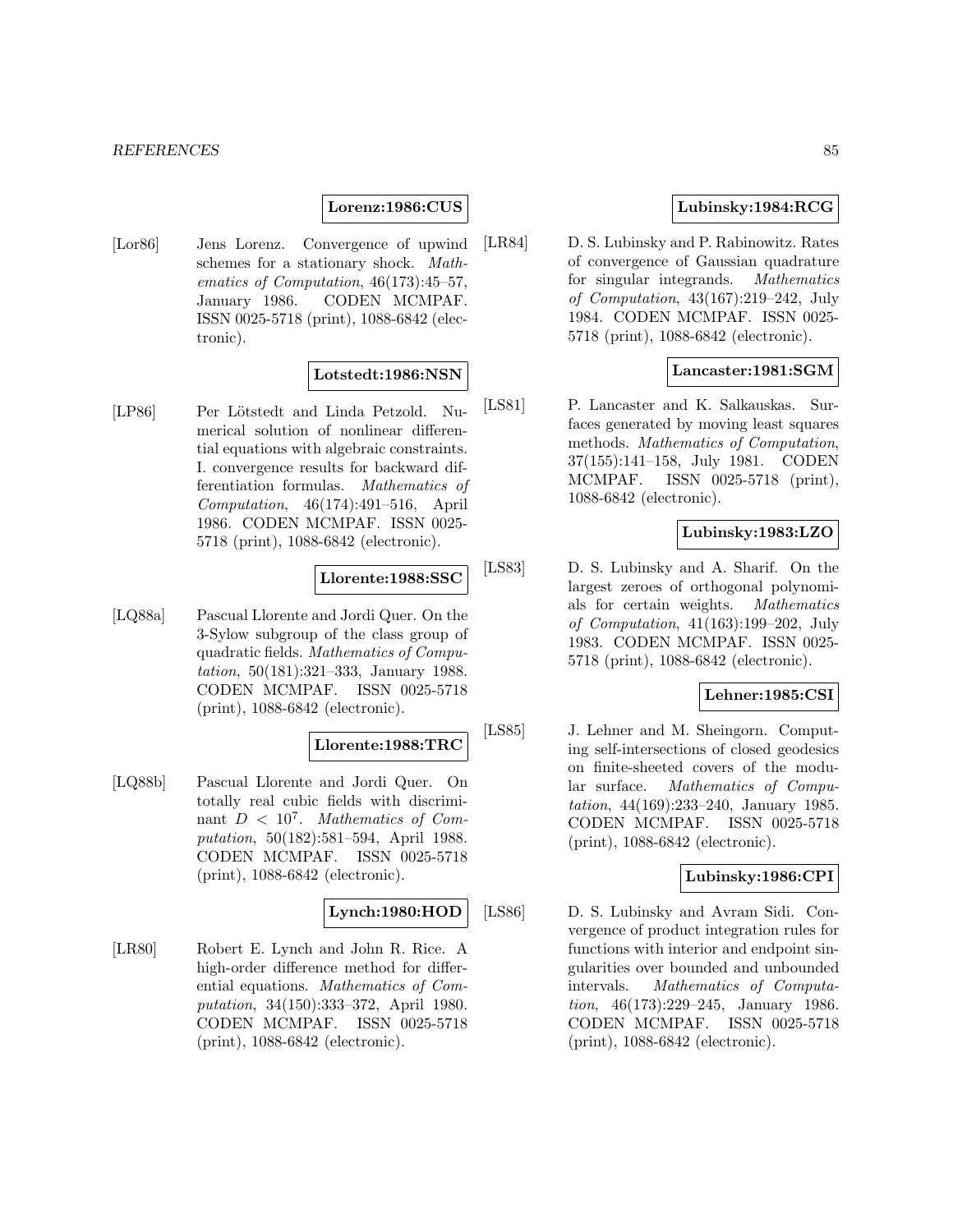**Lorenz:1986:CUS**

[Lor86] Jens Lorenz. Convergence of upwind schemes for a stationary shock. *Mathematics of Computation*, 46(173):45–57, January 1986. CODEN MCMPAF. ISSN 0025-5718 (print), 1088-6842 (electronic).

**Lotstedt:1986:NSN**

[LP86] Per Lötstedt and Linda Petzold. Numerical solution of nonlinear differential equations with algebraic constraints. I. convergence results for backward differentiation formulas. *Mathematics of Computation*, 46(174):491–516, April 1986. CODEN MCMPAF. ISSN 0025-5718 (print), 1088-6842 (electronic).

**Llorente:1988:SSC**

[LQ88a] Pascual Llorente and Jordi Quer. On the 3-Sylow subgroup of the class group of quadratic fields. *Mathematics of Computation*, 50(181):321–333, January 1988. CODEN MCMPAF. ISSN 0025-5718 (print), 1088-6842 (electronic).

**Llorente:1988:TRC**

[LQ88b] Pascual Llorente and Jordi Quer. On totally real cubic fields with discriminant $D < 10^7$. *Mathematics of Computation*, 50(182):581–594, April 1988. CODEN MCMPAF. ISSN 0025-5718 (print), 1088-6842 (electronic).

**Lynch:1980:HOD**

[LR80] Robert E. Lynch and John R. Rice. A high-order difference method for differential equations. *Mathematics of Computation*, 34(150):333–372, April 1980. CODEN MCMPAF. ISSN 0025-5718 (print), 1088-6842 (electronic).

**Lubinsky:1984:RCG**

[LR84] D. S. Lubinsky and P. Rabinowitz. Rates of convergence of Gaussian quadrature for singular integrands. *Mathematics of Computation*, 43(167):219–242, July 1984. CODEN MCMPAF. ISSN 0025-5718 (print), 1088-6842 (electronic).

**Lancaster:1981:SGM**

[LS81] P. Lancaster and K. Salkauskas. Surfaces generated by moving least squares methods. *Mathematics of Computation*, 37(155):141–158, July 1981. CODEN MCMPAF. ISSN 0025-5718 (print), 1088-6842 (electronic).

**Lubinsky:1983:LZO**

[LS83] D. S. Lubinsky and A. Sharif. On the largest zeroes of orthogonal polynomials for certain weights. *Mathematics of Computation*, 41(163):199–202, July 1983. CODEN MCMPAF. ISSN 0025-5718 (print), 1088-6842 (electronic).

**Lehner:1985:CSI**

[LS85] J. Lehner and M. Sheingorn. Computing self-intersections of closed geodesics on finite-sheeted covers of the modular surface. *Mathematics of Computation*, 44(169):233–240, January 1985. CODEN MCMPAF. ISSN 0025-5718 (print), 1088-6842 (electronic).

**Lubinsky:1986:CPI**

[LS86] D. S. Lubinsky and Avram Sidi. Convergence of product integration rules for functions with interior and endpoint singularities over bounded and unbounded intervals. *Mathematics of Computation*, 46(173):229–245, January 1986. CODEN MCMPAF. ISSN 0025-5718 (print), 1088-6842 (electronic).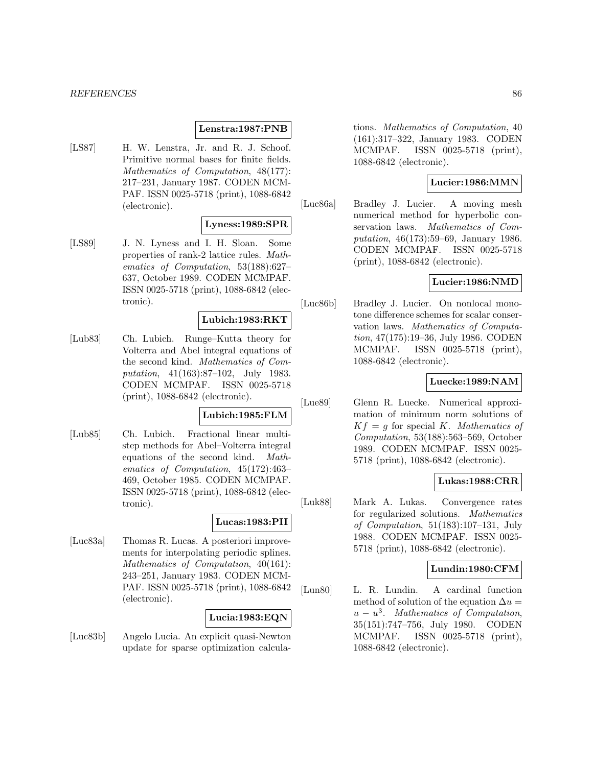**Lenstra:1987:PNB**

[LS87] H. W. Lenstra, Jr. and R. J. Schoof. Primitive normal bases for finite fields. *Mathematics of Computation*, 48(177): 217–231, January 1987. CODEN MCMPAF. ISSN 0025-5718 (print), 1088-6842 (electronic).

**Lyness:1989:SPR**

[LS89] J. N. Lyness and I. H. Sloan. Some properties of rank-2 lattice rules. *Mathematics of Computation*, 53(188):627–637, October 1989. CODEN MCMPAF. ISSN 0025-5718 (print), 1088-6842 (electronic).

**Lubich:1983:RKT**

[Lub83] Ch. Lubich. Runge–Kutta theory for Volterra and Abel integral equations of the second kind. *Mathematics of Computation*, 41(163):87–102, July 1983. CODEN MCMPAF. ISSN 0025-5718 (print), 1088-6842 (electronic).

**Lubich:1985:FLM**

[Lub85] Ch. Lubich. Fractional linear multistep methods for Abel–Volterra integral equations of the second kind. *Mathematics of Computation*, 45(172):463–469, October 1985. CODEN MCMPAF. ISSN 0025-5718 (print), 1088-6842 (electronic).

**Lucas:1983:PII**

[Luc83a] Thomas R. Lucas. A posteriori improvements for interpolating periodic splines. *Mathematics of Computation*, 40(161): 243–251, January 1983. CODEN MCMPAF. ISSN 0025-5718 (print), 1088-6842 (electronic).

**Lucia:1983:EQN**

[Luc83b] Angelo Lucia. An explicit quasi-Newton update for sparse optimization calculations. *Mathematics of Computation*, 40 (161):317–322, January 1983. CODEN MCMPAF. ISSN 0025-5718 (print), 1088-6842 (electronic).

**Lucier:1986:MMN**

[Luc86a] Bradley J. Lucier. A moving mesh numerical method for hyperbolic conservation laws. *Mathematics of Computation*, 46(173):59–69, January 1986. CODEN MCMPAF. ISSN 0025-5718 (print), 1088-6842 (electronic).

**Lucier:1986:NMD**

[Luc86b] Bradley J. Lucier. On nonlocal monotone difference schemes for scalar conservation laws. *Mathematics of Computation*, 47(175):19–36, July 1986. CODEN MCMPAF. ISSN 0025-5718 (print), 1088-6842 (electronic).

**Luecke:1989:NAM**

[Lue89] Glenn R. Luecke. Numerical approximation of minimum norm solutions of $Kf = g$ for special $K$. *Mathematics of Computation*, 53(188):563–569, October 1989. CODEN MCMPAF. ISSN 0025-5718 (print), 1088-6842 (electronic).

**Lukas:1988:CRR**

[Luk88] Mark A. Lukas. Convergence rates for regularized solutions. *Mathematics of Computation*, 51(183):107–131, July 1988. CODEN MCMPAF. ISSN 0025-5718 (print), 1088-6842 (electronic).

**Lundin:1980:CFM**

[Lun80] L. R. Lundin. A cardinal function method of solution of the equation $\Delta u = u - u^3$. *Mathematics of Computation*, 35(151):747–756, July 1980. CODEN MCMPAF. ISSN 0025-5718 (print), 1088-6842 (electronic).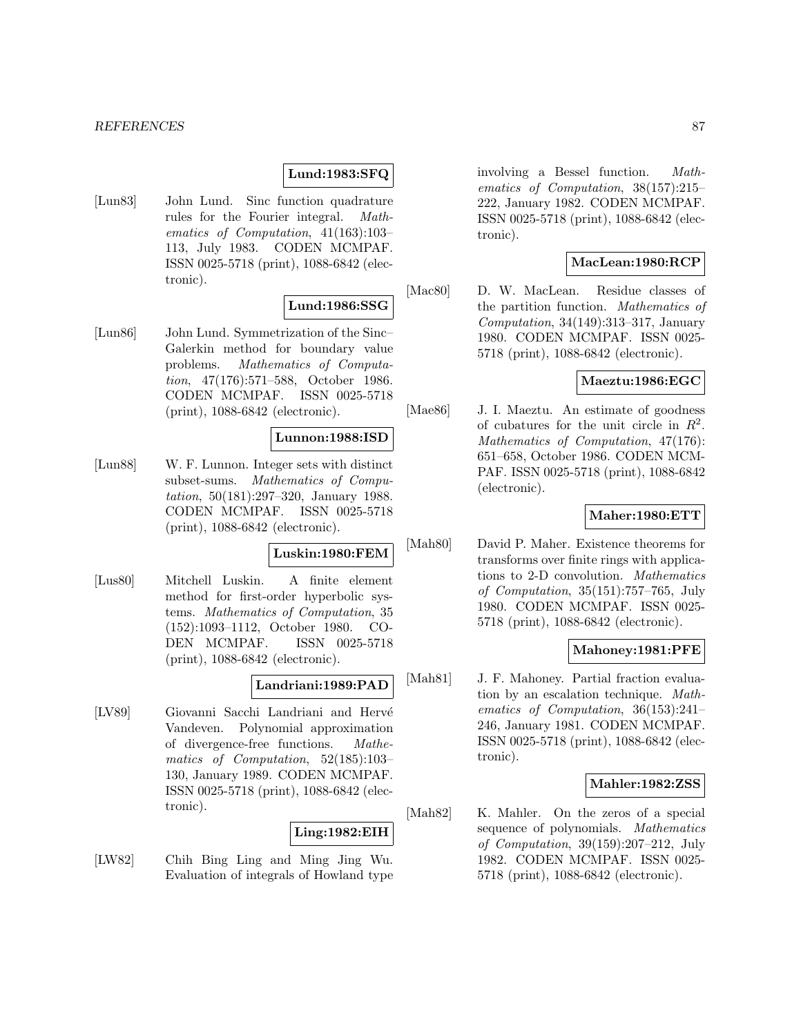**Lund:1983:SFQ**

[Lun83] John Lund. Sinc function quadrature rules for the Fourier integral. *Mathematics of Computation*, 41(163):103–113, July 1983. CODEN MCMPAF. ISSN 0025-5718 (print), 1088-6842 (electronic).

**Lund:1986:SSG**

[Lun86] John Lund. Symmetrization of the Sinc–Galerkin method for boundary value problems. *Mathematics of Computation*, 47(176):571–588, October 1986. CODEN MCMPAF. ISSN 0025-5718 (print), 1088-6842 (electronic).

**Lunnon:1988:ISD**

[Lun88] W. F. Lunnon. Integer sets with distinct subset-sums. *Mathematics of Computation*, 50(181):297–320, January 1988. CODEN MCMPAF. ISSN 0025-5718 (print), 1088-6842 (electronic).

**Luskin:1980:FEM**

[Lus80] Mitchell Luskin. A finite element method for first-order hyperbolic systems. *Mathematics of Computation*, 35 (152):1093–1112, October 1980. CODEN MCMPAF. ISSN 0025-5718 (print), 1088-6842 (electronic).

**Landriani:1989:PAD**

[LV89] Giovanni Sacchi Landriani and Hervé Vandeven. Polynomial approximation of divergence-free functions. *Mathematics of Computation*, 52(185):103–130, January 1989. CODEN MCMPAF. ISSN 0025-5718 (print), 1088-6842 (electronic).

**Ling:1982:EIH**

[LW82] Chih Bing Ling and Ming Jing Wu. Evaluation of integrals of Howland type involving a Bessel function. *Mathematics of Computation*, 38(157):215–222, January 1982. CODEN MCMPAF. ISSN 0025-5718 (print), 1088-6842 (electronic).

**MacLean:1980:RCP**

[Mac80] D. W. MacLean. Residue classes of the partition function. *Mathematics of Computation*, 34(149):313–317, January 1980. CODEN MCMPAF. ISSN 0025-5718 (print), 1088-6842 (electronic).

**Maeztu:1986:EGC**

[Mae86] J. I. Maeztu. An estimate of goodness of cubatures for the unit circle in $R^2$. *Mathematics of Computation*, 47(176): 651–658, October 1986. CODEN MCMPAF. ISSN 0025-5718 (print), 1088-6842 (electronic).

**Maher:1980:ETT**

[Mah80] David P. Maher. Existence theorems for transforms over finite rings with applications to 2-D convolution. *Mathematics of Computation*, 35(151):757–765, July 1980. CODEN MCMPAF. ISSN 0025-5718 (print), 1088-6842 (electronic).

**Mahoney:1981:PFE**

[Mah81] J. F. Mahoney. Partial fraction evaluation by an escalation technique. *Mathematics of Computation*, 36(153):241–246, January 1981. CODEN MCMPAF. ISSN 0025-5718 (print), 1088-6842 (electronic).

**Mahler:1982:ZSS**

[Mah82] K. Mahler. On the zeros of a special sequence of polynomials. *Mathematics of Computation*, 39(159):207–212, July 1982. CODEN MCMPAF. ISSN 0025-5718 (print), 1088-6842 (electronic).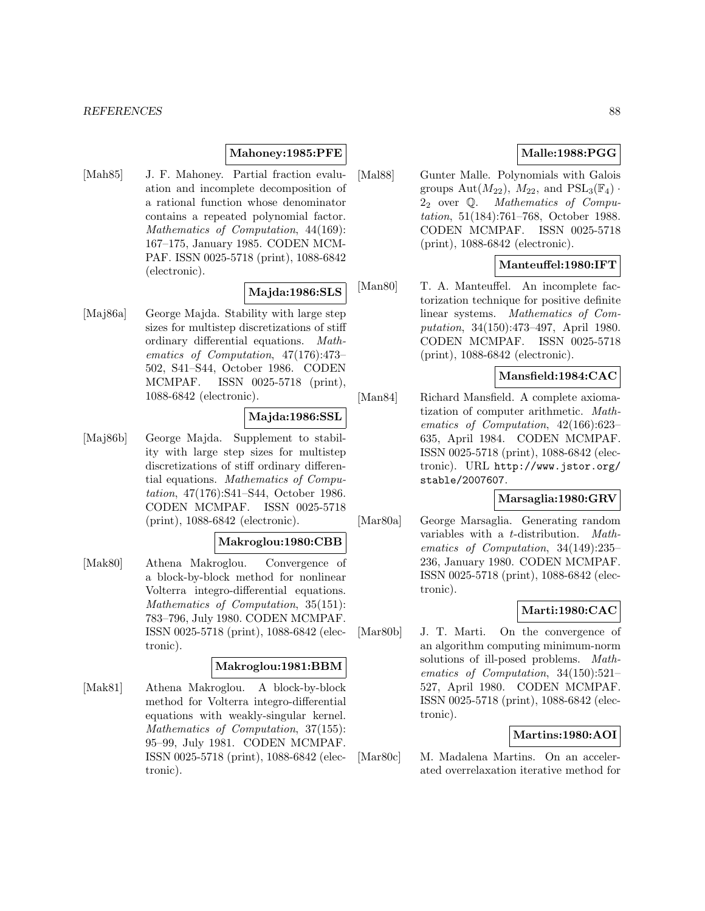**Mahoney:1985:PFE**

[Mah85] J. F. Mahoney. Partial fraction evaluation and incomplete decomposition of a rational function whose denominator contains a repeated polynomial factor. *Mathematics of Computation*, 44(169): 167–175, January 1985. CODEN MCMPAF. ISSN 0025-5718 (print), 1088-6842 (electronic).

**Majda:1986:SLS**

[Maj86a] George Majda. Stability with large step sizes for multistep discretizations of stiff ordinary differential equations. *Mathematics of Computation*, 47(176):473–502, S41–S44, October 1986. CODEN MCMPAF. ISSN 0025-5718 (print), 1088-6842 (electronic).

**Majda:1986:SSL**

[Maj86b] George Majda. Supplement to stability with large step sizes for multistep discretizations of stiff ordinary differential equations. *Mathematics of Computation*, 47(176):S41–S44, October 1986. CODEN MCMPAF. ISSN 0025-5718 (print), 1088-6842 (electronic).

**Makroglou:1980:CBB**

[Mak80] Athena Makroglou. Convergence of a block-by-block method for nonlinear Volterra integro-differential equations. *Mathematics of Computation*, 35(151): 783–796, July 1980. CODEN MCMPAF. ISSN 0025-5718 (print), 1088-6842 (electronic).

**Makroglou:1981:BBM**

[Mak81] Athena Makroglou. A block-by-block method for Volterra integro-differential equations with weakly-singular kernel. *Mathematics of Computation*, 37(155): 95–99, July 1981. CODEN MCMPAF. ISSN 0025-5718 (print), 1088-6842 (electronic).

**Malle:1988:PGG**

[Mal88] Gunter Malle. Polynomials with Galois groups $\mathrm{Aut}(M_{22})$, $M_{22}$, and $\mathrm{PSL}_3(\mathbb{F}_4) \cdot 2_2$ over $\mathbb{Q}$. *Mathematics of Computation*, 51(184):761–768, October 1988. CODEN MCMPAF. ISSN 0025-5718 (print), 1088-6842 (electronic).

**Manteuffel:1980:IFT**

[Man80] T. A. Manteuffel. An incomplete factorization technique for positive definite linear systems. *Mathematics of Computation*, 34(150):473–497, April 1980. CODEN MCMPAF. ISSN 0025-5718 (print), 1088-6842 (electronic).

**Mansfield:1984:CAC**

[Man84] Richard Mansfield. A complete axiomatization of computer arithmetic. *Mathematics of Computation*, 42(166):623–635, April 1984. CODEN MCMPAF. ISSN 0025-5718 (print), 1088-6842 (electronic). URL http://www.jstor.org/stable/2007607.

**Marsaglia:1980:GRV**

[Mar80a] George Marsaglia. Generating random variables with a $t$-distribution. *Mathematics of Computation*, 34(149):235–236, January 1980. CODEN MCMPAF. ISSN 0025-5718 (print), 1088-6842 (electronic).

**Marti:1980:CAC**

[Mar80b] J. T. Marti. On the convergence of an algorithm computing minimum-norm solutions of ill-posed problems. *Mathematics of Computation*, 34(150):521–527, April 1980. CODEN MCMPAF. ISSN 0025-5718 (print), 1088-6842 (electronic).

**Martins:1980:AOI**

[Mar80c] M. Madalena Martins. On an accelerated overrelaxation iterative method for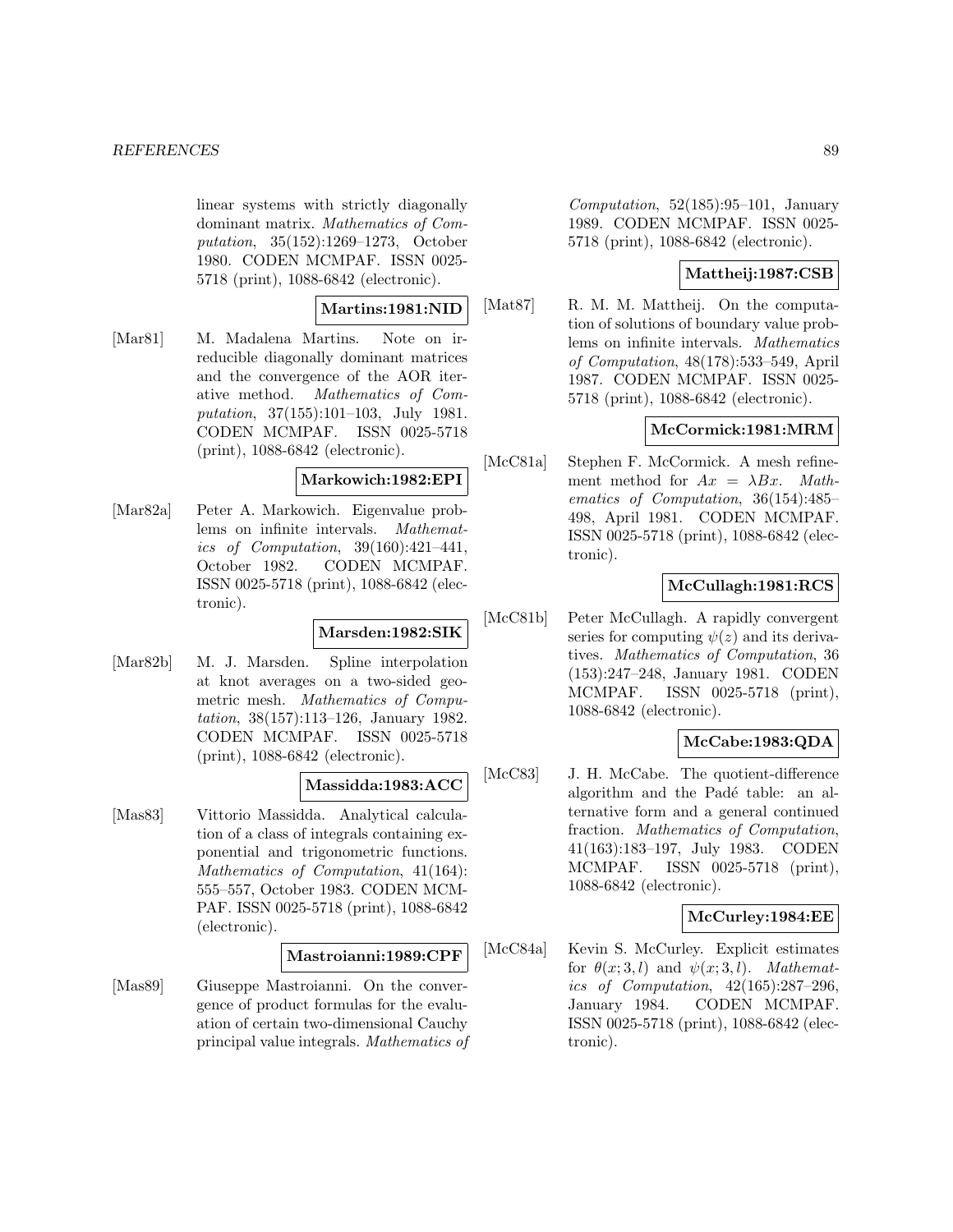linear systems with strictly diagonally dominant matrix. *Mathematics of Computation*, 35(152):1269–1273, October 1980. CODEN MCMPAF. ISSN 0025-5718 (print), 1088-6842 (electronic).

**Martins:1981:NID**

[Mar81] M. Madalena Martins. Note on irreducible diagonally dominant matrices and the convergence of the AOR iterative method. *Mathematics of Computation*, 37(155):101–103, July 1981. CODEN MCMPAF. ISSN 0025-5718 (print), 1088-6842 (electronic).

**Markowich:1982:EPI**

[Mar82a] Peter A. Markowich. Eigenvalue problems on infinite intervals. *Mathematics of Computation*, 39(160):421–441, October 1982. CODEN MCMPAF. ISSN 0025-5718 (print), 1088-6842 (electronic).

**Marsden:1982:SIK**

[Mar82b] M. J. Marsden. Spline interpolation at knot averages on a two-sided geometric mesh. *Mathematics of Computation*, 38(157):113–126, January 1982. CODEN MCMPAF. ISSN 0025-5718 (print), 1088-6842 (electronic).

**Massidda:1983:ACC**

[Mas83] Vittorio Massidda. Analytical calculation of a class of integrals containing exponential and trigonometric functions. *Mathematics of Computation*, 41(164): 555–557, October 1983. CODEN MCMPAF. ISSN 0025-5718 (print), 1088-6842 (electronic).

**Mastroianni:1989:CPF**

[Mas89] Giuseppe Mastroianni. On the convergence of product formulas for the evaluation of certain two-dimensional Cauchy principal value integrals. *Mathematics of Computation*, 52(185):95–101, January 1989. CODEN MCMPAF. ISSN 0025-5718 (print), 1088-6842 (electronic).

**Mattheij:1987:CSB**

[Mat87] R. M. M. Mattheij. On the computation of solutions of boundary value problems on infinite intervals. *Mathematics of Computation*, 48(178):533–549, April 1987. CODEN MCMPAF. ISSN 0025-5718 (print), 1088-6842 (electronic).

**McCormick:1981:MRM**

[McC81a] Stephen F. McCormick. A mesh refinement method for $Ax = \lambda Bx$. *Mathematics of Computation*, 36(154):485–498, April 1981. CODEN MCMPAF. ISSN 0025-5718 (print), 1088-6842 (electronic).

**McCullagh:1981:RCS**

[McC81b] Peter McCullagh. A rapidly convergent series for computing $\psi(z)$ and its derivatives. *Mathematics of Computation*, 36 (153):247–248, January 1981. CODEN MCMPAF. ISSN 0025-5718 (print), 1088-6842 (electronic).

**McCabe:1983:QDA**

[McC83] J. H. McCabe. The quotient-difference algorithm and the Padé table: an alternative form and a general continued fraction. *Mathematics of Computation*, 41(163):183–197, July 1983. CODEN MCMPAF. ISSN 0025-5718 (print), 1088-6842 (electronic).

**McCurley:1984:EE**

[McC84a] Kevin S. McCurley. Explicit estimates for $\theta(x; 3, l)$ and $\psi(x; 3, l)$. *Mathematics of Computation*, 42(165):287–296, January 1984. CODEN MCMPAF. ISSN 0025-5718 (print), 1088-6842 (electronic).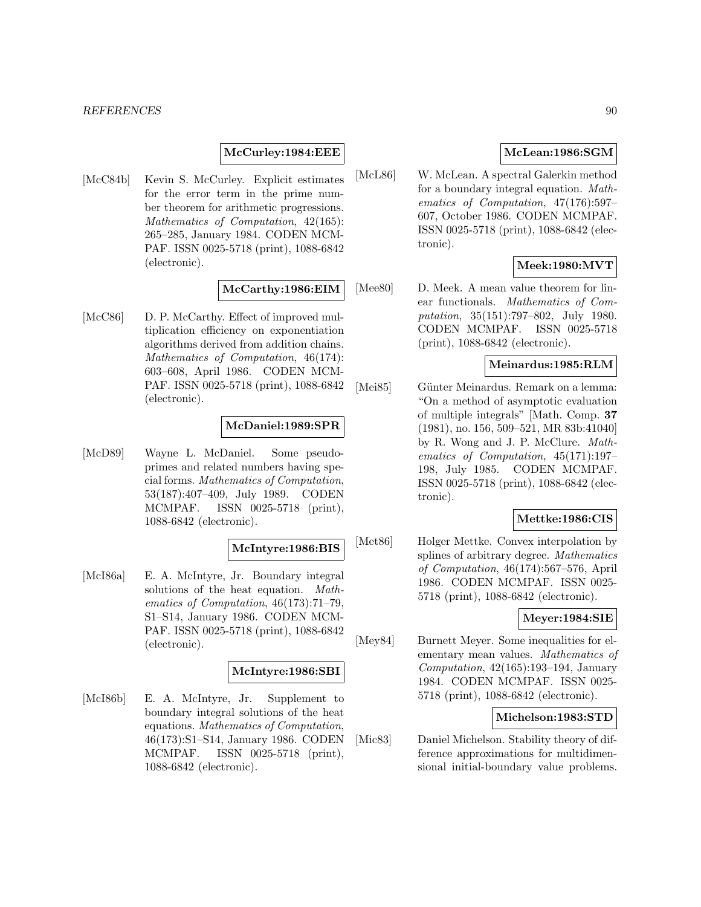**McCurley:1984:EEE**

[McC84b] Kevin S. McCurley. Explicit estimates for the error term in the prime number theorem for arithmetic progressions. *Mathematics of Computation*, 42(165): 265–285, January 1984. CODEN MCMPAF. ISSN 0025-5718 (print), 1088-6842 (electronic).

**McCarthy:1986:EIM**

[McC86] D. P. McCarthy. Effect of improved multiplication efficiency on exponentiation algorithms derived from addition chains. *Mathematics of Computation*, 46(174): 603–608, April 1986. CODEN MCMPAF. ISSN 0025-5718 (print), 1088-6842 (electronic).

**McDaniel:1989:SPR**

[McD89] Wayne L. McDaniel. Some pseudoprimes and related numbers having special forms. *Mathematics of Computation*, 53(187):407–409, July 1989. CODEN MCMPAF. ISSN 0025-5718 (print), 1088-6842 (electronic).

**McIntyre:1986:BIS**

[McI86a] E. A. McIntyre, Jr. Boundary integral solutions of the heat equation. *Mathematics of Computation*, 46(173):71–79, S1–S14, January 1986. CODEN MCMPAF. ISSN 0025-5718 (print), 1088-6842 (electronic).

**McIntyre:1986:SBI**

[McI86b] E. A. McIntyre, Jr. Supplement to boundary integral solutions of the heat equations. *Mathematics of Computation*, 46(173):S1–S14, January 1986. CODEN MCMPAF. ISSN 0025-5718 (print), 1088-6842 (electronic).

**McLean:1986:SGM**

[McL86] W. McLean. A spectral Galerkin method for a boundary integral equation. *Mathematics of Computation*, 47(176):597–607, October 1986. CODEN MCMPAF. ISSN 0025-5718 (print), 1088-6842 (electronic).

**Meek:1980:MVT**

[Mee80] D. Meek. A mean value theorem for linear functionals. *Mathematics of Computation*, 35(151):797–802, July 1980. CODEN MCMPAF. ISSN 0025-5718 (print), 1088-6842 (electronic).

**Meinardus:1985:RLM**

[Mei85] Günter Meinardus. Remark on a lemma: "On a method of asymptotic evaluation of multiple integrals" [Math. Comp. **37** (1981), no. 156, 509–521, MR 83b:41040] by R. Wong and J. P. McClure. *Mathematics of Computation*, 45(171):197–198, July 1985. CODEN MCMPAF. ISSN 0025-5718 (print), 1088-6842 (electronic).

**Mettke:1986:CIS**

[Met86] Holger Mettke. Convex interpolation by splines of arbitrary degree. *Mathematics of Computation*, 46(174):567–576, April 1986. CODEN MCMPAF. ISSN 0025-5718 (print), 1088-6842 (electronic).

**Meyer:1984:SIE**

[Mey84] Burnett Meyer. Some inequalities for elementary mean values. *Mathematics of Computation*, 42(165):193–194, January 1984. CODEN MCMPAF. ISSN 0025-5718 (print), 1088-6842 (electronic).

**Michelson:1983:STD**

[Mic83] Daniel Michelson. Stability theory of difference approximations for multidimensional initial-boundary value problems.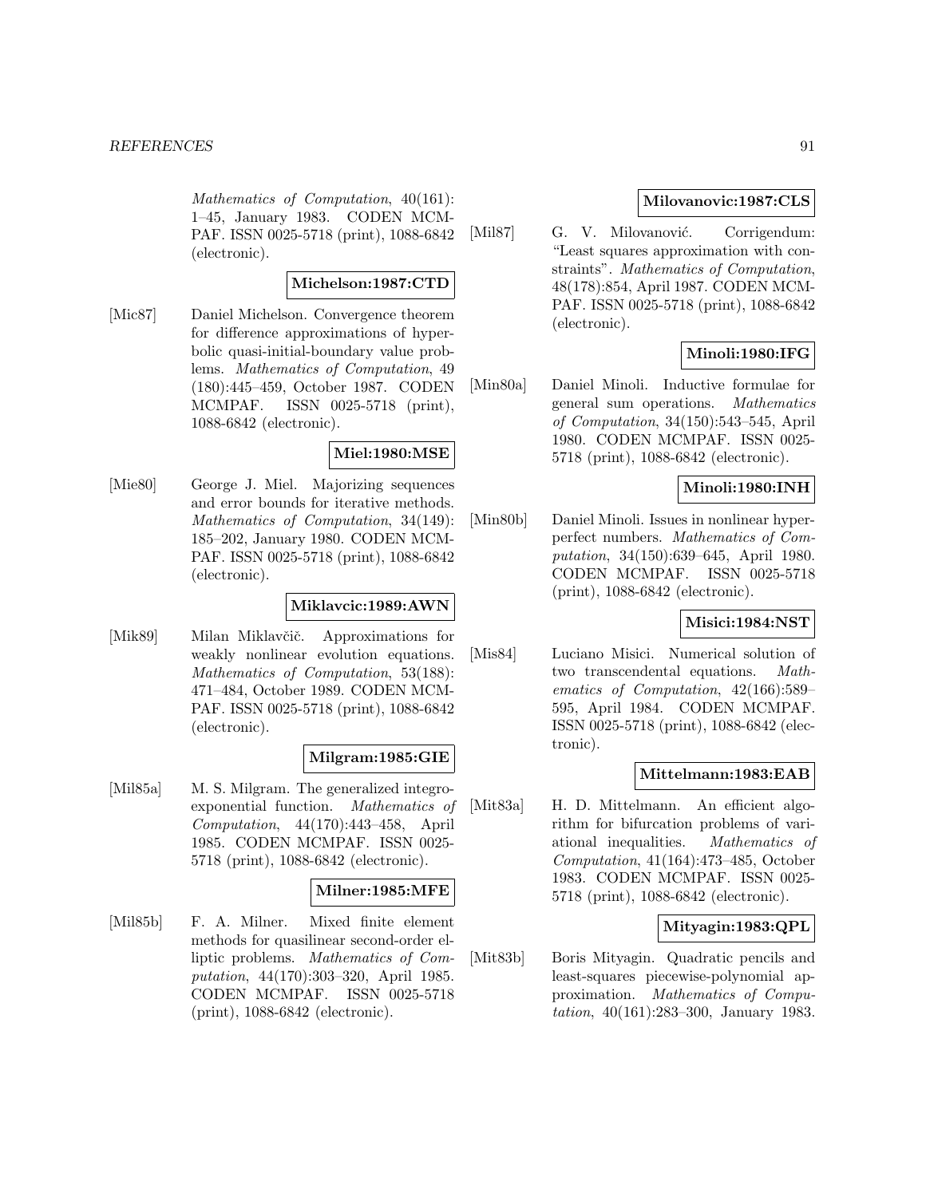Mathematics of Computation, 40(161): 1–45, January 1983. CODEN MCMPAF. ISSN 0025-5718 (print), 1088-6842 (electronic).

**Michelson:1987:CTD**

[Mic87] Daniel Michelson. Convergence theorem for difference approximations of hyperbolic quasi-initial-boundary value problems. *Mathematics of Computation*, 49 (180):445–459, October 1987. CODEN MCMPAF. ISSN 0025-5718 (print), 1088-6842 (electronic).

**Miel:1980:MSE**

[Mie80] George J. Miel. Majorizing sequences and error bounds for iterative methods. *Mathematics of Computation*, 34(149): 185–202, January 1980. CODEN MCMPAF. ISSN 0025-5718 (print), 1088-6842 (electronic).

**Miklavcic:1989:AWN**

[Mik89] Milan Miklavčič. Approximations for weakly nonlinear evolution equations. *Mathematics of Computation*, 53(188): 471–484, October 1989. CODEN MCMPAF. ISSN 0025-5718 (print), 1088-6842 (electronic).

**Milgram:1985:GIE**

[Mil85a] M. S. Milgram. The generalized integro-exponential function. *Mathematics of Computation*, 44(170):443–458, April 1985. CODEN MCMPAF. ISSN 0025-5718 (print), 1088-6842 (electronic).

**Milner:1985:MFE**

[Mil85b] F. A. Milner. Mixed finite element methods for quasilinear second-order elliptic problems. *Mathematics of Computation*, 44(170):303–320, April 1985. CODEN MCMPAF. ISSN 0025-5718 (print), 1088-6842 (electronic).

**Milovanovic:1987:CLS**

[Mil87] G. V. Milovanović. Corrigendum: "Least squares approximation with constraints". *Mathematics of Computation*, 48(178):854, April 1987. CODEN MCMPAF. ISSN 0025-5718 (print), 1088-6842 (electronic).

**Minoli:1980:IFG**

[Min80a] Daniel Minoli. Inductive formulae for general sum operations. *Mathematics of Computation*, 34(150):543–545, April 1980. CODEN MCMPAF. ISSN 0025-5718 (print), 1088-6842 (electronic).

**Minoli:1980:INH**

[Min80b] Daniel Minoli. Issues in nonlinear hyperperfect numbers. *Mathematics of Computation*, 34(150):639–645, April 1980. CODEN MCMPAF. ISSN 0025-5718 (print), 1088-6842 (electronic).

**Misici:1984:NST**

[Mis84] Luciano Misici. Numerical solution of two transcendental equations. *Mathematics of Computation*, 42(166):589–595, April 1984. CODEN MCMPAF. ISSN 0025-5718 (print), 1088-6842 (electronic).

**Mittelmann:1983:EAB**

[Mit83a] H. D. Mittelmann. An efficient algorithm for bifurcation problems of variational inequalities. *Mathematics of Computation*, 41(164):473–485, October 1983. CODEN MCMPAF. ISSN 0025-5718 (print), 1088-6842 (electronic).

**Mityagin:1983:QPL**

[Mit83b] Boris Mityagin. Quadratic pencils and least-squares piecewise-polynomial approximation. *Mathematics of Computation*, 40(161):283–300, January 1983.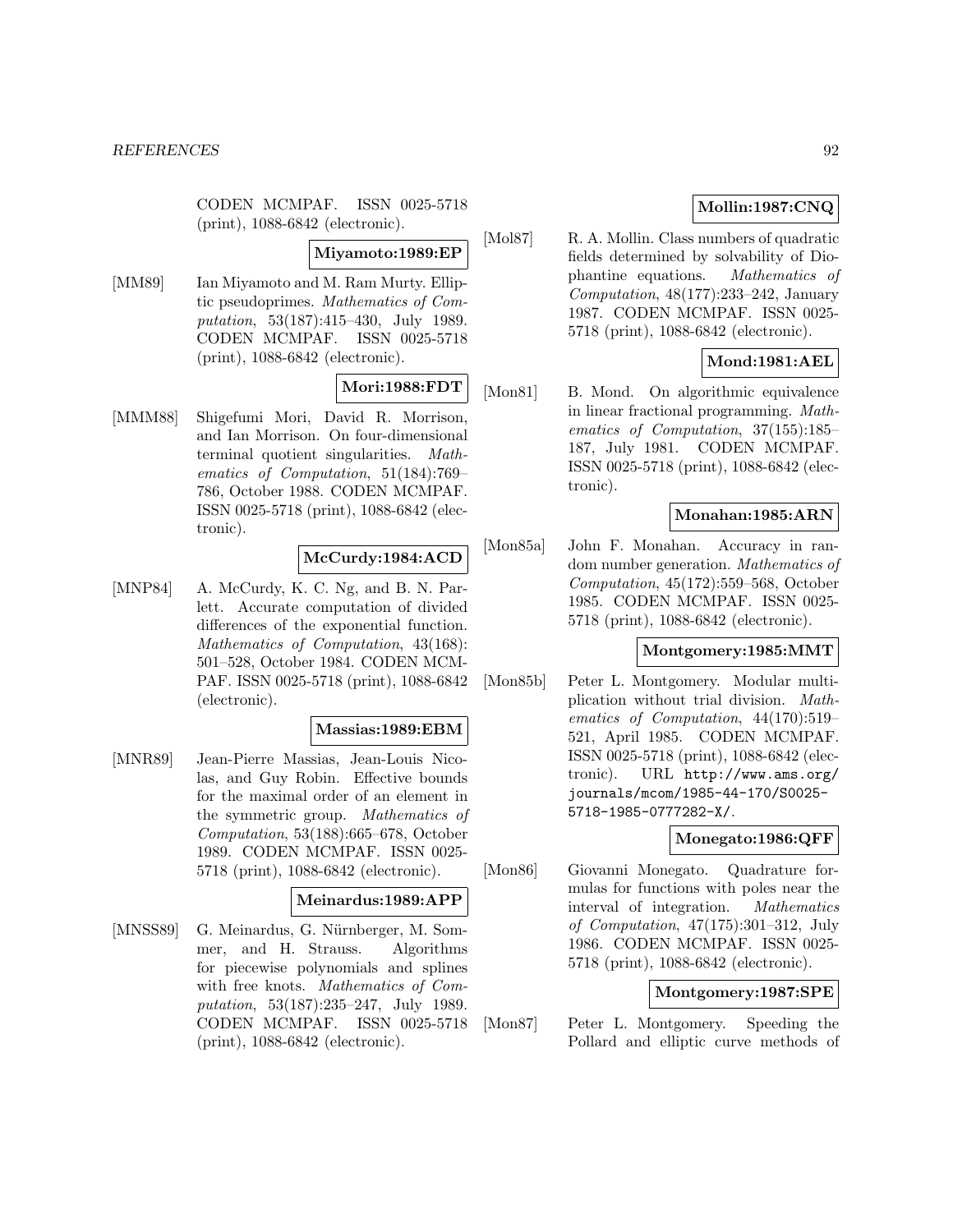CODEN MCMPAF. ISSN 0025-5718 (print), 1088-6842 (electronic).

**Miyamoto:1989:EP**

[MM89] Ian Miyamoto and M. Ram Murty. Elliptic pseudoprimes. *Mathematics of Computation*, 53(187):415–430, July 1989. CODEN MCMPAF. ISSN 0025-5718 (print), 1088-6842 (electronic).

**Mori:1988:FDT**

[MMM88] Shigefumi Mori, David R. Morrison, and Ian Morrison. On four-dimensional terminal quotient singularities. *Mathematics of Computation*, 51(184):769–786, October 1988. CODEN MCMPAF. ISSN 0025-5718 (print), 1088-6842 (electronic).

**McCurdy:1984:ACD**

[MNP84] A. McCurdy, K. C. Ng, and B. N. Parlett. Accurate computation of divided differences of the exponential function. *Mathematics of Computation*, 43(168): 501–528, October 1984. CODEN MCMPAF. ISSN 0025-5718 (print), 1088-6842 (electronic).

**Massias:1989:EBM**

[MNR89] Jean-Pierre Massias, Jean-Louis Nicolas, and Guy Robin. Effective bounds for the maximal order of an element in the symmetric group. *Mathematics of Computation*, 53(188):665–678, October 1989. CODEN MCMPAF. ISSN 0025-5718 (print), 1088-6842 (electronic).

**Meinardus:1989:APP**

[MNSS89] G. Meinardus, G. Nürnberger, M. Sommer, and H. Strauss. Algorithms for piecewise polynomials and splines with free knots. *Mathematics of Computation*, 53(187):235–247, July 1989. CODEN MCMPAF. ISSN 0025-5718 (print), 1088-6842 (electronic).

**Mollin:1987:CNQ**

[Mol87] R. A. Mollin. Class numbers of quadratic fields determined by solvability of Diophantine equations. *Mathematics of Computation*, 48(177):233–242, January 1987. CODEN MCMPAF. ISSN 0025-5718 (print), 1088-6842 (electronic).

**Mond:1981:AEL**

[Mon81] B. Mond. On algorithmic equivalence in linear fractional programming. *Mathematics of Computation*, 37(155):185–187, July 1981. CODEN MCMPAF. ISSN 0025-5718 (print), 1088-6842 (electronic).

**Monahan:1985:ARN**

[Mon85a] John F. Monahan. Accuracy in random number generation. *Mathematics of Computation*, 45(172):559–568, October 1985. CODEN MCMPAF. ISSN 0025-5718 (print), 1088-6842 (electronic).

**Montgomery:1985:MMT**

[Mon85b] Peter L. Montgomery. Modular multiplication without trial division. *Mathematics of Computation*, 44(170):519–521, April 1985. CODEN MCMPAF. ISSN 0025-5718 (print), 1088-6842 (electronic). URL http://www.ams.org/journals/mcom/1985-44-170/S0025-5718-1985-0777282-X/.

**Monegato:1986:QFF**

[Mon86] Giovanni Monegato. Quadrature formulas for functions with poles near the interval of integration. *Mathematics of Computation*, 47(175):301–312, July 1986. CODEN MCMPAF. ISSN 0025-5718 (print), 1088-6842 (electronic).

**Montgomery:1987:SPE**

[Mon87] Peter L. Montgomery. Speeding the Pollard and elliptic curve methods of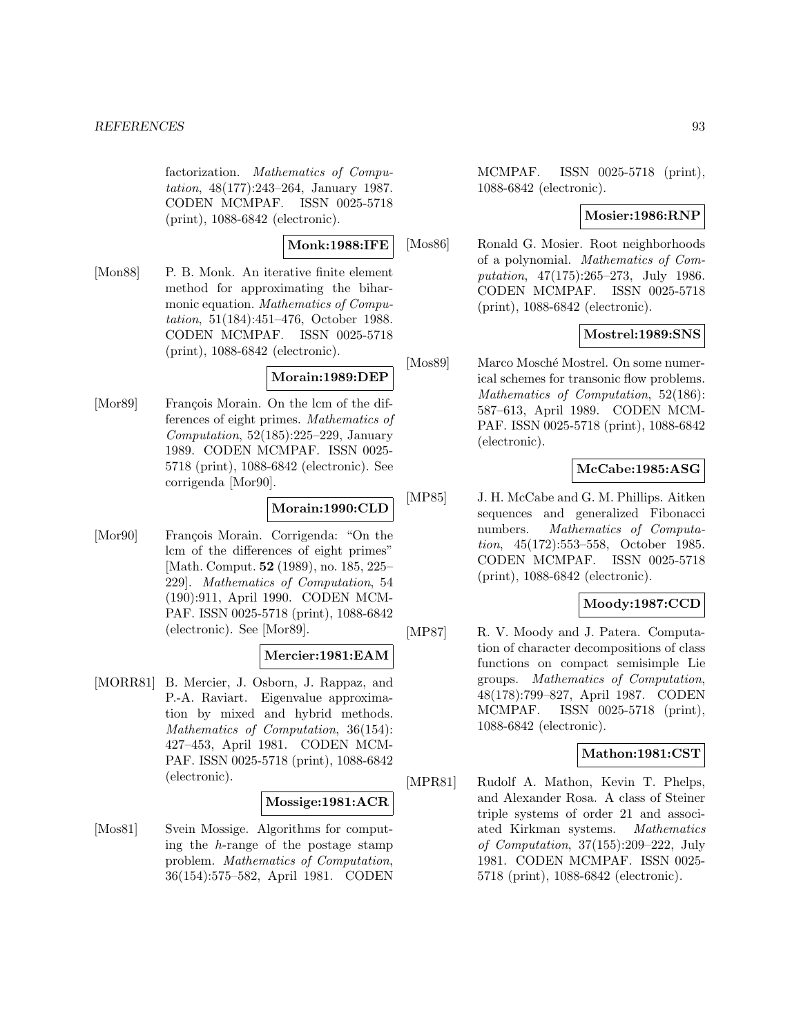factorization. *Mathematics of Computation*, 48(177):243–264, January 1987. CODEN MCMPAF. ISSN 0025-5718 (print), 1088-6842 (electronic).

**Monk:1988:IFE**

[Mon88] P. B. Monk. An iterative finite element method for approximating the biharmonic equation. *Mathematics of Computation*, 51(184):451–476, October 1988. CODEN MCMPAF. ISSN 0025-5718 (print), 1088-6842 (electronic).

**Morain:1989:DEP**

[Mor89] François Morain. On the lcm of the differences of eight primes. *Mathematics of Computation*, 52(185):225–229, January 1989. CODEN MCMPAF. ISSN 0025-5718 (print), 1088-6842 (electronic). See corrigenda [Mor90].

**Morain:1990:CLD**

[Mor90] François Morain. Corrigenda: "On the lcm of the differences of eight primes" [Math. Comput. **52** (1989), no. 185, 225–229]. *Mathematics of Computation*, 54 (190):911, April 1990. CODEN MCMPAF. ISSN 0025-5718 (print), 1088-6842 (electronic). See [Mor89].

**Mercier:1981:EAM**

[MORR81] B. Mercier, J. Osborn, J. Rappaz, and P.-A. Raviart. Eigenvalue approximation by mixed and hybrid methods. *Mathematics of Computation*, 36(154): 427–453, April 1981. CODEN MCMPAF. ISSN 0025-5718 (print), 1088-6842 (electronic).

**Mossige:1981:ACR**

[Mos81] Svein Mossige. Algorithms for computing the $h$-range of the postage stamp problem. *Mathematics of Computation*, 36(154):575–582, April 1981. CODEN MCMPAF. ISSN 0025-5718 (print), 1088-6842 (electronic).

**Mosier:1986:RNP**

[Mos86] Ronald G. Mosier. Root neighborhoods of a polynomial. *Mathematics of Computation*, 47(175):265–273, July 1986. CODEN MCMPAF. ISSN 0025-5718 (print), 1088-6842 (electronic).

**Mostrel:1989:SNS**

[Mos89] Marco Mosché Mostrel. On some numerical schemes for transonic flow problems. *Mathematics of Computation*, 52(186): 587–613, April 1989. CODEN MCMPAF. ISSN 0025-5718 (print), 1088-6842 (electronic).

**McCabe:1985:ASG**

[MP85] J. H. McCabe and G. M. Phillips. Aitken sequences and generalized Fibonacci numbers. *Mathematics of Computation*, 45(172):553–558, October 1985. CODEN MCMPAF. ISSN 0025-5718 (print), 1088-6842 (electronic).

**Moody:1987:CCD**

[MP87] R. V. Moody and J. Patera. Computation of character decompositions of class functions on compact semisimple Lie groups. *Mathematics of Computation*, 48(178):799–827, April 1987. CODEN MCMPAF. ISSN 0025-5718 (print), 1088-6842 (electronic).

**Mathon:1981:CST**

[MPR81] Rudolf A. Mathon, Kevin T. Phelps, and Alexander Rosa. A class of Steiner triple systems of order 21 and associated Kirkman systems. *Mathematics of Computation*, 37(155):209–222, July 1981. CODEN MCMPAF. ISSN 0025-5718 (print), 1088-6842 (electronic).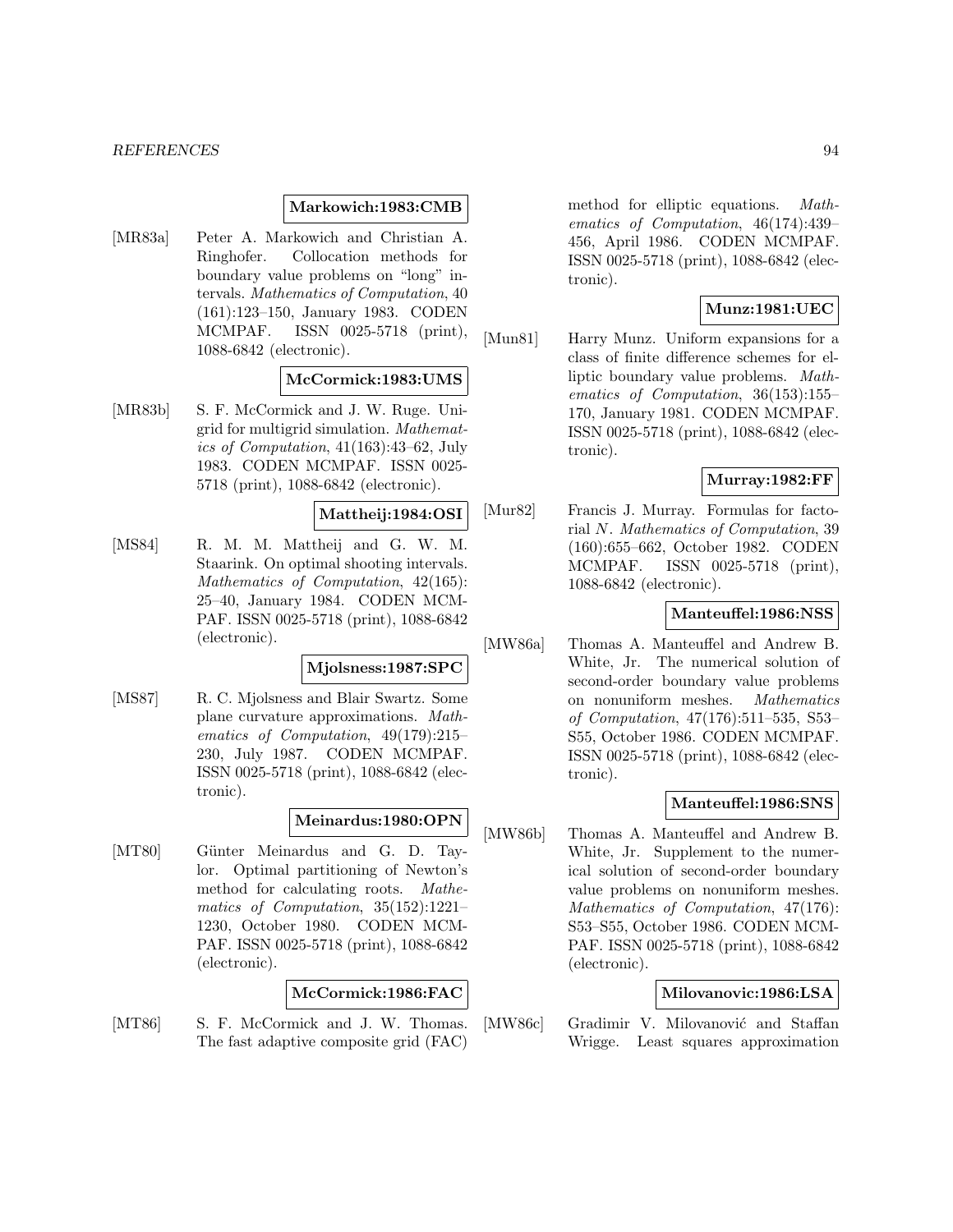**Markowich:1983:CMB**

[MR83a] Peter A. Markowich and Christian A. Ringhofer. Collocation methods for boundary value problems on "long" intervals. *Mathematics of Computation*, 40 (161):123–150, January 1983. CODEN MCMPAF. ISSN 0025-5718 (print), 1088-6842 (electronic).

**McCormick:1983:UMS**

[MR83b] S. F. McCormick and J. W. Ruge. Unigrid for multigrid simulation. *Mathematics of Computation*, 41(163):43–62, July 1983. CODEN MCMPAF. ISSN 0025-5718 (print), 1088-6842 (electronic).

**Mattheij:1984:OSI**

[MS84] R. M. M. Mattheij and G. W. M. Staarink. On optimal shooting intervals. *Mathematics of Computation*, 42(165): 25–40, January 1984. CODEN MCMPAF. ISSN 0025-5718 (print), 1088-6842 (electronic).

**Mjolsness:1987:SPC**

[MS87] R. C. Mjolsness and Blair Swartz. Some plane curvature approximations. *Mathematics of Computation*, 49(179):215–230, July 1987. CODEN MCMPAF. ISSN 0025-5718 (print), 1088-6842 (electronic).

**Meinardus:1980:OPN**

[MT80] Günter Meinardus and G. D. Taylor. Optimal partitioning of Newton's method for calculating roots. *Mathematics of Computation*, 35(152):1221–1230, October 1980. CODEN MCMPAF. ISSN 0025-5718 (print), 1088-6842 (electronic).

**McCormick:1986:FAC**

[MT86] S. F. McCormick and J. W. Thomas. The fast adaptive composite grid (FAC) method for elliptic equations. *Mathematics of Computation*, 46(174):439–456, April 1986. CODEN MCMPAF. ISSN 0025-5718 (print), 1088-6842 (electronic).

**Munz:1981:UEC**

[Mun81] Harry Munz. Uniform expansions for a class of finite difference schemes for elliptic boundary value problems. *Mathematics of Computation*, 36(153):155–170, January 1981. CODEN MCMPAF. ISSN 0025-5718 (print), 1088-6842 (electronic).

**Murray:1982:FF**

[Mur82] Francis J. Murray. Formulas for factorial $N$. *Mathematics of Computation*, 39 (160):655–662, October 1982. CODEN MCMPAF. ISSN 0025-5718 (print), 1088-6842 (electronic).

**Manteuffel:1986:NSS**

[MW86a] Thomas A. Manteuffel and Andrew B. White, Jr. The numerical solution of second-order boundary value problems on nonuniform meshes. *Mathematics of Computation*, 47(176):511–535, S53–S55, October 1986. CODEN MCMPAF. ISSN 0025-5718 (print), 1088-6842 (electronic).

**Manteuffel:1986:SNS**

[MW86b] Thomas A. Manteuffel and Andrew B. White, Jr. Supplement to the numerical solution of second-order boundary value problems on nonuniform meshes. *Mathematics of Computation*, 47(176): S53–S55, October 1986. CODEN MCMPAF. ISSN 0025-5718 (print), 1088-6842 (electronic).

**Milovanovic:1986:LSA**

[MW86c] Gradimir V. Milovanović and Staffan Wrigge. Least squares approximation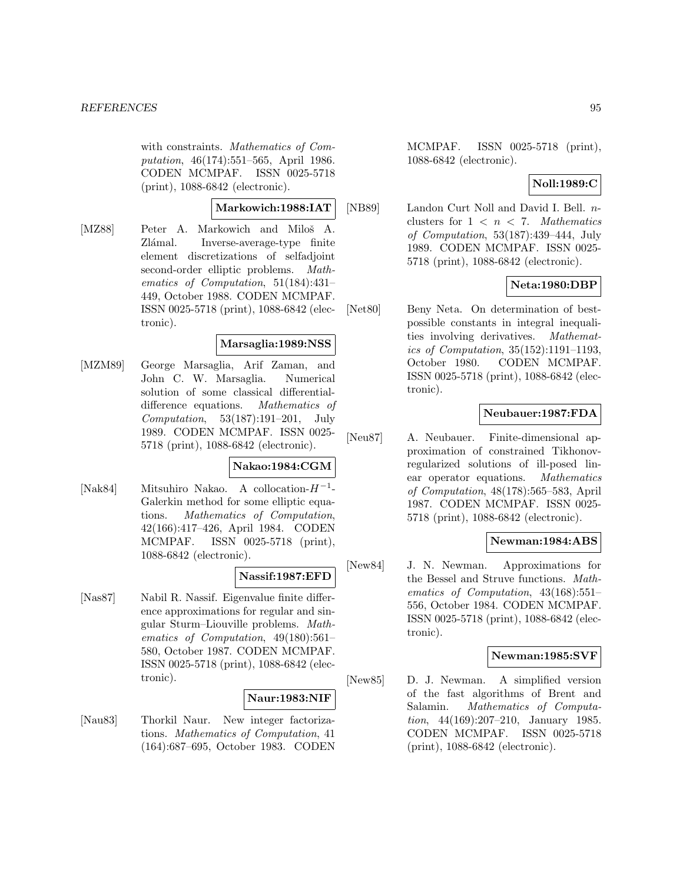with constraints. *Mathematics of Computation*, 46(174):551–565, April 1986. CODEN MCMPAF. ISSN 0025-5718 (print), 1088-6842 (electronic).

**Markowich:1988:IAT**

[MZ88] Peter A. Markowich and Miloš A. Zlámal. Inverse-average-type finite element discretizations of selfadjoint second-order elliptic problems. *Mathematics of Computation*, 51(184):431–449, October 1988. CODEN MCMPAF. ISSN 0025-5718 (print), 1088-6842 (electronic).

**Marsaglia:1989:NSS**

[MZM89] George Marsaglia, Arif Zaman, and John C. W. Marsaglia. Numerical solution of some classical differential-difference equations. *Mathematics of Computation*, 53(187):191–201, July 1989. CODEN MCMPAF. ISSN 0025-5718 (print), 1088-6842 (electronic).

**Nakao:1984:CGM**

[Nak84] Mitsuhiro Nakao. A collocation-$H^{-1}$-Galerkin method for some elliptic equations. *Mathematics of Computation*, 42(166):417–426, April 1984. CODEN MCMPAF. ISSN 0025-5718 (print), 1088-6842 (electronic).

**Nassif:1987:EFD**

[Nas87] Nabil R. Nassif. Eigenvalue finite difference approximations for regular and singular Sturm–Liouville problems. *Mathematics of Computation*, 49(180):561–580, October 1987. CODEN MCMPAF. ISSN 0025-5718 (print), 1088-6842 (electronic).

**Naur:1983:NIF**

[Nau83] Thorkil Naur. New integer factorizations. *Mathematics of Computation*, 41 (164):687–695, October 1983. CODEN MCMPAF. ISSN 0025-5718 (print), 1088-6842 (electronic).

**Noll:1989:C**

[NB89] Landon Curt Noll and David I. Bell. $n$-clusters for $1 < n < 7$. *Mathematics of Computation*, 53(187):439–444, July 1989. CODEN MCMPAF. ISSN 0025-5718 (print), 1088-6842 (electronic).

**Neta:1980:DBP**

[Net80] Beny Neta. On determination of best-possible constants in integral inequalities involving derivatives. *Mathematics of Computation*, 35(152):1191–1193, October 1980. CODEN MCMPAF. ISSN 0025-5718 (print), 1088-6842 (electronic).

**Neubauer:1987:FDA**

[Neu87] A. Neubauer. Finite-dimensional approximation of constrained Tikhonov-regularized solutions of ill-posed linear operator equations. *Mathematics of Computation*, 48(178):565–583, April 1987. CODEN MCMPAF. ISSN 0025-5718 (print), 1088-6842 (electronic).

**Newman:1984:ABS**

[New84] J. N. Newman. Approximations for the Bessel and Struve functions. *Mathematics of Computation*, 43(168):551–556, October 1984. CODEN MCMPAF. ISSN 0025-5718 (print), 1088-6842 (electronic).

**Newman:1985:SVF**

[New85] D. J. Newman. A simplified version of the fast algorithms of Brent and Salamin. *Mathematics of Computation*, 44(169):207–210, January 1985. CODEN MCMPAF. ISSN 0025-5718 (print), 1088-6842 (electronic).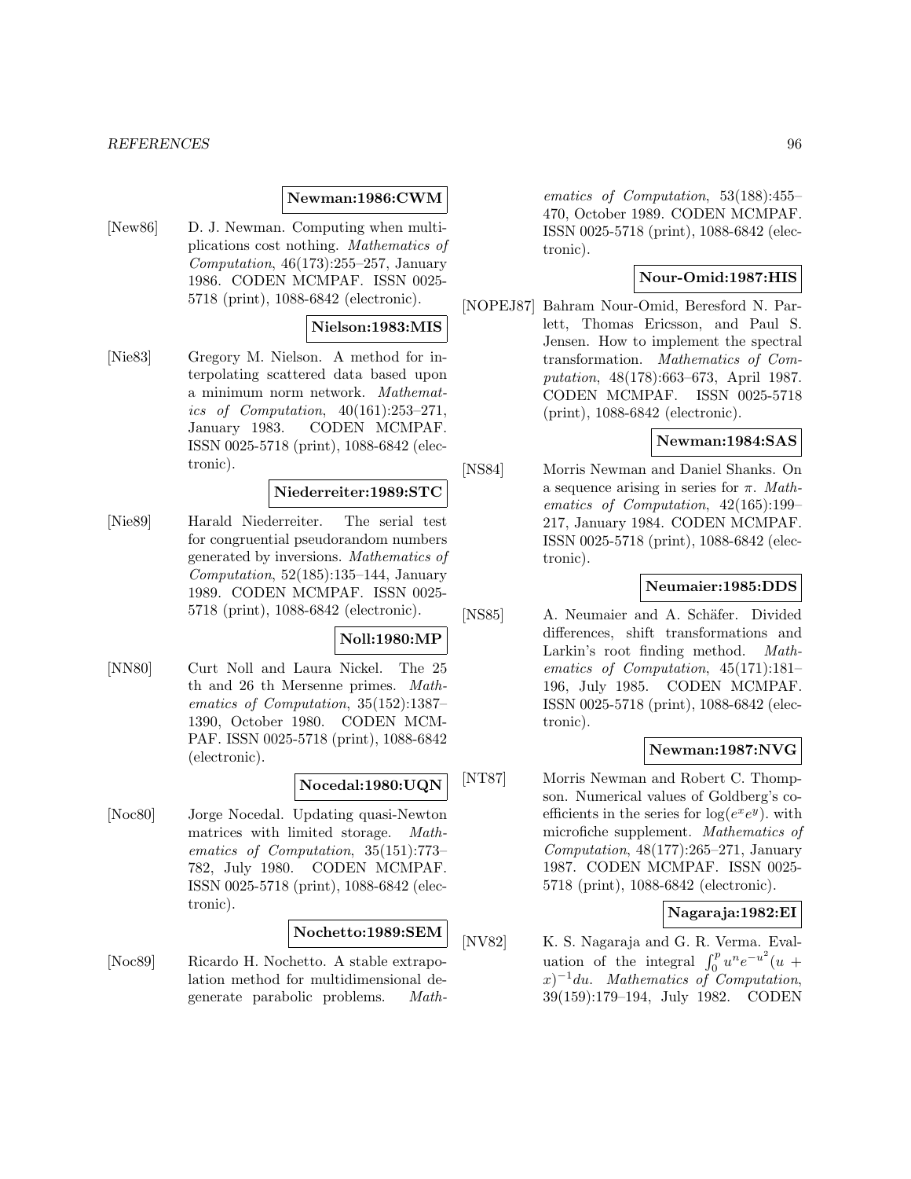**Newman:1986:CWM**

[New86] D. J. Newman. Computing when multiplications cost nothing. *Mathematics of Computation*, 46(173):255–257, January 1986. CODEN MCMPAF. ISSN 0025-5718 (print), 1088-6842 (electronic).

**Nielson:1983:MIS**

[Nie83] Gregory M. Nielson. A method for interpolating scattered data based upon a minimum norm network. *Mathematics of Computation*, 40(161):253–271, January 1983. CODEN MCMPAF. ISSN 0025-5718 (print), 1088-6842 (electronic).

**Niederreiter:1989:STC**

[Nie89] Harald Niederreiter. The serial test for congruential pseudorandom numbers generated by inversions. *Mathematics of Computation*, 52(185):135–144, January 1989. CODEN MCMPAF. ISSN 0025-5718 (print), 1088-6842 (electronic).

**Noll:1980:MP**

[NN80] Curt Noll and Laura Nickel. The 25 th and 26 th Mersenne primes. *Mathematics of Computation*, 35(152):1387–1390, October 1980. CODEN MCMPAF. ISSN 0025-5718 (print), 1088-6842 (electronic).

**Nocedal:1980:UQN**

[Noc80] Jorge Nocedal. Updating quasi-Newton matrices with limited storage. *Mathematics of Computation*, 35(151):773–782, July 1980. CODEN MCMPAF. ISSN 0025-5718 (print), 1088-6842 (electronic).

**Nochetto:1989:SEM**

[Noc89] Ricardo H. Nochetto. A stable extrapolation method for multidimensional degenerate parabolic problems. *Mathematics of Computation*, 53(188):455–470, October 1989. CODEN MCMPAF. ISSN 0025-5718 (print), 1088-6842 (electronic).

**Nour-Omid:1987:HIS**

[NOPEJ87] Bahram Nour-Omid, Beresford N. Parlett, Thomas Ericsson, and Paul S. Jensen. How to implement the spectral transformation. *Mathematics of Computation*, 48(178):663–673, April 1987. CODEN MCMPAF. ISSN 0025-5718 (print), 1088-6842 (electronic).

**Newman:1984:SAS**

[NS84] Morris Newman and Daniel Shanks. On a sequence arising in series for $\pi$. *Mathematics of Computation*, 42(165):199–217, January 1984. CODEN MCMPAF. ISSN 0025-5718 (print), 1088-6842 (electronic).

**Neumaier:1985:DDS**

[NS85] A. Neumaier and A. Schäfer. Divided differences, shift transformations and Larkin's root finding method. *Mathematics of Computation*, 45(171):181–196, July 1985. CODEN MCMPAF. ISSN 0025-5718 (print), 1088-6842 (electronic).

**Newman:1987:NVG**

[NT87] Morris Newman and Robert C. Thompson. Numerical values of Goldberg's coefficients in the series for $\log(e^x e^y)$. with microfiche supplement. *Mathematics of Computation*, 48(177):265–271, January 1987. CODEN MCMPAF. ISSN 0025-5718 (print), 1088-6842 (electronic).

**Nagaraja:1982:EI**

[NV82] K. S. Nagaraja and G. R. Verma. Evaluation of the integral $\int_0^p u^n e^{-u^2}(u+x)^{-1}du$. *Mathematics of Computation*, 39(159):179–194, July 1982. CODEN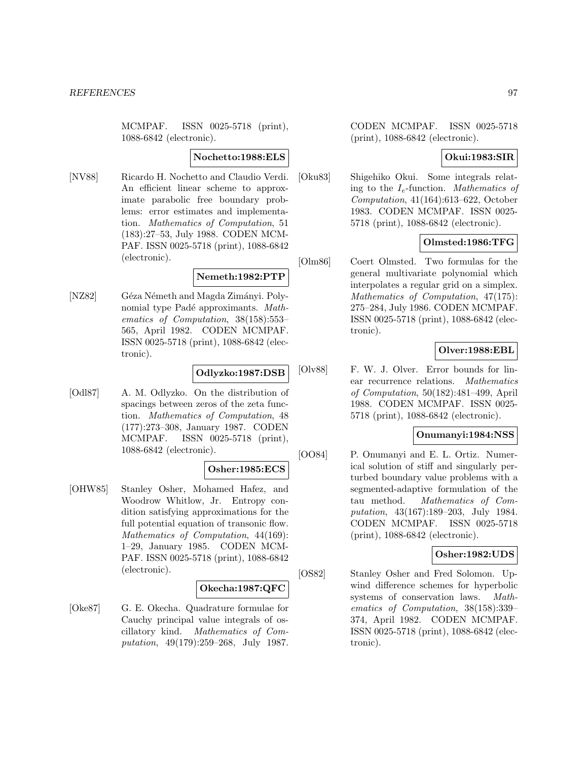MCMPAF. ISSN 0025-5718 (print), 1088-6842 (electronic).

**Nochetto:1988:ELS**

[NV88] Ricardo H. Nochetto and Claudio Verdi. An efficient linear scheme to approximate parabolic free boundary problems: error estimates and implementation. *Mathematics of Computation*, 51 (183):27–53, July 1988. CODEN MCMPAF. ISSN 0025-5718 (print), 1088-6842 (electronic).

**Nemeth:1982:PTP**

[NZ82] Géza Németh and Magda Zimányi. Polynomial type Padé approximants. *Mathematics of Computation*, 38(158):553–565, April 1982. CODEN MCMPAF. ISSN 0025-5718 (print), 1088-6842 (electronic).

**Odlyzko:1987:DSB**

[Odl87] A. M. Odlyzko. On the distribution of spacings between zeros of the zeta function. *Mathematics of Computation*, 48 (177):273–308, January 1987. CODEN MCMPAF. ISSN 0025-5718 (print), 1088-6842 (electronic).

**Osher:1985:ECS**

[OHW85] Stanley Osher, Mohamed Hafez, and Woodrow Whitlow, Jr. Entropy condition satisfying approximations for the full potential equation of transonic flow. *Mathematics of Computation*, 44(169): 1–29, January 1985. CODEN MCMPAF. ISSN 0025-5718 (print), 1088-6842 (electronic).

**Okecha:1987:QFC**

[Oke87] G. E. Okecha. Quadrature formulae for Cauchy principal value integrals of oscillatory kind. *Mathematics of Computation*, 49(179):259–268, July 1987. CODEN MCMPAF. ISSN 0025-5718 (print), 1088-6842 (electronic).

**Okui:1983:SIR**

[Oku83] Shigehiko Okui. Some integrals relating to the $I_e$-function. *Mathematics of Computation*, 41(164):613–622, October 1983. CODEN MCMPAF. ISSN 0025-5718 (print), 1088-6842 (electronic).

**Olmsted:1986:TFG**

[Olm86] Coert Olmsted. Two formulas for the general multivariate polynomial which interpolates a regular grid on a simplex. *Mathematics of Computation*, 47(175): 275–284, July 1986. CODEN MCMPAF. ISSN 0025-5718 (print), 1088-6842 (electronic).

**Olver:1988:EBL**

[Olv88] F. W. J. Olver. Error bounds for linear recurrence relations. *Mathematics of Computation*, 50(182):481–499, April 1988. CODEN MCMPAF. ISSN 0025-5718 (print), 1088-6842 (electronic).

**Onumanyi:1984:NSS**

[OO84] P. Onumanyi and E. L. Ortiz. Numerical solution of stiff and singularly perturbed boundary value problems with a segmented-adaptive formulation of the tau method. *Mathematics of Computation*, 43(167):189–203, July 1984. CODEN MCMPAF. ISSN 0025-5718 (print), 1088-6842 (electronic).

**Osher:1982:UDS**

[OS82] Stanley Osher and Fred Solomon. Upwind difference schemes for hyperbolic systems of conservation laws. *Mathematics of Computation*, 38(158):339–374, April 1982. CODEN MCMPAF. ISSN 0025-5718 (print), 1088-6842 (electronic).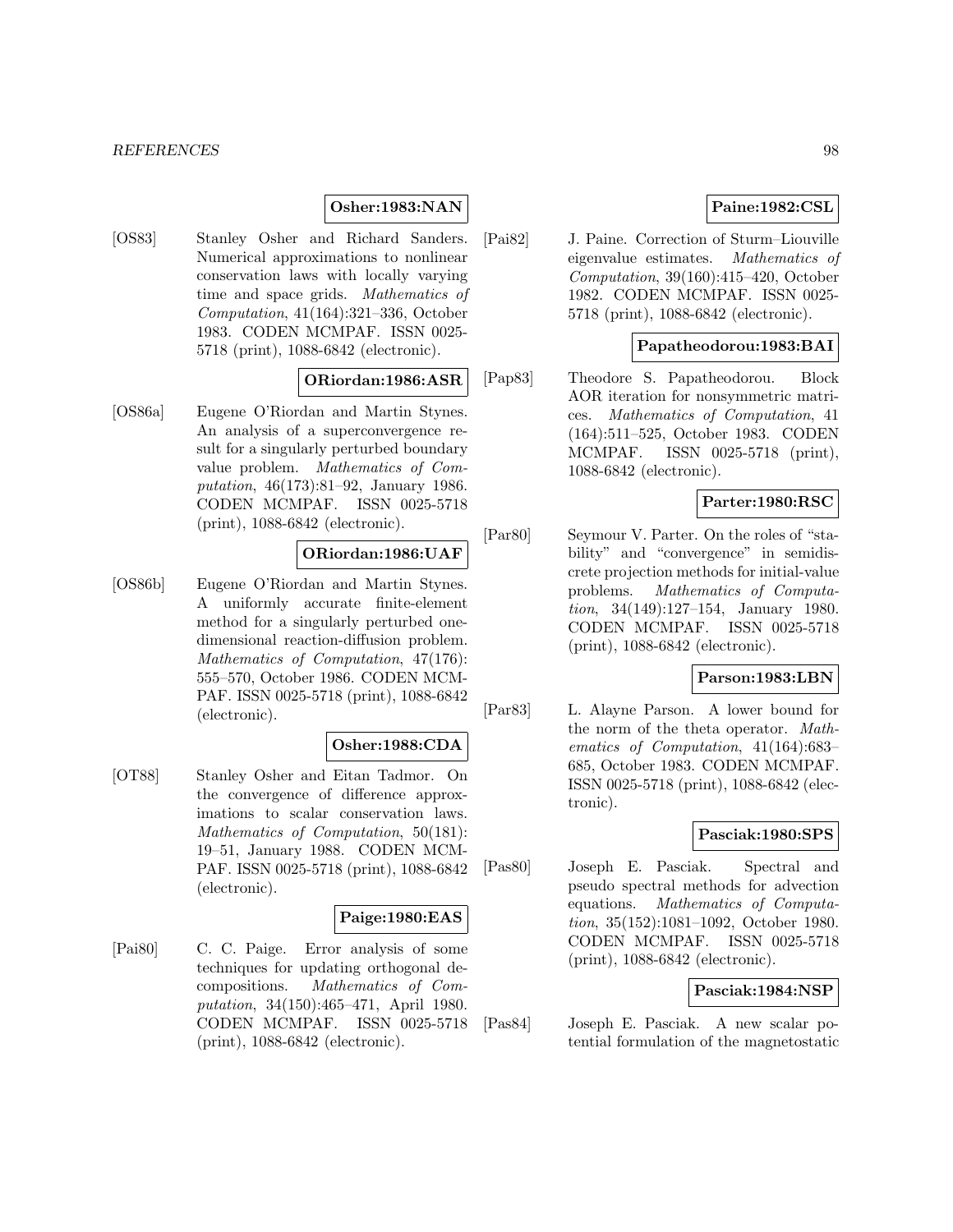**Osher:1983:NAN**

[OS83] Stanley Osher and Richard Sanders. Numerical approximations to nonlinear conservation laws with locally varying time and space grids. *Mathematics of Computation*, 41(164):321–336, October 1983. CODEN MCMPAF. ISSN 0025-5718 (print), 1088-6842 (electronic).

**ORiordan:1986:ASR**

[OS86a] Eugene O'Riordan and Martin Stynes. An analysis of a superconvergence result for a singularly perturbed boundary value problem. *Mathematics of Computation*, 46(173):81–92, January 1986. CODEN MCMPAF. ISSN 0025-5718 (print), 1088-6842 (electronic).

**ORiordan:1986:UAF**

[OS86b] Eugene O'Riordan and Martin Stynes. A uniformly accurate finite-element method for a singularly perturbed one-dimensional reaction-diffusion problem. *Mathematics of Computation*, 47(176):555–570, October 1986. CODEN MCMPAF. ISSN 0025-5718 (print), 1088-6842 (electronic).

**Osher:1988:CDA**

[OT88] Stanley Osher and Eitan Tadmor. On the convergence of difference approximations to scalar conservation laws. *Mathematics of Computation*, 50(181):19–51, January 1988. CODEN MCMPAF. ISSN 0025-5718 (print), 1088-6842 (electronic).

**Paige:1980:EAS**

[Pai80] C. C. Paige. Error analysis of some techniques for updating orthogonal decompositions. *Mathematics of Computation*, 34(150):465–471, April 1980. CODEN MCMPAF. ISSN 0025-5718 (print), 1088-6842 (electronic).

**Paine:1982:CSL**

[Pai82] J. Paine. Correction of Sturm–Liouville eigenvalue estimates. *Mathematics of Computation*, 39(160):415–420, October 1982. CODEN MCMPAF. ISSN 0025-5718 (print), 1088-6842 (electronic).

**Papatheodorou:1983:BAI**

[Pap83] Theodore S. Papatheodorou. Block AOR iteration for nonsymmetric matrices. *Mathematics of Computation*, 41(164):511–525, October 1983. CODEN MCMPAF. ISSN 0025-5718 (print), 1088-6842 (electronic).

**Parter:1980:RSC**

[Par80] Seymour V. Parter. On the roles of "stability" and "convergence" in semidiscrete projection methods for initial-value problems. *Mathematics of Computation*, 34(149):127–154, January 1980. CODEN MCMPAF. ISSN 0025-5718 (print), 1088-6842 (electronic).

**Parson:1983:LBN**

[Par83] L. Alayne Parson. A lower bound for the norm of the theta operator. *Mathematics of Computation*, 41(164):683–685, October 1983. CODEN MCMPAF. ISSN 0025-5718 (print), 1088-6842 (electronic).

**Pasciak:1980:SPS**

[Pas80] Joseph E. Pasciak. Spectral and pseudo spectral methods for advection equations. *Mathematics of Computation*, 35(152):1081–1092, October 1980. CODEN MCMPAF. ISSN 0025-5718 (print), 1088-6842 (electronic).

**Pasciak:1984:NSP**

[Pas84] Joseph E. Pasciak. A new scalar potential formulation of the magnetostatic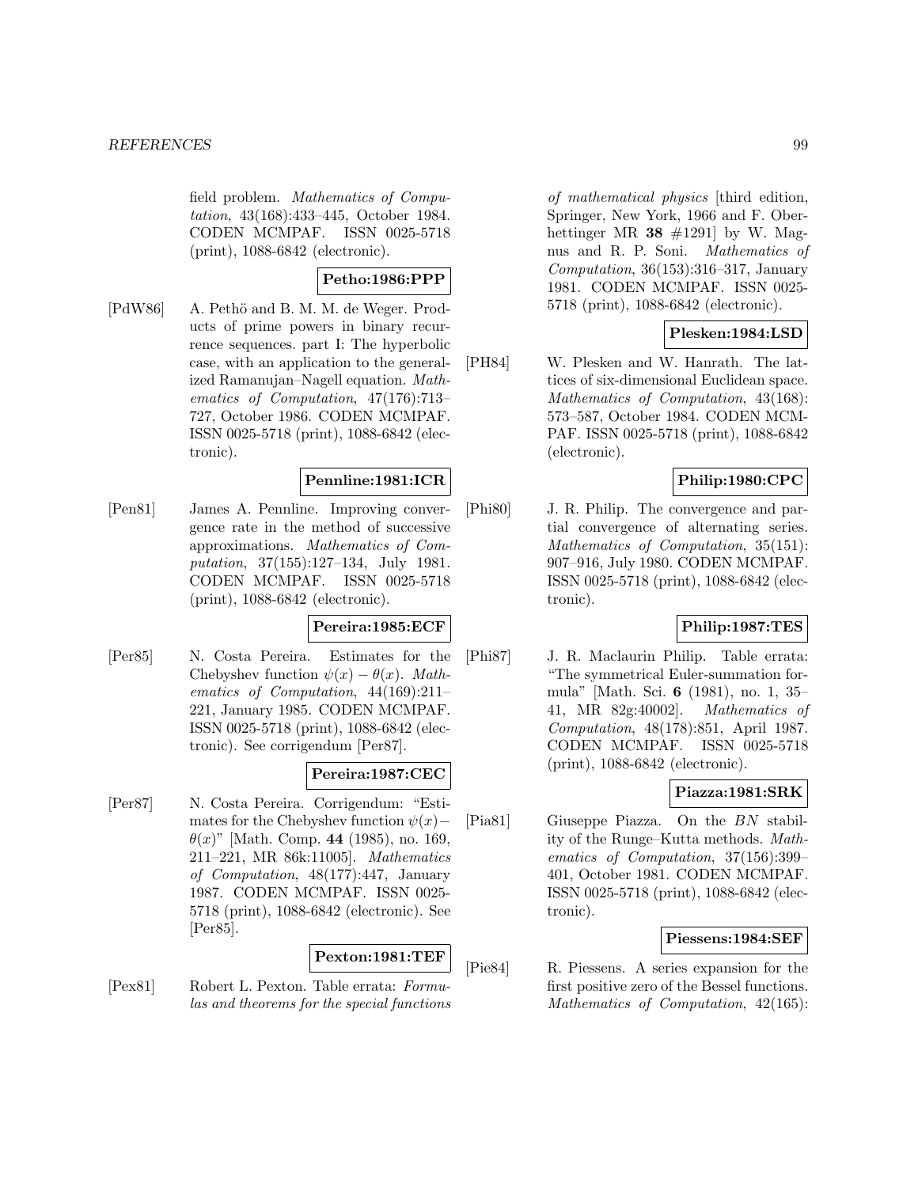field problem. *Mathematics of Computation*, 43(168):433–445, October 1984. CODEN MCMPAF. ISSN 0025-5718 (print), 1088-6842 (electronic).

**Petho:1986:PPP**

[PdW86] A. Pethö and B. M. M. de Weger. Products of prime powers in binary recurrence sequences. part I: The hyperbolic case, with an application to the generalized Ramanujan–Nagell equation. *Mathematics of Computation*, 47(176):713–727, October 1986. CODEN MCMPAF. ISSN 0025-5718 (print), 1088-6842 (electronic).

**Pennline:1981:ICR**

[Pen81] James A. Pennline. Improving convergence rate in the method of successive approximations. *Mathematics of Computation*, 37(155):127–134, July 1981. CODEN MCMPAF. ISSN 0025-5718 (print), 1088-6842 (electronic).

**Pereira:1985:ECF**

[Per85] N. Costa Pereira. Estimates for the Chebyshev function $\psi(x) - \theta(x)$. *Mathematics of Computation*, 44(169):211–221, January 1985. CODEN MCMPAF. ISSN 0025-5718 (print), 1088-6842 (electronic). See corrigendum [Per87].

**Pereira:1987:CEC**

[Per87] N. Costa Pereira. Corrigendum: "Estimates for the Chebyshev function $\psi(x)-\theta(x)$" [Math. Comp. **44** (1985), no. 169, 211–221, MR 86k:11005]. *Mathematics of Computation*, 48(177):447, January 1987. CODEN MCMPAF. ISSN 0025-5718 (print), 1088-6842 (electronic). See [Per85].

**Pexton:1981:TEF**

[Pex81] Robert L. Pexton. Table errata: *Formulas and theorems for the special functions of mathematical physics* [third edition, Springer, New York, 1966 and F. Oberhettinger MR **38** #1291] by W. Magnus and R. P. Soni. *Mathematics of Computation*, 36(153):316–317, January 1981. CODEN MCMPAF. ISSN 0025-5718 (print), 1088-6842 (electronic).

**Plesken:1984:LSD**

[PH84] W. Plesken and W. Hanrath. The lattices of six-dimensional Euclidean space. *Mathematics of Computation*, 43(168): 573–587, October 1984. CODEN MCMPAF. ISSN 0025-5718 (print), 1088-6842 (electronic).

**Philip:1980:CPC**

[Phi80] J. R. Philip. The convergence and partial convergence of alternating series. *Mathematics of Computation*, 35(151): 907–916, July 1980. CODEN MCMPAF. ISSN 0025-5718 (print), 1088-6842 (electronic).

**Philip:1987:TES**

[Phi87] J. R. Maclaurin Philip. Table errata: "The symmetrical Euler-summation formula" [Math. Sci. **6** (1981), no. 1, 35–41, MR 82g:40002]. *Mathematics of Computation*, 48(178):851, April 1987. CODEN MCMPAF. ISSN 0025-5718 (print), 1088-6842 (electronic).

**Piazza:1981:SRK**

[Pia81] Giuseppe Piazza. On the $BN$ stability of the Runge–Kutta methods. *Mathematics of Computation*, 37(156):399–401, October 1981. CODEN MCMPAF. ISSN 0025-5718 (print), 1088-6842 (electronic).

**Piessens:1984:SEF**

[Pie84] R. Piessens. A series expansion for the first positive zero of the Bessel functions. *Mathematics of Computation*, 42(165):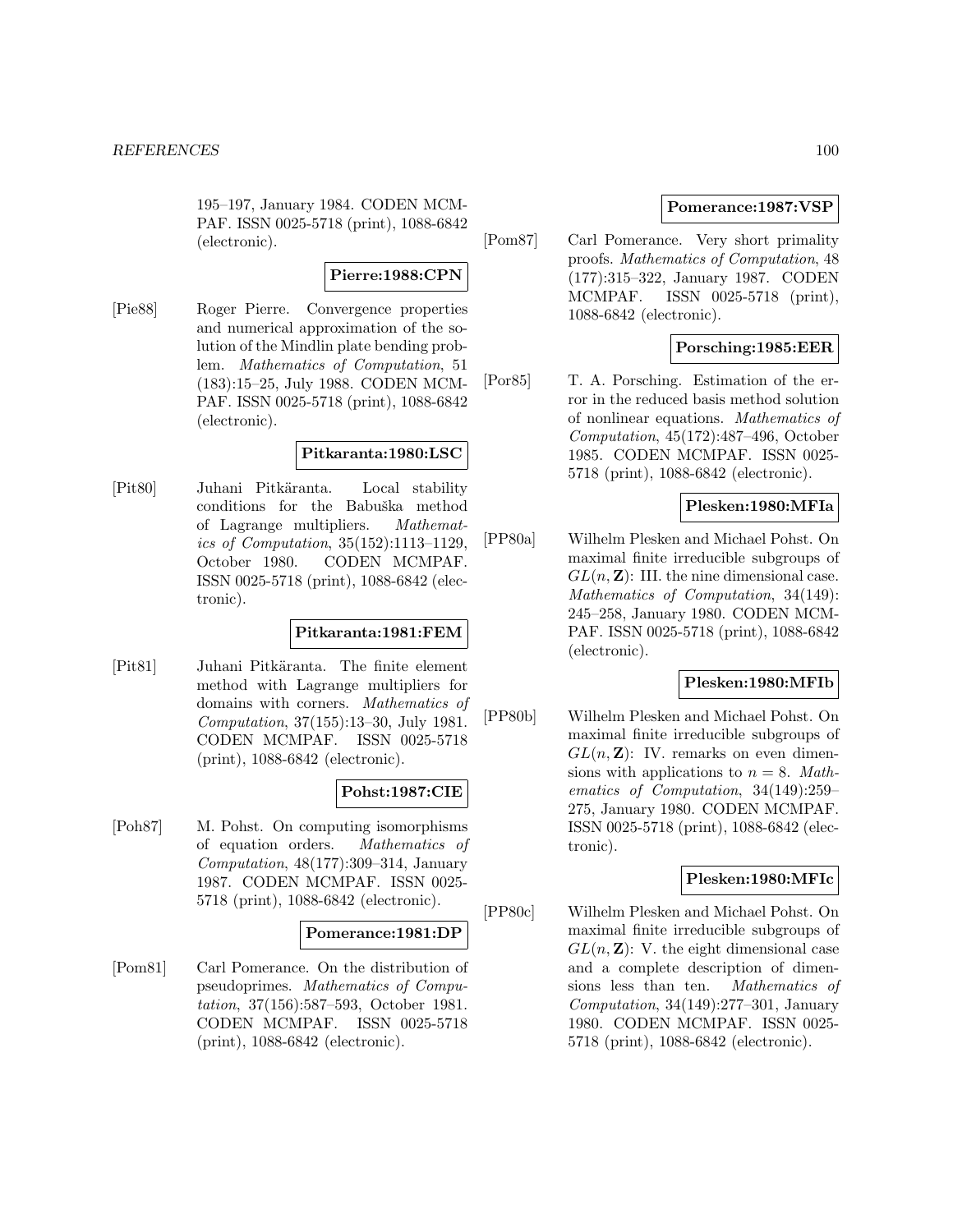195–197, January 1984. CODEN MCMPAF. ISSN 0025-5718 (print), 1088-6842 (electronic).

**Pierre:1988:CPN**

[Pie88] Roger Pierre. Convergence properties and numerical approximation of the solution of the Mindlin plate bending problem. *Mathematics of Computation*, 51 (183):15–25, July 1988. CODEN MCMPAF. ISSN 0025-5718 (print), 1088-6842 (electronic).

**Pitkaranta:1980:LSC**

[Pit80] Juhani Pitkäranta. Local stability conditions for the Babuška method of Lagrange multipliers. *Mathematics of Computation*, 35(152):1113–1129, October 1980. CODEN MCMPAF. ISSN 0025-5718 (print), 1088-6842 (electronic).

**Pitkaranta:1981:FEM**

[Pit81] Juhani Pitkäranta. The finite element method with Lagrange multipliers for domains with corners. *Mathematics of Computation*, 37(155):13–30, July 1981. CODEN MCMPAF. ISSN 0025-5718 (print), 1088-6842 (electronic).

**Pohst:1987:CIE**

[Poh87] M. Pohst. On computing isomorphisms of equation orders. *Mathematics of Computation*, 48(177):309–314, January 1987. CODEN MCMPAF. ISSN 0025-5718 (print), 1088-6842 (electronic).

**Pomerance:1981:DP**

[Pom81] Carl Pomerance. On the distribution of pseudoprimes. *Mathematics of Computation*, 37(156):587–593, October 1981. CODEN MCMPAF. ISSN 0025-5718 (print), 1088-6842 (electronic).

**Pomerance:1987:VSP**

[Pom87] Carl Pomerance. Very short primality proofs. *Mathematics of Computation*, 48 (177):315–322, January 1987. CODEN MCMPAF. ISSN 0025-5718 (print), 1088-6842 (electronic).

**Porsching:1985:EER**

[Por85] T. A. Porsching. Estimation of the error in the reduced basis method solution of nonlinear equations. *Mathematics of Computation*, 45(172):487–496, October 1985. CODEN MCMPAF. ISSN 0025-5718 (print), 1088-6842 (electronic).

**Plesken:1980:MFIa**

[PP80a] Wilhelm Plesken and Michael Pohst. On maximal finite irreducible subgroups of $GL(n, \mathbf{Z})$: III. the nine dimensional case. *Mathematics of Computation*, 34(149): 245–258, January 1980. CODEN MCMPAF. ISSN 0025-5718 (print), 1088-6842 (electronic).

**Plesken:1980:MFIb**

[PP80b] Wilhelm Plesken and Michael Pohst. On maximal finite irreducible subgroups of $GL(n, \mathbf{Z})$: IV. remarks on even dimensions with applications to $n = 8$. *Mathematics of Computation*, 34(149):259–275, January 1980. CODEN MCMPAF. ISSN 0025-5718 (print), 1088-6842 (electronic).

**Plesken:1980:MFIc**

[PP80c] Wilhelm Plesken and Michael Pohst. On maximal finite irreducible subgroups of $GL(n, \mathbf{Z})$: V. the eight dimensional case and a complete description of dimensions less than ten. *Mathematics of Computation*, 34(149):277–301, January 1980. CODEN MCMPAF. ISSN 0025-5718 (print), 1088-6842 (electronic).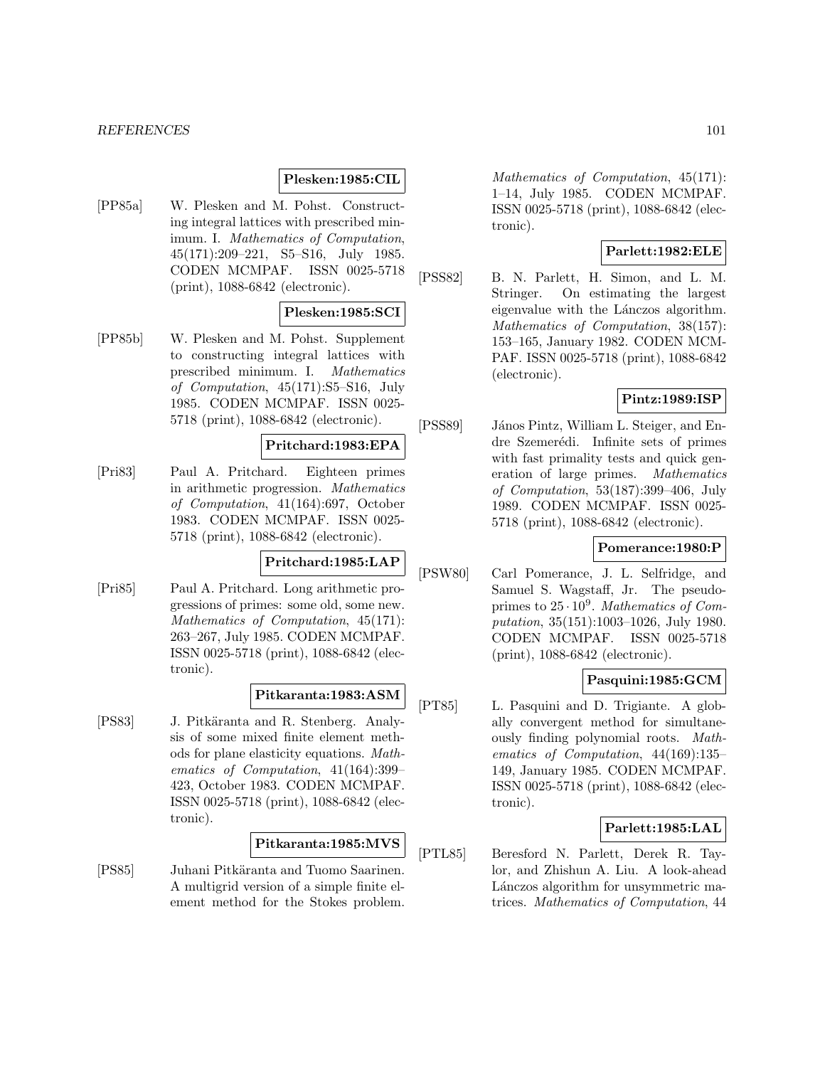**Plesken:1985:CIL**

[PP85a] W. Plesken and M. Pohst. Constructing integral lattices with prescribed minimum. I. *Mathematics of Computation*, 45(171):209–221, S5–S16, July 1985. CODEN MCMPAF. ISSN 0025-5718 (print), 1088-6842 (electronic).

**Plesken:1985:SCI**

[PP85b] W. Plesken and M. Pohst. Supplement to constructing integral lattices with prescribed minimum. I. *Mathematics of Computation*, 45(171):S5–S16, July 1985. CODEN MCMPAF. ISSN 0025-5718 (print), 1088-6842 (electronic).

**Pritchard:1983:EPA**

[Pri83] Paul A. Pritchard. Eighteen primes in arithmetic progression. *Mathematics of Computation*, 41(164):697, October 1983. CODEN MCMPAF. ISSN 0025-5718 (print), 1088-6842 (electronic).

**Pritchard:1985:LAP**

[Pri85] Paul A. Pritchard. Long arithmetic progressions of primes: some old, some new. *Mathematics of Computation*, 45(171): 263–267, July 1985. CODEN MCMPAF. ISSN 0025-5718 (print), 1088-6842 (electronic).

**Pitkaranta:1983:ASM**

[PS83] J. Pitkäranta and R. Stenberg. Analysis of some mixed finite element methods for plane elasticity equations. *Mathematics of Computation*, 41(164):399–423, October 1983. CODEN MCMPAF. ISSN 0025-5718 (print), 1088-6842 (electronic).

**Pitkaranta:1985:MVS**

[PS85] Juhani Pitkäranta and Tuomo Saarinen. A multigrid version of a simple finite element method for the Stokes problem. *Mathematics of Computation*, 45(171): 1–14, July 1985. CODEN MCMPAF. ISSN 0025-5718 (print), 1088-6842 (electronic).

**Parlett:1982:ELE**

[PSS82] B. N. Parlett, H. Simon, and L. M. Stringer. On estimating the largest eigenvalue with the Lánczos algorithm. *Mathematics of Computation*, 38(157): 153–165, January 1982. CODEN MCMPAF. ISSN 0025-5718 (print), 1088-6842 (electronic).

**Pintz:1989:ISP**

[PSS89] János Pintz, William L. Steiger, and Endre Szemerédi. Infinite sets of primes with fast primality tests and quick generation of large primes. *Mathematics of Computation*, 53(187):399–406, July 1989. CODEN MCMPAF. ISSN 0025-5718 (print), 1088-6842 (electronic).

**Pomerance:1980:P**

[PSW80] Carl Pomerance, J. L. Selfridge, and Samuel S. Wagstaff, Jr. The pseudoprimes to $25 \cdot 10^9$. *Mathematics of Computation*, 35(151):1003–1026, July 1980. CODEN MCMPAF. ISSN 0025-5718 (print), 1088-6842 (electronic).

**Pasquini:1985:GCM**

[PT85] L. Pasquini and D. Trigiante. A globally convergent method for simultaneously finding polynomial roots. *Mathematics of Computation*, 44(169):135–149, January 1985. CODEN MCMPAF. ISSN 0025-5718 (print), 1088-6842 (electronic).

**Parlett:1985:LAL**

[PTL85] Beresford N. Parlett, Derek R. Taylor, and Zhishun A. Liu. A look-ahead Lánczos algorithm for unsymmetric matrices. *Mathematics of Computation*, 44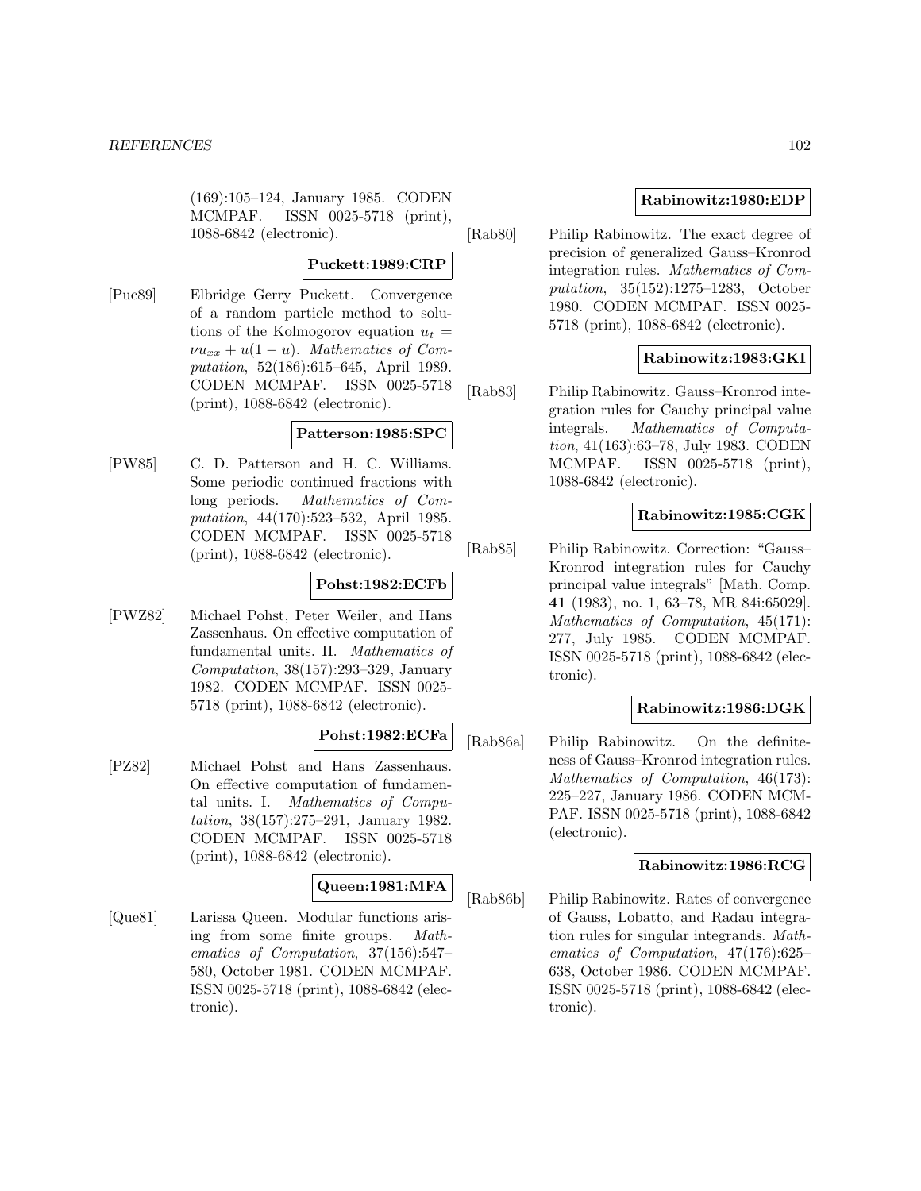(169):105–124, January 1985. CODEN MCMPAF. ISSN 0025-5718 (print), 1088-6842 (electronic).

**Puckett:1989:CRP**

[Puc89] Elbridge Gerry Puckett. Convergence of a random particle method to solutions of the Kolmogorov equation $u_t = \nu u_{xx} + u(1-u)$. *Mathematics of Computation*, 52(186):615–645, April 1989. CODEN MCMPAF. ISSN 0025-5718 (print), 1088-6842 (electronic).

**Patterson:1985:SPC**

[PW85] C. D. Patterson and H. C. Williams. Some periodic continued fractions with long periods. *Mathematics of Computation*, 44(170):523–532, April 1985. CODEN MCMPAF. ISSN 0025-5718 (print), 1088-6842 (electronic).

**Pohst:1982:ECFb**

[PWZ82] Michael Pohst, Peter Weiler, and Hans Zassenhaus. On effective computation of fundamental units. II. *Mathematics of Computation*, 38(157):293–329, January 1982. CODEN MCMPAF. ISSN 0025-5718 (print), 1088-6842 (electronic).

**Pohst:1982:ECFa**

[PZ82] Michael Pohst and Hans Zassenhaus. On effective computation of fundamental units. I. *Mathematics of Computation*, 38(157):275–291, January 1982. CODEN MCMPAF. ISSN 0025-5718 (print), 1088-6842 (electronic).

**Queen:1981:MFA**

[Que81] Larissa Queen. Modular functions arising from some finite groups. *Mathematics of Computation*, 37(156):547–580, October 1981. CODEN MCMPAF. ISSN 0025-5718 (print), 1088-6842 (electronic).

**Rabinowitz:1980:EDP**

[Rab80] Philip Rabinowitz. The exact degree of precision of generalized Gauss–Kronrod integration rules. *Mathematics of Computation*, 35(152):1275–1283, October 1980. CODEN MCMPAF. ISSN 0025-5718 (print), 1088-6842 (electronic).

**Rabinowitz:1983:GKI**

[Rab83] Philip Rabinowitz. Gauss–Kronrod integration rules for Cauchy principal value integrals. *Mathematics of Computation*, 41(163):63–78, July 1983. CODEN MCMPAF. ISSN 0025-5718 (print), 1088-6842 (electronic).

**Rabinowitz:1985:CGK**

[Rab85] Philip Rabinowitz. Correction: "Gauss–Kronrod integration rules for Cauchy principal value integrals" [Math. Comp. **41** (1983), no. 1, 63–78, MR 84i:65029]. *Mathematics of Computation*, 45(171): 277, July 1985. CODEN MCMPAF. ISSN 0025-5718 (print), 1088-6842 (electronic).

**Rabinowitz:1986:DGK**

[Rab86a] Philip Rabinowitz. On the definiteness of Gauss–Kronrod integration rules. *Mathematics of Computation*, 46(173): 225–227, January 1986. CODEN MCMPAF. ISSN 0025-5718 (print), 1088-6842 (electronic).

**Rabinowitz:1986:RCG**

[Rab86b] Philip Rabinowitz. Rates of convergence of Gauss, Lobatto, and Radau integration rules for singular integrands. *Mathematics of Computation*, 47(176):625–638, October 1986. CODEN MCMPAF. ISSN 0025-5718 (print), 1088-6842 (electronic).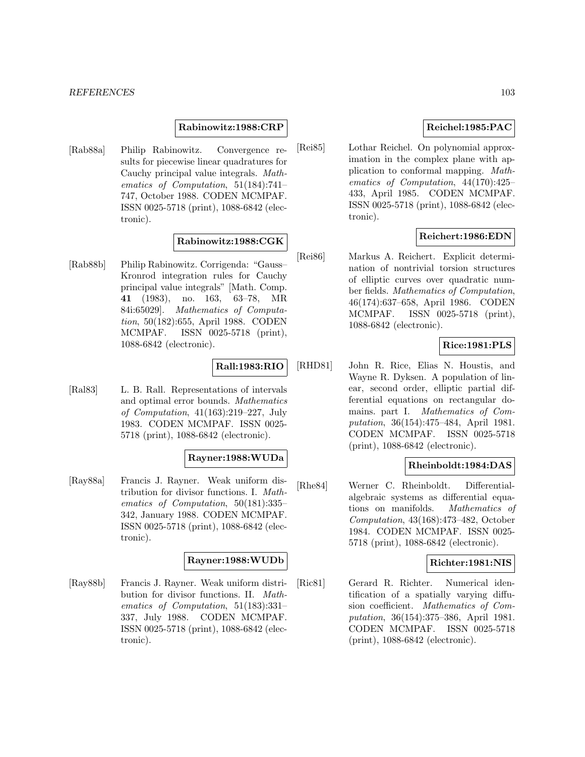**Rabinowitz:1988:CRP**

[Rab88a] Philip Rabinowitz. Convergence results for piecewise linear quadratures for Cauchy principal value integrals. *Mathematics of Computation*, 51(184):741–747, October 1988. CODEN MCMPAF. ISSN 0025-5718 (print), 1088-6842 (electronic).

**Rabinowitz:1988:CGK**

[Rab88b] Philip Rabinowitz. Corrigenda: "Gauss–Kronrod integration rules for Cauchy principal value integrals" [Math. Comp. **41** (1983), no. 163, 63–78, MR 84i:65029]. *Mathematics of Computation*, 50(182):655, April 1988. CODEN MCMPAF. ISSN 0025-5718 (print), 1088-6842 (electronic).

**Rall:1983:RIO**

[Ral83] L. B. Rall. Representations of intervals and optimal error bounds. *Mathematics of Computation*, 41(163):219–227, July 1983. CODEN MCMPAF. ISSN 0025-5718 (print), 1088-6842 (electronic).

**Rayner:1988:WUDa**

[Ray88a] Francis J. Rayner. Weak uniform distribution for divisor functions. I. *Mathematics of Computation*, 50(181):335–342, January 1988. CODEN MCMPAF. ISSN 0025-5718 (print), 1088-6842 (electronic).

**Rayner:1988:WUDb**

[Ray88b] Francis J. Rayner. Weak uniform distribution for divisor functions. II. *Mathematics of Computation*, 51(183):331–337, July 1988. CODEN MCMPAF. ISSN 0025-5718 (print), 1088-6842 (electronic).

**Reichel:1985:PAC**

[Rei85] Lothar Reichel. On polynomial approximation in the complex plane with application to conformal mapping. *Mathematics of Computation*, 44(170):425–433, April 1985. CODEN MCMPAF. ISSN 0025-5718 (print), 1088-6842 (electronic).

**Reichert:1986:EDN**

[Rei86] Markus A. Reichert. Explicit determination of nontrivial torsion structures of elliptic curves over quadratic number fields. *Mathematics of Computation*, 46(174):637–658, April 1986. CODEN MCMPAF. ISSN 0025-5718 (print), 1088-6842 (electronic).

**Rice:1981:PLS**

[RHD81] John R. Rice, Elias N. Houstis, and Wayne R. Dyksen. A population of linear, second order, elliptic partial differential equations on rectangular domains. part I. *Mathematics of Computation*, 36(154):475–484, April 1981. CODEN MCMPAF. ISSN 0025-5718 (print), 1088-6842 (electronic).

**Rheinboldt:1984:DAS**

[Rhe84] Werner C. Rheinboldt. Differential-algebraic systems as differential equations on manifolds. *Mathematics of Computation*, 43(168):473–482, October 1984. CODEN MCMPAF. ISSN 0025-5718 (print), 1088-6842 (electronic).

**Richter:1981:NIS**

[Ric81] Gerard R. Richter. Numerical identification of a spatially varying diffusion coefficient. *Mathematics of Computation*, 36(154):375–386, April 1981. CODEN MCMPAF. ISSN 0025-5718 (print), 1088-6842 (electronic).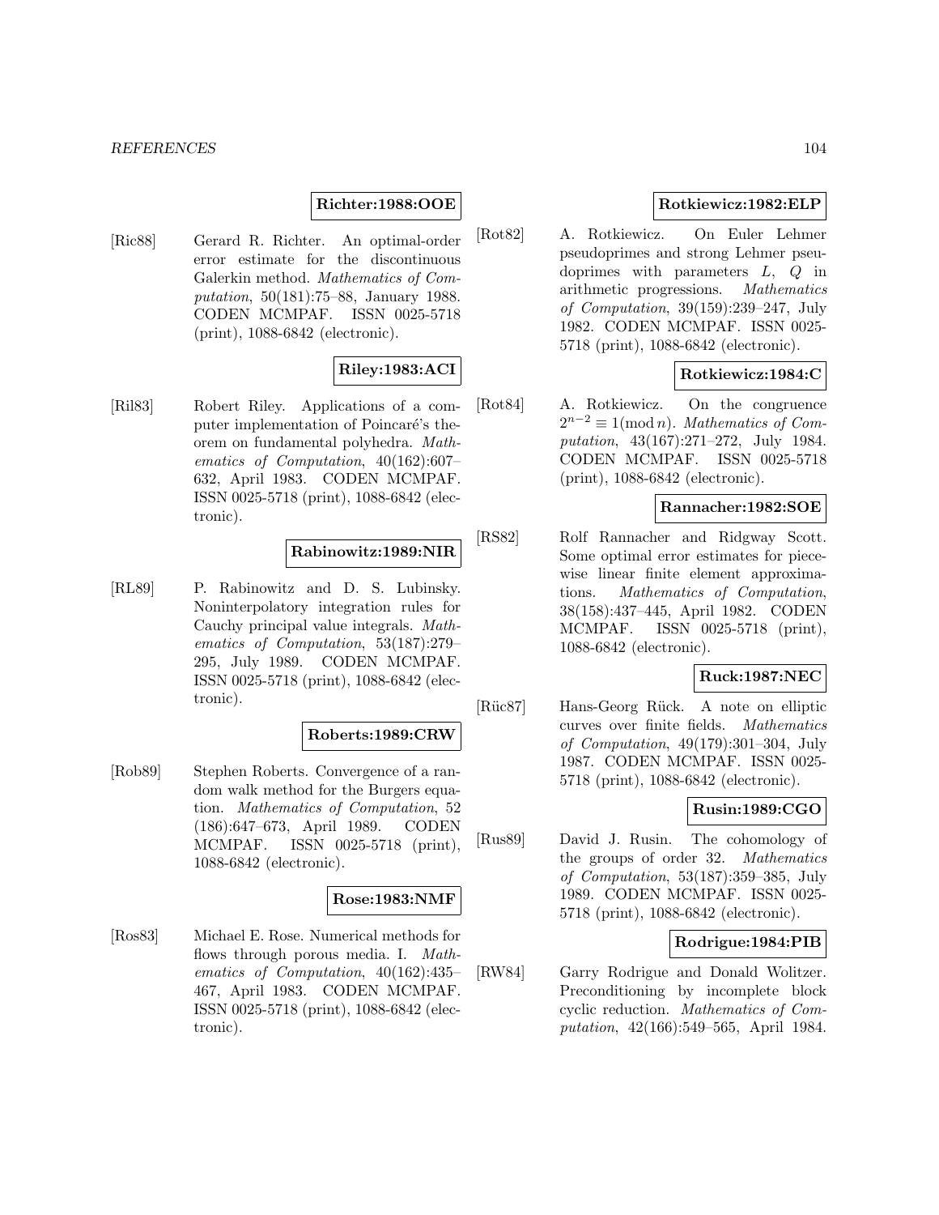**Richter:1988:OOE**

[Ric88] Gerard R. Richter. An optimal-order error estimate for the discontinuous Galerkin method. *Mathematics of Computation*, 50(181):75–88, January 1988. CODEN MCMPAF. ISSN 0025-5718 (print), 1088-6842 (electronic).

**Riley:1983:ACI**

[Ril83] Robert Riley. Applications of a computer implementation of Poincaré's theorem on fundamental polyhedra. *Mathematics of Computation*, 40(162):607–632, April 1983. CODEN MCMPAF. ISSN 0025-5718 (print), 1088-6842 (electronic).

**Rabinowitz:1989:NIR**

[RL89] P. Rabinowitz and D. S. Lubinsky. Noninterpolatory integration rules for Cauchy principal value integrals. *Mathematics of Computation*, 53(187):279–295, July 1989. CODEN MCMPAF. ISSN 0025-5718 (print), 1088-6842 (electronic).

**Roberts:1989:CRW**

[Rob89] Stephen Roberts. Convergence of a random walk method for the Burgers equation. *Mathematics of Computation*, 52 (186):647–673, April 1989. CODEN MCMPAF. ISSN 0025-5718 (print), 1088-6842 (electronic).

**Rose:1983:NMF**

[Ros83] Michael E. Rose. Numerical methods for flows through porous media. I. *Mathematics of Computation*, 40(162):435–467, April 1983. CODEN MCMPAF. ISSN 0025-5718 (print), 1088-6842 (electronic).

**Rotkiewicz:1982:ELP**

[Rot82] A. Rotkiewicz. On Euler Lehmer pseudoprimes and strong Lehmer pseudoprimes with parameters $L$, $Q$ in arithmetic progressions. *Mathematics of Computation*, 39(159):239–247, July 1982. CODEN MCMPAF. ISSN 0025-5718 (print), 1088-6842 (electronic).

**Rotkiewicz:1984:C**

[Rot84] A. Rotkiewicz. On the congruence $2^{n-2} \equiv 1 (\bmod n)$. *Mathematics of Computation*, 43(167):271–272, July 1984. CODEN MCMPAF. ISSN 0025-5718 (print), 1088-6842 (electronic).

**Rannacher:1982:SOE**

[RS82] Rolf Rannacher and Ridgway Scott. Some optimal error estimates for piecewise linear finite element approximations. *Mathematics of Computation*, 38(158):437–445, April 1982. CODEN MCMPAF. ISSN 0025-5718 (print), 1088-6842 (electronic).

**Ruck:1987:NEC**

[Rüc87] Hans-Georg Rück. A note on elliptic curves over finite fields. *Mathematics of Computation*, 49(179):301–304, July 1987. CODEN MCMPAF. ISSN 0025-5718 (print), 1088-6842 (electronic).

**Rusin:1989:CGO**

[Rus89] David J. Rusin. The cohomology of the groups of order 32. *Mathematics of Computation*, 53(187):359–385, July 1989. CODEN MCMPAF. ISSN 0025-5718 (print), 1088-6842 (electronic).

**Rodrigue:1984:PIB**

[RW84] Garry Rodrigue and Donald Wolitzer. Preconditioning by incomplete block cyclic reduction. *Mathematics of Computation*, 42(166):549–565, April 1984.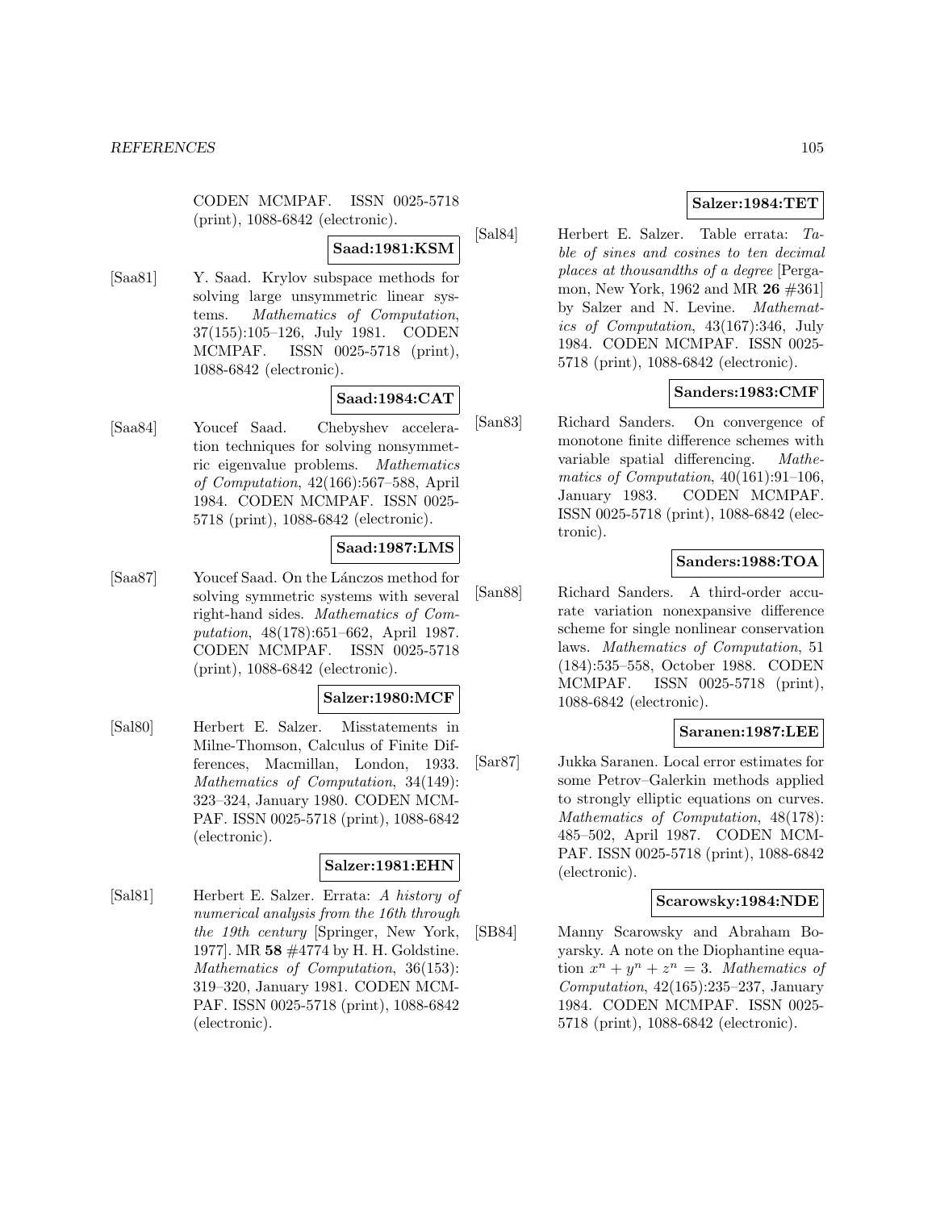CODEN MCMPAF. ISSN 0025-5718 (print), 1088-6842 (electronic).

**Saad:1981:KSM**

[Saa81] Y. Saad. Krylov subspace methods for solving large unsymmetric linear systems. *Mathematics of Computation*, 37(155):105–126, July 1981. CODEN MCMPAF. ISSN 0025-5718 (print), 1088-6842 (electronic).

**Saad:1984:CAT**

[Saa84] Youcef Saad. Chebyshev acceleration techniques for solving nonsymmetric eigenvalue problems. *Mathematics of Computation*, 42(166):567–588, April 1984. CODEN MCMPAF. ISSN 0025-5718 (print), 1088-6842 (electronic).

**Saad:1987:LMS**

[Saa87] Youcef Saad. On the Lánczos method for solving symmetric systems with several right-hand sides. *Mathematics of Computation*, 48(178):651–662, April 1987. CODEN MCMPAF. ISSN 0025-5718 (print), 1088-6842 (electronic).

**Salzer:1980:MCF**

[Sal80] Herbert E. Salzer. Misstatements in Milne-Thomson, Calculus of Finite Differences, Macmillan, London, 1933. *Mathematics of Computation*, 34(149): 323–324, January 1980. CODEN MCMPAF. ISSN 0025-5718 (print), 1088-6842 (electronic).

**Salzer:1981:EHN**

[Sal81] Herbert E. Salzer. Errata: *A history of numerical analysis from the 16th through the 19th century* [Springer, New York, 1977]. MR **58** #4774 by H. H. Goldstine. *Mathematics of Computation*, 36(153): 319–320, January 1981. CODEN MCMPAF. ISSN 0025-5718 (print), 1088-6842 (electronic).

**Salzer:1984:TET**

[Sal84] Herbert E. Salzer. Table errata: *Table of sines and cosines to ten decimal places at thousandths of a degree* [Pergamon, New York, 1962 and MR **26** #361] by Salzer and N. Levine. *Mathematics of Computation*, 43(167):346, July 1984. CODEN MCMPAF. ISSN 0025-5718 (print), 1088-6842 (electronic).

**Sanders:1983:CMF**

[San83] Richard Sanders. On convergence of monotone finite difference schemes with variable spatial differencing. *Mathematics of Computation*, 40(161):91–106, January 1983. CODEN MCMPAF. ISSN 0025-5718 (print), 1088-6842 (electronic).

**Sanders:1988:TOA**

[San88] Richard Sanders. A third-order accurate variation nonexpansive difference scheme for single nonlinear conservation laws. *Mathematics of Computation*, 51 (184):535–558, October 1988. CODEN MCMPAF. ISSN 0025-5718 (print), 1088-6842 (electronic).

**Saranen:1987:LEE**

[Sar87] Jukka Saranen. Local error estimates for some Petrov–Galerkin methods applied to strongly elliptic equations on curves. *Mathematics of Computation*, 48(178): 485–502, April 1987. CODEN MCMPAF. ISSN 0025-5718 (print), 1088-6842 (electronic).

**Scarowsky:1984:NDE**

[SB84] Manny Scarowsky and Abraham Boyarsky. A note on the Diophantine equation $x^n + y^n + z^n = 3$. *Mathematics of Computation*, 42(165):235–237, January 1984. CODEN MCMPAF. ISSN 0025-5718 (print), 1088-6842 (electronic).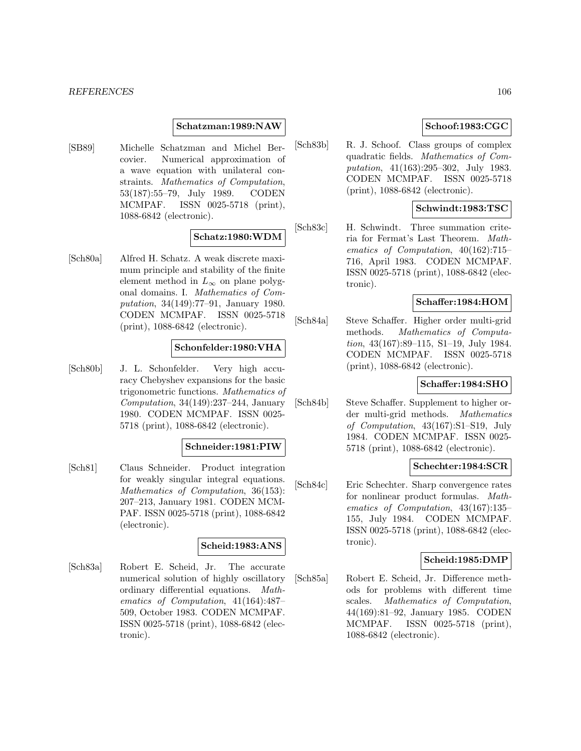**Schatzman:1989:NAW**

[SB89] Michelle Schatzman and Michel Bercovier. Numerical approximation of a wave equation with unilateral constraints. *Mathematics of Computation*, 53(187):55–79, July 1989. CODEN MCMPAF. ISSN 0025-5718 (print), 1088-6842 (electronic).

**Schatz:1980:WDM**

[Sch80a] Alfred H. Schatz. A weak discrete maximum principle and stability of the finite element method in $L_\infty$ on plane polygonal domains. I. *Mathematics of Computation*, 34(149):77–91, January 1980. CODEN MCMPAF. ISSN 0025-5718 (print), 1088-6842 (electronic).

**Schonfelder:1980:VHA**

[Sch80b] J. L. Schonfelder. Very high accuracy Chebyshev expansions for the basic trigonometric functions. *Mathematics of Computation*, 34(149):237–244, January 1980. CODEN MCMPAF. ISSN 0025-5718 (print), 1088-6842 (electronic).

**Schneider:1981:PIW**

[Sch81] Claus Schneider. Product integration for weakly singular integral equations. *Mathematics of Computation*, 36(153): 207–213, January 1981. CODEN MCMPAF. ISSN 0025-5718 (print), 1088-6842 (electronic).

**Scheid:1983:ANS**

[Sch83a] Robert E. Scheid, Jr. The accurate numerical solution of highly oscillatory ordinary differential equations. *Mathematics of Computation*, 41(164):487–509, October 1983. CODEN MCMPAF. ISSN 0025-5718 (print), 1088-6842 (electronic).

**Schoof:1983:CGC**

[Sch83b] R. J. Schoof. Class groups of complex quadratic fields. *Mathematics of Computation*, 41(163):295–302, July 1983. CODEN MCMPAF. ISSN 0025-5718 (print), 1088-6842 (electronic).

**Schwindt:1983:TSC**

[Sch83c] H. Schwindt. Three summation criteria for Fermat's Last Theorem. *Mathematics of Computation*, 40(162):715–716, April 1983. CODEN MCMPAF. ISSN 0025-5718 (print), 1088-6842 (electronic).

**Schaffer:1984:HOM**

[Sch84a] Steve Schaffer. Higher order multi-grid methods. *Mathematics of Computation*, 43(167):89–115, S1–19, July 1984. CODEN MCMPAF. ISSN 0025-5718 (print), 1088-6842 (electronic).

**Schaffer:1984:SHO**

[Sch84b] Steve Schaffer. Supplement to higher order multi-grid methods. *Mathematics of Computation*, 43(167):S1–S19, July 1984. CODEN MCMPAF. ISSN 0025-5718 (print), 1088-6842 (electronic).

**Schechter:1984:SCR**

[Sch84c] Eric Schechter. Sharp convergence rates for nonlinear product formulas. *Mathematics of Computation*, 43(167):135–155, July 1984. CODEN MCMPAF. ISSN 0025-5718 (print), 1088-6842 (electronic).

**Scheid:1985:DMP**

[Sch85a] Robert E. Scheid, Jr. Difference methods for problems with different time scales. *Mathematics of Computation*, 44(169):81–92, January 1985. CODEN MCMPAF. ISSN 0025-5718 (print), 1088-6842 (electronic).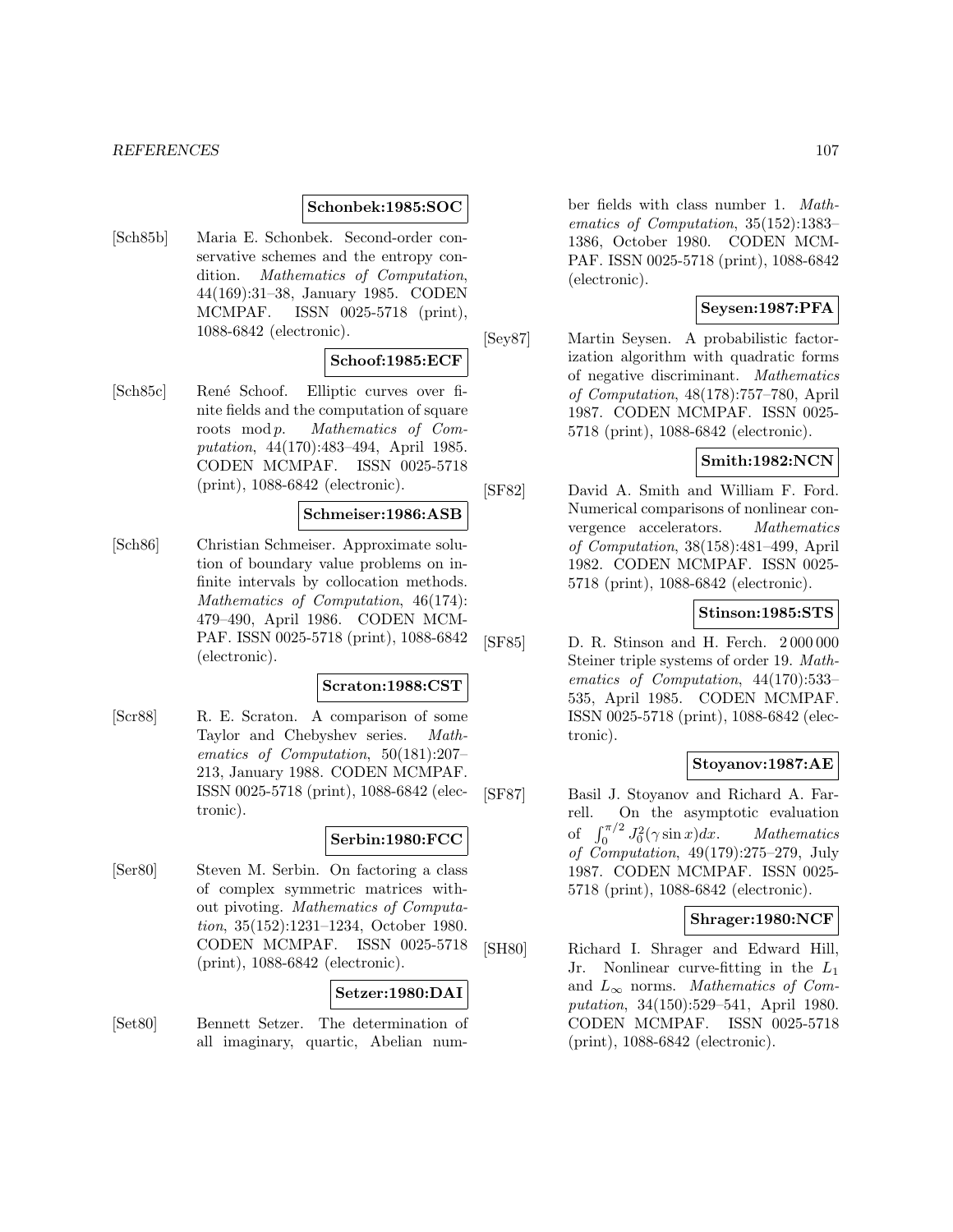**Schonbek:1985:SOC**

[Sch85b] Maria E. Schonbek. Second-order conservative schemes and the entropy condition. *Mathematics of Computation*, 44(169):31–38, January 1985. CODEN MCMPAF. ISSN 0025-5718 (print), 1088-6842 (electronic).

**Schoof:1985:ECF**

[Sch85c] René Schoof. Elliptic curves over finite fields and the computation of square roots mod $p$. *Mathematics of Computation*, 44(170):483–494, April 1985. CODEN MCMPAF. ISSN 0025-5718 (print), 1088-6842 (electronic).

**Schmeiser:1986:ASB**

[Sch86] Christian Schmeiser. Approximate solution of boundary value problems on infinite intervals by collocation methods. *Mathematics of Computation*, 46(174): 479–490, April 1986. CODEN MCMPAF. ISSN 0025-5718 (print), 1088-6842 (electronic).

**Scraton:1988:CST**

[Scr88] R. E. Scraton. A comparison of some Taylor and Chebyshev series. *Mathematics of Computation*, 50(181):207–213, January 1988. CODEN MCMPAF. ISSN 0025-5718 (print), 1088-6842 (electronic).

**Serbin:1980:FCC**

[Ser80] Steven M. Serbin. On factoring a class of complex symmetric matrices without pivoting. *Mathematics of Computation*, 35(152):1231–1234, October 1980. CODEN MCMPAF. ISSN 0025-5718 (print), 1088-6842 (electronic).

**Setzer:1980:DAI**

[Set80] Bennett Setzer. The determination of all imaginary, quartic, Abelian number fields with class number 1. *Mathematics of Computation*, 35(152):1383–1386, October 1980. CODEN MCMPAF. ISSN 0025-5718 (print), 1088-6842 (electronic).

**Seysen:1987:PFA**

[Sey87] Martin Seysen. A probabilistic factorization algorithm with quadratic forms of negative discriminant. *Mathematics of Computation*, 48(178):757–780, April 1987. CODEN MCMPAF. ISSN 0025-5718 (print), 1088-6842 (electronic).

**Smith:1982:NCN**

[SF82] David A. Smith and William F. Ford. Numerical comparisons of nonlinear convergence accelerators. *Mathematics of Computation*, 38(158):481–499, April 1982. CODEN MCMPAF. ISSN 0025-5718 (print), 1088-6842 (electronic).

**Stinson:1985:STS**

[SF85] D. R. Stinson and H. Ferch. 2 000 000 Steiner triple systems of order 19. *Mathematics of Computation*, 44(170):533–535, April 1985. CODEN MCMPAF. ISSN 0025-5718 (print), 1088-6842 (electronic).

**Stoyanov:1987:AE**

[SF87] Basil J. Stoyanov and Richard A. Farrell. On the asymptotic evaluation of $\int_0^{\pi/2} J_0^2(\gamma \sin x)dx$. *Mathematics of Computation*, 49(179):275–279, July 1987. CODEN MCMPAF. ISSN 0025-5718 (print), 1088-6842 (electronic).

**Shrager:1980:NCF**

[SH80] Richard I. Shrager and Edward Hill, Jr. Nonlinear curve-fitting in the $L_1$ and $L_\infty$ norms. *Mathematics of Computation*, 34(150):529–541, April 1980. CODEN MCMPAF. ISSN 0025-5718 (print), 1088-6842 (electronic).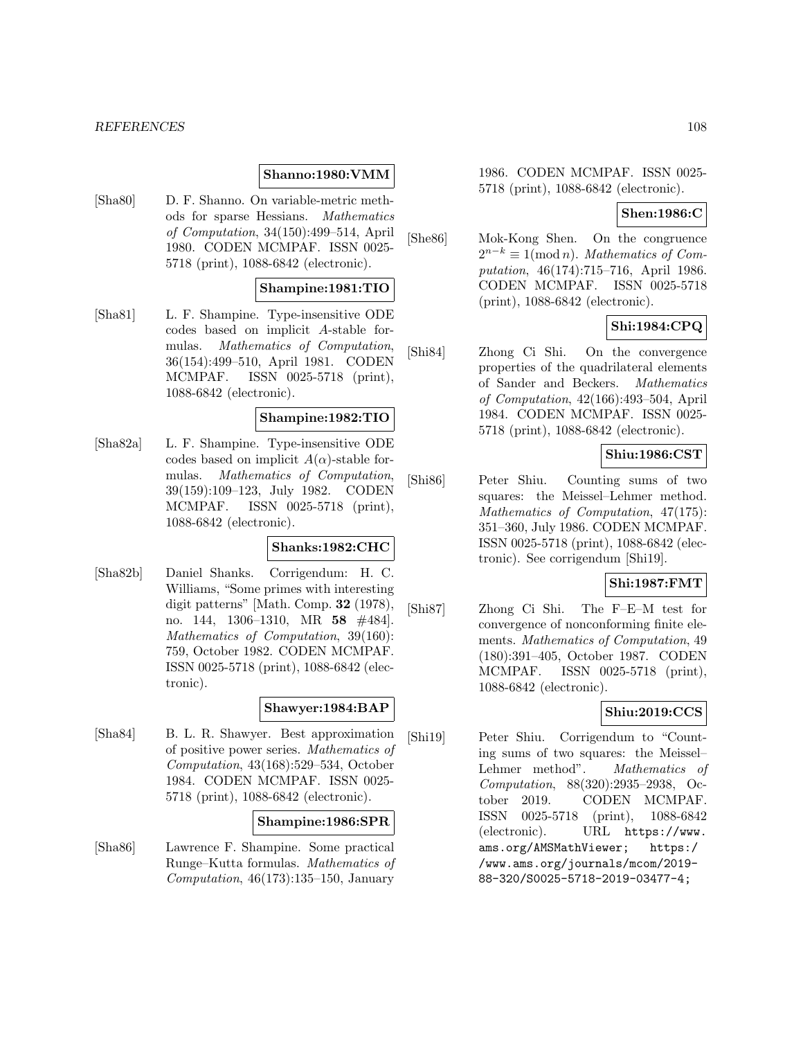**Shanno:1980:VMM**

[Sha80] D. F. Shanno. On variable-metric methods for sparse Hessians. *Mathematics of Computation*, 34(150):499–514, April 1980. CODEN MCMPAF. ISSN 0025-5718 (print), 1088-6842 (electronic).

**Shampine:1981:TIO**

[Sha81] L. F. Shampine. Type-insensitive ODE codes based on implicit *A*-stable formulas. *Mathematics of Computation*, 36(154):499–510, April 1981. CODEN MCMPAF. ISSN 0025-5718 (print), 1088-6842 (electronic).

**Shampine:1982:TIO**

[Sha82a] L. F. Shampine. Type-insensitive ODE codes based on implicit $A(\alpha)$-stable formulas. *Mathematics of Computation*, 39(159):109–123, July 1982. CODEN MCMPAF. ISSN 0025-5718 (print), 1088-6842 (electronic).

**Shanks:1982:CHC**

[Sha82b] Daniel Shanks. Corrigendum: H. C. Williams, "Some primes with interesting digit patterns" [Math. Comp. **32** (1978), no. 144, 1306–1310, MR **58** #484]. *Mathematics of Computation*, 39(160): 759, October 1982. CODEN MCMPAF. ISSN 0025-5718 (print), 1088-6842 (electronic).

**Shawyer:1984:BAP**

[Sha84] B. L. R. Shawyer. Best approximation of positive power series. *Mathematics of Computation*, 43(168):529–534, October 1984. CODEN MCMPAF. ISSN 0025-5718 (print), 1088-6842 (electronic).

**Shampine:1986:SPR**

[Sha86] Lawrence F. Shampine. Some practical Runge–Kutta formulas. *Mathematics of Computation*, 46(173):135–150, January 1986. CODEN MCMPAF. ISSN 0025-5718 (print), 1088-6842 (electronic).

**Shen:1986:C**

[She86] Mok-Kong Shen. On the congruence $2^{n-k} \equiv 1 (\bmod n)$. *Mathematics of Computation*, 46(174):715–716, April 1986. CODEN MCMPAF. ISSN 0025-5718 (print), 1088-6842 (electronic).

**Shi:1984:CPQ**

[Shi84] Zhong Ci Shi. On the convergence properties of the quadrilateral elements of Sander and Beckers. *Mathematics of Computation*, 42(166):493–504, April 1984. CODEN MCMPAF. ISSN 0025-5718 (print), 1088-6842 (electronic).

**Shiu:1986:CST**

[Shi86] Peter Shiu. Counting sums of two squares: the Meissel–Lehmer method. *Mathematics of Computation*, 47(175): 351–360, July 1986. CODEN MCMPAF. ISSN 0025-5718 (print), 1088-6842 (electronic). See corrigendum [Shi19].

**Shi:1987:FMT**

[Shi87] Zhong Ci Shi. The F–E–M test for convergence of nonconforming finite elements. *Mathematics of Computation*, 49 (180):391–405, October 1987. CODEN MCMPAF. ISSN 0025-5718 (print), 1088-6842 (electronic).

**Shiu:2019:CCS**

[Shi19] Peter Shiu. Corrigendum to "Counting sums of two squares: the Meissel–Lehmer method". *Mathematics of Computation*, 88(320):2935–2938, October 2019. CODEN MCMPAF. ISSN 0025-5718 (print), 1088-6842 (electronic). URL https://www.ams.org/AMSMathViewer; https://www.ams.org/journals/mcom/2019-88-320/S0025-5718-2019-03477-4;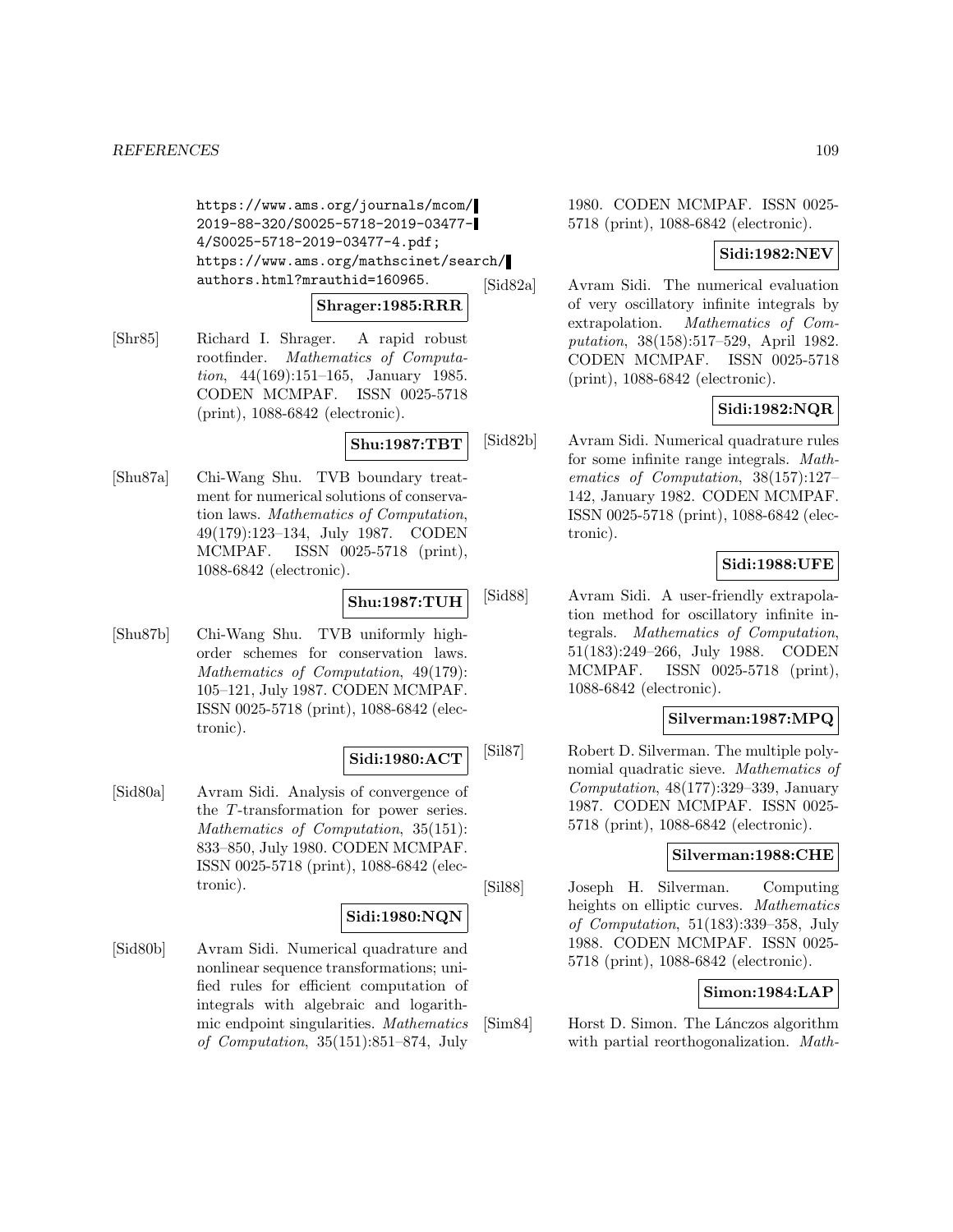https://www.ams.org/journals/mcom/2019-88-320/S0025-5718-2019-03477-4/S0025-5718-2019-03477-4.pdf; https://www.ams.org/mathscinet/search/authors.html?mrauthid=160965.

**Shrager:1985:RRR**

[Shr85] Richard I. Shrager. A rapid robust rootfinder. *Mathematics of Computation*, 44(169):151–165, January 1985. CODEN MCMPAF. ISSN 0025-5718 (print), 1088-6842 (electronic).

**Shu:1987:TBT**

[Shu87a] Chi-Wang Shu. TVB boundary treatment for numerical solutions of conservation laws. *Mathematics of Computation*, 49(179):123–134, July 1987. CODEN MCMPAF. ISSN 0025-5718 (print), 1088-6842 (electronic).

**Shu:1987:TUH**

[Shu87b] Chi-Wang Shu. TVB uniformly high-order schemes for conservation laws. *Mathematics of Computation*, 49(179): 105–121, July 1987. CODEN MCMPAF. ISSN 0025-5718 (print), 1088-6842 (electronic).

**Sidi:1980:ACT**

[Sid80a] Avram Sidi. Analysis of convergence of the $T$-transformation for power series. *Mathematics of Computation*, 35(151): 833–850, July 1980. CODEN MCMPAF. ISSN 0025-5718 (print), 1088-6842 (electronic).

**Sidi:1980:NQN**

[Sid80b] Avram Sidi. Numerical quadrature and nonlinear sequence transformations; unified rules for efficient computation of integrals with algebraic and logarithmic endpoint singularities. *Mathematics of Computation*, 35(151):851–874, July 1980. CODEN MCMPAF. ISSN 0025-5718 (print), 1088-6842 (electronic).

**Sidi:1982:NEV**

[Sid82a] Avram Sidi. The numerical evaluation of very oscillatory infinite integrals by extrapolation. *Mathematics of Computation*, 38(158):517–529, April 1982. CODEN MCMPAF. ISSN 0025-5718 (print), 1088-6842 (electronic).

**Sidi:1982:NQR**

[Sid82b] Avram Sidi. Numerical quadrature rules for some infinite range integrals. *Mathematics of Computation*, 38(157):127–142, January 1982. CODEN MCMPAF. ISSN 0025-5718 (print), 1088-6842 (electronic).

**Sidi:1988:UFE**

[Sid88] Avram Sidi. A user-friendly extrapolation method for oscillatory infinite integrals. *Mathematics of Computation*, 51(183):249–266, July 1988. CODEN MCMPAF. ISSN 0025-5718 (print), 1088-6842 (electronic).

**Silverman:1987:MPQ**

[Sil87] Robert D. Silverman. The multiple polynomial quadratic sieve. *Mathematics of Computation*, 48(177):329–339, January 1987. CODEN MCMPAF. ISSN 0025-5718 (print), 1088-6842 (electronic).

**Silverman:1988:CHE**

[Sil88] Joseph H. Silverman. Computing heights on elliptic curves. *Mathematics of Computation*, 51(183):339–358, July 1988. CODEN MCMPAF. ISSN 0025-5718 (print), 1088-6842 (electronic).

**Simon:1984:LAP**

[Sim84] Horst D. Simon. The Lánczos algorithm with partial reorthogonalization. *Math-*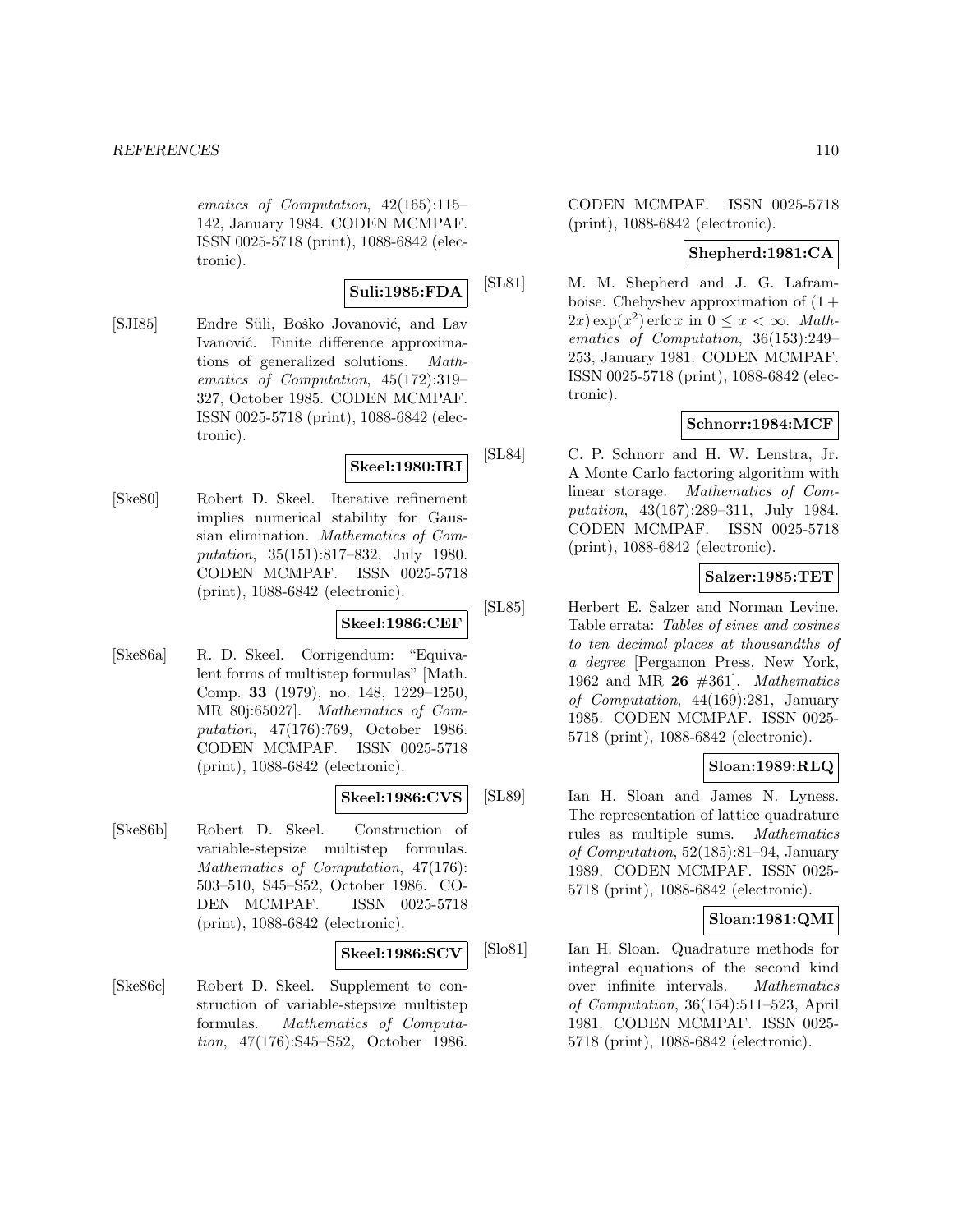*ematics of Computation*, 42(165):115–142, January 1984. CODEN MCMPAF. ISSN 0025-5718 (print), 1088-6842 (electronic).

**Suli:1985:FDA**

[SJI85] Endre Süli, Boško Jovanović, and Lav Ivanović. Finite difference approximations of generalized solutions. *Mathematics of Computation*, 45(172):319–327, October 1985. CODEN MCMPAF. ISSN 0025-5718 (print), 1088-6842 (electronic).

**Skeel:1980:IRI**

[Ske80] Robert D. Skeel. Iterative refinement implies numerical stability for Gaussian elimination. *Mathematics of Computation*, 35(151):817–832, July 1980. CODEN MCMPAF. ISSN 0025-5718 (print), 1088-6842 (electronic).

**Skeel:1986:CEF**

[Ske86a] R. D. Skeel. Corrigendum: "Equivalent forms of multistep formulas" [Math. Comp. **33** (1979), no. 148, 1229–1250, MR 80j:65027]. *Mathematics of Computation*, 47(176):769, October 1986. CODEN MCMPAF. ISSN 0025-5718 (print), 1088-6842 (electronic).

**Skeel:1986:CVS**

[Ske86b] Robert D. Skeel. Construction of variable-stepsize multistep formulas. *Mathematics of Computation*, 47(176): 503–510, S45–S52, October 1986. CODEN MCMPAF. ISSN 0025-5718 (print), 1088-6842 (electronic).

**Skeel:1986:SCV**

[Ske86c] Robert D. Skeel. Supplement to construction of variable-stepsize multistep formulas. *Mathematics of Computation*, 47(176):S45–S52, October 1986. CODEN MCMPAF. ISSN 0025-5718 (print), 1088-6842 (electronic).

**Shepherd:1981:CA**

[SL81] M. M. Shepherd and J. G. Laframboise. Chebyshev approximation of $(1 + 2x)\exp(x^2)\operatorname{erfc} x$ in $0 \leq x < \infty$. *Mathematics of Computation*, 36(153):249–253, January 1981. CODEN MCMPAF. ISSN 0025-5718 (print), 1088-6842 (electronic).

**Schnorr:1984:MCF**

[SL84] C. P. Schnorr and H. W. Lenstra, Jr. A Monte Carlo factoring algorithm with linear storage. *Mathematics of Computation*, 43(167):289–311, July 1984. CODEN MCMPAF. ISSN 0025-5718 (print), 1088-6842 (electronic).

**Salzer:1985:TET**

[SL85] Herbert E. Salzer and Norman Levine. Table errata: *Tables of sines and cosines to ten decimal places at thousandths of a degree* [Pergamon Press, New York, 1962 and MR **26** #361]. *Mathematics of Computation*, 44(169):281, January 1985. CODEN MCMPAF. ISSN 0025-5718 (print), 1088-6842 (electronic).

**Sloan:1989:RLQ**

[SL89] Ian H. Sloan and James N. Lyness. The representation of lattice quadrature rules as multiple sums. *Mathematics of Computation*, 52(185):81–94, January 1989. CODEN MCMPAF. ISSN 0025-5718 (print), 1088-6842 (electronic).

**Sloan:1981:QMI**

[Slo81] Ian H. Sloan. Quadrature methods for integral equations of the second kind over infinite intervals. *Mathematics of Computation*, 36(154):511–523, April 1981. CODEN MCMPAF. ISSN 0025-5718 (print), 1088-6842 (electronic).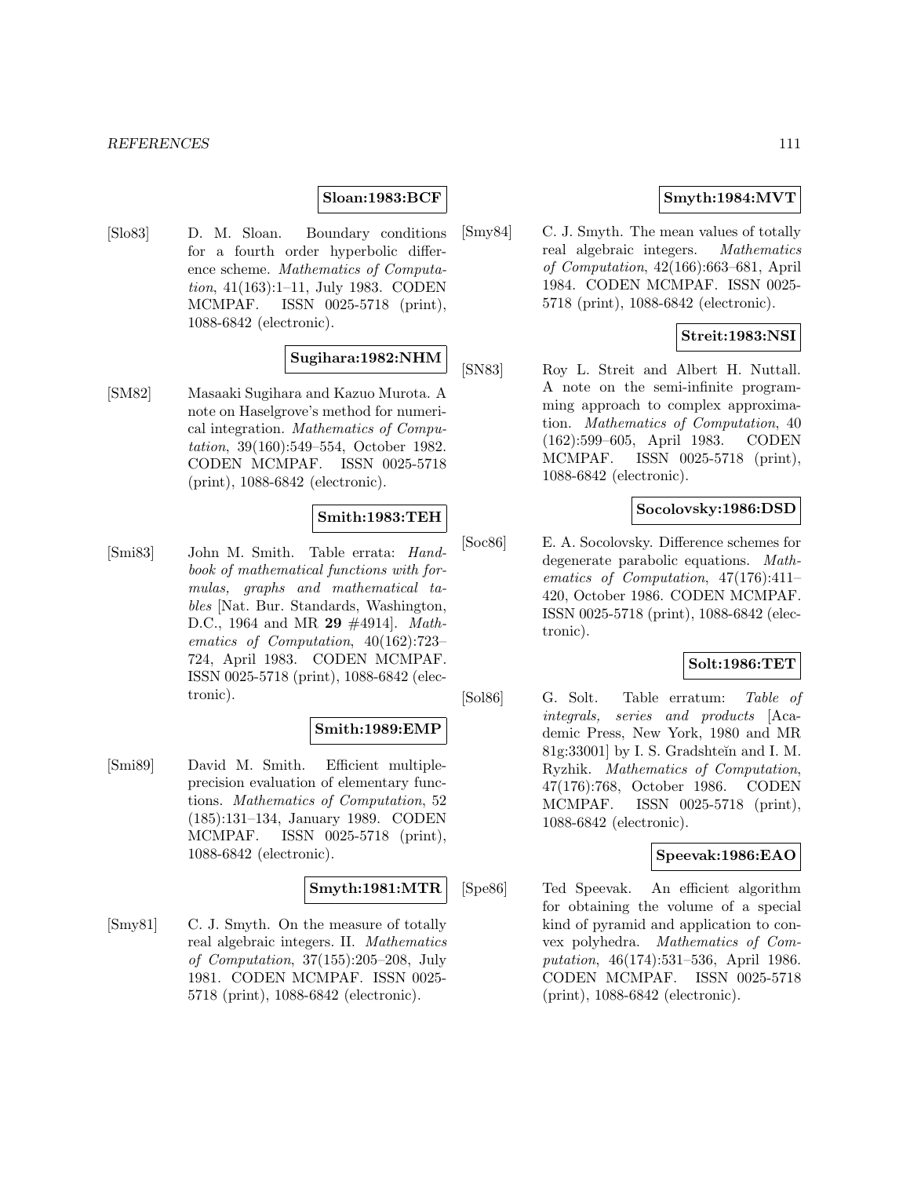**Sloan:1983:BCF**

[Slo83] D. M. Sloan. Boundary conditions for a fourth order hyperbolic difference scheme. *Mathematics of Computation*, 41(163):1–11, July 1983. CODEN MCMPAF. ISSN 0025-5718 (print), 1088-6842 (electronic).

**Sugihara:1982:NHM**

[SM82] Masaaki Sugihara and Kazuo Murota. A note on Haselgrove's method for numerical integration. *Mathematics of Computation*, 39(160):549–554, October 1982. CODEN MCMPAF. ISSN 0025-5718 (print), 1088-6842 (electronic).

**Smith:1983:TEH**

[Smi83] John M. Smith. Table errata: *Handbook of mathematical functions with formulas, graphs and mathematical tables* [Nat. Bur. Standards, Washington, D.C., 1964 and MR **29** #4914]. *Mathematics of Computation*, 40(162):723–724, April 1983. CODEN MCMPAF. ISSN 0025-5718 (print), 1088-6842 (electronic).

**Smith:1989:EMP**

[Smi89] David M. Smith. Efficient multiple-precision evaluation of elementary functions. *Mathematics of Computation*, 52 (185):131–134, January 1989. CODEN MCMPAF. ISSN 0025-5718 (print), 1088-6842 (electronic).

**Smyth:1981:MTR**

[Smy81] C. J. Smyth. On the measure of totally real algebraic integers. II. *Mathematics of Computation*, 37(155):205–208, July 1981. CODEN MCMPAF. ISSN 0025-5718 (print), 1088-6842 (electronic).

**Smyth:1984:MVT**

[Smy84] C. J. Smyth. The mean values of totally real algebraic integers. *Mathematics of Computation*, 42(166):663–681, April 1984. CODEN MCMPAF. ISSN 0025-5718 (print), 1088-6842 (electronic).

**Streit:1983:NSI**

[SN83] Roy L. Streit and Albert H. Nuttall. A note on the semi-infinite programming approach to complex approximation. *Mathematics of Computation*, 40 (162):599–605, April 1983. CODEN MCMPAF. ISSN 0025-5718 (print), 1088-6842 (electronic).

**Socolovsky:1986:DSD**

[Soc86] E. A. Socolovsky. Difference schemes for degenerate parabolic equations. *Mathematics of Computation*, 47(176):411–420, October 1986. CODEN MCMPAF. ISSN 0025-5718 (print), 1088-6842 (electronic).

**Solt:1986:TET**

[Sol86] G. Solt. Table erratum: *Table of integrals, series and products* [Academic Press, New York, 1980 and MR 81g:33001] by I. S. Gradshteĭn and I. M. Ryzhik. *Mathematics of Computation*, 47(176):768, October 1986. CODEN MCMPAF. ISSN 0025-5718 (print), 1088-6842 (electronic).

**Speevak:1986:EAO**

[Spe86] Ted Speevak. An efficient algorithm for obtaining the volume of a special kind of pyramid and application to convex polyhedra. *Mathematics of Computation*, 46(174):531–536, April 1986. CODEN MCMPAF. ISSN 0025-5718 (print), 1088-6842 (electronic).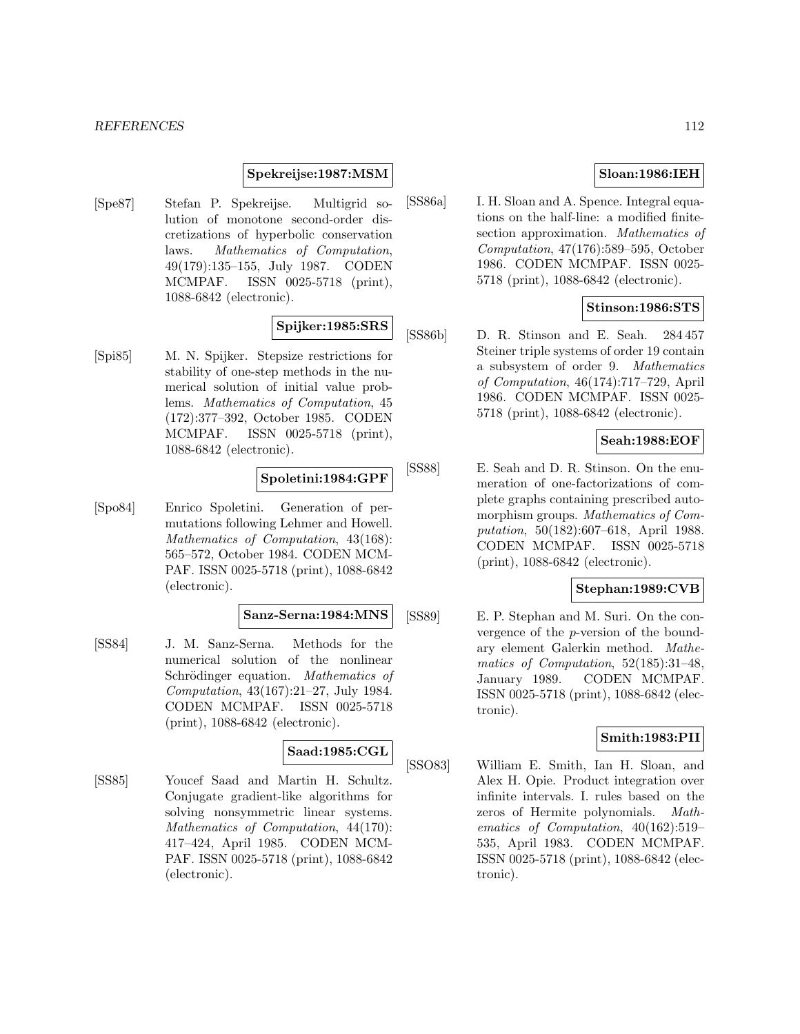**Spekreijse:1987:MSM**

[Spe87] Stefan P. Spekreijse. Multigrid solution of monotone second-order discretizations of hyperbolic conservation laws. *Mathematics of Computation*, 49(179):135–155, July 1987. CODEN MCMPAF. ISSN 0025-5718 (print), 1088-6842 (electronic).

**Spijker:1985:SRS**

[Spi85] M. N. Spijker. Stepsize restrictions for stability of one-step methods in the numerical solution of initial value problems. *Mathematics of Computation*, 45 (172):377–392, October 1985. CODEN MCMPAF. ISSN 0025-5718 (print), 1088-6842 (electronic).

**Spoletini:1984:GPF**

[Spo84] Enrico Spoletini. Generation of permutations following Lehmer and Howell. *Mathematics of Computation*, 43(168): 565–572, October 1984. CODEN MCMPAF. ISSN 0025-5718 (print), 1088-6842 (electronic).

**Sanz-Serna:1984:MNS**

[SS84] J. M. Sanz-Serna. Methods for the numerical solution of the nonlinear Schrödinger equation. *Mathematics of Computation*, 43(167):21–27, July 1984. CODEN MCMPAF. ISSN 0025-5718 (print), 1088-6842 (electronic).

**Saad:1985:CGL**

[SS85] Youcef Saad and Martin H. Schultz. Conjugate gradient-like algorithms for solving nonsymmetric linear systems. *Mathematics of Computation*, 44(170): 417–424, April 1985. CODEN MCMPAF. ISSN 0025-5718 (print), 1088-6842 (electronic).

**Sloan:1986:IEH**

[SS86a] I. H. Sloan and A. Spence. Integral equations on the half-line: a modified finite-section approximation. *Mathematics of Computation*, 47(176):589–595, October 1986. CODEN MCMPAF. ISSN 0025-5718 (print), 1088-6842 (electronic).

**Stinson:1986:STS**

[SS86b] D. R. Stinson and E. Seah. 284 457 Steiner triple systems of order 19 contain a subsystem of order 9. *Mathematics of Computation*, 46(174):717–729, April 1986. CODEN MCMPAF. ISSN 0025-5718 (print), 1088-6842 (electronic).

**Seah:1988:EOF**

[SS88] E. Seah and D. R. Stinson. On the enumeration of one-factorizations of complete graphs containing prescribed automorphism groups. *Mathematics of Computation*, 50(182):607–618, April 1988. CODEN MCMPAF. ISSN 0025-5718 (print), 1088-6842 (electronic).

**Stephan:1989:CVB**

[SS89] E. P. Stephan and M. Suri. On the convergence of the $p$-version of the boundary element Galerkin method. *Mathematics of Computation*, 52(185):31–48, January 1989. CODEN MCMPAF. ISSN 0025-5718 (print), 1088-6842 (electronic).

**Smith:1983:PII**

[SSO83] William E. Smith, Ian H. Sloan, and Alex H. Opie. Product integration over infinite intervals. I. rules based on the zeros of Hermite polynomials. *Mathematics of Computation*, 40(162):519–535, April 1983. CODEN MCMPAF. ISSN 0025-5718 (print), 1088-6842 (electronic).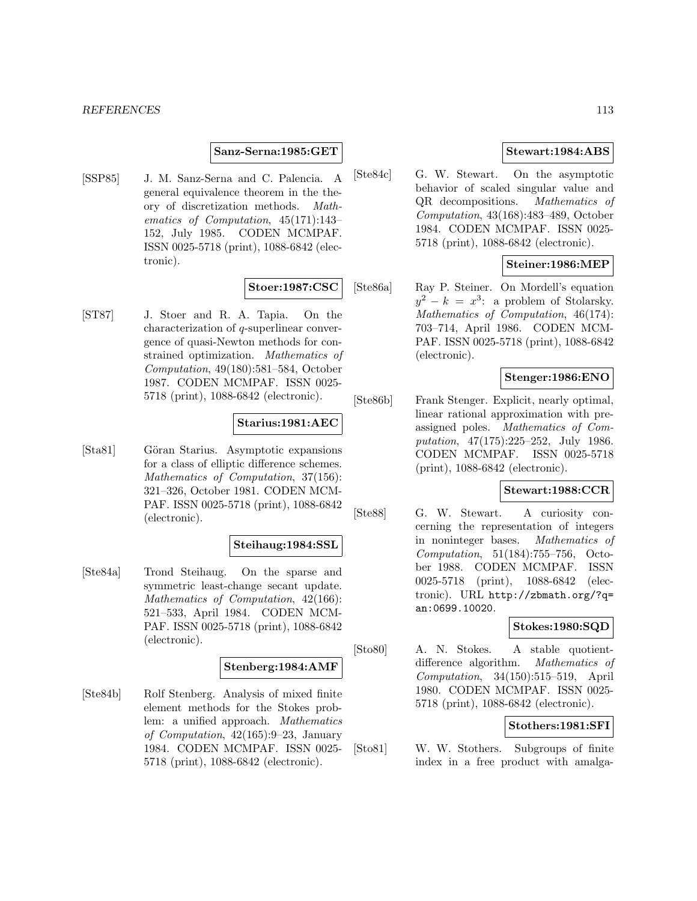**Sanz-Serna:1985:GET**

[SSP85] J. M. Sanz-Serna and C. Palencia. A general equivalence theorem in the theory of discretization methods. *Mathematics of Computation*, 45(171):143–152, July 1985. CODEN MCMPAF. ISSN 0025-5718 (print), 1088-6842 (electronic).

**Stoer:1987:CSC**

[ST87] J. Stoer and R. A. Tapia. On the characterization of $q$-superlinear convergence of quasi-Newton methods for constrained optimization. *Mathematics of Computation*, 49(180):581–584, October 1987. CODEN MCMPAF. ISSN 0025-5718 (print), 1088-6842 (electronic).

**Starius:1981:AEC**

[Sta81] Göran Starius. Asymptotic expansions for a class of elliptic difference schemes. *Mathematics of Computation*, 37(156): 321–326, October 1981. CODEN MCMPAF. ISSN 0025-5718 (print), 1088-6842 (electronic).

**Steihaug:1984:SSL**

[Ste84a] Trond Steihaug. On the sparse and symmetric least-change secant update. *Mathematics of Computation*, 42(166): 521–533, April 1984. CODEN MCMPAF. ISSN 0025-5718 (print), 1088-6842 (electronic).

**Stenberg:1984:AMF**

[Ste84b] Rolf Stenberg. Analysis of mixed finite element methods for the Stokes problem: a unified approach. *Mathematics of Computation*, 42(165):9–23, January 1984. CODEN MCMPAF. ISSN 0025-5718 (print), 1088-6842 (electronic).

**Stewart:1984:ABS**

[Ste84c] G. W. Stewart. On the asymptotic behavior of scaled singular value and QR decompositions. *Mathematics of Computation*, 43(168):483–489, October 1984. CODEN MCMPAF. ISSN 0025-5718 (print), 1088-6842 (electronic).

**Steiner:1986:MEP**

[Ste86a] Ray P. Steiner. On Mordell's equation $y^2 - k = x^3$: a problem of Stolarsky. *Mathematics of Computation*, 46(174): 703–714, April 1986. CODEN MCMPAF. ISSN 0025-5718 (print), 1088-6842 (electronic).

**Stenger:1986:ENO**

[Ste86b] Frank Stenger. Explicit, nearly optimal, linear rational approximation with preassigned poles. *Mathematics of Computation*, 47(175):225–252, July 1986. CODEN MCMPAF. ISSN 0025-5718 (print), 1088-6842 (electronic).

**Stewart:1988:CCR**

[Ste88] G. W. Stewart. A curiosity concerning the representation of integers in noninteger bases. *Mathematics of Computation*, 51(184):755–756, October 1988. CODEN MCMPAF. ISSN 0025-5718 (print), 1088-6842 (electronic). URL http://zbmath.org/?q=an:0699.10020.

**Stokes:1980:SQD**

[Sto80] A. N. Stokes. A stable quotient-difference algorithm. *Mathematics of Computation*, 34(150):515–519, April 1980. CODEN MCMPAF. ISSN 0025-5718 (print), 1088-6842 (electronic).

**Stothers:1981:SFI**

[Sto81] W. W. Stothers. Subgroups of finite index in a free product with amalga-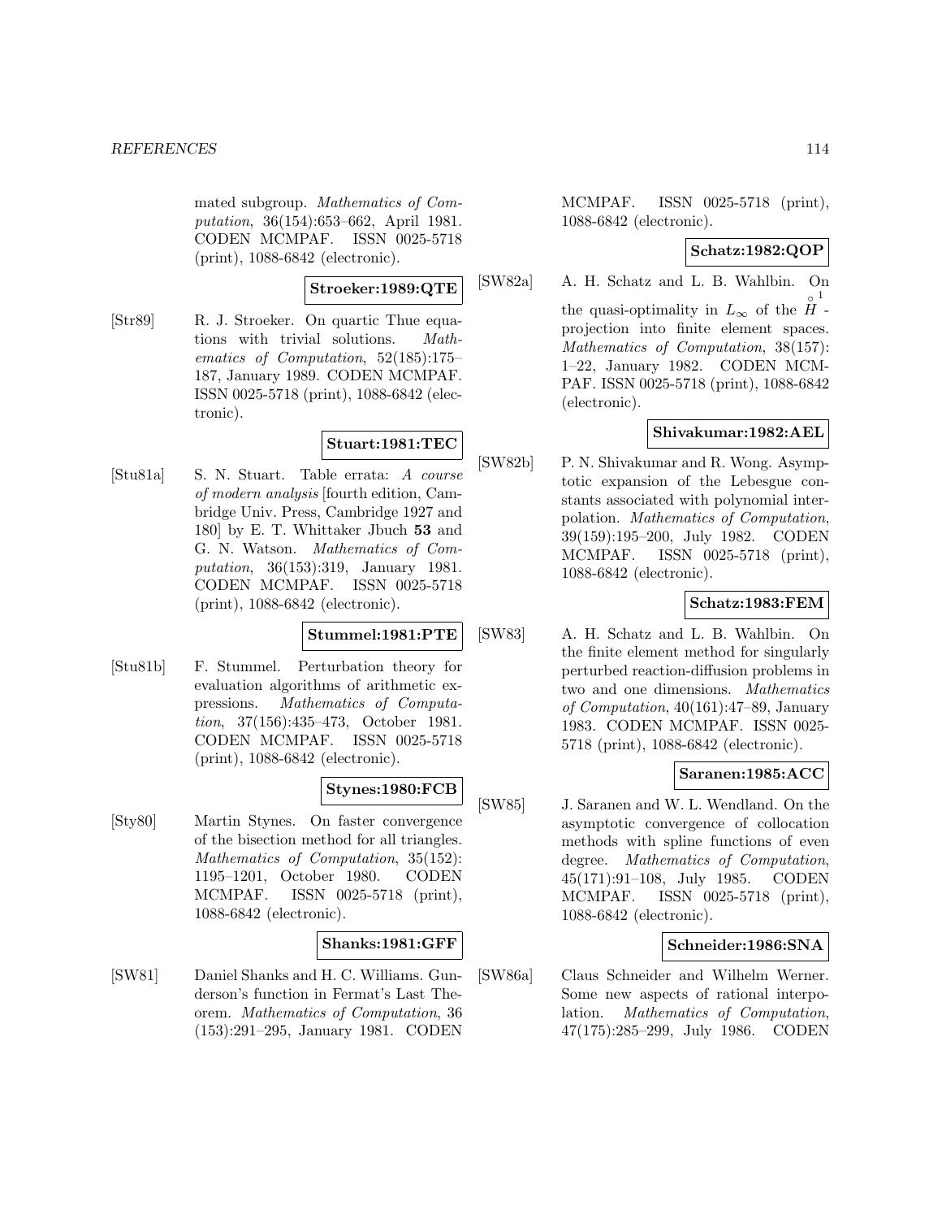mated subgroup. *Mathematics of Computation*, 36(154):653–662, April 1981. CODEN MCMPAF. ISSN 0025-5718 (print), 1088-6842 (electronic).

**Stroeker:1989:QTE**

[Str89] R. J. Stroeker. On quartic Thue equations with trivial solutions. *Mathematics of Computation*, 52(185):175–187, January 1989. CODEN MCMPAF. ISSN 0025-5718 (print), 1088-6842 (electronic).

**Stuart:1981:TEC**

[Stu81a] S. N. Stuart. Table errata: *A course of modern analysis* [fourth edition, Cambridge Univ. Press, Cambridge 1927 and 180] by E. T. Whittaker Jbuch **53** and G. N. Watson. *Mathematics of Computation*, 36(153):319, January 1981. CODEN MCMPAF. ISSN 0025-5718 (print), 1088-6842 (electronic).

**Stummel:1981:PTE**

[Stu81b] F. Stummel. Perturbation theory for evaluation algorithms of arithmetic expressions. *Mathematics of Computation*, 37(156):435–473, October 1981. CODEN MCMPAF. ISSN 0025-5718 (print), 1088-6842 (electronic).

**Stynes:1980:FCB**

[Sty80] Martin Stynes. On faster convergence of the bisection method for all triangles. *Mathematics of Computation*, 35(152): 1195–1201, October 1980. CODEN MCMPAF. ISSN 0025-5718 (print), 1088-6842 (electronic).

**Shanks:1981:GFF**

[SW81] Daniel Shanks and H. C. Williams. Gunderson's function in Fermat's Last Theorem. *Mathematics of Computation*, 36 (153):291–295, January 1981. CODEN MCMPAF. ISSN 0025-5718 (print), 1088-6842 (electronic).

**Schatz:1982:QOP**

[SW82a] A. H. Schatz and L. B. Wahlbin. On the quasi-optimality in $L_\infty$ of the $\overset{\circ}{H}{}^1$-projection into finite element spaces. *Mathematics of Computation*, 38(157): 1–22, January 1982. CODEN MCMPAF. ISSN 0025-5718 (print), 1088-6842 (electronic).

**Shivakumar:1982:AEL**

[SW82b] P. N. Shivakumar and R. Wong. Asymptotic expansion of the Lebesgue constants associated with polynomial interpolation. *Mathematics of Computation*, 39(159):195–200, July 1982. CODEN MCMPAF. ISSN 0025-5718 (print), 1088-6842 (electronic).

**Schatz:1983:FEM**

[SW83] A. H. Schatz and L. B. Wahlbin. On the finite element method for singularly perturbed reaction-diffusion problems in two and one dimensions. *Mathematics of Computation*, 40(161):47–89, January 1983. CODEN MCMPAF. ISSN 0025-5718 (print), 1088-6842 (electronic).

**Saranen:1985:ACC**

[SW85] J. Saranen and W. L. Wendland. On the asymptotic convergence of collocation methods with spline functions of even degree. *Mathematics of Computation*, 45(171):91–108, July 1985. CODEN MCMPAF. ISSN 0025-5718 (print), 1088-6842 (electronic).

**Schneider:1986:SNA**

[SW86a] Claus Schneider and Wilhelm Werner. Some new aspects of rational interpolation. *Mathematics of Computation*, 47(175):285–299, July 1986. CODEN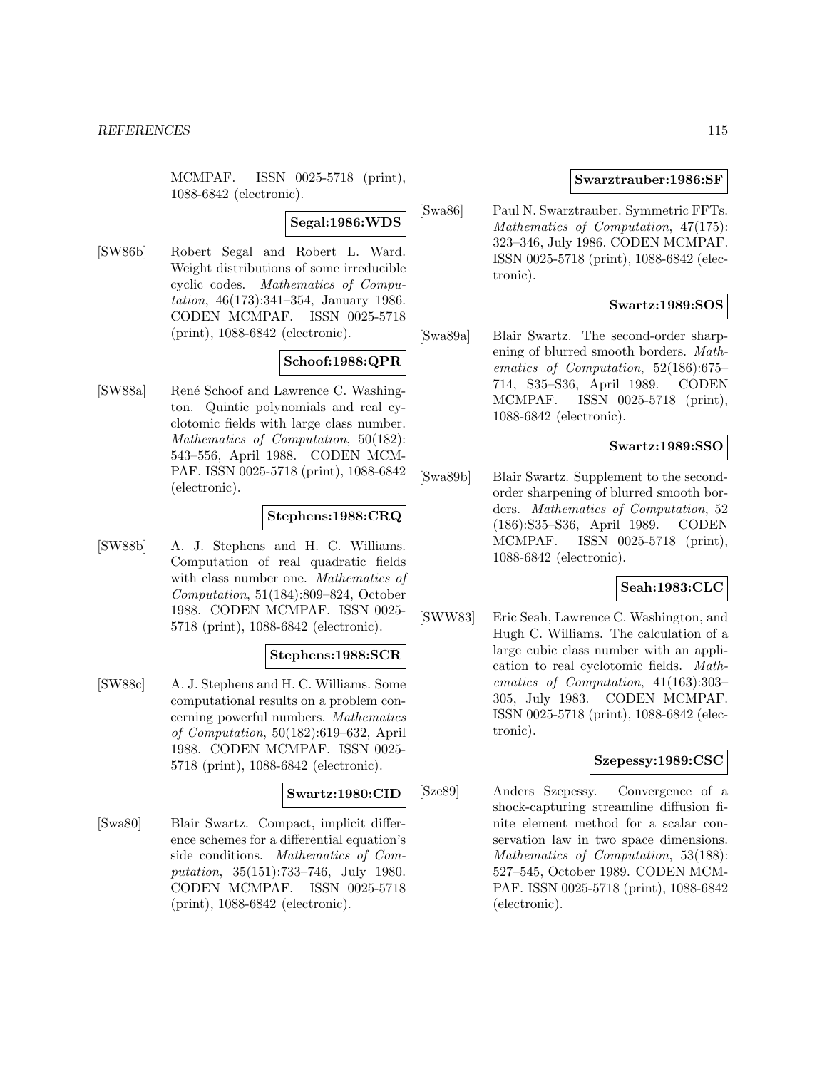MCMPAF. ISSN 0025-5718 (print), 1088-6842 (electronic).

**Segal:1986:WDS**

[SW86b] Robert Segal and Robert L. Ward. Weight distributions of some irreducible cyclic codes. *Mathematics of Computation*, 46(173):341–354, January 1986. CODEN MCMPAF. ISSN 0025-5718 (print), 1088-6842 (electronic).

**Schoof:1988:QPR**

[SW88a] René Schoof and Lawrence C. Washington. Quintic polynomials and real cyclotomic fields with large class number. *Mathematics of Computation*, 50(182): 543–556, April 1988. CODEN MCMPAF. ISSN 0025-5718 (print), 1088-6842 (electronic).

**Stephens:1988:CRQ**

[SW88b] A. J. Stephens and H. C. Williams. Computation of real quadratic fields with class number one. *Mathematics of Computation*, 51(184):809–824, October 1988. CODEN MCMPAF. ISSN 0025-5718 (print), 1088-6842 (electronic).

**Stephens:1988:SCR**

[SW88c] A. J. Stephens and H. C. Williams. Some computational results on a problem concerning powerful numbers. *Mathematics of Computation*, 50(182):619–632, April 1988. CODEN MCMPAF. ISSN 0025-5718 (print), 1088-6842 (electronic).

**Swartz:1980:CID**

[Swa80] Blair Swartz. Compact, implicit difference schemes for a differential equation's side conditions. *Mathematics of Computation*, 35(151):733–746, July 1980. CODEN MCMPAF. ISSN 0025-5718 (print), 1088-6842 (electronic).

**Swarztrauber:1986:SF**

[Swa86] Paul N. Swarztrauber. Symmetric FFTs. *Mathematics of Computation*, 47(175): 323–346, July 1986. CODEN MCMPAF. ISSN 0025-5718 (print), 1088-6842 (electronic).

**Swartz:1989:SOS**

[Swa89a] Blair Swartz. The second-order sharpening of blurred smooth borders. *Mathematics of Computation*, 52(186):675–714, S35–S36, April 1989. CODEN MCMPAF. ISSN 0025-5718 (print), 1088-6842 (electronic).

**Swartz:1989:SSO**

[Swa89b] Blair Swartz. Supplement to the second-order sharpening of blurred smooth borders. *Mathematics of Computation*, 52 (186):S35–S36, April 1989. CODEN MCMPAF. ISSN 0025-5718 (print), 1088-6842 (electronic).

**Seah:1983:CLC**

[SWW83] Eric Seah, Lawrence C. Washington, and Hugh C. Williams. The calculation of a large cubic class number with an application to real cyclotomic fields. *Mathematics of Computation*, 41(163):303–305, July 1983. CODEN MCMPAF. ISSN 0025-5718 (print), 1088-6842 (electronic).

**Szepessy:1989:CSC**

[Sze89] Anders Szepessy. Convergence of a shock-capturing streamline diffusion finite element method for a scalar conservation law in two space dimensions. *Mathematics of Computation*, 53(188): 527–545, October 1989. CODEN MCMPAF. ISSN 0025-5718 (print), 1088-6842 (electronic).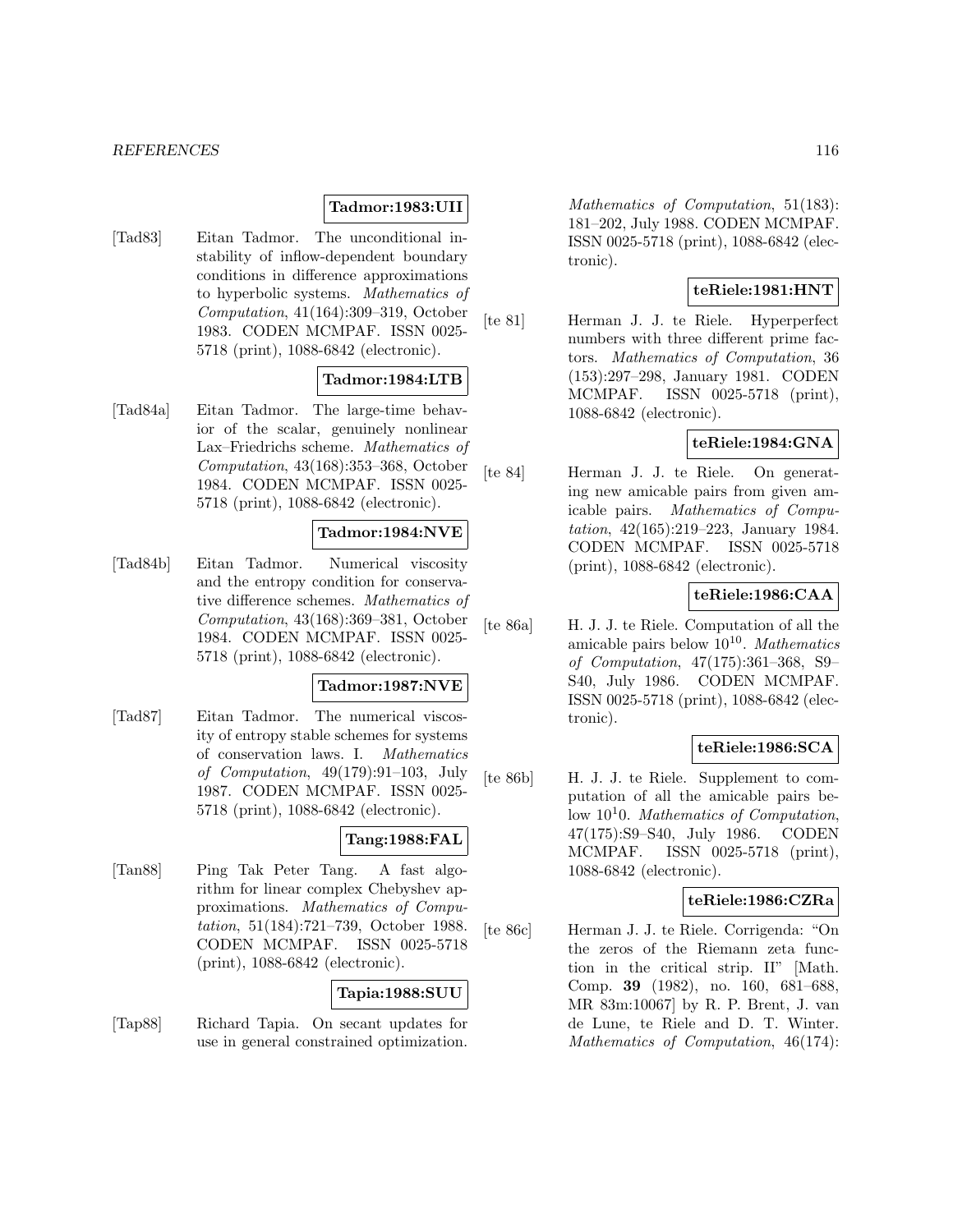**Tadmor:1983:UII**

[Tad83] Eitan Tadmor. The unconditional instability of inflow-dependent boundary conditions in difference approximations to hyperbolic systems. *Mathematics of Computation*, 41(164):309–319, October 1983. CODEN MCMPAF. ISSN 0025-5718 (print), 1088-6842 (electronic).

**Tadmor:1984:LTB**

[Tad84a] Eitan Tadmor. The large-time behavior of the scalar, genuinely nonlinear Lax–Friedrichs scheme. *Mathematics of Computation*, 43(168):353–368, October 1984. CODEN MCMPAF. ISSN 0025-5718 (print), 1088-6842 (electronic).

**Tadmor:1984:NVE**

[Tad84b] Eitan Tadmor. Numerical viscosity and the entropy condition for conservative difference schemes. *Mathematics of Computation*, 43(168):369–381, October 1984. CODEN MCMPAF. ISSN 0025-5718 (print), 1088-6842 (electronic).

**Tadmor:1987:NVE**

[Tad87] Eitan Tadmor. The numerical viscosity of entropy stable schemes for systems of conservation laws. I. *Mathematics of Computation*, 49(179):91–103, July 1987. CODEN MCMPAF. ISSN 0025-5718 (print), 1088-6842 (electronic).

**Tang:1988:FAL**

[Tan88] Ping Tak Peter Tang. A fast algorithm for linear complex Chebyshev approximations. *Mathematics of Computation*, 51(184):721–739, October 1988. CODEN MCMPAF. ISSN 0025-5718 (print), 1088-6842 (electronic).

**Tapia:1988:SUU**

[Tap88] Richard Tapia. On secant updates for use in general constrained optimization. *Mathematics of Computation*, 51(183): 181–202, July 1988. CODEN MCMPAF. ISSN 0025-5718 (print), 1088-6842 (electronic).

**teRiele:1981:HNT**

[te 81] Herman J. J. te Riele. Hyperperfect numbers with three different prime factors. *Mathematics of Computation*, 36 (153):297–298, January 1981. CODEN MCMPAF. ISSN 0025-5718 (print), 1088-6842 (electronic).

**teRiele:1984:GNA**

[te 84] Herman J. J. te Riele. On generating new amicable pairs from given amicable pairs. *Mathematics of Computation*, 42(165):219–223, January 1984. CODEN MCMPAF. ISSN 0025-5718 (print), 1088-6842 (electronic).

**teRiele:1986:CAA**

[te 86a] H. J. J. te Riele. Computation of all the amicable pairs below $10^{10}$. *Mathematics of Computation*, 47(175):361–368, S9–S40, July 1986. CODEN MCMPAF. ISSN 0025-5718 (print), 1088-6842 (electronic).

**teRiele:1986:SCA**

[te 86b] H. J. J. te Riele. Supplement to computation of all the amicable pairs below $10^{1}0$. *Mathematics of Computation*, 47(175):S9–S40, July 1986. CODEN MCMPAF. ISSN 0025-5718 (print), 1088-6842 (electronic).

**teRiele:1986:CZRa**

[te 86c] Herman J. J. te Riele. Corrigenda: "On the zeros of the Riemann zeta function in the critical strip. II" [Math. Comp. **39** (1982), no. 160, 681–688, MR 83m:10067] by R. P. Brent, J. van de Lune, te Riele and D. T. Winter. *Mathematics of Computation*, 46(174):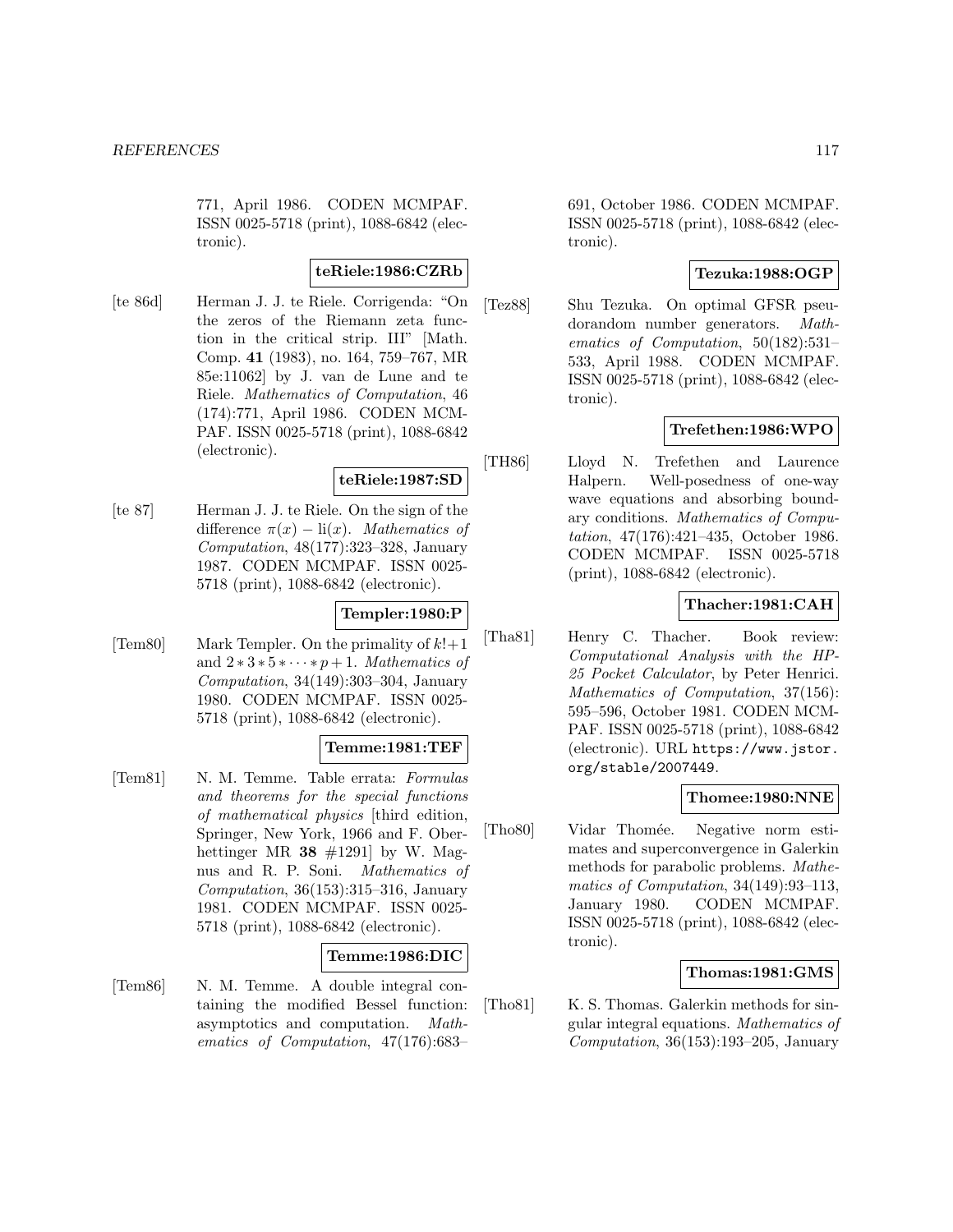771, April 1986. CODEN MCMPAF. ISSN 0025-5718 (print), 1088-6842 (electronic).

**teRiele:1986:CZRb**

[te 86d] Herman J. J. te Riele. Corrigenda: "On the zeros of the Riemann zeta function in the critical strip. III" [Math. Comp. **41** (1983), no. 164, 759–767, MR 85e:11062] by J. van de Lune and te Riele. *Mathematics of Computation*, 46 (174):771, April 1986. CODEN MCMPAF. ISSN 0025-5718 (print), 1088-6842 (electronic).

**teRiele:1987:SD**

[te 87] Herman J. J. te Riele. On the sign of the difference $\pi(x) - \text{li}(x)$. *Mathematics of Computation*, 48(177):323–328, January 1987. CODEN MCMPAF. ISSN 0025-5718 (print), 1088-6842 (electronic).

**Templer:1980:P**

[Tem80] Mark Templer. On the primality of $k!+1$ and $2*3*5*\cdots*p+1$. *Mathematics of Computation*, 34(149):303–304, January 1980. CODEN MCMPAF. ISSN 0025-5718 (print), 1088-6842 (electronic).

**Temme:1981:TEF**

[Tem81] N. M. Temme. Table errata: *Formulas and theorems for the special functions of mathematical physics* [third edition, Springer, New York, 1966 and F. Oberhettinger MR **38** #1291] by W. Magnus and R. P. Soni. *Mathematics of Computation*, 36(153):315–316, January 1981. CODEN MCMPAF. ISSN 0025-5718 (print), 1088-6842 (electronic).

**Temme:1986:DIC**

[Tem86] N. M. Temme. A double integral containing the modified Bessel function: asymptotics and computation. *Mathematics of Computation*, 47(176):683–691, October 1986. CODEN MCMPAF. ISSN 0025-5718 (print), 1088-6842 (electronic).

**Tezuka:1988:OGP**

[Tez88] Shu Tezuka. On optimal GFSR pseudorandom number generators. *Mathematics of Computation*, 50(182):531–533, April 1988. CODEN MCMPAF. ISSN 0025-5718 (print), 1088-6842 (electronic).

**Trefethen:1986:WPO**

[TH86] Lloyd N. Trefethen and Laurence Halpern. Well-posedness of one-way wave equations and absorbing boundary conditions. *Mathematics of Computation*, 47(176):421–435, October 1986. CODEN MCMPAF. ISSN 0025-5718 (print), 1088-6842 (electronic).

**Thacher:1981:CAH**

[Tha81] Henry C. Thacher. Book review: *Computational Analysis with the HP-25 Pocket Calculator*, by Peter Henrici. *Mathematics of Computation*, 37(156): 595–596, October 1981. CODEN MCMPAF. ISSN 0025-5718 (print), 1088-6842 (electronic). URL https://www.jstor.org/stable/2007449.

**Thomee:1980:NNE**

[Tho80] Vidar Thomée. Negative norm estimates and superconvergence in Galerkin methods for parabolic problems. *Mathematics of Computation*, 34(149):93–113, January 1980. CODEN MCMPAF. ISSN 0025-5718 (print), 1088-6842 (electronic).

**Thomas:1981:GMS**

[Tho81] K. S. Thomas. Galerkin methods for singular integral equations. *Mathematics of Computation*, 36(153):193–205, January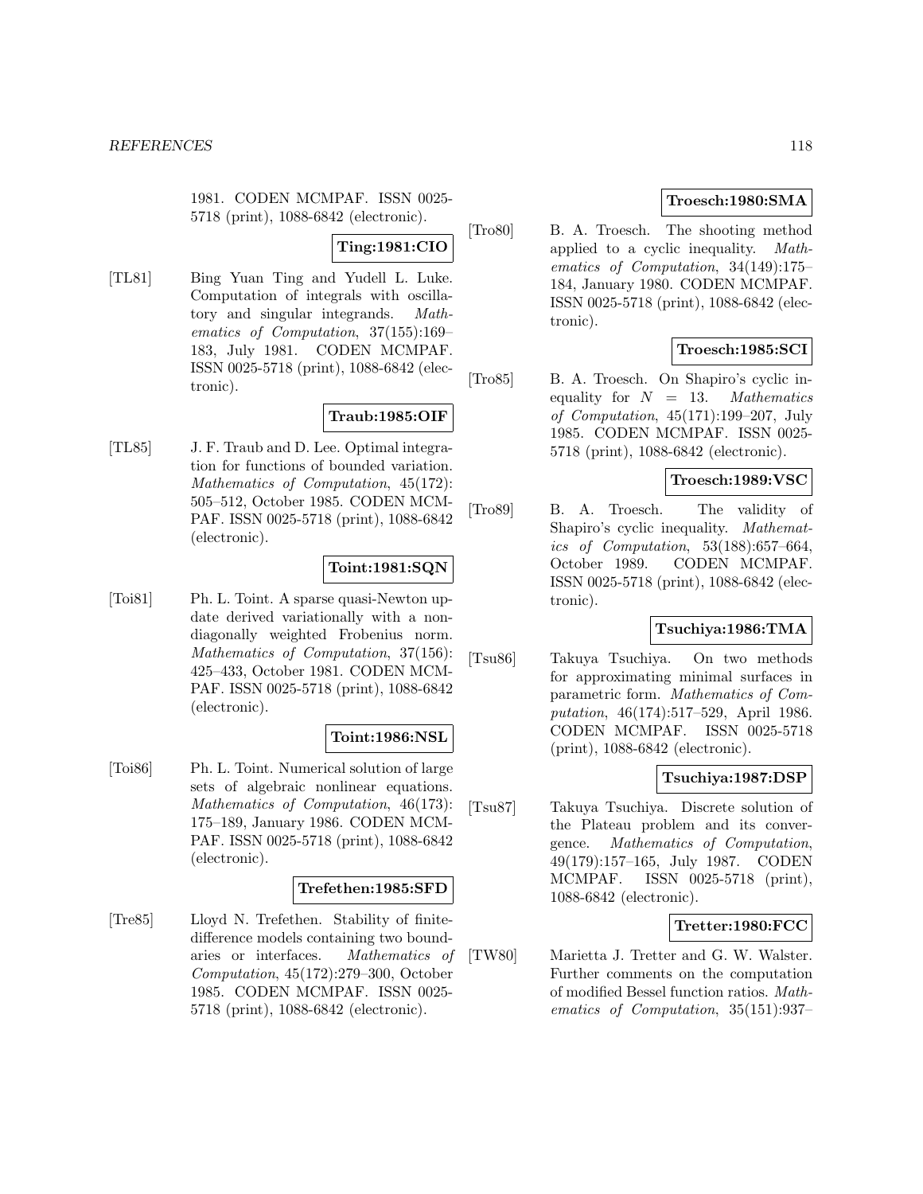1981. CODEN MCMPAF. ISSN 0025-5718 (print), 1088-6842 (electronic).

**Ting:1981:CIO**

[TL81] Bing Yuan Ting and Yudell L. Luke. Computation of integrals with oscillatory and singular integrands. *Mathematics of Computation*, 37(155):169–183, July 1981. CODEN MCMPAF. ISSN 0025-5718 (print), 1088-6842 (electronic).

**Traub:1985:OIF**

[TL85] J. F. Traub and D. Lee. Optimal integration for functions of bounded variation. *Mathematics of Computation*, 45(172): 505–512, October 1985. CODEN MCMPAF. ISSN 0025-5718 (print), 1088-6842 (electronic).

**Toint:1981:SQN**

[Toi81] Ph. L. Toint. A sparse quasi-Newton update derived variationally with a nondiagonally weighted Frobenius norm. *Mathematics of Computation*, 37(156): 425–433, October 1981. CODEN MCMPAF. ISSN 0025-5718 (print), 1088-6842 (electronic).

**Toint:1986:NSL**

[Toi86] Ph. L. Toint. Numerical solution of large sets of algebraic nonlinear equations. *Mathematics of Computation*, 46(173): 175–189, January 1986. CODEN MCMPAF. ISSN 0025-5718 (print), 1088-6842 (electronic).

**Trefethen:1985:SFD**

[Tre85] Lloyd N. Trefethen. Stability of finite-difference models containing two boundaries or interfaces. *Mathematics of Computation*, 45(172):279–300, October 1985. CODEN MCMPAF. ISSN 0025-5718 (print), 1088-6842 (electronic).

**Troesch:1980:SMA**

[Tro80] B. A. Troesch. The shooting method applied to a cyclic inequality. *Mathematics of Computation*, 34(149):175–184, January 1980. CODEN MCMPAF. ISSN 0025-5718 (print), 1088-6842 (electronic).

**Troesch:1985:SCI**

[Tro85] B. A. Troesch. On Shapiro's cyclic inequality for $N = 13$. *Mathematics of Computation*, 45(171):199–207, July 1985. CODEN MCMPAF. ISSN 0025-5718 (print), 1088-6842 (electronic).

**Troesch:1989:VSC**

[Tro89] B. A. Troesch. The validity of Shapiro's cyclic inequality. *Mathematics of Computation*, 53(188):657–664, October 1989. CODEN MCMPAF. ISSN 0025-5718 (print), 1088-6842 (electronic).

**Tsuchiya:1986:TMA**

[Tsu86] Takuya Tsuchiya. On two methods for approximating minimal surfaces in parametric form. *Mathematics of Computation*, 46(174):517–529, April 1986. CODEN MCMPAF. ISSN 0025-5718 (print), 1088-6842 (electronic).

**Tsuchiya:1987:DSP**

[Tsu87] Takuya Tsuchiya. Discrete solution of the Plateau problem and its convergence. *Mathematics of Computation*, 49(179):157–165, July 1987. CODEN MCMPAF. ISSN 0025-5718 (print), 1088-6842 (electronic).

**Tretter:1980:FCC**

[TW80] Marietta J. Tretter and G. W. Walster. Further comments on the computation of modified Bessel function ratios. *Mathematics of Computation*, 35(151):937–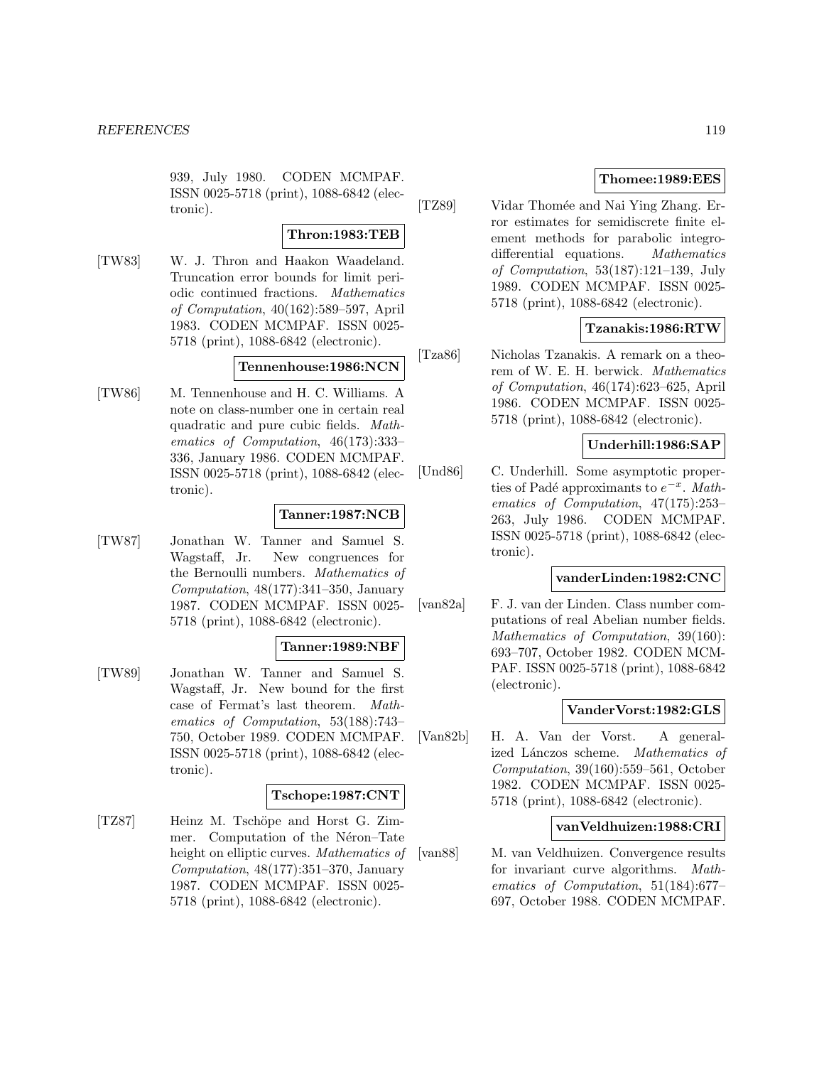939, July 1980. CODEN MCMPAF. ISSN 0025-5718 (print), 1088-6842 (electronic).

**Thron:1983:TEB**

[TW83] W. J. Thron and Haakon Waadeland. Truncation error bounds for limit periodic continued fractions. *Mathematics of Computation*, 40(162):589–597, April 1983. CODEN MCMPAF. ISSN 0025-5718 (print), 1088-6842 (electronic).

**Tennenhouse:1986:NCN**

[TW86] M. Tennenhouse and H. C. Williams. A note on class-number one in certain real quadratic and pure cubic fields. *Mathematics of Computation*, 46(173):333–336, January 1986. CODEN MCMPAF. ISSN 0025-5718 (print), 1088-6842 (electronic).

**Tanner:1987:NCB**

[TW87] Jonathan W. Tanner and Samuel S. Wagstaff, Jr. New congruences for the Bernoulli numbers. *Mathematics of Computation*, 48(177):341–350, January 1987. CODEN MCMPAF. ISSN 0025-5718 (print), 1088-6842 (electronic).

**Tanner:1989:NBF**

[TW89] Jonathan W. Tanner and Samuel S. Wagstaff, Jr. New bound for the first case of Fermat's last theorem. *Mathematics of Computation*, 53(188):743–750, October 1989. CODEN MCMPAF. ISSN 0025-5718 (print), 1088-6842 (electronic).

**Tschope:1987:CNT**

[TZ87] Heinz M. Tschöpe and Horst G. Zimmer. Computation of the Néron–Tate height on elliptic curves. *Mathematics of Computation*, 48(177):351–370, January 1987. CODEN MCMPAF. ISSN 0025-5718 (print), 1088-6842 (electronic).

**Thomee:1989:EES**

[TZ89] Vidar Thomée and Nai Ying Zhang. Error estimates for semidiscrete finite element methods for parabolic integro-differential equations. *Mathematics of Computation*, 53(187):121–139, July 1989. CODEN MCMPAF. ISSN 0025-5718 (print), 1088-6842 (electronic).

**Tzanakis:1986:RTW**

[Tza86] Nicholas Tzanakis. A remark on a theorem of W. E. H. berwick. *Mathematics of Computation*, 46(174):623–625, April 1986. CODEN MCMPAF. ISSN 0025-5718 (print), 1088-6842 (electronic).

**Underhill:1986:SAP**

[Und86] C. Underhill. Some asymptotic properties of Padé approximants to $e^{-x}$. *Mathematics of Computation*, 47(175):253–263, July 1986. CODEN MCMPAF. ISSN 0025-5718 (print), 1088-6842 (electronic).

**vanderLinden:1982:CNC**

[van82a] F. J. van der Linden. Class number computations of real Abelian number fields. *Mathematics of Computation*, 39(160):693–707, October 1982. CODEN MCMPAF. ISSN 0025-5718 (print), 1088-6842 (electronic).

**VanderVorst:1982:GLS**

[Van82b] H. A. Van der Vorst. A generalized Lánczos scheme. *Mathematics of Computation*, 39(160):559–561, October 1982. CODEN MCMPAF. ISSN 0025-5718 (print), 1088-6842 (electronic).

**vanVeldhuizen:1988:CRI**

[van88] M. van Veldhuizen. Convergence results for invariant curve algorithms. *Mathematics of Computation*, 51(184):677–697, October 1988. CODEN MCMPAF.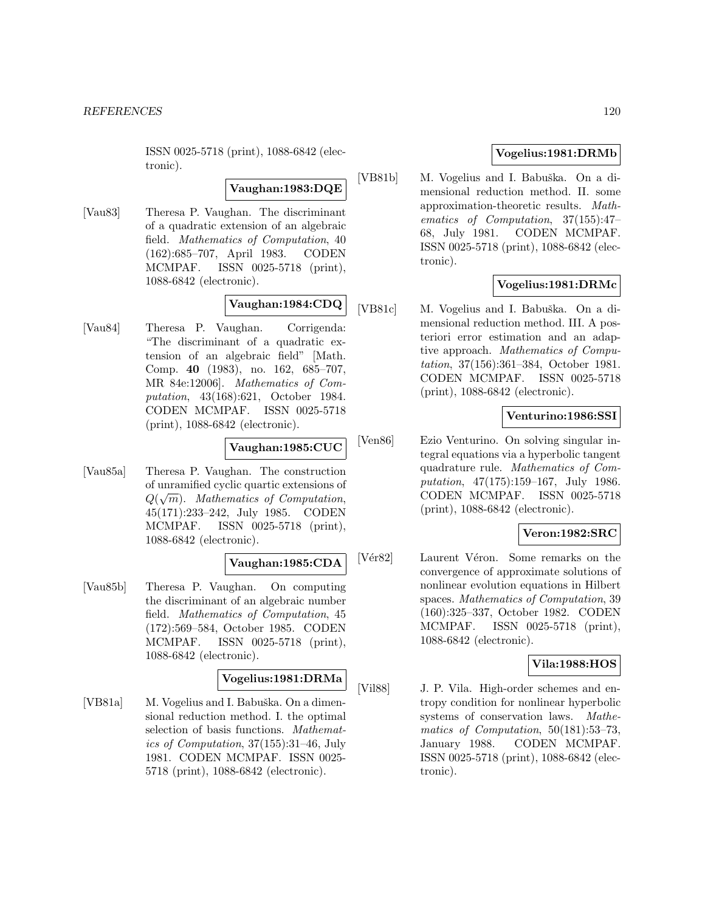ISSN 0025-5718 (print), 1088-6842 (electronic).

**Vaughan:1983:DQE**

[Vau83] Theresa P. Vaughan. The discriminant of a quadratic extension of an algebraic field. *Mathematics of Computation*, 40 (162):685–707, April 1983. CODEN MCMPAF. ISSN 0025-5718 (print), 1088-6842 (electronic).

**Vaughan:1984:CDQ**

[Vau84] Theresa P. Vaughan. Corrigenda: "The discriminant of a quadratic extension of an algebraic field" [Math. Comp. **40** (1983), no. 162, 685–707, MR 84e:12006]. *Mathematics of Computation*, 43(168):621, October 1984. CODEN MCMPAF. ISSN 0025-5718 (print), 1088-6842 (electronic).

**Vaughan:1985:CUC**

[Vau85a] Theresa P. Vaughan. The construction of unramified cyclic quartic extensions of $Q(\sqrt{m})$. *Mathematics of Computation*, 45(171):233–242, July 1985. CODEN MCMPAF. ISSN 0025-5718 (print), 1088-6842 (electronic).

**Vaughan:1985:CDA**

[Vau85b] Theresa P. Vaughan. On computing the discriminant of an algebraic number field. *Mathematics of Computation*, 45 (172):569–584, October 1985. CODEN MCMPAF. ISSN 0025-5718 (print), 1088-6842 (electronic).

**Vogelius:1981:DRMa**

[VB81a] M. Vogelius and I. Babuška. On a dimensional reduction method. I. the optimal selection of basis functions. *Mathematics of Computation*, 37(155):31–46, July 1981. CODEN MCMPAF. ISSN 0025-5718 (print), 1088-6842 (electronic).

**Vogelius:1981:DRMb**

[VB81b] M. Vogelius and I. Babuška. On a dimensional reduction method. II. some approximation-theoretic results. *Mathematics of Computation*, 37(155):47–68, July 1981. CODEN MCMPAF. ISSN 0025-5718 (print), 1088-6842 (electronic).

**Vogelius:1981:DRMc**

[VB81c] M. Vogelius and I. Babuška. On a dimensional reduction method. III. A posteriori error estimation and an adaptive approach. *Mathematics of Computation*, 37(156):361–384, October 1981. CODEN MCMPAF. ISSN 0025-5718 (print), 1088-6842 (electronic).

**Venturino:1986:SSI**

[Ven86] Ezio Venturino. On solving singular integral equations via a hyperbolic tangent quadrature rule. *Mathematics of Computation*, 47(175):159–167, July 1986. CODEN MCMPAF. ISSN 0025-5718 (print), 1088-6842 (electronic).

**Veron:1982:SRC**

[Vér82] Laurent Véron. Some remarks on the convergence of approximate solutions of nonlinear evolution equations in Hilbert spaces. *Mathematics of Computation*, 39 (160):325–337, October 1982. CODEN MCMPAF. ISSN 0025-5718 (print), 1088-6842 (electronic).

**Vila:1988:HOS**

[Vil88] J. P. Vila. High-order schemes and entropy condition for nonlinear hyperbolic systems of conservation laws. *Mathematics of Computation*, 50(181):53–73, January 1988. CODEN MCMPAF. ISSN 0025-5718 (print), 1088-6842 (electronic).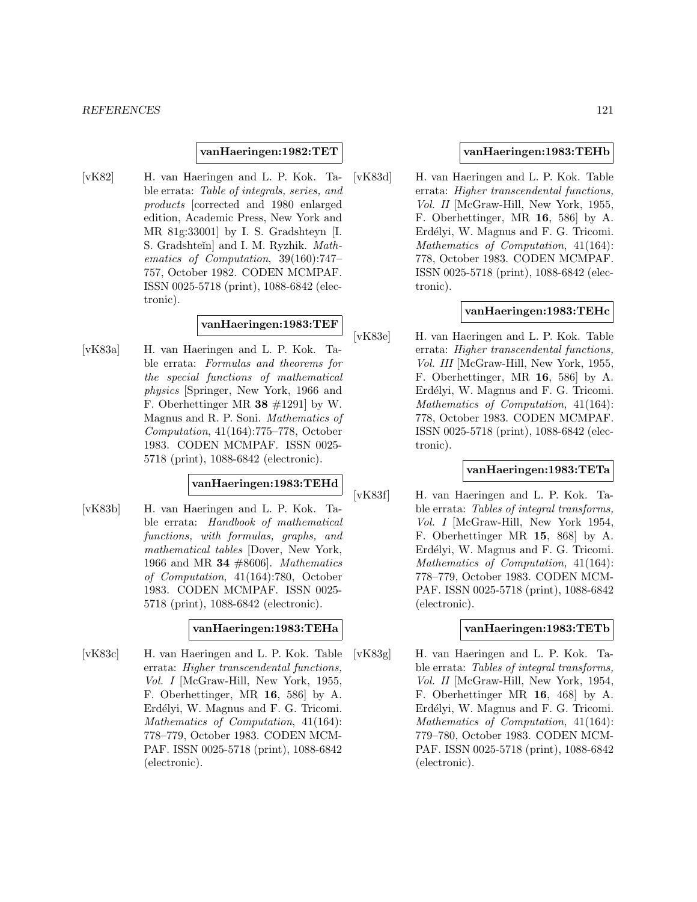**vanHaeringen:1982:TET**

[vK82] H. van Haeringen and L. P. Kok. Table errata: *Table of integrals, series, and products* [corrected and 1980 enlarged edition, Academic Press, New York and MR 81g:33001] by I. S. Gradshteyn [I. S. Gradshteĭn] and I. M. Ryzhik. *Mathematics of Computation*, 39(160):747–757, October 1982. CODEN MCMPAF. ISSN 0025-5718 (print), 1088-6842 (electronic).

**vanHaeringen:1983:TEF**

[vK83a] H. van Haeringen and L. P. Kok. Table errata: *Formulas and theorems for the special functions of mathematical physics* [Springer, New York, 1966 and F. Oberhettinger MR **38** #1291] by W. Magnus and R. P. Soni. *Mathematics of Computation*, 41(164):775–778, October 1983. CODEN MCMPAF. ISSN 0025-5718 (print), 1088-6842 (electronic).

**vanHaeringen:1983:TEHd**

[vK83b] H. van Haeringen and L. P. Kok. Table errata: *Handbook of mathematical functions, with formulas, graphs, and mathematical tables* [Dover, New York, 1966 and MR **34** #8606]. *Mathematics of Computation*, 41(164):780, October 1983. CODEN MCMPAF. ISSN 0025-5718 (print), 1088-6842 (electronic).

**vanHaeringen:1983:TEHa**

[vK83c] H. van Haeringen and L. P. Kok. Table errata: *Higher transcendental functions, Vol. I* [McGraw-Hill, New York, 1955, F. Oberhettinger, MR **16**, 586] by A. Erdélyi, W. Magnus and F. G. Tricomi. *Mathematics of Computation*, 41(164): 778–779, October 1983. CODEN MCMPAF. ISSN 0025-5718 (print), 1088-6842 (electronic).

**vanHaeringen:1983:TEHb**

[vK83d] H. van Haeringen and L. P. Kok. Table errata: *Higher transcendental functions, Vol. II* [McGraw-Hill, New York, 1955, F. Oberhettinger, MR **16**, 586] by A. Erdélyi, W. Magnus and F. G. Tricomi. *Mathematics of Computation*, 41(164): 778, October 1983. CODEN MCMPAF. ISSN 0025-5718 (print), 1088-6842 (electronic).

**vanHaeringen:1983:TEHc**

[vK83e] H. van Haeringen and L. P. Kok. Table errata: *Higher transcendental functions, Vol. III* [McGraw-Hill, New York, 1955, F. Oberhettinger, MR **16**, 586] by A. Erdélyi, W. Magnus and F. G. Tricomi. *Mathematics of Computation*, 41(164): 778, October 1983. CODEN MCMPAF. ISSN 0025-5718 (print), 1088-6842 (electronic).

**vanHaeringen:1983:TETa**

[vK83f] H. van Haeringen and L. P. Kok. Table errata: *Tables of integral transforms, Vol. I* [McGraw-Hill, New York 1954, F. Oberhettinger MR **15**, 868] by A. Erdélyi, W. Magnus and F. G. Tricomi. *Mathematics of Computation*, 41(164): 778–779, October 1983. CODEN MCMPAF. ISSN 0025-5718 (print), 1088-6842 (electronic).

**vanHaeringen:1983:TETb**

[vK83g] H. van Haeringen and L. P. Kok. Table errata: *Tables of integral transforms, Vol. II* [McGraw-Hill, New York, 1954, F. Oberhettinger MR **16**, 468] by A. Erdélyi, W. Magnus and F. G. Tricomi. *Mathematics of Computation*, 41(164): 779–780, October 1983. CODEN MCMPAF. ISSN 0025-5718 (print), 1088-6842 (electronic).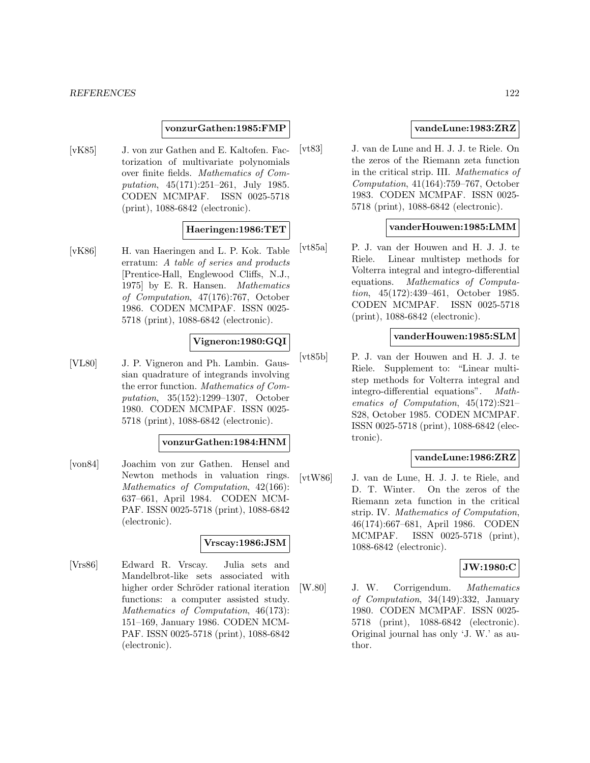**vonzurGathen:1985:FMP**

[vK85] J. von zur Gathen and E. Kaltofen. Factorization of multivariate polynomials over finite fields. *Mathematics of Computation*, 45(171):251–261, July 1985. CODEN MCMPAF. ISSN 0025-5718 (print), 1088-6842 (electronic).

**Haeringen:1986:TET**

[vK86] H. van Haeringen and L. P. Kok. Table erratum: *A table of series and products* [Prentice-Hall, Englewood Cliffs, N.J., 1975] by E. R. Hansen. *Mathematics of Computation*, 47(176):767, October 1986. CODEN MCMPAF. ISSN 0025-5718 (print), 1088-6842 (electronic).

**Vigneron:1980:GQI**

[VL80] J. P. Vigneron and Ph. Lambin. Gaussian quadrature of integrands involving the error function. *Mathematics of Computation*, 35(152):1299–1307, October 1980. CODEN MCMPAF. ISSN 0025-5718 (print), 1088-6842 (electronic).

**vonzurGathen:1984:HNM**

[von84] Joachim von zur Gathen. Hensel and Newton methods in valuation rings. *Mathematics of Computation*, 42(166): 637–661, April 1984. CODEN MCMPAF. ISSN 0025-5718 (print), 1088-6842 (electronic).

**Vrscay:1986:JSM**

[Vrs86] Edward R. Vrscay. Julia sets and Mandelbrot-like sets associated with higher order Schröder rational iteration functions: a computer assisted study. *Mathematics of Computation*, 46(173): 151–169, January 1986. CODEN MCMPAF. ISSN 0025-5718 (print), 1088-6842 (electronic).

**vandeLune:1983:ZRZ**

[vt83] J. van de Lune and H. J. J. te Riele. On the zeros of the Riemann zeta function in the critical strip. III. *Mathematics of Computation*, 41(164):759–767, October 1983. CODEN MCMPAF. ISSN 0025-5718 (print), 1088-6842 (electronic).

**vanderHouwen:1985:LMM**

[vt85a] P. J. van der Houwen and H. J. J. te Riele. Linear multistep methods for Volterra integral and integro-differential equations. *Mathematics of Computation*, 45(172):439–461, October 1985. CODEN MCMPAF. ISSN 0025-5718 (print), 1088-6842 (electronic).

**vanderHouwen:1985:SLM**

[vt85b] P. J. van der Houwen and H. J. J. te Riele. Supplement to: "Linear multistep methods for Volterra integral and integro-differential equations". *Mathematics of Computation*, 45(172):S21–S28, October 1985. CODEN MCMPAF. ISSN 0025-5718 (print), 1088-6842 (electronic).

**vandeLune:1986:ZRZ**

[vtW86] J. van de Lune, H. J. J. te Riele, and D. T. Winter. On the zeros of the Riemann zeta function in the critical strip. IV. *Mathematics of Computation*, 46(174):667–681, April 1986. CODEN MCMPAF. ISSN 0025-5718 (print), 1088-6842 (electronic).

**JW:1980:C**

[W.80] J. W. Corrigendum. *Mathematics of Computation*, 34(149):332, January 1980. CODEN MCMPAF. ISSN 0025-5718 (print), 1088-6842 (electronic). Original journal has only 'J. W.' as author.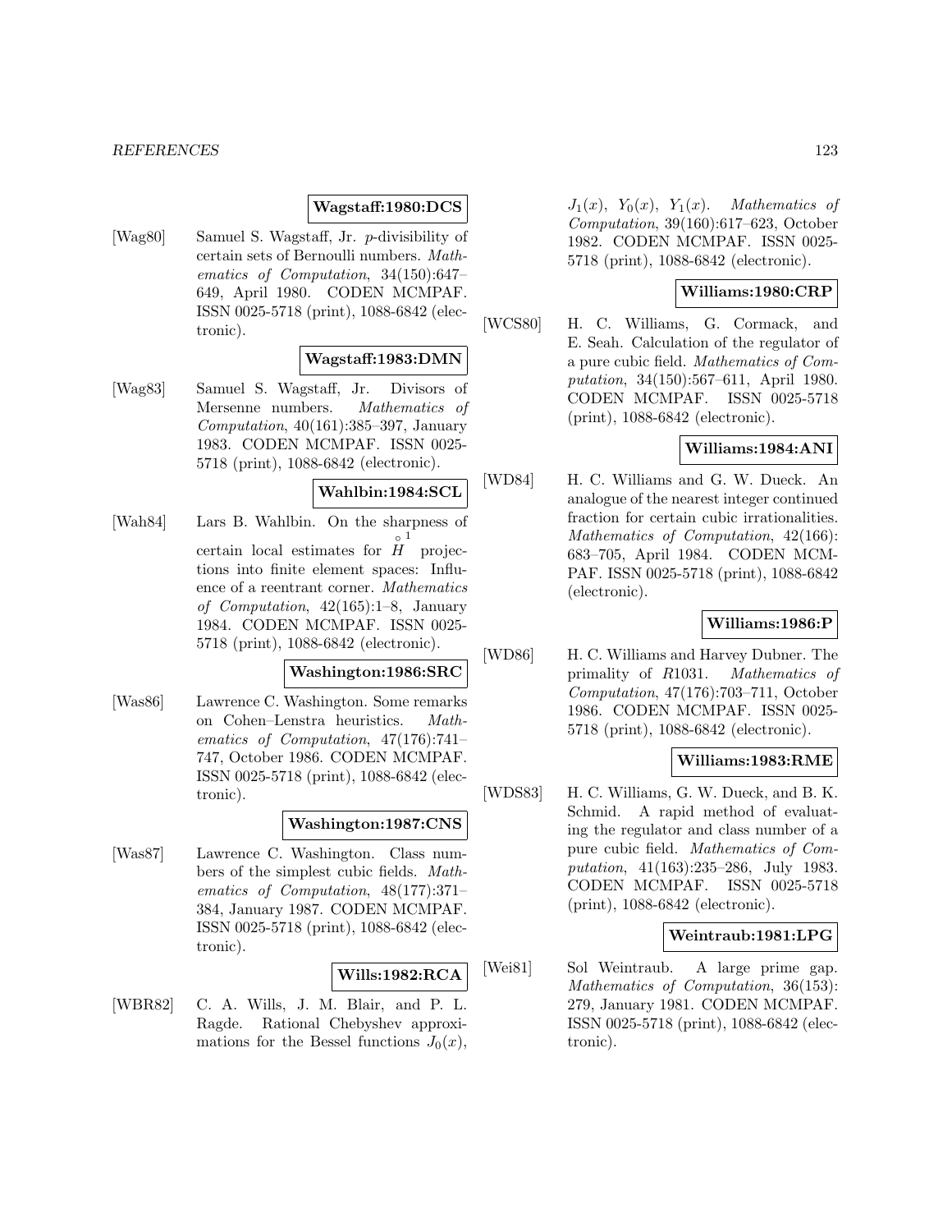**Wagstaff:1980:DCS**

[Wag80] Samuel S. Wagstaff, Jr. $p$-divisibility of certain sets of Bernoulli numbers. *Mathematics of Computation*, 34(150):647–649, April 1980. CODEN MCMPAF. ISSN 0025-5718 (print), 1088-6842 (electronic).

**Wagstaff:1983:DMN**

[Wag83] Samuel S. Wagstaff, Jr. Divisors of Mersenne numbers. *Mathematics of Computation*, 40(161):385–397, January 1983. CODEN MCMPAF. ISSN 0025-5718 (print), 1088-6842 (electronic).

**Wahlbin:1984:SCL**

[Wah84] Lars B. Wahlbin. On the sharpness of certain local estimates for $\overset{\circ}{H}{}^{1}$ projections into finite element spaces: Influence of a reentrant corner. *Mathematics of Computation*, 42(165):1–8, January 1984. CODEN MCMPAF. ISSN 0025-5718 (print), 1088-6842 (electronic).

**Washington:1986:SRC**

[Was86] Lawrence C. Washington. Some remarks on Cohen–Lenstra heuristics. *Mathematics of Computation*, 47(176):741–747, October 1986. CODEN MCMPAF. ISSN 0025-5718 (print), 1088-6842 (electronic).

**Washington:1987:CNS**

[Was87] Lawrence C. Washington. Class numbers of the simplest cubic fields. *Mathematics of Computation*, 48(177):371–384, January 1987. CODEN MCMPAF. ISSN 0025-5718 (print), 1088-6842 (electronic).

**Wills:1982:RCA**

[WBR82] C. A. Wills, J. M. Blair, and P. L. Ragde. Rational Chebyshev approximations for the Bessel functions $J_0(x)$, $J_1(x)$, $Y_0(x)$, $Y_1(x)$. *Mathematics of Computation*, 39(160):617–623, October 1982. CODEN MCMPAF. ISSN 0025-5718 (print), 1088-6842 (electronic).

**Williams:1980:CRP**

[WCS80] H. C. Williams, G. Cormack, and E. Seah. Calculation of the regulator of a pure cubic field. *Mathematics of Computation*, 34(150):567–611, April 1980. CODEN MCMPAF. ISSN 0025-5718 (print), 1088-6842 (electronic).

**Williams:1984:ANI**

[WD84] H. C. Williams and G. W. Dueck. An analogue of the nearest integer continued fraction for certain cubic irrationalities. *Mathematics of Computation*, 42(166): 683–705, April 1984. CODEN MCMPAF. ISSN 0025-5718 (print), 1088-6842 (electronic).

**Williams:1986:P**

[WD86] H. C. Williams and Harvey Dubner. The primality of $R1031$. *Mathematics of Computation*, 47(176):703–711, October 1986. CODEN MCMPAF. ISSN 0025-5718 (print), 1088-6842 (electronic).

**Williams:1983:RME**

[WDS83] H. C. Williams, G. W. Dueck, and B. K. Schmid. A rapid method of evaluating the regulator and class number of a pure cubic field. *Mathematics of Computation*, 41(163):235–286, July 1983. CODEN MCMPAF. ISSN 0025-5718 (print), 1088-6842 (electronic).

**Weintraub:1981:LPG**

[Wei81] Sol Weintraub. A large prime gap. *Mathematics of Computation*, 36(153): 279, January 1981. CODEN MCMPAF. ISSN 0025-5718 (print), 1088-6842 (electronic).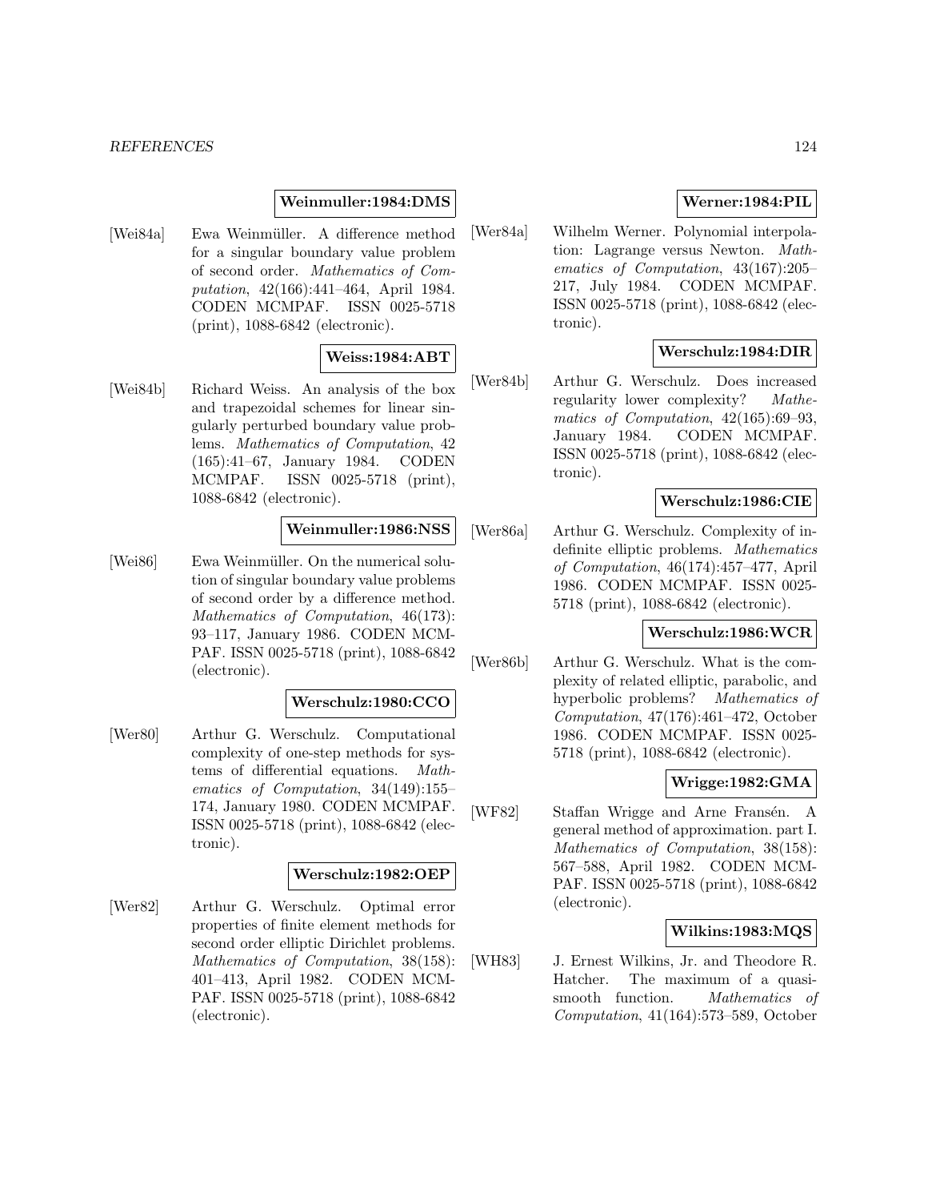**Weinmuller:1984:DMS**

[Wei84a] Ewa Weinmüller. A difference method for a singular boundary value problem of second order. *Mathematics of Computation*, 42(166):441–464, April 1984. CODEN MCMPAF. ISSN 0025-5718 (print), 1088-6842 (electronic).

**Weiss:1984:ABT**

[Wei84b] Richard Weiss. An analysis of the box and trapezoidal schemes for linear singularly perturbed boundary value problems. *Mathematics of Computation*, 42 (165):41–67, January 1984. CODEN MCMPAF. ISSN 0025-5718 (print), 1088-6842 (electronic).

**Weinmuller:1986:NSS**

[Wei86] Ewa Weinmüller. On the numerical solution of singular boundary value problems of second order by a difference method. *Mathematics of Computation*, 46(173): 93–117, January 1986. CODEN MCMPAF. ISSN 0025-5718 (print), 1088-6842 (electronic).

**Werschulz:1980:CCO**

[Wer80] Arthur G. Werschulz. Computational complexity of one-step methods for systems of differential equations. *Mathematics of Computation*, 34(149):155–174, January 1980. CODEN MCMPAF. ISSN 0025-5718 (print), 1088-6842 (electronic).

**Werschulz:1982:OEP**

[Wer82] Arthur G. Werschulz. Optimal error properties of finite element methods for second order elliptic Dirichlet problems. *Mathematics of Computation*, 38(158): 401–413, April 1982. CODEN MCMPAF. ISSN 0025-5718 (print), 1088-6842 (electronic).

**Werner:1984:PIL**

[Wer84a] Wilhelm Werner. Polynomial interpolation: Lagrange versus Newton. *Mathematics of Computation*, 43(167):205–217, July 1984. CODEN MCMPAF. ISSN 0025-5718 (print), 1088-6842 (electronic).

**Werschulz:1984:DIR**

[Wer84b] Arthur G. Werschulz. Does increased regularity lower complexity? *Mathematics of Computation*, 42(165):69–93, January 1984. CODEN MCMPAF. ISSN 0025-5718 (print), 1088-6842 (electronic).

**Werschulz:1986:CIE**

[Wer86a] Arthur G. Werschulz. Complexity of indefinite elliptic problems. *Mathematics of Computation*, 46(174):457–477, April 1986. CODEN MCMPAF. ISSN 0025-5718 (print), 1088-6842 (electronic).

**Werschulz:1986:WCR**

[Wer86b] Arthur G. Werschulz. What is the complexity of related elliptic, parabolic, and hyperbolic problems? *Mathematics of Computation*, 47(176):461–472, October 1986. CODEN MCMPAF. ISSN 0025-5718 (print), 1088-6842 (electronic).

**Wrigge:1982:GMA**

[WF82] Staffan Wrigge and Arne Fransén. A general method of approximation. part I. *Mathematics of Computation*, 38(158): 567–588, April 1982. CODEN MCMPAF. ISSN 0025-5718 (print), 1088-6842 (electronic).

**Wilkins:1983:MQS**

[WH83] J. Ernest Wilkins, Jr. and Theodore R. Hatcher. The maximum of a quasi-smooth function. *Mathematics of Computation*, 41(164):573–589, October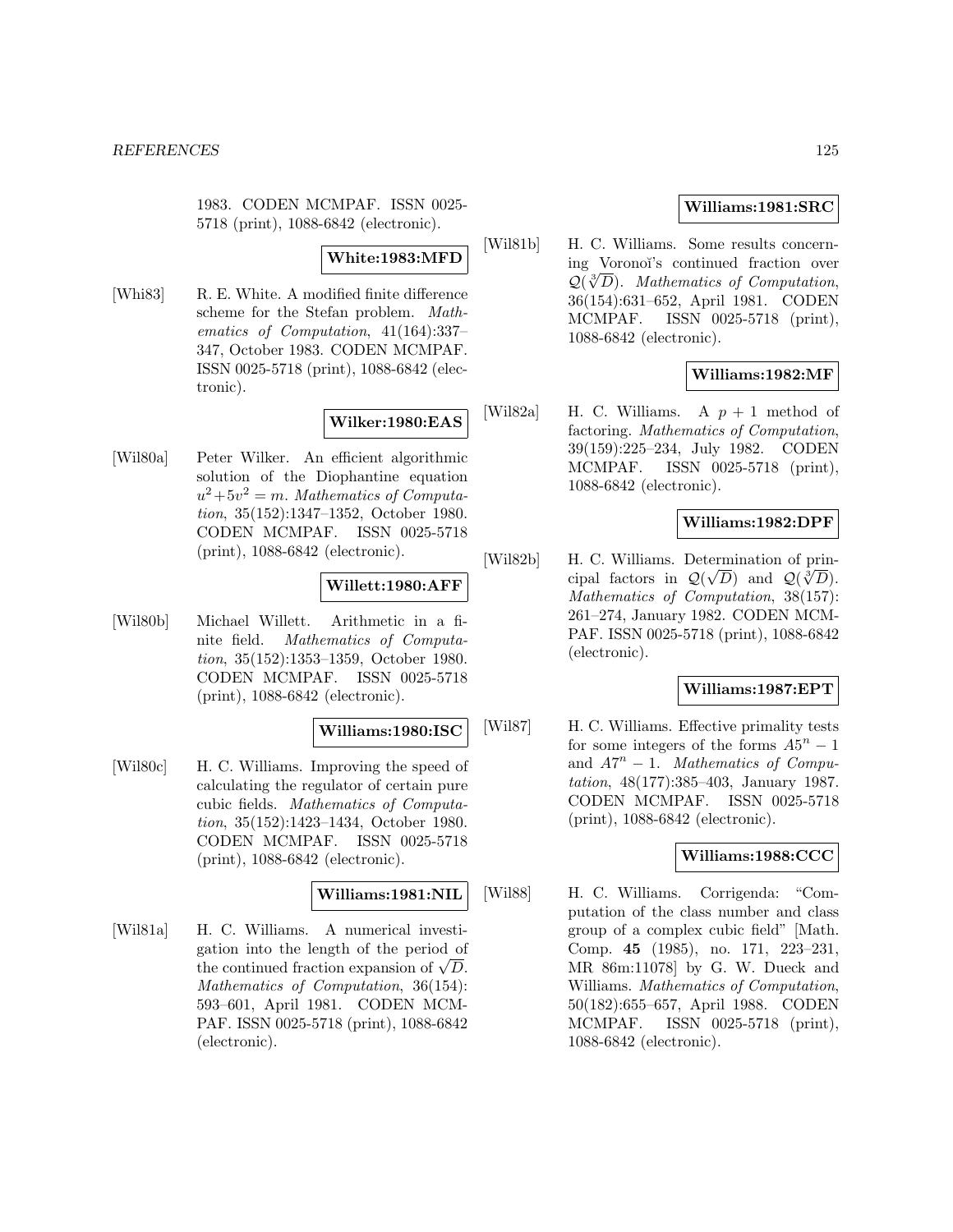1983. CODEN MCMPAF. ISSN 0025-5718 (print), 1088-6842 (electronic).

**White:1983:MFD**

[Whi83] R. E. White. A modified finite difference scheme for the Stefan problem. *Mathematics of Computation*, 41(164):337–347, October 1983. CODEN MCMPAF. ISSN 0025-5718 (print), 1088-6842 (electronic).

**Wilker:1980:EAS**

[Wil80a] Peter Wilker. An efficient algorithmic solution of the Diophantine equation $u^2+5v^2 = m$. *Mathematics of Computation*, 35(152):1347–1352, October 1980. CODEN MCMPAF. ISSN 0025-5718 (print), 1088-6842 (electronic).

**Willett:1980:AFF**

[Wil80b] Michael Willett. Arithmetic in a finite field. *Mathematics of Computation*, 35(152):1353–1359, October 1980. CODEN MCMPAF. ISSN 0025-5718 (print), 1088-6842 (electronic).

**Williams:1980:ISC**

[Wil80c] H. C. Williams. Improving the speed of calculating the regulator of certain pure cubic fields. *Mathematics of Computation*, 35(152):1423–1434, October 1980. CODEN MCMPAF. ISSN 0025-5718 (print), 1088-6842 (electronic).

**Williams:1981:NIL**

[Wil81a] H. C. Williams. A numerical investigation into the length of the period of the continued fraction expansion of $\sqrt{D}$. *Mathematics of Computation*, 36(154):593–601, April 1981. CODEN MCMPAF. ISSN 0025-5718 (print), 1088-6842 (electronic).

**Williams:1981:SRC**

[Wil81b] H. C. Williams. Some results concerning Voronoĭ's continued fraction over $\mathcal{Q}(\sqrt[3]{D})$. *Mathematics of Computation*, 36(154):631–652, April 1981. CODEN MCMPAF. ISSN 0025-5718 (print), 1088-6842 (electronic).

**Williams:1982:MF**

[Wil82a] H. C. Williams. A $p + 1$ method of factoring. *Mathematics of Computation*, 39(159):225–234, July 1982. CODEN MCMPAF. ISSN 0025-5718 (print), 1088-6842 (electronic).

**Williams:1982:DPF**

[Wil82b] H. C. Williams. Determination of principal factors in $\mathcal{Q}(\sqrt{D})$ and $\mathcal{Q}(\sqrt[3]{D})$. *Mathematics of Computation*, 38(157):261–274, January 1982. CODEN MCMPAF. ISSN 0025-5718 (print), 1088-6842 (electronic).

**Williams:1987:EPT**

[Wil87] H. C. Williams. Effective primality tests for some integers of the forms $A5^n - 1$ and $A7^n - 1$. *Mathematics of Computation*, 48(177):385–403, January 1987. CODEN MCMPAF. ISSN 0025-5718 (print), 1088-6842 (electronic).

**Williams:1988:CCC**

[Wil88] H. C. Williams. Corrigenda: "Computation of the class number and class group of a complex cubic field" [Math. Comp. **45** (1985), no. 171, 223–231, MR 86m:11078] by G. W. Dueck and Williams. *Mathematics of Computation*, 50(182):655–657, April 1988. CODEN MCMPAF. ISSN 0025-5718 (print), 1088-6842 (electronic).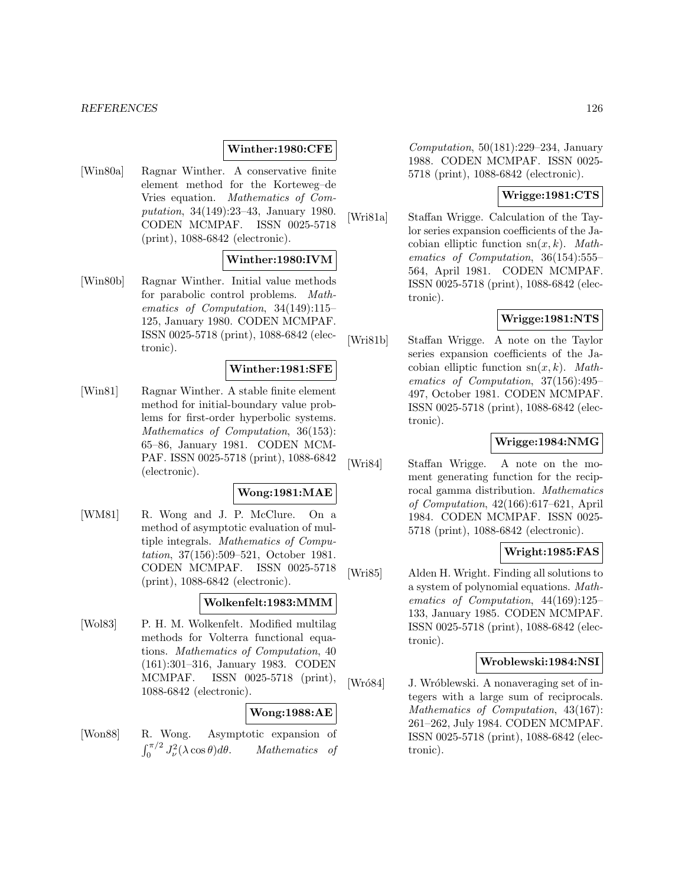**Winther:1980:CFE**

[Win80a] Ragnar Winther. A conservative finite element method for the Korteweg–de Vries equation. *Mathematics of Computation*, 34(149):23–43, January 1980. CODEN MCMPAF. ISSN 0025-5718 (print), 1088-6842 (electronic).

**Winther:1980:IVM**

[Win80b] Ragnar Winther. Initial value methods for parabolic control problems. *Mathematics of Computation*, 34(149):115–125, January 1980. CODEN MCMPAF. ISSN 0025-5718 (print), 1088-6842 (electronic).

**Winther:1981:SFE**

[Win81] Ragnar Winther. A stable finite element method for initial-boundary value problems for first-order hyperbolic systems. *Mathematics of Computation*, 36(153): 65–86, January 1981. CODEN MCMPAF. ISSN 0025-5718 (print), 1088-6842 (electronic).

**Wong:1981:MAE**

[WM81] R. Wong and J. P. McClure. On a method of asymptotic evaluation of multiple integrals. *Mathematics of Computation*, 37(156):509–521, October 1981. CODEN MCMPAF. ISSN 0025-5718 (print), 1088-6842 (electronic).

**Wolkenfelt:1983:MMM**

[Wol83] P. H. M. Wolkenfelt. Modified multilag methods for Volterra functional equations. *Mathematics of Computation*, 40 (161):301–316, January 1983. CODEN MCMPAF. ISSN 0025-5718 (print), 1088-6842 (electronic).

**Wong:1988:AE**

[Won88] R. Wong. Asymptotic expansion of $\int_0^{\pi/2} J_\nu^2(\lambda \cos\theta) d\theta$. *Mathematics of Computation*, 50(181):229–234, January 1988. CODEN MCMPAF. ISSN 0025-5718 (print), 1088-6842 (electronic).

**Wrigge:1981:CTS**

[Wri81a] Staffan Wrigge. Calculation of the Taylor series expansion coefficients of the Jacobian elliptic function $\mathrm{sn}(x, k)$. *Mathematics of Computation*, 36(154):555–564, April 1981. CODEN MCMPAF. ISSN 0025-5718 (print), 1088-6842 (electronic).

**Wrigge:1981:NTS**

[Wri81b] Staffan Wrigge. A note on the Taylor series expansion coefficients of the Jacobian elliptic function $\mathrm{sn}(x, k)$. *Mathematics of Computation*, 37(156):495–497, October 1981. CODEN MCMPAF. ISSN 0025-5718 (print), 1088-6842 (electronic).

**Wrigge:1984:NMG**

[Wri84] Staffan Wrigge. A note on the moment generating function for the reciprocal gamma distribution. *Mathematics of Computation*, 42(166):617–621, April 1984. CODEN MCMPAF. ISSN 0025-5718 (print), 1088-6842 (electronic).

**Wright:1985:FAS**

[Wri85] Alden H. Wright. Finding all solutions to a system of polynomial equations. *Mathematics of Computation*, 44(169):125–133, January 1985. CODEN MCMPAF. ISSN 0025-5718 (print), 1088-6842 (electronic).

**Wroblewski:1984:NSI**

[Wró84] J. Wróblewski. A nonaveraging set of integers with a large sum of reciprocals. *Mathematics of Computation*, 43(167): 261–262, July 1984. CODEN MCMPAF. ISSN 0025-5718 (print), 1088-6842 (electronic).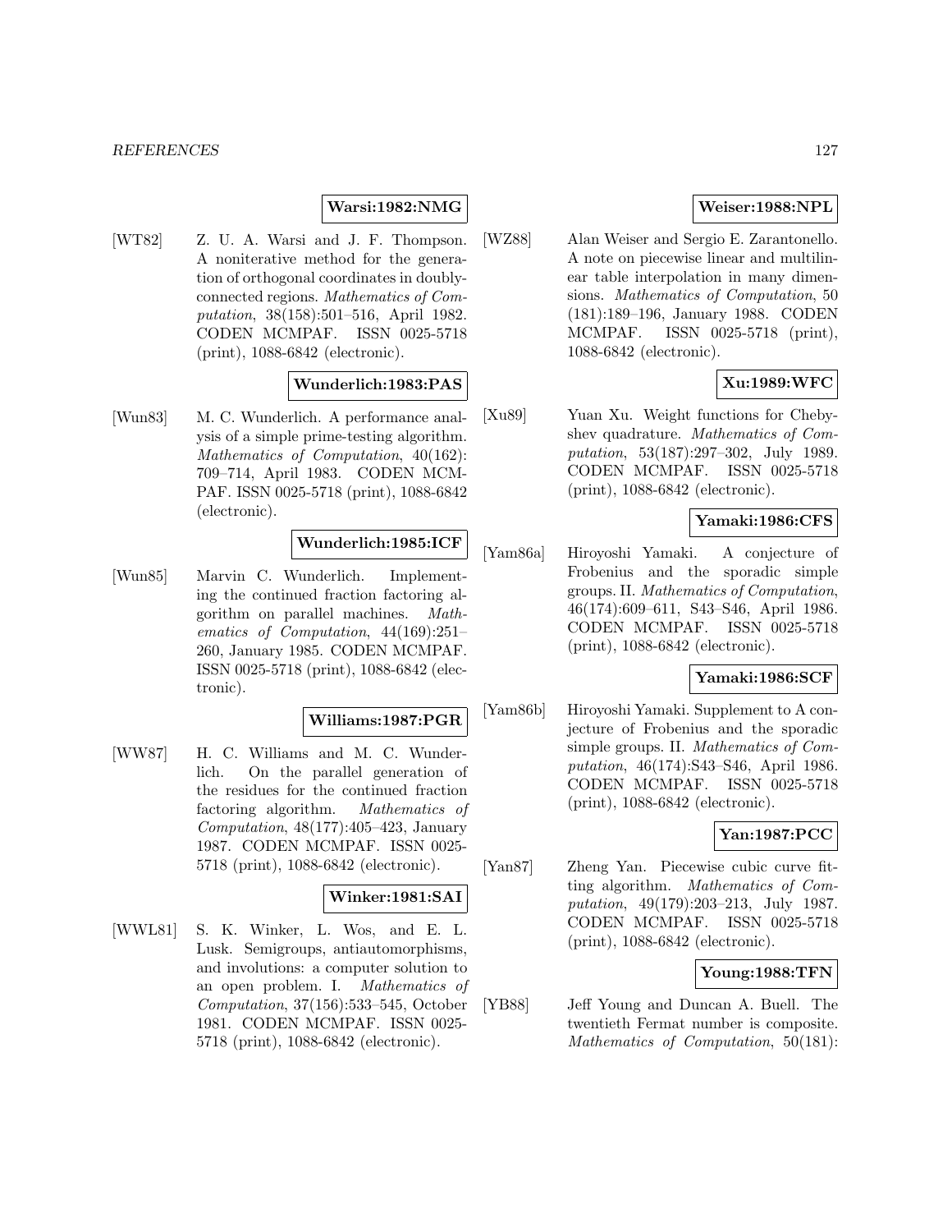**Warsi:1982:NMG**

[WT82] Z. U. A. Warsi and J. F. Thompson. A noniterative method for the generation of orthogonal coordinates in doubly-connected regions. *Mathematics of Computation*, 38(158):501–516, April 1982. CODEN MCMPAF. ISSN 0025-5718 (print), 1088-6842 (electronic).

**Wunderlich:1983:PAS**

[Wun83] M. C. Wunderlich. A performance analysis of a simple prime-testing algorithm. *Mathematics of Computation*, 40(162): 709–714, April 1983. CODEN MCMPAF. ISSN 0025-5718 (print), 1088-6842 (electronic).

**Wunderlich:1985:ICF**

[Wun85] Marvin C. Wunderlich. Implementing the continued fraction factoring algorithm on parallel machines. *Mathematics of Computation*, 44(169):251–260, January 1985. CODEN MCMPAF. ISSN 0025-5718 (print), 1088-6842 (electronic).

**Williams:1987:PGR**

[WW87] H. C. Williams and M. C. Wunderlich. On the parallel generation of the residues for the continued fraction factoring algorithm. *Mathematics of Computation*, 48(177):405–423, January 1987. CODEN MCMPAF. ISSN 0025-5718 (print), 1088-6842 (electronic).

**Winker:1981:SAI**

[WWL81] S. K. Winker, L. Wos, and E. L. Lusk. Semigroups, antiautomorphisms, and involutions: a computer solution to an open problem. I. *Mathematics of Computation*, 37(156):533–545, October 1981. CODEN MCMPAF. ISSN 0025-5718 (print), 1088-6842 (electronic).

**Weiser:1988:NPL**

[WZ88] Alan Weiser and Sergio E. Zarantonello. A note on piecewise linear and multilinear table interpolation in many dimensions. *Mathematics of Computation*, 50 (181):189–196, January 1988. CODEN MCMPAF. ISSN 0025-5718 (print), 1088-6842 (electronic).

**Xu:1989:WFC**

[Xu89] Yuan Xu. Weight functions for Chebyshev quadrature. *Mathematics of Computation*, 53(187):297–302, July 1989. CODEN MCMPAF. ISSN 0025-5718 (print), 1088-6842 (electronic).

**Yamaki:1986:CFS**

[Yam86a] Hiroyoshi Yamaki. A conjecture of Frobenius and the sporadic simple groups. II. *Mathematics of Computation*, 46(174):609–611, S43–S46, April 1986. CODEN MCMPAF. ISSN 0025-5718 (print), 1088-6842 (electronic).

**Yamaki:1986:SCF**

[Yam86b] Hiroyoshi Yamaki. Supplement to A conjecture of Frobenius and the sporadic simple groups. II. *Mathematics of Computation*, 46(174):S43–S46, April 1986. CODEN MCMPAF. ISSN 0025-5718 (print), 1088-6842 (electronic).

**Yan:1987:PCC**

[Yan87] Zheng Yan. Piecewise cubic curve fitting algorithm. *Mathematics of Computation*, 49(179):203–213, July 1987. CODEN MCMPAF. ISSN 0025-5718 (print), 1088-6842 (electronic).

**Young:1988:TFN**

[YB88] Jeff Young and Duncan A. Buell. The twentieth Fermat number is composite. *Mathematics of Computation*, 50(181):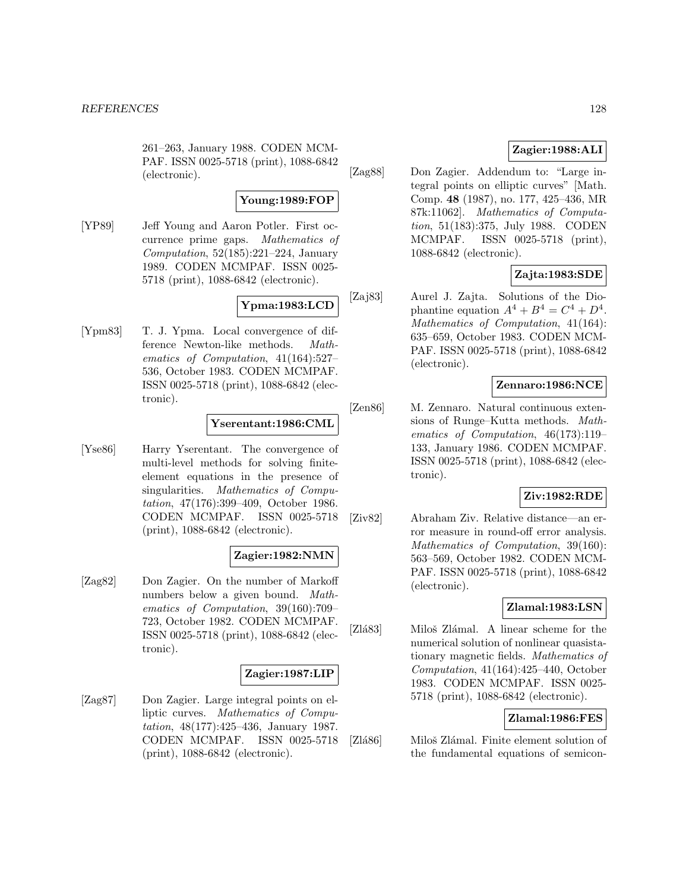261–263, January 1988. CODEN MCMPAF. ISSN 0025-5718 (print), 1088-6842 (electronic).

**Young:1989:FOP**

[YP89] Jeff Young and Aaron Potler. First occurrence prime gaps. *Mathematics of Computation*, 52(185):221–224, January 1989. CODEN MCMPAF. ISSN 0025-5718 (print), 1088-6842 (electronic).

**Ypma:1983:LCD**

[Ypm83] T. J. Ypma. Local convergence of difference Newton-like methods. *Mathematics of Computation*, 41(164):527–536, October 1983. CODEN MCMPAF. ISSN 0025-5718 (print), 1088-6842 (electronic).

**Yserentant:1986:CML**

[Yse86] Harry Yserentant. The convergence of multi-level methods for solving finite-element equations in the presence of singularities. *Mathematics of Computation*, 47(176):399–409, October 1986. CODEN MCMPAF. ISSN 0025-5718 (print), 1088-6842 (electronic).

**Zagier:1982:NMN**

[Zag82] Don Zagier. On the number of Markoff numbers below a given bound. *Mathematics of Computation*, 39(160):709–723, October 1982. CODEN MCMPAF. ISSN 0025-5718 (print), 1088-6842 (electronic).

**Zagier:1987:LIP**

[Zag87] Don Zagier. Large integral points on elliptic curves. *Mathematics of Computation*, 48(177):425–436, January 1987. CODEN MCMPAF. ISSN 0025-5718 (print), 1088-6842 (electronic).

**Zagier:1988:ALI**

[Zag88] Don Zagier. Addendum to: "Large integral points on elliptic curves" [Math. Comp. **48** (1987), no. 177, 425–436, MR 87k:11062]. *Mathematics of Computation*, 51(183):375, July 1988. CODEN MCMPAF. ISSN 0025-5718 (print), 1088-6842 (electronic).

**Zajta:1983:SDE**

[Zaj83] Aurel J. Zajta. Solutions of the Diophantine equation $A^4 + B^4 = C^4 + D^4$. *Mathematics of Computation*, 41(164):635–659, October 1983. CODEN MCMPAF. ISSN 0025-5718 (print), 1088-6842 (electronic).

**Zennaro:1986:NCE**

[Zen86] M. Zennaro. Natural continuous extensions of Runge–Kutta methods. *Mathematics of Computation*, 46(173):119–133, January 1986. CODEN MCMPAF. ISSN 0025-5718 (print), 1088-6842 (electronic).

**Ziv:1982:RDE**

[Ziv82] Abraham Ziv. Relative distance—an error measure in round-off error analysis. *Mathematics of Computation*, 39(160):563–569, October 1982. CODEN MCMPAF. ISSN 0025-5718 (print), 1088-6842 (electronic).

**Zlamal:1983:LSN**

[Zlá83] Miloš Zlámal. A linear scheme for the numerical solution of nonlinear quasistationary magnetic fields. *Mathematics of Computation*, 41(164):425–440, October 1983. CODEN MCMPAF. ISSN 0025-5718 (print), 1088-6842 (electronic).

**Zlamal:1986:FES**

[Zlá86] Miloš Zlámal. Finite element solution of the fundamental equations of semicon-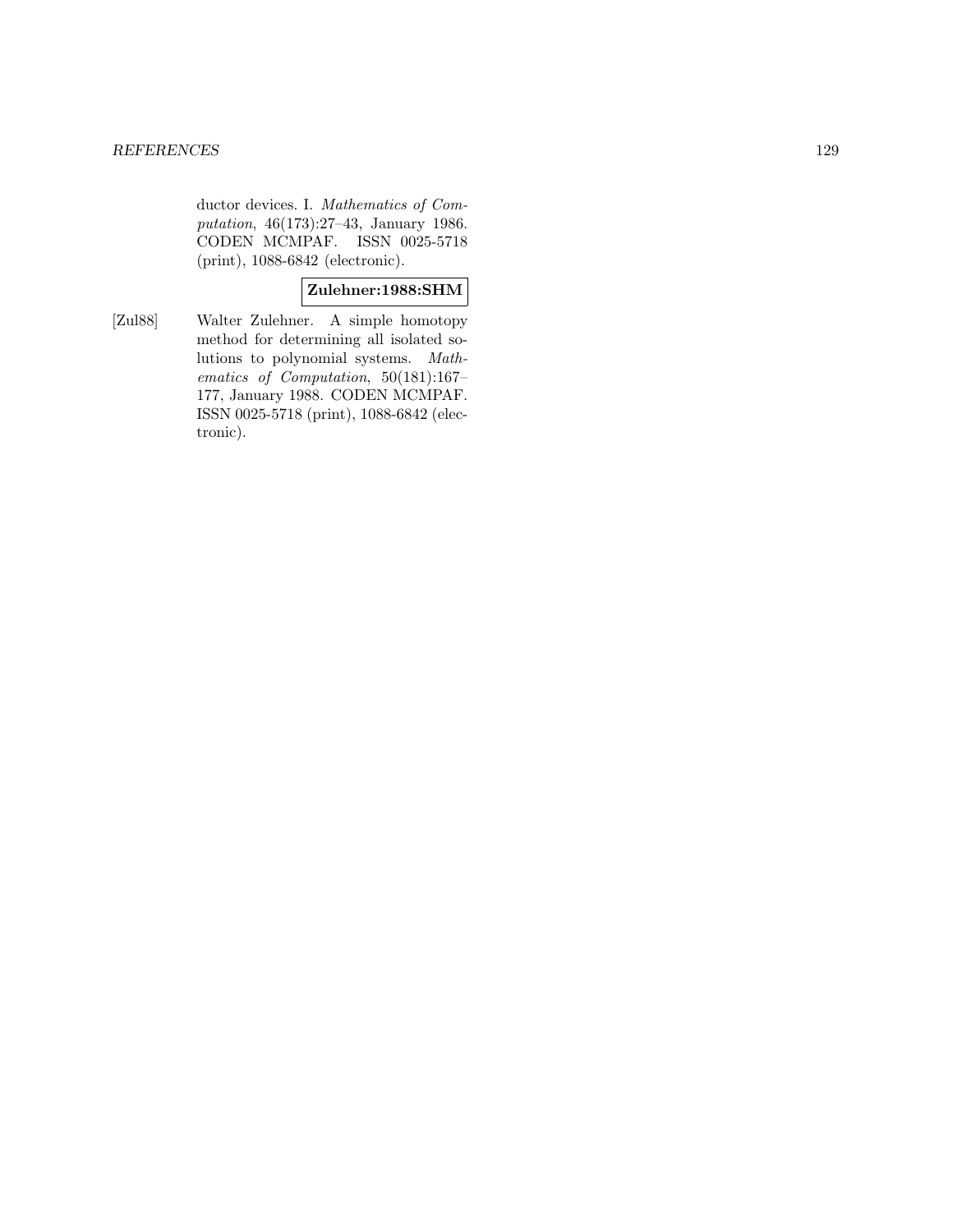ductor devices. I. *Mathematics of Computation*, 46(173):27–43, January 1986. CODEN MCMPAF. ISSN 0025-5718 (print), 1088-6842 (electronic).

**Zulehner:1988:SHM**

[Zul88] Walter Zulehner. A simple homotopy method for determining all isolated solutions to polynomial systems. *Mathematics of Computation*, 50(181):167–177, January 1988. CODEN MCMPAF. ISSN 0025-5718 (print), 1088-6842 (electronic).